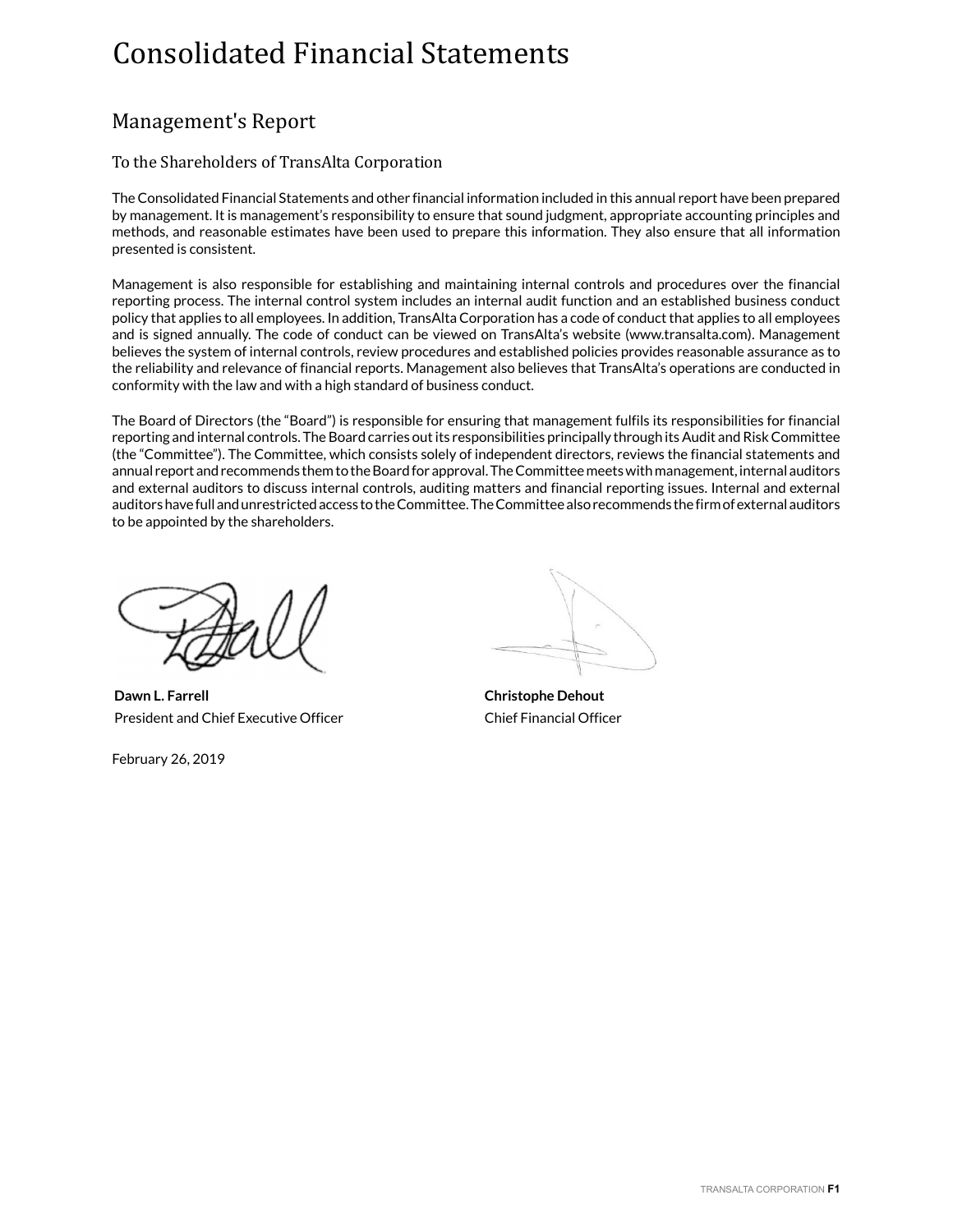# Consolidated Financial Statements

## Management's Report

### To the Shareholders of TransAlta Corporation

The Consolidated Financial Statements and other financial information included in this annual report have been prepared by management. It is management's responsibility to ensure that sound judgment, appropriate accounting principles and methods, and reasonable estimates have been used to prepare this information. They also ensure that all information presented is consistent.

Management is also responsible for establishing and maintaining internal controls and procedures over the financial reporting process. The internal control system includes an internal audit function and an established business conduct policy that applies to all employees. In addition, TransAlta Corporation has a code of conduct that applies to all employees and is signed annually. The code of conduct can be viewed on TransAlta's website (www.transalta.com). Management believes the system of internal controls, review procedures and established policies provides reasonable assurance as to the reliability and relevance of financial reports. Management also believes that TransAlta's operations are conducted in conformity with the law and with a high standard of business conduct.

The Board of Directors (the "Board") is responsible for ensuring that management fulfils its responsibilities for financial reporting and internal controls. The Board carries out its responsibilities principally through its Audit and Risk Committee (the "Committee"). The Committee, which consists solely of independent directors, reviews the financial statements and annual report and recommends them to the Board for approval. The Committee meets with management, internal auditors and external auditors to discuss internal controls, auditing matters and financial reporting issues. Internal and external auditors have full and unrestricted access to the Committee. The Committee also recommends the firm of external auditors to be appointed by the shareholders.

**Dawn L. Farrell**
President and Chief Executive Officer

**Christophe Dehout**
Chief Financial Officer

February 26, 2019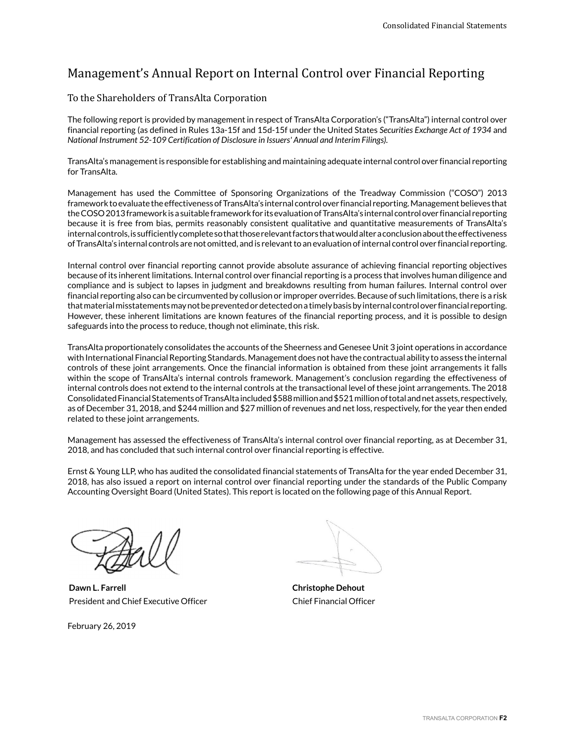# Management's Annual Report on Internal Control over Financial Reporting

## To the Shareholders of TransAlta Corporation

The following report is provided by management in respect of TransAlta Corporation's ("TransAlta") internal control over financial reporting (as defined in Rules 13a-15f and 15d-15f under the United States *Securities Exchange Act of 1934* and *National Instrument 52-109 Certification of Disclosure in Issuers' Annual and Interim Filings).*

TransAlta's management is responsible for establishing and maintaining adequate internal control over financial reporting for TransAlta.

Management has used the Committee of Sponsoring Organizations of the Treadway Commission ("COSO") 2013 framework to evaluate the effectiveness of TransAlta's internal control over financial reporting. Management believes that the COSO 2013 framework is a suitable framework for its evaluation of TransAlta's internal control over financial reporting because it is free from bias, permits reasonably consistent qualitative and quantitative measurements of TransAlta's internal controls, is sufficiently complete so that those relevant factors that would alter a conclusion about the effectiveness of TransAlta's internal controls are not omitted, and is relevant to an evaluation of internal control over financial reporting.

Internal control over financial reporting cannot provide absolute assurance of achieving financial reporting objectives because of its inherent limitations. Internal control over financial reporting is a process that involves human diligence and compliance and is subject to lapses in judgment and breakdowns resulting from human failures. Internal control over financial reporting also can be circumvented by collusion or improper overrides. Because of such limitations, there is a risk that material misstatements may not be prevented or detected on a timely basis by internal control over financial reporting. However, these inherent limitations are known features of the financial reporting process, and it is possible to design safeguards into the process to reduce, though not eliminate, this risk.

TransAlta proportionately consolidates the accounts of the Sheerness and Genesee Unit 3 joint operations in accordance with International Financial Reporting Standards. Management does not have the contractual ability to assess the internal controls of these joint arrangements. Once the financial information is obtained from these joint arrangements it falls within the scope of TransAlta's internal controls framework. Management's conclusion regarding the effectiveness of internal controls does not extend to the internal controls at the transactional level of these joint arrangements. The 2018 Consolidated Financial Statements of TransAlta included $588 million and $521 million of total and net assets, respectively, as of December 31, 2018, and $244 million and $27 million of revenues and net loss, respectively, for the year then ended related to these joint arrangements.

Management has assessed the effectiveness of TransAlta's internal control over financial reporting, as at December 31, 2018, and has concluded that such internal control over financial reporting is effective.

Ernst & Young LLP, who has audited the consolidated financial statements of TransAlta for the year ended December 31, 2018, has also issued a report on internal control over financial reporting under the standards of the Public Company Accounting Oversight Board (United States). This report is located on the following page of this Annual Report.

**Dawn L. Farrell**
President and Chief Executive Officer

**Christophe Dehout**
Chief Financial Officer

February 26, 2019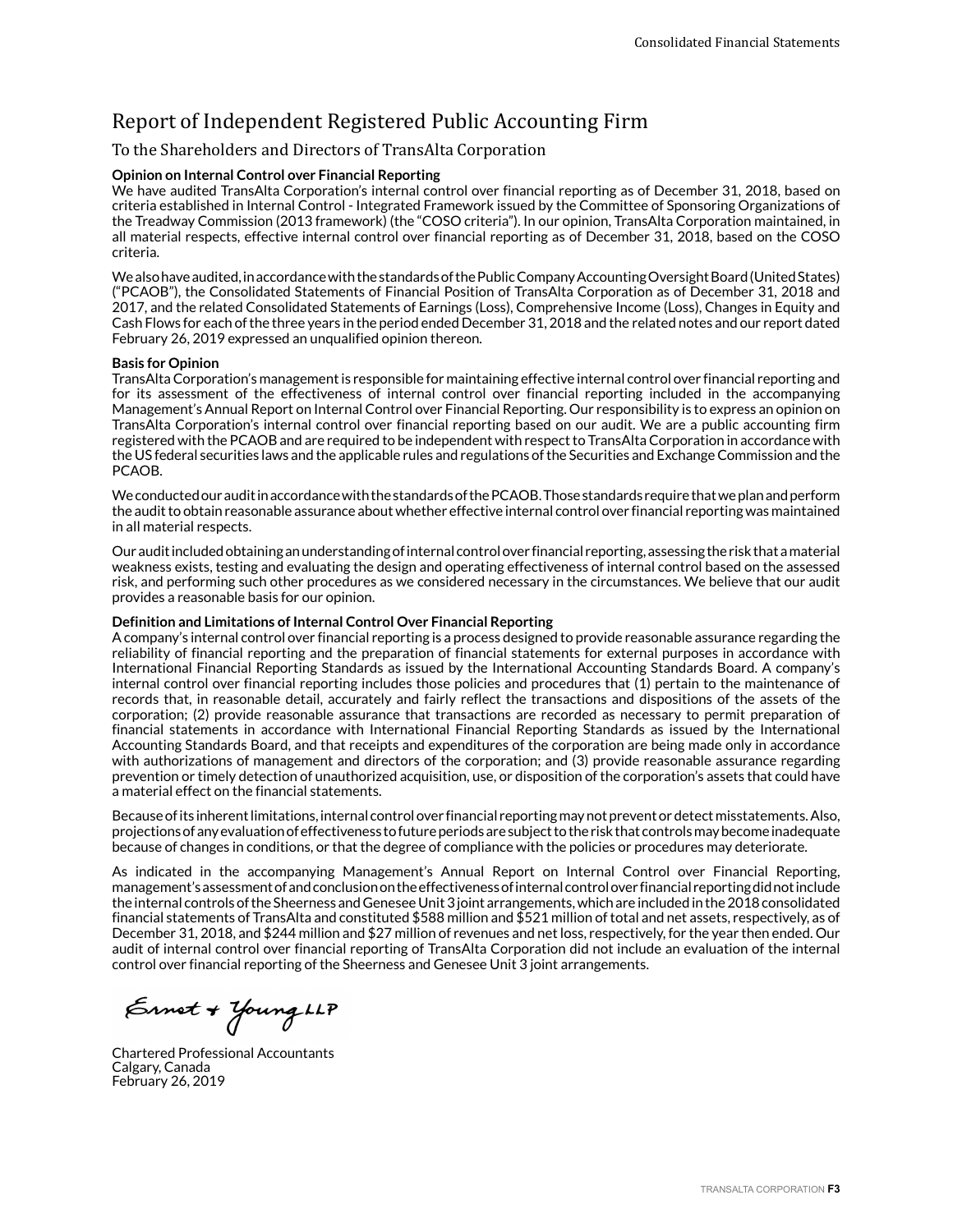# Report of Independent Registered Public Accounting Firm

## To the Shareholders and Directors of TransAlta Corporation

**Opinion on Internal Control over Financial Reporting**

We have audited TransAlta Corporation's internal control over financial reporting as of December 31, 2018, based on criteria established in Internal Control - Integrated Framework issued by the Committee of Sponsoring Organizations of the Treadway Commission (2013 framework) (the "COSO criteria"). In our opinion, TransAlta Corporation maintained, in all material respects, effective internal control over financial reporting as of December 31, 2018, based on the COSO criteria.

We also have audited, in accordance with the standards of the Public Company Accounting Oversight Board (United States) ("PCAOB"), the Consolidated Statements of Financial Position of TransAlta Corporation as of December 31, 2018 and 2017, and the related Consolidated Statements of Earnings (Loss), Comprehensive Income (Loss), Changes in Equity and Cash Flows for each of the three years in the period ended December 31, 2018 and the related notes and our report dated February 26, 2019 expressed an unqualified opinion thereon.

**Basis for Opinion**

TransAlta Corporation's management is responsible for maintaining effective internal control over financial reporting and for its assessment of the effectiveness of internal control over financial reporting included in the accompanying Management's Annual Report on Internal Control over Financial Reporting. Our responsibility is to express an opinion on TransAlta Corporation's internal control over financial reporting based on our audit. We are a public accounting firm registered with the PCAOB and are required to be independent with respect to TransAlta Corporation in accordance with the US federal securities laws and the applicable rules and regulations of the Securities and Exchange Commission and the PCAOB.

We conducted our audit in accordance with the standards of the PCAOB. Those standards require that we plan and perform the audit to obtain reasonable assurance about whether effective internal control over financial reporting was maintained in all material respects.

Our audit included obtaining an understanding of internal control over financial reporting, assessing the risk that a material weakness exists, testing and evaluating the design and operating effectiveness of internal control based on the assessed risk, and performing such other procedures as we considered necessary in the circumstances. We believe that our audit provides a reasonable basis for our opinion.

**Definition and Limitations of Internal Control Over Financial Reporting**

A company's internal control over financial reporting is a process designed to provide reasonable assurance regarding the reliability of financial reporting and the preparation of financial statements for external purposes in accordance with International Financial Reporting Standards as issued by the International Accounting Standards Board. A company's internal control over financial reporting includes those policies and procedures that (1) pertain to the maintenance of records that, in reasonable detail, accurately and fairly reflect the transactions and dispositions of the assets of the corporation; (2) provide reasonable assurance that transactions are recorded as necessary to permit preparation of financial statements in accordance with International Financial Reporting Standards as issued by the International Accounting Standards Board, and that receipts and expenditures of the corporation are being made only in accordance with authorizations of management and directors of the corporation; and (3) provide reasonable assurance regarding prevention or timely detection of unauthorized acquisition, use, or disposition of the corporation's assets that could have a material effect on the financial statements.

Because of its inherent limitations, internal control over financial reporting may not prevent or detect misstatements. Also, projections of any evaluation of effectiveness to future periods are subject to the risk that controls may become inadequate because of changes in conditions, or that the degree of compliance with the policies or procedures may deteriorate.

As indicated in the accompanying Management's Annual Report on Internal Control over Financial Reporting, management's assessment of and conclusion on the effectiveness of internal control over financial reporting did not include the internal controls of the Sheerness and Genesee Unit 3 joint arrangements, which are included in the 2018 consolidated financial statements of TransAlta and constituted $588 million and $521 million of total and net assets, respectively, as of December 31, 2018, and $244 million and $27 million of revenues and net loss, respectively, for the year then ended. Our audit of internal control over financial reporting of TransAlta Corporation did not include an evaluation of the internal control over financial reporting of the Sheerness and Genesee Unit 3 joint arrangements.

Ernst & Young LLP

Chartered Professional Accountants
Calgary, Canada
February 26, 2019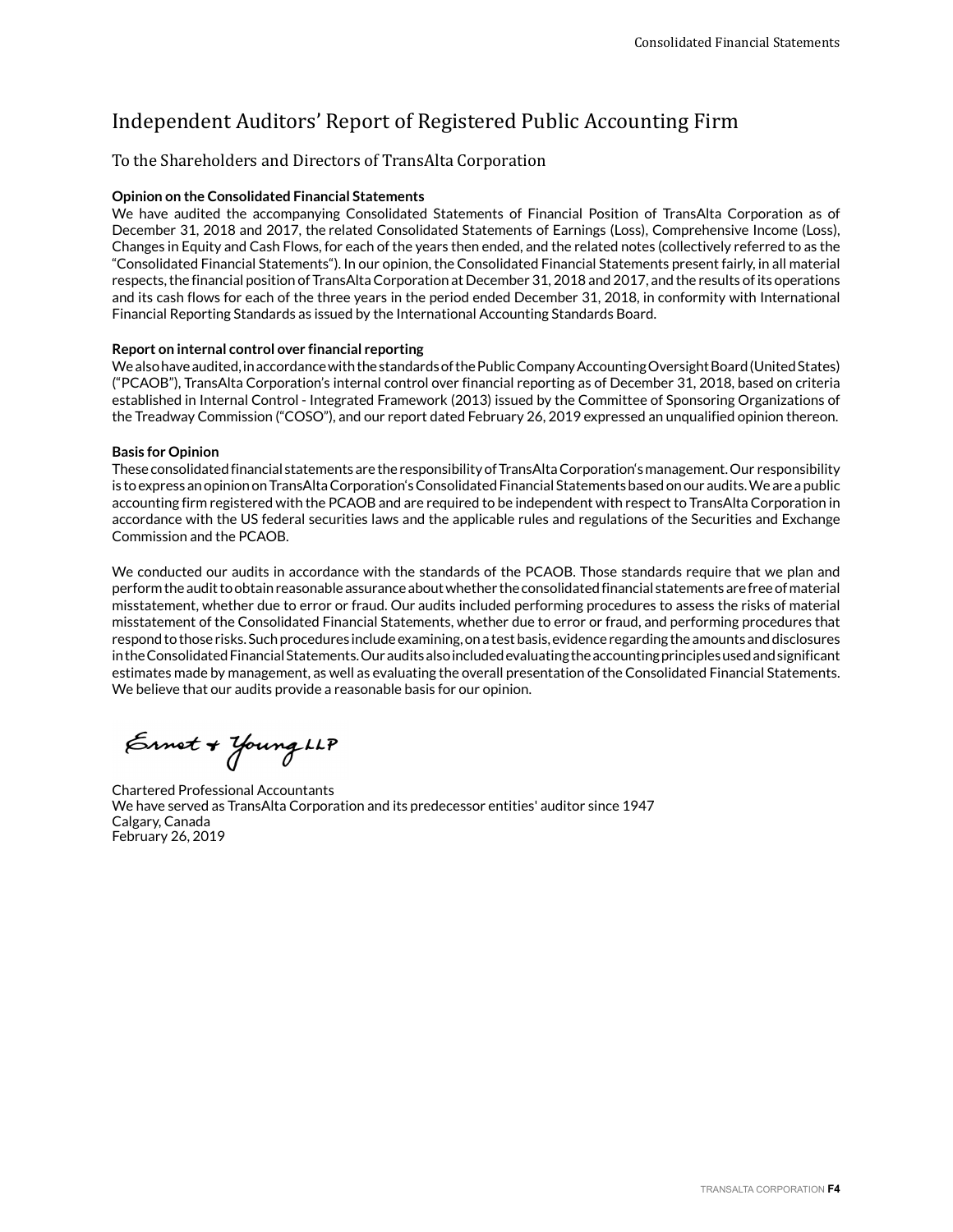# Independent Auditors' Report of Registered Public Accounting Firm

## To the Shareholders and Directors of TransAlta Corporation

**Opinion on the Consolidated Financial Statements**

We have audited the accompanying Consolidated Statements of Financial Position of TransAlta Corporation as of December 31, 2018 and 2017, the related Consolidated Statements of Earnings (Loss), Comprehensive Income (Loss), Changes in Equity and Cash Flows, for each of the years then ended, and the related notes (collectively referred to as the "Consolidated Financial Statements"). In our opinion, the Consolidated Financial Statements present fairly, in all material respects, the financial position of TransAlta Corporation at December 31, 2018 and 2017, and the results of its operations and its cash flows for each of the three years in the period ended December 31, 2018, in conformity with International Financial Reporting Standards as issued by the International Accounting Standards Board.

**Report on internal control over financial reporting**

We also have audited, in accordance with the standards of the Public Company Accounting Oversight Board (United States) ("PCAOB"), TransAlta Corporation's internal control over financial reporting as of December 31, 2018, based on criteria established in Internal Control - Integrated Framework (2013) issued by the Committee of Sponsoring Organizations of the Treadway Commission ("COSO"), and our report dated February 26, 2019 expressed an unqualified opinion thereon.

**Basis for Opinion**

These consolidated financial statements are the responsibility of TransAlta Corporation's management. Our responsibility is to express an opinion on TransAlta Corporation's Consolidated Financial Statements based on our audits. We are a public accounting firm registered with the PCAOB and are required to be independent with respect to TransAlta Corporation in accordance with the US federal securities laws and the applicable rules and regulations of the Securities and Exchange Commission and the PCAOB.

We conducted our audits in accordance with the standards of the PCAOB. Those standards require that we plan and perform the audit to obtain reasonable assurance about whether the consolidated financial statements are free of material misstatement, whether due to error or fraud. Our audits included performing procedures to assess the risks of material misstatement of the Consolidated Financial Statements, whether due to error or fraud, and performing procedures that respond to those risks. Such procedures include examining, on a test basis, evidence regarding the amounts and disclosures in the Consolidated Financial Statements. Our audits also included evaluating the accounting principles used and significant estimates made by management, as well as evaluating the overall presentation of the Consolidated Financial Statements. We believe that our audits provide a reasonable basis for our opinion.

Ernst & Young LLP

Chartered Professional Accountants
We have served as TransAlta Corporation and its predecessor entities' auditor since 1947
Calgary, Canada
February 26, 2019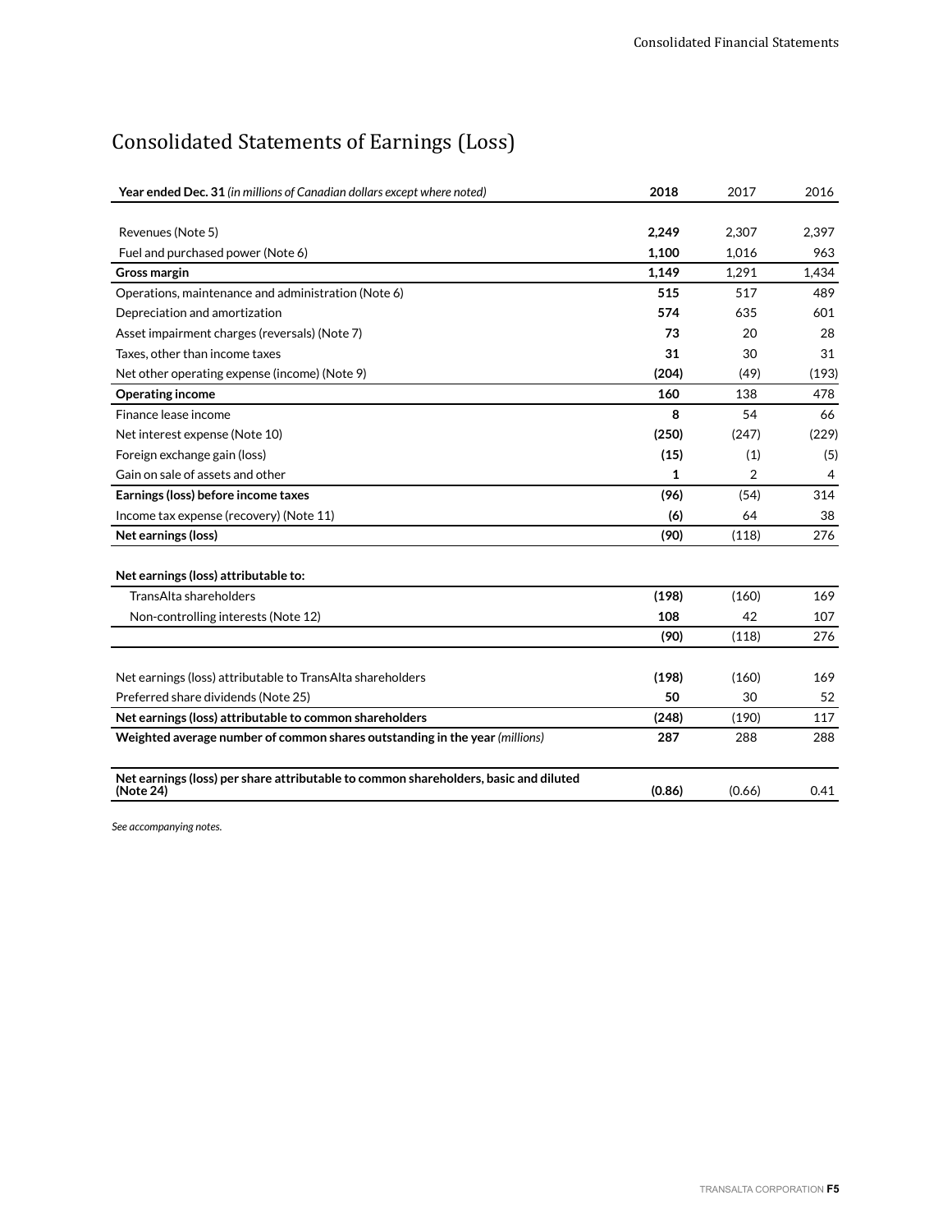# Consolidated Statements of Earnings (Loss)

| **Year ended Dec. 31** *(in millions of Canadian dollars except where noted)* | **2018** | 2017 | 2016 |
|---|---|---|---|
| Revenues (Note 5) | **2,249** | 2,307 | 2,397 |
| Fuel and purchased power (Note 6) | **1,100** | 1,016 | 963 |
| **Gross margin** | **1,149** | 1,291 | 1,434 |
| Operations, maintenance and administration (Note 6) | **515** | 517 | 489 |
| Depreciation and amortization | **574** | 635 | 601 |
| Asset impairment charges (reversals) (Note 7) | **73** | 20 | 28 |
| Taxes, other than income taxes | **31** | 30 | 31 |
| Net other operating expense (income) (Note 9) | **(204)** | (49) | (193) |
| **Operating income** | **160** | 138 | 478 |
| Finance lease income | **8** | 54 | 66 |
| Net interest expense (Note 10) | **(250)** | (247) | (229) |
| Foreign exchange gain (loss) | **(15)** | (1) | (5) |
| Gain on sale of assets and other | **1** | 2 | 4 |
| **Earnings (loss) before income taxes** | **(96)** | (54) | 314 |
| Income tax expense (recovery) (Note 11) | **(6)** | 64 | 38 |
| **Net earnings (loss)** | **(90)** | (118) | 276 |
| | | | |
| **Net earnings (loss) attributable to:** | | | |
| TransAlta shareholders | **(198)** | (160) | 169 |
| Non-controlling interests (Note 12) | **108** | 42 | 107 |
| | **(90)** | (118) | 276 |
| | | | |
| Net earnings (loss) attributable to TransAlta shareholders | **(198)** | (160) | 169 |
| Preferred share dividends (Note 25) | **50** | 30 | 52 |
| **Net earnings (loss) attributable to common shareholders** | **(248)** | (190) | 117 |
| **Weighted average number of common shares outstanding in the year** *(millions)* | **287** | 288 | 288 |
| | | | |
| **Net earnings (loss) per share attributable to common shareholders, basic and diluted (Note 24)** | **(0.86)** | (0.66) | 0.41 |

*See accompanying notes.*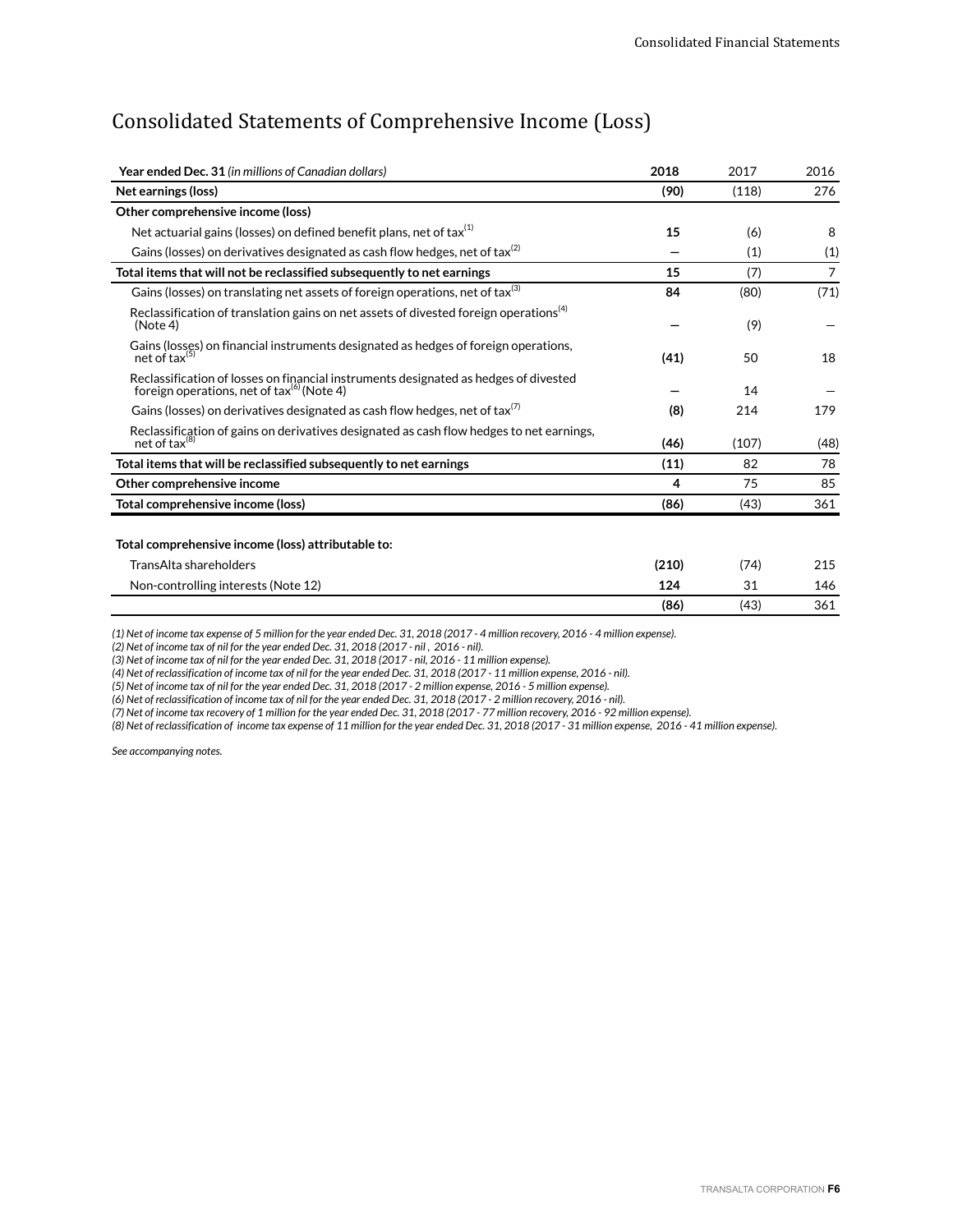# Consolidated Statements of Comprehensive Income (Loss)

| **Year ended Dec. 31** *(in millions of Canadian dollars)* | **2018** | 2017 | 2016 |
|---|---|---|---|
| **Net earnings (loss)** | **(90)** | (118) | 276 |
| **Other comprehensive income (loss)** | | | |
| Net actuarial gains (losses) on defined benefit plans, net of tax[1] | **15** | (6) | 8 |
| Gains (losses) on derivatives designated as cash flow hedges, net of tax[2] | **—** | (1) | (1) |
| **Total items that will not be reclassified subsequently to net earnings** | **15** | (7) | 7 |
| Gains (losses) on translating net assets of foreign operations, net of tax[3] | **84** | (80) | (71) |
| Reclassification of translation gains on net assets of divested foreign operations[4] (Note 4) | **—** | (9) | — |
| Gains (losses) on financial instruments designated as hedges of foreign operations, net of tax[5] | **(41)** | 50 | 18 |
| Reclassification of losses on financial instruments designated as hedges of divested foreign operations, net of tax[6] (Note 4) | **—** | 14 | — |
| Gains (losses) on derivatives designated as cash flow hedges, net of tax[7] | **(8)** | 214 | 179 |
| Reclassification of gains on derivatives designated as cash flow hedges to net earnings, net of tax[8] | **(46)** | (107) | (48) |
| **Total items that will be reclassified subsequently to net earnings** | **(11)** | 82 | 78 |
| **Other comprehensive income** | **4** | 75 | 85 |
| **Total comprehensive income (loss)** | **(86)** | (43) | 361 |
| | | | |
| **Total comprehensive income (loss) attributable to:** | | | |
| TransAlta shareholders | **(210)** | (74) | 215 |
| Non-controlling interests (Note 12) | **124** | 31 | 146 |
| | **(86)** | (43) | 361 |

*(1) Net of income tax expense of 5 million for the year ended Dec. 31, 2018 (2017 - 4 million recovery, 2016 - 4 million expense).*
*(2) Net of income tax of nil for the year ended Dec. 31, 2018 (2017 - nil , 2016 - nil).*
*(3) Net of income tax of nil for the year ended Dec. 31, 2018 (2017 - nil, 2016 - 11 million expense).*
*(4) Net of reclassification of income tax of nil for the year ended Dec. 31, 2018 (2017 - 11 million expense, 2016 - nil).*
*(5) Net of income tax of nil for the year ended Dec. 31, 2018 (2017 - 2 million expense, 2016 - 5 million expense).*
*(6) Net of reclassification of income tax of nil for the year ended Dec. 31, 2018 (2017 - 2 million recovery, 2016 - nil).*
*(7) Net of income tax recovery of 1 million for the year ended Dec. 31, 2018 (2017 - 77 million recovery, 2016 - 92 million expense).*
*(8) Net of reclassification of income tax expense of 11 million for the year ended Dec. 31, 2018 (2017 - 31 million expense, 2016 - 41 million expense).*

*See accompanying notes.*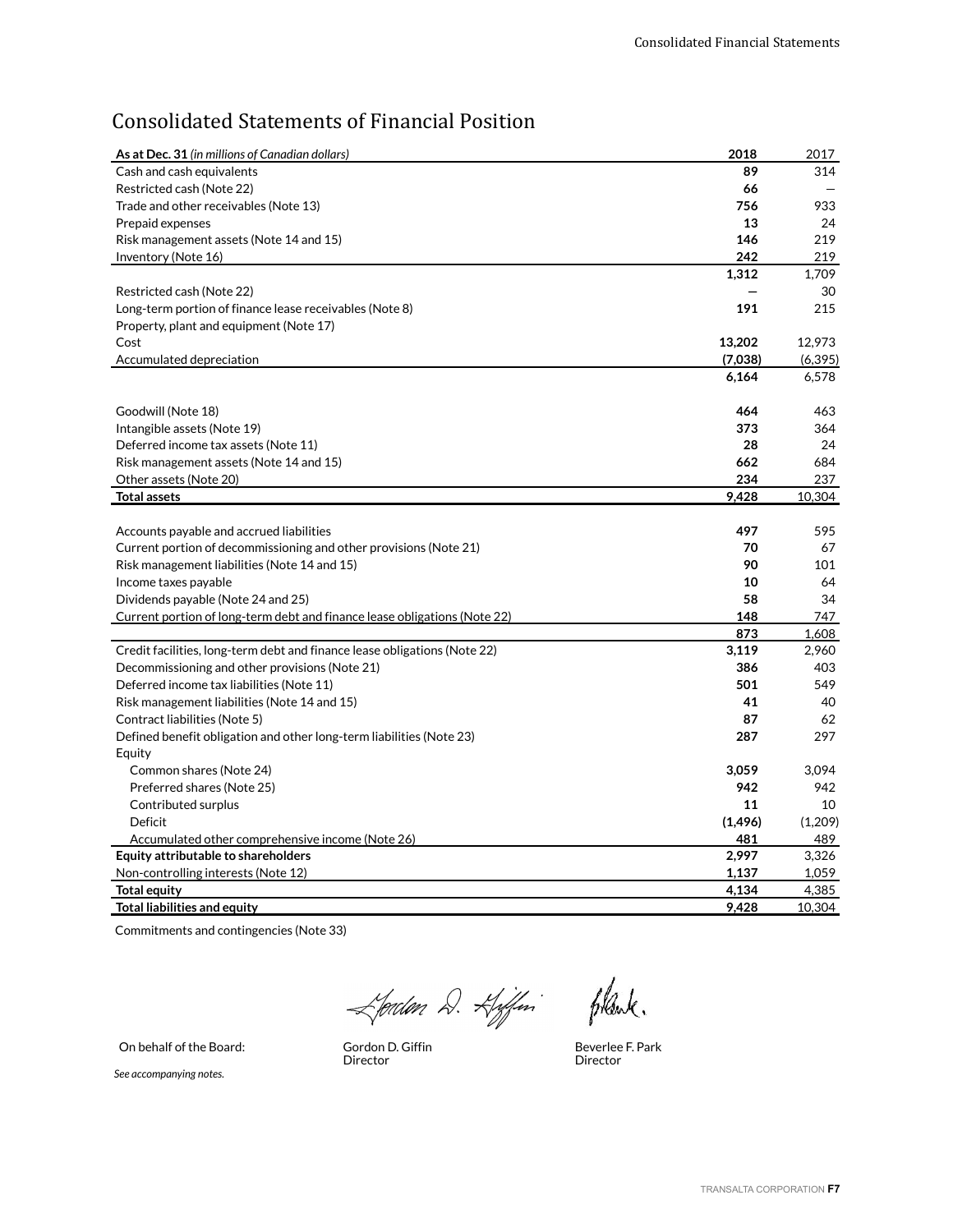# Consolidated Statements of Financial Position

| **As at Dec. 31** *(in millions of Canadian dollars)* | **2018** | 2017 |
|---|---|---|
| Cash and cash equivalents | **89** | 314 |
| Restricted cash (Note 22) | **66** | — |
| Trade and other receivables (Note 13) | **756** | 933 |
| Prepaid expenses | **13** | 24 |
| Risk management assets (Note 14 and 15) | **146** | 219 |
| Inventory (Note 16) | **242** | 219 |
| | **1,312** | 1,709 |
| Restricted cash (Note 22) | **—** | 30 |
| Long-term portion of finance lease receivables (Note 8) | **191** | 215 |
| Property, plant and equipment (Note 17) | | |
| Cost | **13,202** | 12,973 |
| Accumulated depreciation | **(7,038)** | (6,395) |
| | **6,164** | 6,578 |
| | | |
| Goodwill (Note 18) | **464** | 463 |
| Intangible assets (Note 19) | **373** | 364 |
| Deferred income tax assets (Note 11) | **28** | 24 |
| Risk management assets (Note 14 and 15) | **662** | 684 |
| Other assets (Note 20) | **234** | 237 |
| **Total assets** | **9,428** | 10,304 |
| | | |
| Accounts payable and accrued liabilities | **497** | 595 |
| Current portion of decommissioning and other provisions (Note 21) | **70** | 67 |
| Risk management liabilities (Note 14 and 15) | **90** | 101 |
| Income taxes payable | **10** | 64 |
| Dividends payable (Note 24 and 25) | **58** | 34 |
| Current portion of long-term debt and finance lease obligations (Note 22) | **148** | 747 |
| | **873** | 1,608 |
| Credit facilities, long-term debt and finance lease obligations (Note 22) | **3,119** | 2,960 |
| Decommissioning and other provisions (Note 21) | **386** | 403 |
| Deferred income tax liabilities (Note 11) | **501** | 549 |
| Risk management liabilities (Note 14 and 15) | **41** | 40 |
| Contract liabilities (Note 5) | **87** | 62 |
| Defined benefit obligation and other long-term liabilities (Note 23) | **287** | 297 |
| Equity | | |
| Common shares (Note 24) | **3,059** | 3,094 |
| Preferred shares (Note 25) | **942** | 942 |
| Contributed surplus | **11** | 10 |
| Deficit | **(1,496)** | (1,209) |
| Accumulated other comprehensive income (Note 26) | **481** | 489 |
| **Equity attributable to shareholders** | **2,997** | 3,326 |
| Non-controlling interests (Note 12) | **1,137** | 1,059 |
| **Total equity** | **4,134** | 4,385 |
| **Total liabilities and equity** | **9,428** | 10,304 |

Commitments and contingencies (Note 33)

On behalf of the Board:

Gordon D. Giffin, Director

Beverlee F. Park, Director

*See accompanying notes.*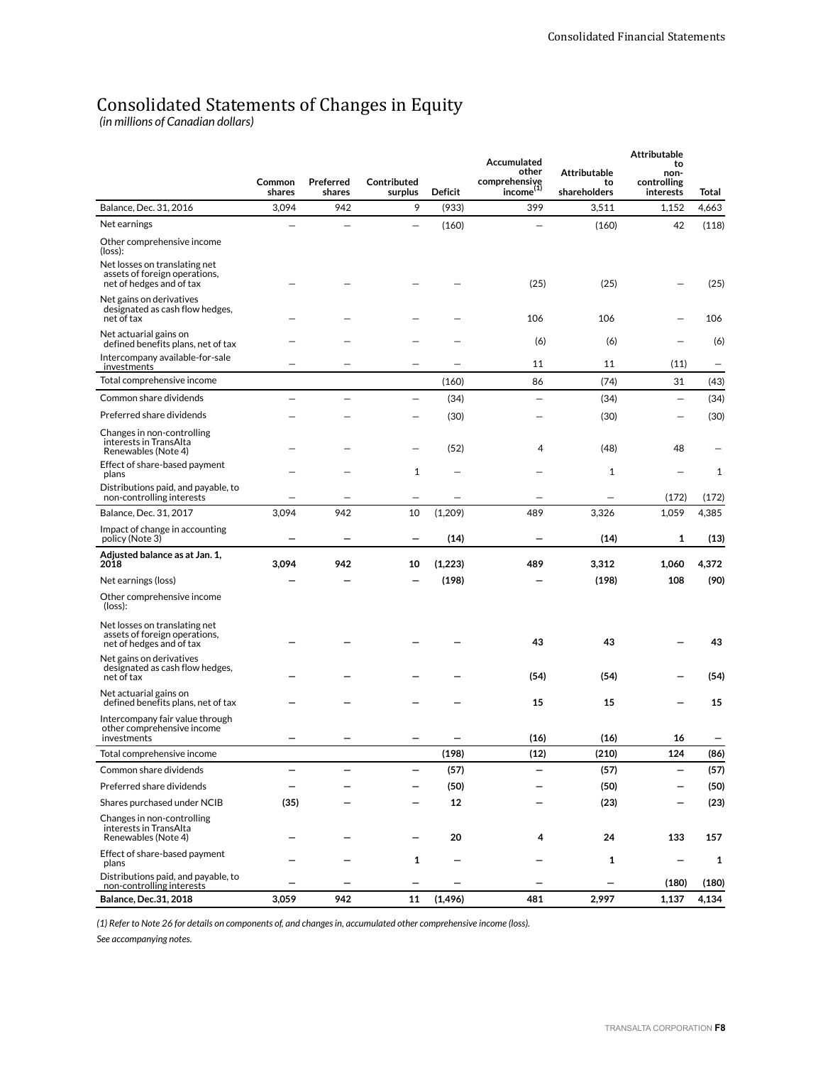# Consolidated Statements of Changes in Equity

*(in millions of Canadian dollars)*

| | Common shares | Preferred shares | Contributed surplus | Deficit | Accumulated other comprehensive income[(1)] | Attributable to shareholders | Attributable to non-controlling interests | Total |
|---|---|---|---|---|---|---|---|---|
| Balance, Dec. 31, 2016 | 3,094 | 942 | 9 | (933) | 399 | 3,511 | 1,152 | 4,663 |
| Net earnings | — | — | — | (160) | — | (160) | 42 | (118) |
| Other comprehensive income (loss): | | | | | | | | |
| Net losses on translating net assets of foreign operations, net of hedges and of tax | — | — | — | — | (25) | (25) | — | (25) |
| Net gains on derivatives designated as cash flow hedges, net of tax | — | — | — | — | 106 | 106 | — | 106 |
| Net actuarial gains on defined benefits plans, net of tax | — | — | — | — | (6) | (6) | — | (6) |
| Intercompany available-for-sale investments | — | — | — | — | 11 | 11 | (11) | — |
| Total comprehensive income | | | | (160) | 86 | (74) | 31 | (43) |
| Common share dividends | — | — | — | (34) | — | (34) | — | (34) |
| Preferred share dividends | — | — | — | (30) | — | (30) | — | (30) |
| Changes in non-controlling interests in TransAlta Renewables (Note 4) | — | — | — | (52) | 4 | (48) | 48 | — |
| Effect of share-based payment plans | — | — | 1 | — | — | 1 | — | 1 |
| Distributions paid, and payable, to non-controlling interests | — | — | — | — | — | — | (172) | (172) |
| Balance, Dec. 31, 2017 | 3,094 | 942 | 10 | (1,209) | 489 | 3,326 | 1,059 | 4,385 |
| Impact of change in accounting policy (Note 3) | **—** | **—** | **—** | **(14)** | **—** | **(14)** | **1** | **(13)** |
| **Adjusted balance as at Jan. 1, 2018** | **3,094** | **942** | **10** | **(1,223)** | **489** | **3,312** | **1,060** | **4,372** |
| Net earnings (loss) | **—** | **—** | **—** | **(198)** | **—** | **(198)** | **108** | **(90)** |
| Other comprehensive income (loss): | | | | | | | | |
| Net losses on translating net assets of foreign operations, net of hedges and of tax | **—** | **—** | **—** | **—** | **43** | **43** | **—** | **43** |
| Net gains on derivatives designated as cash flow hedges, net of tax | **—** | **—** | **—** | **—** | **(54)** | **(54)** | **—** | **(54)** |
| Net actuarial gains on defined benefits plans, net of tax | **—** | **—** | **—** | **—** | **15** | **15** | **—** | **15** |
| Intercompany fair value through other comprehensive income investments | **—** | **—** | **—** | **—** | **(16)** | **(16)** | **16** | **—** |
| Total comprehensive income | | | | **(198)** | **(12)** | **(210)** | **124** | **(86)** |
| Common share dividends | **—** | **—** | **—** | **(57)** | **—** | **(57)** | **—** | **(57)** |
| Preferred share dividends | **—** | **—** | **—** | **(50)** | **—** | **(50)** | **—** | **(50)** |
| Shares purchased under NCIB | **(35)** | **—** | **—** | **12** | **—** | **(23)** | **—** | **(23)** |
| Changes in non-controlling interests in TransAlta Renewables (Note 4) | **—** | **—** | **—** | **20** | **4** | **24** | **133** | **157** |
| Effect of share-based payment plans | **—** | **—** | **1** | **—** | **—** | **1** | **—** | **1** |
| Distributions paid, and payable, to non-controlling interests | **—** | **—** | **—** | **—** | **—** | **—** | **(180)** | **(180)** |
| **Balance, Dec.31, 2018** | **3,059** | **942** | **11** | **(1,496)** | **481** | **2,997** | **1,137** | **4,134** |

*(1) Refer to Note 26 for details on components of, and changes in, accumulated other comprehensive income (loss).*

*See accompanying notes.*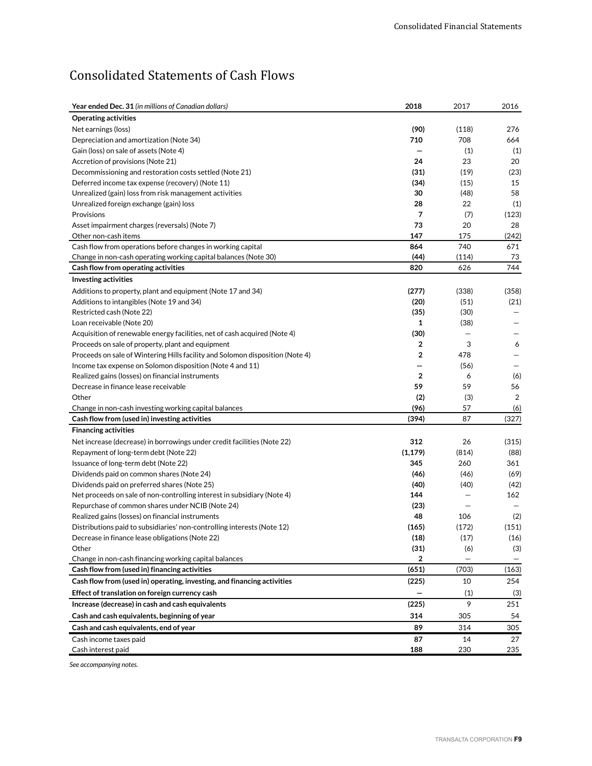# Consolidated Statements of Cash Flows

| **Year ended Dec. 31** *(in millions of Canadian dollars)* | **2018** | 2017 | 2016 |
|---|---|---|---|
| **Operating activities** | | | |
| Net earnings (loss) | **(90)** | (118) | 276 |
| Depreciation and amortization (Note 34) | **710** | 708 | 664 |
| Gain (loss) on sale of assets (Note 4) | **—** | (1) | (1) |
| Accretion of provisions (Note 21) | **24** | 23 | 20 |
| Decommissioning and restoration costs settled (Note 21) | **(31)** | (19) | (23) |
| Deferred income tax expense (recovery) (Note 11) | **(34)** | (15) | 15 |
| Unrealized (gain) loss from risk management activities | **30** | (48) | 58 |
| Unrealized foreign exchange (gain) loss | **28** | 22 | (1) |
| Provisions | **7** | (7) | (123) |
| Asset impairment charges (reversals) (Note 7) | **73** | 20 | 28 |
| Other non-cash items | **147** | 175 | (242) |
| Cash flow from operations before changes in working capital | **864** | 740 | 671 |
| Change in non-cash operating working capital balances (Note 30) | **(44)** | (114) | 73 |
| **Cash flow from operating activities** | **820** | 626 | 744 |
| **Investing activities** | | | |
| Additions to property, plant and equipment (Note 17 and 34) | **(277)** | (338) | (358) |
| Additions to intangibles (Note 19 and 34) | **(20)** | (51) | (21) |
| Restricted cash (Note 22) | **(35)** | (30) | — |
| Loan receivable (Note 20) | **1** | (38) | — |
| Acquisition of renewable energy facilities, net of cash acquired (Note 4) | **(30)** | — | — |
| Proceeds on sale of property, plant and equipment | **2** | 3 | 6 |
| Proceeds on sale of Wintering Hills facility and Solomon disposition (Note 4) | **2** | 478 | — |
| Income tax expense on Solomon disposition (Note 4 and 11) | **—** | (56) | — |
| Realized gains (losses) on financial instruments | **2** | 6 | (6) |
| Decrease in finance lease receivable | **59** | 59 | 56 |
| Other | **(2)** | (3) | 2 |
| Change in non-cash investing working capital balances | **(96)** | 57 | (6) |
| **Cash flow from (used in) investing activities** | **(394)** | 87 | (327) |
| **Financing activities** | | | |
| Net increase (decrease) in borrowings under credit facilities (Note 22) | **312** | 26 | (315) |
| Repayment of long-term debt (Note 22) | **(1,179)** | (814) | (88) |
| Issuance of long-term debt (Note 22) | **345** | 260 | 361 |
| Dividends paid on common shares (Note 24) | **(46)** | (46) | (69) |
| Dividends paid on preferred shares (Note 25) | **(40)** | (40) | (42) |
| Net proceeds on sale of non-controlling interest in subsidiary (Note 4) | **144** | — | 162 |
| Repurchase of common shares under NCIB (Note 24) | **(23)** | — | — |
| Realized gains (losses) on financial instruments | **48** | 106 | (2) |
| Distributions paid to subsidiaries' non-controlling interests (Note 12) | **(165)** | (172) | (151) |
| Decrease in finance lease obligations (Note 22) | **(18)** | (17) | (16) |
| Other | **(31)** | (6) | (3) |
| Change in non-cash financing working capital balances | **2** | — | — |
| **Cash flow from (used in) financing activities** | **(651)** | (703) | (163) |
| **Cash flow from (used in) operating, investing, and financing activities** | **(225)** | 10 | 254 |
| **Effect of translation on foreign currency cash** | **—** | (1) | (3) |
| **Increase (decrease) in cash and cash equivalents** | **(225)** | 9 | 251 |
| **Cash and cash equivalents, beginning of year** | **314** | 305 | 54 |
| **Cash and cash equivalents, end of year** | **89** | 314 | 305 |
| Cash income taxes paid | **87** | 14 | 27 |
| Cash interest paid | **188** | 230 | 235 |

*See accompanying notes.*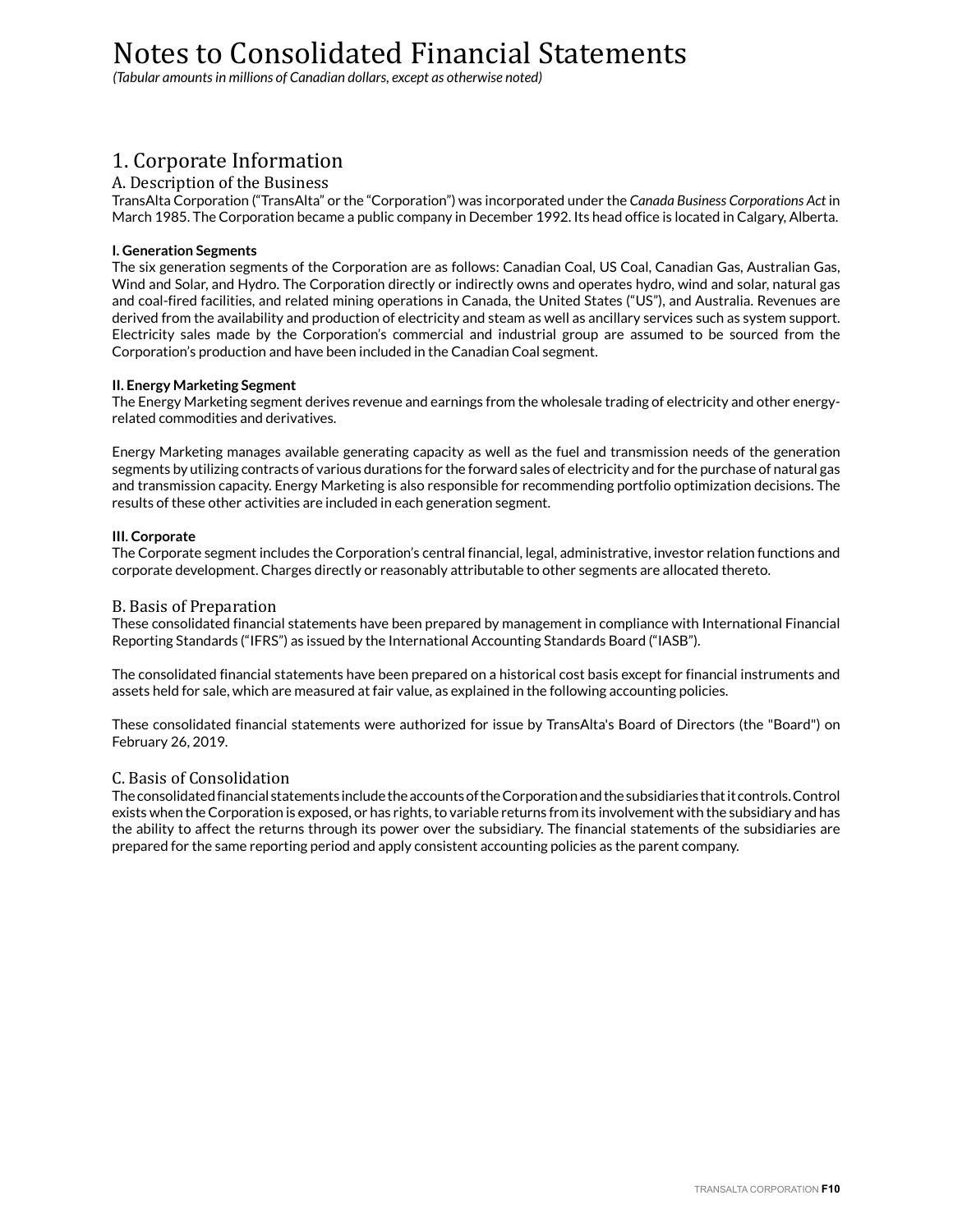# Notes to Consolidated Financial Statements

*(Tabular amounts in millions of Canadian dollars, except as otherwise noted)*

## 1. Corporate Information

### A. Description of the Business

TransAlta Corporation ("TransAlta" or the "Corporation") was incorporated under the *Canada Business Corporations Act* in March 1985. The Corporation became a public company in December 1992. Its head office is located in Calgary, Alberta.

**I. Generation Segments**

The six generation segments of the Corporation are as follows: Canadian Coal, US Coal, Canadian Gas, Australian Gas, Wind and Solar, and Hydro. The Corporation directly or indirectly owns and operates hydro, wind and solar, natural gas and coal-fired facilities, and related mining operations in Canada, the United States ("US"), and Australia. Revenues are derived from the availability and production of electricity and steam as well as ancillary services such as system support. Electricity sales made by the Corporation's commercial and industrial group are assumed to be sourced from the Corporation's production and have been included in the Canadian Coal segment.

**II. Energy Marketing Segment**

The Energy Marketing segment derives revenue and earnings from the wholesale trading of electricity and other energy-related commodities and derivatives.

Energy Marketing manages available generating capacity as well as the fuel and transmission needs of the generation segments by utilizing contracts of various durations for the forward sales of electricity and for the purchase of natural gas and transmission capacity. Energy Marketing is also responsible for recommending portfolio optimization decisions. The results of these other activities are included in each generation segment.

**III. Corporate**

The Corporate segment includes the Corporation's central financial, legal, administrative, investor relation functions and corporate development. Charges directly or reasonably attributable to other segments are allocated thereto.

### B. Basis of Preparation

These consolidated financial statements have been prepared by management in compliance with International Financial Reporting Standards ("IFRS") as issued by the International Accounting Standards Board ("IASB").

The consolidated financial statements have been prepared on a historical cost basis except for financial instruments and assets held for sale, which are measured at fair value, as explained in the following accounting policies.

These consolidated financial statements were authorized for issue by TransAlta's Board of Directors (the "Board") on February 26, 2019.

### C. Basis of Consolidation

The consolidated financial statements include the accounts of the Corporation and the subsidiaries that it controls. Control exists when the Corporation is exposed, or has rights, to variable returns from its involvement with the subsidiary and has the ability to affect the returns through its power over the subsidiary. The financial statements of the subsidiaries are prepared for the same reporting period and apply consistent accounting policies as the parent company.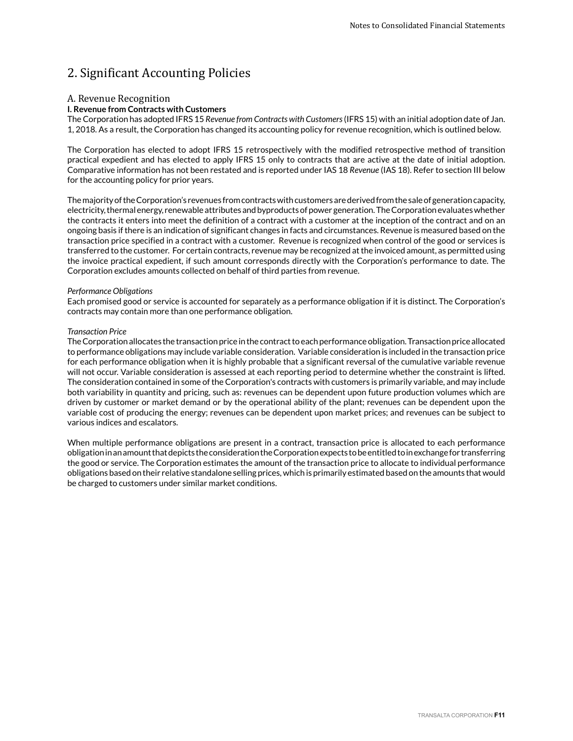## 2. Significant Accounting Policies

### A. Revenue Recognition

**I. Revenue from Contracts with Customers**

The Corporation has adopted IFRS 15 *Revenue from Contracts with Customers* (IFRS 15) with an initial adoption date of Jan. 1, 2018. As a result, the Corporation has changed its accounting policy for revenue recognition, which is outlined below.

The Corporation has elected to adopt IFRS 15 retrospectively with the modified retrospective method of transition practical expedient and has elected to apply IFRS 15 only to contracts that are active at the date of initial adoption. Comparative information has not been restated and is reported under IAS 18 *Revenue* (IAS 18). Refer to section III below for the accounting policy for prior years.

The majority of the Corporation's revenues from contracts with customers are derived from the sale of generation capacity, electricity, thermal energy, renewable attributes and byproducts of power generation. The Corporation evaluates whether the contracts it enters into meet the definition of a contract with a customer at the inception of the contract and on an ongoing basis if there is an indication of significant changes in facts and circumstances. Revenue is measured based on the transaction price specified in a contract with a customer. Revenue is recognized when control of the good or services is transferred to the customer. For certain contracts, revenue may be recognized at the invoiced amount, as permitted using the invoice practical expedient, if such amount corresponds directly with the Corporation's performance to date. The Corporation excludes amounts collected on behalf of third parties from revenue.

*Performance Obligations*

Each promised good or service is accounted for separately as a performance obligation if it is distinct. The Corporation's contracts may contain more than one performance obligation.

*Transaction Price*

The Corporation allocates the transaction price in the contract to each performance obligation. Transaction price allocated to performance obligations may include variable consideration. Variable consideration is included in the transaction price for each performance obligation when it is highly probable that a significant reversal of the cumulative variable revenue will not occur. Variable consideration is assessed at each reporting period to determine whether the constraint is lifted. The consideration contained in some of the Corporation's contracts with customers is primarily variable, and may include both variability in quantity and pricing, such as: revenues can be dependent upon future production volumes which are driven by customer or market demand or by the operational ability of the plant; revenues can be dependent upon the variable cost of producing the energy; revenues can be dependent upon market prices; and revenues can be subject to various indices and escalators.

When multiple performance obligations are present in a contract, transaction price is allocated to each performance obligation in an amount that depicts the consideration the Corporation expects to be entitled to in exchange for transferring the good or service. The Corporation estimates the amount of the transaction price to allocate to individual performance obligations based on their relative standalone selling prices, which is primarily estimated based on the amounts that would be charged to customers under similar market conditions.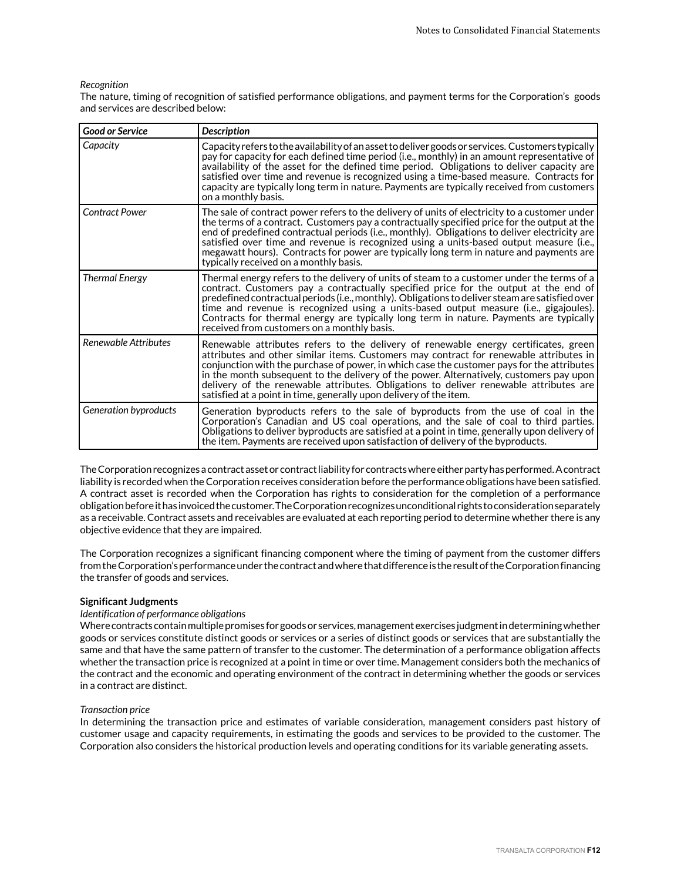*Recognition*

The nature, timing of recognition of satisfied performance obligations, and payment terms for the Corporation's goods and services are described below:

| ***Good or Service*** | ***Description*** |
|---|---|
| *Capacity* | Capacity refers to the availability of an asset to deliver goods or services. Customers typically pay for capacity for each defined time period (i.e., monthly) in an amount representative of availability of the asset for the defined time period. Obligations to deliver capacity are satisfied over time and revenue is recognized using a time-based measure. Contracts for capacity are typically long term in nature. Payments are typically received from customers on a monthly basis. |
| *Contract Power* | The sale of contract power refers to the delivery of units of electricity to a customer under the terms of a contract. Customers pay a contractually specified price for the output at the end of predefined contractual periods (i.e., monthly). Obligations to deliver electricity are satisfied over time and revenue is recognized using a units-based output measure (i.e., megawatt hours). Contracts for power are typically long term in nature and payments are typically received on a monthly basis. |
| *Thermal Energy* | Thermal energy refers to the delivery of units of steam to a customer under the terms of a contract. Customers pay a contractually specified price for the output at the end of predefined contractual periods (i.e., monthly). Obligations to deliver steam are satisfied over time and revenue is recognized using a units-based output measure (i.e., gigajoules). Contracts for thermal energy are typically long term in nature. Payments are typically received from customers on a monthly basis. |
| *Renewable Attributes* | Renewable attributes refers to the delivery of renewable energy certificates, green attributes and other similar items. Customers may contract for renewable attributes in conjunction with the purchase of power, in which case the customer pays for the attributes in the month subsequent to the delivery of the power. Alternatively, customers pay upon delivery of the renewable attributes. Obligations to deliver renewable attributes are satisfied at a point in time, generally upon delivery of the item. |
| *Generation byproducts* | Generation byproducts refers to the sale of byproducts from the use of coal in the Corporation's Canadian and US coal operations, and the sale of coal to third parties. Obligations to deliver byproducts are satisfied at a point in time, generally upon delivery of the item. Payments are received upon satisfaction of delivery of the byproducts. |

The Corporation recognizes a contract asset or contract liability for contracts where either party has performed. A contract liability is recorded when the Corporation receives consideration before the performance obligations have been satisfied. A contract asset is recorded when the Corporation has rights to consideration for the completion of a performance obligation before it has invoiced the customer. The Corporation recognizes unconditional rights to consideration separately as a receivable. Contract assets and receivables are evaluated at each reporting period to determine whether there is any objective evidence that they are impaired.

The Corporation recognizes a significant financing component where the timing of payment from the customer differs from the Corporation's performance under the contract and where that difference is the result of the Corporation financing the transfer of goods and services.

**Significant Judgments**

*Identification of performance obligations*

Where contracts contain multiple promises for goods or services, management exercises judgment in determining whether goods or services constitute distinct goods or services or a series of distinct goods or services that are substantially the same and that have the same pattern of transfer to the customer. The determination of a performance obligation affects whether the transaction price is recognized at a point in time or over time. Management considers both the mechanics of the contract and the economic and operating environment of the contract in determining whether the goods or services in a contract are distinct.

*Transaction price*

In determining the transaction price and estimates of variable consideration, management considers past history of customer usage and capacity requirements, in estimating the goods and services to be provided to the customer. The Corporation also considers the historical production levels and operating conditions for its variable generating assets.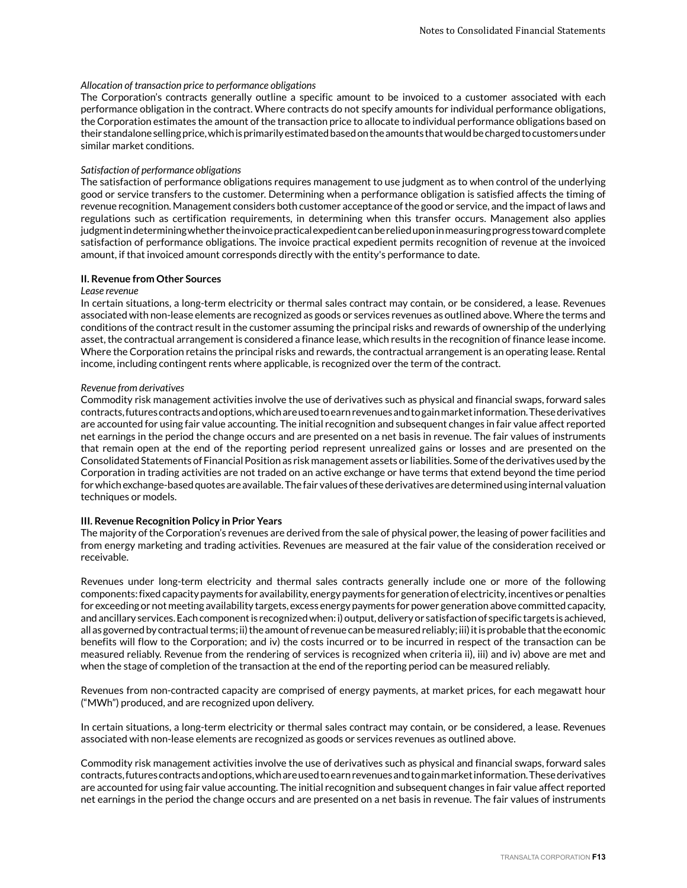*Allocation of transaction price to performance obligations*

The Corporation's contracts generally outline a specific amount to be invoiced to a customer associated with each performance obligation in the contract. Where contracts do not specify amounts for individual performance obligations, the Corporation estimates the amount of the transaction price to allocate to individual performance obligations based on their standalone selling price, which is primarily estimated based on the amounts that would be charged to customers under similar market conditions.

*Satisfaction of performance obligations*

The satisfaction of performance obligations requires management to use judgment as to when control of the underlying good or service transfers to the customer. Determining when a performance obligation is satisfied affects the timing of revenue recognition. Management considers both customer acceptance of the good or service, and the impact of laws and regulations such as certification requirements, in determining when this transfer occurs. Management also applies judgment in determining whether the invoice practical expedient can be relied upon in measuring progress toward complete satisfaction of performance obligations. The invoice practical expedient permits recognition of revenue at the invoiced amount, if that invoiced amount corresponds directly with the entity's performance to date.

**II. Revenue from Other Sources**

*Lease revenue*

In certain situations, a long-term electricity or thermal sales contract may contain, or be considered, a lease. Revenues associated with non-lease elements are recognized as goods or services revenues as outlined above. Where the terms and conditions of the contract result in the customer assuming the principal risks and rewards of ownership of the underlying asset, the contractual arrangement is considered a finance lease, which results in the recognition of finance lease income. Where the Corporation retains the principal risks and rewards, the contractual arrangement is an operating lease. Rental income, including contingent rents where applicable, is recognized over the term of the contract.

*Revenue from derivatives*

Commodity risk management activities involve the use of derivatives such as physical and financial swaps, forward sales contracts, futures contracts and options, which are used to earn revenues and to gain market information. These derivatives are accounted for using fair value accounting. The initial recognition and subsequent changes in fair value affect reported net earnings in the period the change occurs and are presented on a net basis in revenue. The fair values of instruments that remain open at the end of the reporting period represent unrealized gains or losses and are presented on the Consolidated Statements of Financial Position as risk management assets or liabilities. Some of the derivatives used by the Corporation in trading activities are not traded on an active exchange or have terms that extend beyond the time period for which exchange-based quotes are available. The fair values of these derivatives are determined using internal valuation techniques or models.

**III. Revenue Recognition Policy in Prior Years**

The majority of the Corporation's revenues are derived from the sale of physical power, the leasing of power facilities and from energy marketing and trading activities. Revenues are measured at the fair value of the consideration received or receivable.

Revenues under long-term electricity and thermal sales contracts generally include one or more of the following components: fixed capacity payments for availability, energy payments for generation of electricity, incentives or penalties for exceeding or not meeting availability targets, excess energy payments for power generation above committed capacity, and ancillary services. Each component is recognized when: i) output, delivery or satisfaction of specific targets is achieved, all as governed by contractual terms; ii) the amount of revenue can be measured reliably; iii) it is probable that the economic benefits will flow to the Corporation; and iv) the costs incurred or to be incurred in respect of the transaction can be measured reliably. Revenue from the rendering of services is recognized when criteria ii), iii) and iv) above are met and when the stage of completion of the transaction at the end of the reporting period can be measured reliably.

Revenues from non-contracted capacity are comprised of energy payments, at market prices, for each megawatt hour ("MWh") produced, and are recognized upon delivery.

In certain situations, a long-term electricity or thermal sales contract may contain, or be considered, a lease. Revenues associated with non-lease elements are recognized as goods or services revenues as outlined above.

Commodity risk management activities involve the use of derivatives such as physical and financial swaps, forward sales contracts, futures contracts and options, which are used to earn revenues and to gain market information. These derivatives are accounted for using fair value accounting. The initial recognition and subsequent changes in fair value affect reported net earnings in the period the change occurs and are presented on a net basis in revenue. The fair values of instruments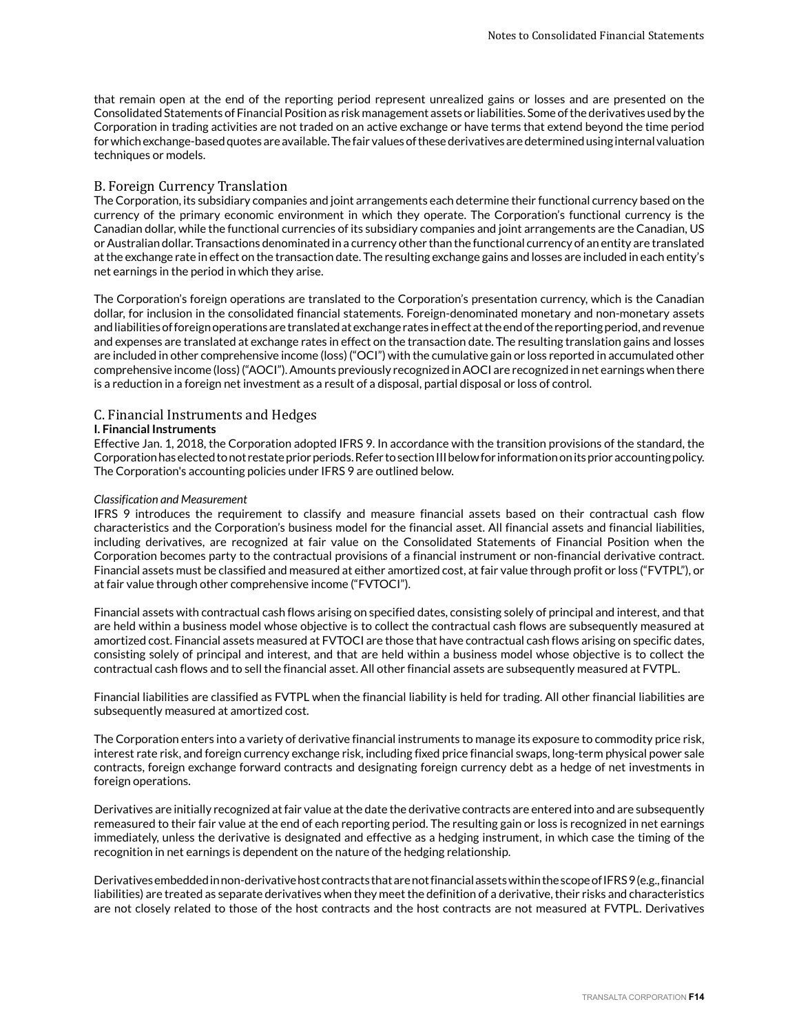that remain open at the end of the reporting period represent unrealized gains or losses and are presented on the Consolidated Statements of Financial Position as risk management assets or liabilities. Some of the derivatives used by the Corporation in trading activities are not traded on an active exchange or have terms that extend beyond the time period for which exchange-based quotes are available. The fair values of these derivatives are determined using internal valuation techniques or models.

## B. Foreign Currency Translation

The Corporation, its subsidiary companies and joint arrangements each determine their functional currency based on the currency of the primary economic environment in which they operate. The Corporation's functional currency is the Canadian dollar, while the functional currencies of its subsidiary companies and joint arrangements are the Canadian, US or Australian dollar. Transactions denominated in a currency other than the functional currency of an entity are translated at the exchange rate in effect on the transaction date. The resulting exchange gains and losses are included in each entity's net earnings in the period in which they arise.

The Corporation's foreign operations are translated to the Corporation's presentation currency, which is the Canadian dollar, for inclusion in the consolidated financial statements. Foreign-denominated monetary and non-monetary assets and liabilities of foreign operations are translated at exchange rates in effect at the end of the reporting period, and revenue and expenses are translated at exchange rates in effect on the transaction date. The resulting translation gains and losses are included in other comprehensive income (loss) ("OCI") with the cumulative gain or loss reported in accumulated other comprehensive income (loss) ("AOCI"). Amounts previously recognized in AOCI are recognized in net earnings when there is a reduction in a foreign net investment as a result of a disposal, partial disposal or loss of control.

## C. Financial Instruments and Hedges

**I. Financial Instruments**

Effective Jan. 1, 2018, the Corporation adopted IFRS 9. In accordance with the transition provisions of the standard, the Corporation has elected to not restate prior periods. Refer to section III below for information on its prior accounting policy. The Corporation's accounting policies under IFRS 9 are outlined below.

*Classification and Measurement*

IFRS 9 introduces the requirement to classify and measure financial assets based on their contractual cash flow characteristics and the Corporation's business model for the financial asset. All financial assets and financial liabilities, including derivatives, are recognized at fair value on the Consolidated Statements of Financial Position when the Corporation becomes party to the contractual provisions of a financial instrument or non-financial derivative contract. Financial assets must be classified and measured at either amortized cost, at fair value through profit or loss ("FVTPL"), or at fair value through other comprehensive income ("FVTOCI").

Financial assets with contractual cash flows arising on specified dates, consisting solely of principal and interest, and that are held within a business model whose objective is to collect the contractual cash flows are subsequently measured at amortized cost. Financial assets measured at FVTOCI are those that have contractual cash flows arising on specific dates, consisting solely of principal and interest, and that are held within a business model whose objective is to collect the contractual cash flows and to sell the financial asset. All other financial assets are subsequently measured at FVTPL.

Financial liabilities are classified as FVTPL when the financial liability is held for trading. All other financial liabilities are subsequently measured at amortized cost.

The Corporation enters into a variety of derivative financial instruments to manage its exposure to commodity price risk, interest rate risk, and foreign currency exchange risk, including fixed price financial swaps, long-term physical power sale contracts, foreign exchange forward contracts and designating foreign currency debt as a hedge of net investments in foreign operations.

Derivatives are initially recognized at fair value at the date the derivative contracts are entered into and are subsequently remeasured to their fair value at the end of each reporting period. The resulting gain or loss is recognized in net earnings immediately, unless the derivative is designated and effective as a hedging instrument, in which case the timing of the recognition in net earnings is dependent on the nature of the hedging relationship.

Derivatives embedded in non-derivative host contracts that are not financial assets within the scope of IFRS 9 (e.g., financial liabilities) are treated as separate derivatives when they meet the definition of a derivative, their risks and characteristics are not closely related to those of the host contracts and the host contracts are not measured at FVTPL. Derivatives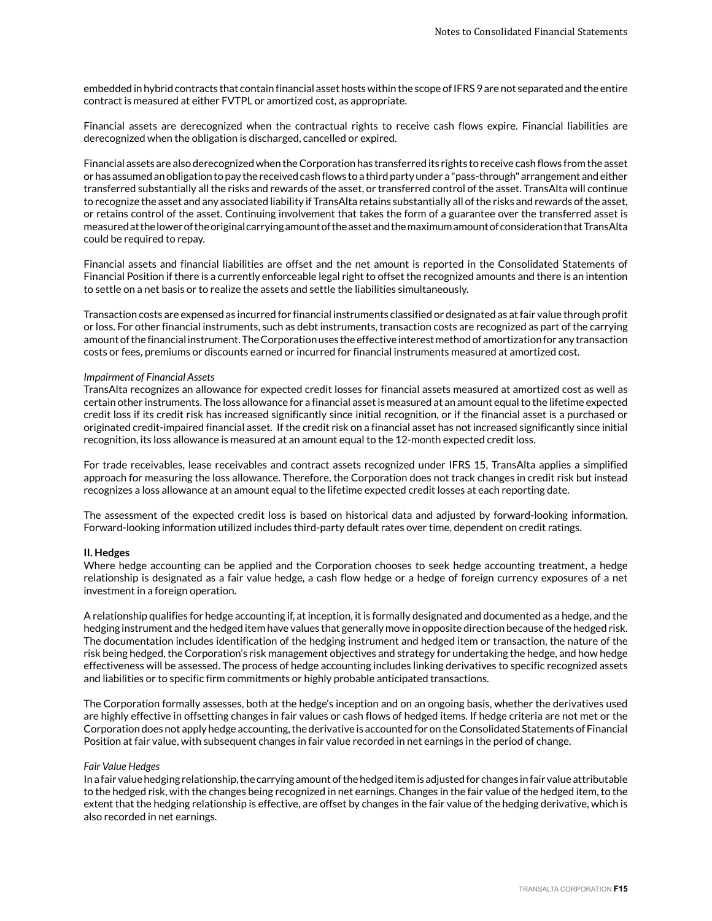embedded in hybrid contracts that contain financial asset hosts within the scope of IFRS 9 are not separated and the entire contract is measured at either FVTPL or amortized cost, as appropriate.

Financial assets are derecognized when the contractual rights to receive cash flows expire. Financial liabilities are derecognized when the obligation is discharged, cancelled or expired.

Financial assets are also derecognized when the Corporation has transferred its rights to receive cash flows from the asset or has assumed an obligation to pay the received cash flows to a third party under a "pass-through" arrangement and either transferred substantially all the risks and rewards of the asset, or transferred control of the asset. TransAlta will continue to recognize the asset and any associated liability if TransAlta retains substantially all of the risks and rewards of the asset, or retains control of the asset. Continuing involvement that takes the form of a guarantee over the transferred asset is measured at the lower of the original carrying amount of the asset and the maximum amount of consideration that TransAlta could be required to repay.

Financial assets and financial liabilities are offset and the net amount is reported in the Consolidated Statements of Financial Position if there is a currently enforceable legal right to offset the recognized amounts and there is an intention to settle on a net basis or to realize the assets and settle the liabilities simultaneously.

Transaction costs are expensed as incurred for financial instruments classified or designated as at fair value through profit or loss. For other financial instruments, such as debt instruments, transaction costs are recognized as part of the carrying amount of the financial instrument. The Corporation uses the effective interest method of amortization for any transaction costs or fees, premiums or discounts earned or incurred for financial instruments measured at amortized cost.

*Impairment of Financial Assets*
TransAlta recognizes an allowance for expected credit losses for financial assets measured at amortized cost as well as certain other instruments. The loss allowance for a financial asset is measured at an amount equal to the lifetime expected credit loss if its credit risk has increased significantly since initial recognition, or if the financial asset is a purchased or originated credit-impaired financial asset. If the credit risk on a financial asset has not increased significantly since initial recognition, its loss allowance is measured at an amount equal to the 12-month expected credit loss.

For trade receivables, lease receivables and contract assets recognized under IFRS 15, TransAlta applies a simplified approach for measuring the loss allowance. Therefore, the Corporation does not track changes in credit risk but instead recognizes a loss allowance at an amount equal to the lifetime expected credit losses at each reporting date.

The assessment of the expected credit loss is based on historical data and adjusted by forward-looking information. Forward-looking information utilized includes third-party default rates over time, dependent on credit ratings.

**II. Hedges**
Where hedge accounting can be applied and the Corporation chooses to seek hedge accounting treatment, a hedge relationship is designated as a fair value hedge, a cash flow hedge or a hedge of foreign currency exposures of a net investment in a foreign operation.

A relationship qualifies for hedge accounting if, at inception, it is formally designated and documented as a hedge, and the hedging instrument and the hedged item have values that generally move in opposite direction because of the hedged risk. The documentation includes identification of the hedging instrument and hedged item or transaction, the nature of the risk being hedged, the Corporation's risk management objectives and strategy for undertaking the hedge, and how hedge effectiveness will be assessed. The process of hedge accounting includes linking derivatives to specific recognized assets and liabilities or to specific firm commitments or highly probable anticipated transactions.

The Corporation formally assesses, both at the hedge's inception and on an ongoing basis, whether the derivatives used are highly effective in offsetting changes in fair values or cash flows of hedged items. If hedge criteria are not met or the Corporation does not apply hedge accounting, the derivative is accounted for on the Consolidated Statements of Financial Position at fair value, with subsequent changes in fair value recorded in net earnings in the period of change.

*Fair Value Hedges*
In a fair value hedging relationship, the carrying amount of the hedged item is adjusted for changes in fair value attributable to the hedged risk, with the changes being recognized in net earnings. Changes in the fair value of the hedged item, to the extent that the hedging relationship is effective, are offset by changes in the fair value of the hedging derivative, which is also recorded in net earnings.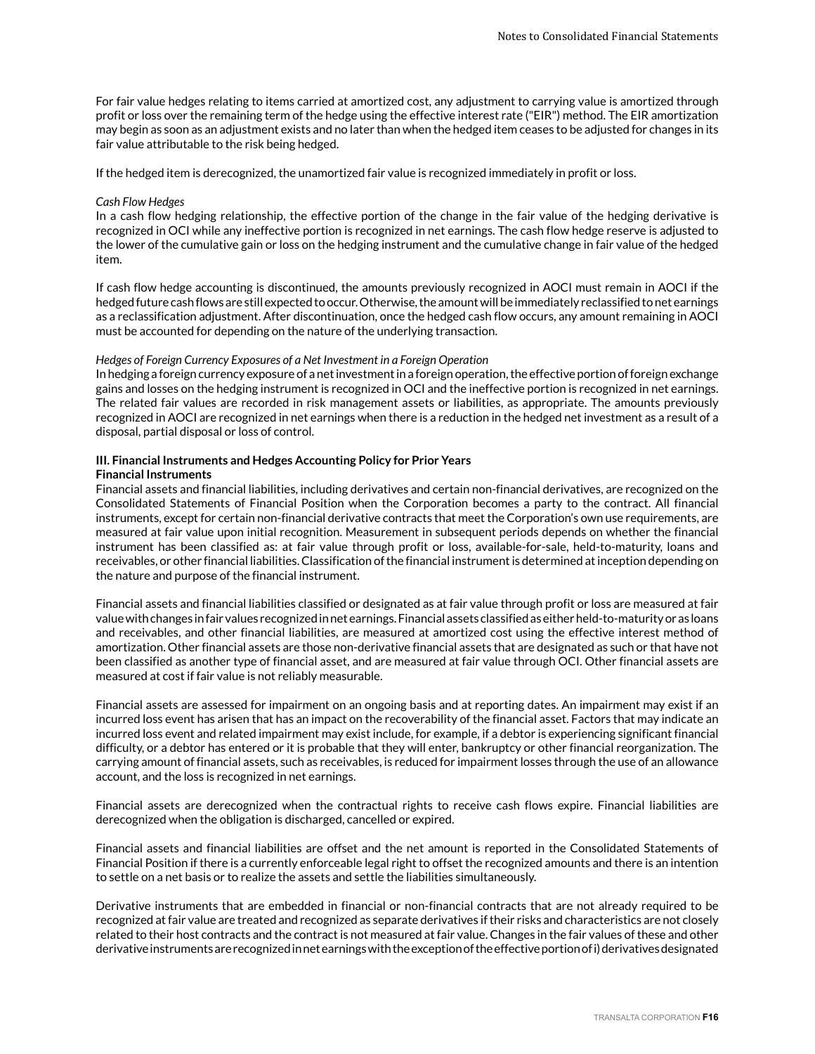For fair value hedges relating to items carried at amortized cost, any adjustment to carrying value is amortized through profit or loss over the remaining term of the hedge using the effective interest rate ("EIR") method. The EIR amortization may begin as soon as an adjustment exists and no later than when the hedged item ceases to be adjusted for changes in its fair value attributable to the risk being hedged.

If the hedged item is derecognized, the unamortized fair value is recognized immediately in profit or loss.

*Cash Flow Hedges*

In a cash flow hedging relationship, the effective portion of the change in the fair value of the hedging derivative is recognized in OCI while any ineffective portion is recognized in net earnings. The cash flow hedge reserve is adjusted to the lower of the cumulative gain or loss on the hedging instrument and the cumulative change in fair value of the hedged item.

If cash flow hedge accounting is discontinued, the amounts previously recognized in AOCI must remain in AOCI if the hedged future cash flows are still expected to occur. Otherwise, the amount will be immediately reclassified to net earnings as a reclassification adjustment. After discontinuation, once the hedged cash flow occurs, any amount remaining in AOCI must be accounted for depending on the nature of the underlying transaction.

*Hedges of Foreign Currency Exposures of a Net Investment in a Foreign Operation*

In hedging a foreign currency exposure of a net investment in a foreign operation, the effective portion of foreign exchange gains and losses on the hedging instrument is recognized in OCI and the ineffective portion is recognized in net earnings. The related fair values are recorded in risk management assets or liabilities, as appropriate. The amounts previously recognized in AOCI are recognized in net earnings when there is a reduction in the hedged net investment as a result of a disposal, partial disposal or loss of control.

**III. Financial Instruments and Hedges Accounting Policy for Prior Years**

**Financial Instruments**

Financial assets and financial liabilities, including derivatives and certain non-financial derivatives, are recognized on the Consolidated Statements of Financial Position when the Corporation becomes a party to the contract. All financial instruments, except for certain non-financial derivative contracts that meet the Corporation's own use requirements, are measured at fair value upon initial recognition. Measurement in subsequent periods depends on whether the financial instrument has been classified as: at fair value through profit or loss, available-for-sale, held-to-maturity, loans and receivables, or other financial liabilities. Classification of the financial instrument is determined at inception depending on the nature and purpose of the financial instrument.

Financial assets and financial liabilities classified or designated as at fair value through profit or loss are measured at fair value with changes in fair values recognized in net earnings. Financial assets classified as either held-to-maturity or as loans and receivables, and other financial liabilities, are measured at amortized cost using the effective interest method of amortization. Other financial assets are those non-derivative financial assets that are designated as such or that have not been classified as another type of financial asset, and are measured at fair value through OCI. Other financial assets are measured at cost if fair value is not reliably measurable.

Financial assets are assessed for impairment on an ongoing basis and at reporting dates. An impairment may exist if an incurred loss event has arisen that has an impact on the recoverability of the financial asset. Factors that may indicate an incurred loss event and related impairment may exist include, for example, if a debtor is experiencing significant financial difficulty, or a debtor has entered or it is probable that they will enter, bankruptcy or other financial reorganization. The carrying amount of financial assets, such as receivables, is reduced for impairment losses through the use of an allowance account, and the loss is recognized in net earnings.

Financial assets are derecognized when the contractual rights to receive cash flows expire. Financial liabilities are derecognized when the obligation is discharged, cancelled or expired.

Financial assets and financial liabilities are offset and the net amount is reported in the Consolidated Statements of Financial Position if there is a currently enforceable legal right to offset the recognized amounts and there is an intention to settle on a net basis or to realize the assets and settle the liabilities simultaneously.

Derivative instruments that are embedded in financial or non-financial contracts that are not already required to be recognized at fair value are treated and recognized as separate derivatives if their risks and characteristics are not closely related to their host contracts and the contract is not measured at fair value. Changes in the fair values of these and other derivative instruments are recognized in net earnings with the exception of the effective portion of i) derivatives designated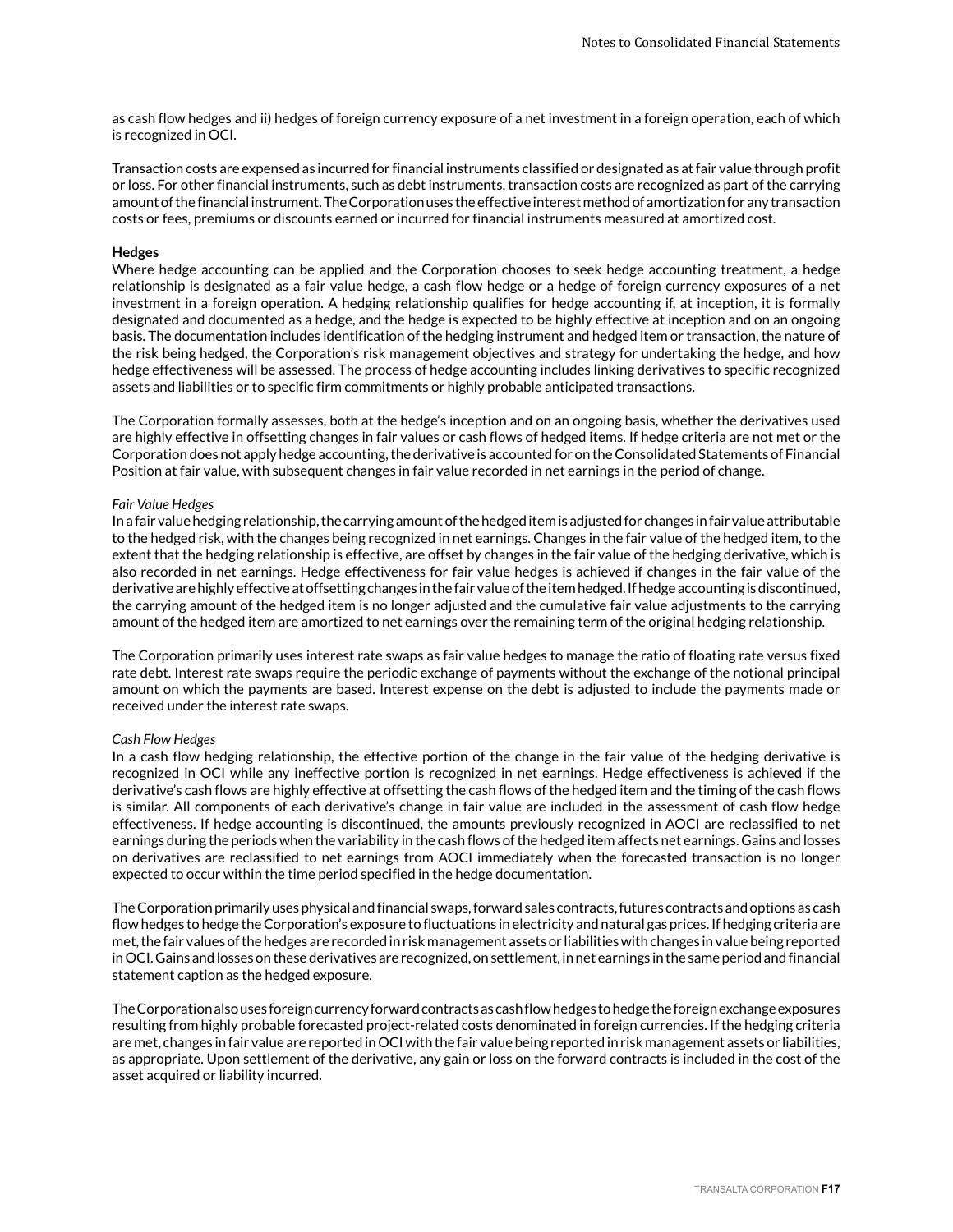as cash flow hedges and ii) hedges of foreign currency exposure of a net investment in a foreign operation, each of which is recognized in OCI.

Transaction costs are expensed as incurred for financial instruments classified or designated as at fair value through profit or loss. For other financial instruments, such as debt instruments, transaction costs are recognized as part of the carrying amount of the financial instrument. The Corporation uses the effective interest method of amortization for any transaction costs or fees, premiums or discounts earned or incurred for financial instruments measured at amortized cost.

**Hedges**

Where hedge accounting can be applied and the Corporation chooses to seek hedge accounting treatment, a hedge relationship is designated as a fair value hedge, a cash flow hedge or a hedge of foreign currency exposures of a net investment in a foreign operation. A hedging relationship qualifies for hedge accounting if, at inception, it is formally designated and documented as a hedge, and the hedge is expected to be highly effective at inception and on an ongoing basis. The documentation includes identification of the hedging instrument and hedged item or transaction, the nature of the risk being hedged, the Corporation's risk management objectives and strategy for undertaking the hedge, and how hedge effectiveness will be assessed. The process of hedge accounting includes linking derivatives to specific recognized assets and liabilities or to specific firm commitments or highly probable anticipated transactions.

The Corporation formally assesses, both at the hedge's inception and on an ongoing basis, whether the derivatives used are highly effective in offsetting changes in fair values or cash flows of hedged items. If hedge criteria are not met or the Corporation does not apply hedge accounting, the derivative is accounted for on the Consolidated Statements of Financial Position at fair value, with subsequent changes in fair value recorded in net earnings in the period of change.

*Fair Value Hedges*

In a fair value hedging relationship, the carrying amount of the hedged item is adjusted for changes in fair value attributable to the hedged risk, with the changes being recognized in net earnings. Changes in the fair value of the hedged item, to the extent that the hedging relationship is effective, are offset by changes in the fair value of the hedging derivative, which is also recorded in net earnings. Hedge effectiveness for fair value hedges is achieved if changes in the fair value of the derivative are highly effective at offsetting changes in the fair value of the item hedged. If hedge accounting is discontinued, the carrying amount of the hedged item is no longer adjusted and the cumulative fair value adjustments to the carrying amount of the hedged item are amortized to net earnings over the remaining term of the original hedging relationship.

The Corporation primarily uses interest rate swaps as fair value hedges to manage the ratio of floating rate versus fixed rate debt. Interest rate swaps require the periodic exchange of payments without the exchange of the notional principal amount on which the payments are based. Interest expense on the debt is adjusted to include the payments made or received under the interest rate swaps.

*Cash Flow Hedges*

In a cash flow hedging relationship, the effective portion of the change in the fair value of the hedging derivative is recognized in OCI while any ineffective portion is recognized in net earnings. Hedge effectiveness is achieved if the derivative's cash flows are highly effective at offsetting the cash flows of the hedged item and the timing of the cash flows is similar. All components of each derivative's change in fair value are included in the assessment of cash flow hedge effectiveness. If hedge accounting is discontinued, the amounts previously recognized in AOCI are reclassified to net earnings during the periods when the variability in the cash flows of the hedged item affects net earnings. Gains and losses on derivatives are reclassified to net earnings from AOCI immediately when the forecasted transaction is no longer expected to occur within the time period specified in the hedge documentation.

The Corporation primarily uses physical and financial swaps, forward sales contracts, futures contracts and options as cash flow hedges to hedge the Corporation's exposure to fluctuations in electricity and natural gas prices. If hedging criteria are met, the fair values of the hedges are recorded in risk management assets or liabilities with changes in value being reported in OCI. Gains and losses on these derivatives are recognized, on settlement, in net earnings in the same period and financial statement caption as the hedged exposure.

The Corporation also uses foreign currency forward contracts as cash flow hedges to hedge the foreign exchange exposures resulting from highly probable forecasted project-related costs denominated in foreign currencies. If the hedging criteria are met, changes in fair value are reported in OCI with the fair value being reported in risk management assets or liabilities, as appropriate. Upon settlement of the derivative, any gain or loss on the forward contracts is included in the cost of the asset acquired or liability incurred.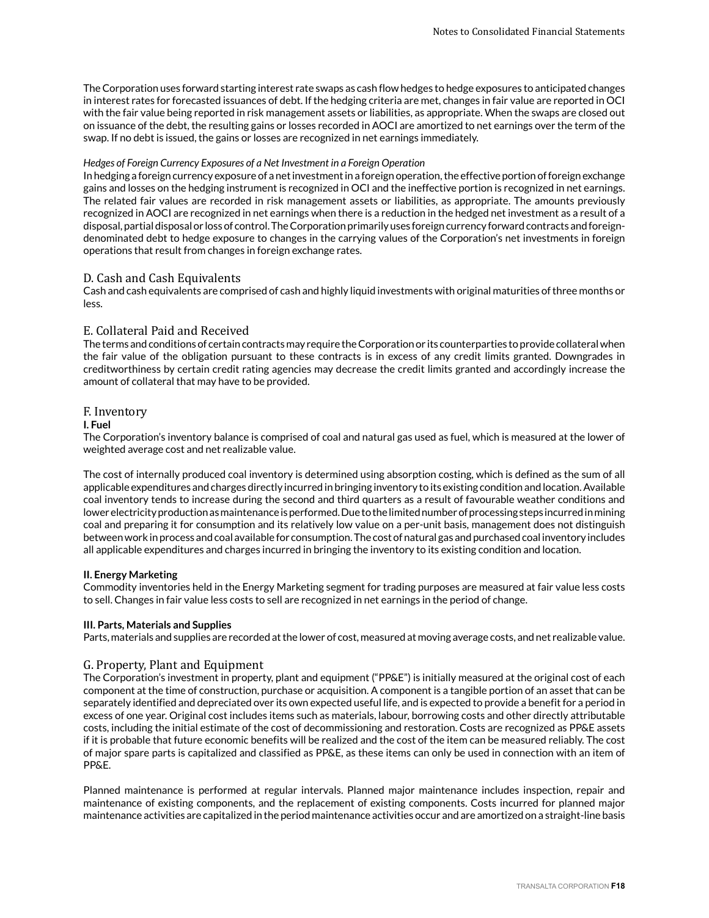The Corporation uses forward starting interest rate swaps as cash flow hedges to hedge exposures to anticipated changes in interest rates for forecasted issuances of debt. If the hedging criteria are met, changes in fair value are reported in OCI with the fair value being reported in risk management assets or liabilities, as appropriate. When the swaps are closed out on issuance of the debt, the resulting gains or losses recorded in AOCI are amortized to net earnings over the term of the swap. If no debt is issued, the gains or losses are recognized in net earnings immediately.

*Hedges of Foreign Currency Exposures of a Net Investment in a Foreign Operation*

In hedging a foreign currency exposure of a net investment in a foreign operation, the effective portion of foreign exchange gains and losses on the hedging instrument is recognized in OCI and the ineffective portion is recognized in net earnings. The related fair values are recorded in risk management assets or liabilities, as appropriate. The amounts previously recognized in AOCI are recognized in net earnings when there is a reduction in the hedged net investment as a result of a disposal, partial disposal or loss of control. The Corporation primarily uses foreign currency forward contracts and foreign-denominated debt to hedge exposure to changes in the carrying values of the Corporation's net investments in foreign operations that result from changes in foreign exchange rates.

## D. Cash and Cash Equivalents

Cash and cash equivalents are comprised of cash and highly liquid investments with original maturities of three months or less.

## E. Collateral Paid and Received

The terms and conditions of certain contracts may require the Corporation or its counterparties to provide collateral when the fair value of the obligation pursuant to these contracts is in excess of any credit limits granted. Downgrades in creditworthiness by certain credit rating agencies may decrease the credit limits granted and accordingly increase the amount of collateral that may have to be provided.

## F. Inventory

**I. Fuel**

The Corporation's inventory balance is comprised of coal and natural gas used as fuel, which is measured at the lower of weighted average cost and net realizable value.

The cost of internally produced coal inventory is determined using absorption costing, which is defined as the sum of all applicable expenditures and charges directly incurred in bringing inventory to its existing condition and location. Available coal inventory tends to increase during the second and third quarters as a result of favourable weather conditions and lower electricity production as maintenance is performed. Due to the limited number of processing steps incurred in mining coal and preparing it for consumption and its relatively low value on a per-unit basis, management does not distinguish between work in process and coal available for consumption. The cost of natural gas and purchased coal inventory includes all applicable expenditures and charges incurred in bringing the inventory to its existing condition and location.

**II. Energy Marketing**

Commodity inventories held in the Energy Marketing segment for trading purposes are measured at fair value less costs to sell. Changes in fair value less costs to sell are recognized in net earnings in the period of change.

**III. Parts, Materials and Supplies**

Parts, materials and supplies are recorded at the lower of cost, measured at moving average costs, and net realizable value.

## G. Property, Plant and Equipment

The Corporation's investment in property, plant and equipment ("PP&E") is initially measured at the original cost of each component at the time of construction, purchase or acquisition. A component is a tangible portion of an asset that can be separately identified and depreciated over its own expected useful life, and is expected to provide a benefit for a period in excess of one year. Original cost includes items such as materials, labour, borrowing costs and other directly attributable costs, including the initial estimate of the cost of decommissioning and restoration. Costs are recognized as PP&E assets if it is probable that future economic benefits will be realized and the cost of the item can be measured reliably. The cost of major spare parts is capitalized and classified as PP&E, as these items can only be used in connection with an item of PP&E.

Planned maintenance is performed at regular intervals. Planned major maintenance includes inspection, repair and maintenance of existing components, and the replacement of existing components. Costs incurred for planned major maintenance activities are capitalized in the period maintenance activities occur and are amortized on a straight-line basis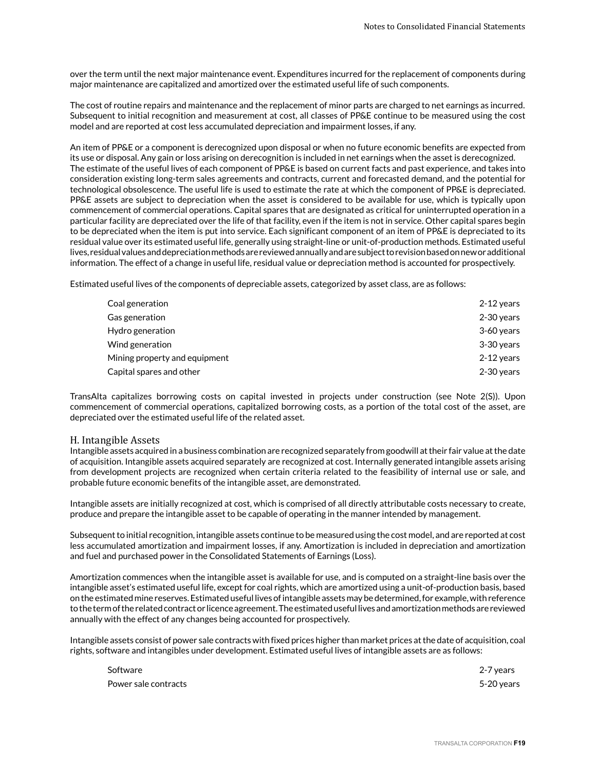over the term until the next major maintenance event. Expenditures incurred for the replacement of components during major maintenance are capitalized and amortized over the estimated useful life of such components.

The cost of routine repairs and maintenance and the replacement of minor parts are charged to net earnings as incurred. Subsequent to initial recognition and measurement at cost, all classes of PP&E continue to be measured using the cost model and are reported at cost less accumulated depreciation and impairment losses, if any.

An item of PP&E or a component is derecognized upon disposal or when no future economic benefits are expected from its use or disposal. Any gain or loss arising on derecognition is included in net earnings when the asset is derecognized. The estimate of the useful lives of each component of PP&E is based on current facts and past experience, and takes into consideration existing long-term sales agreements and contracts, current and forecasted demand, and the potential for technological obsolescence. The useful life is used to estimate the rate at which the component of PP&E is depreciated. PP&E assets are subject to depreciation when the asset is considered to be available for use, which is typically upon commencement of commercial operations. Capital spares that are designated as critical for uninterrupted operation in a particular facility are depreciated over the life of that facility, even if the item is not in service. Other capital spares begin to be depreciated when the item is put into service. Each significant component of an item of PP&E is depreciated to its residual value over its estimated useful life, generally using straight-line or unit-of-production methods. Estimated useful lives, residual values and depreciation methods are reviewed annually and are subject to revision based on new or additional information. The effect of a change in useful life, residual value or depreciation method is accounted for prospectively.

Estimated useful lives of the components of depreciable assets, categorized by asset class, are as follows:

| | |
|---|---|
| Coal generation | 2-12 years |
| Gas generation | 2-30 years |
| Hydro generation | 3-60 years |
| Wind generation | 3-30 years |
| Mining property and equipment | 2-12 years |
| Capital spares and other | 2-30 years |

TransAlta capitalizes borrowing costs on capital invested in projects under construction (see Note 2(S)). Upon commencement of commercial operations, capitalized borrowing costs, as a portion of the total cost of the asset, are depreciated over the estimated useful life of the related asset.

## H. Intangible Assets

Intangible assets acquired in a business combination are recognized separately from goodwill at their fair value at the date of acquisition. Intangible assets acquired separately are recognized at cost. Internally generated intangible assets arising from development projects are recognized when certain criteria related to the feasibility of internal use or sale, and probable future economic benefits of the intangible asset, are demonstrated.

Intangible assets are initially recognized at cost, which is comprised of all directly attributable costs necessary to create, produce and prepare the intangible asset to be capable of operating in the manner intended by management.

Subsequent to initial recognition, intangible assets continue to be measured using the cost model, and are reported at cost less accumulated amortization and impairment losses, if any. Amortization is included in depreciation and amortization and fuel and purchased power in the Consolidated Statements of Earnings (Loss).

Amortization commences when the intangible asset is available for use, and is computed on a straight-line basis over the intangible asset's estimated useful life, except for coal rights, which are amortized using a unit-of-production basis, based on the estimated mine reserves. Estimated useful lives of intangible assets may be determined, for example, with reference to the term of the related contract or licence agreement. The estimated useful lives and amortization methods are reviewed annually with the effect of any changes being accounted for prospectively.

Intangible assets consist of power sale contracts with fixed prices higher than market prices at the date of acquisition, coal rights, software and intangibles under development. Estimated useful lives of intangible assets are as follows:

| | |
|---|---|
| Software | 2-7 years |
| Power sale contracts | 5-20 years |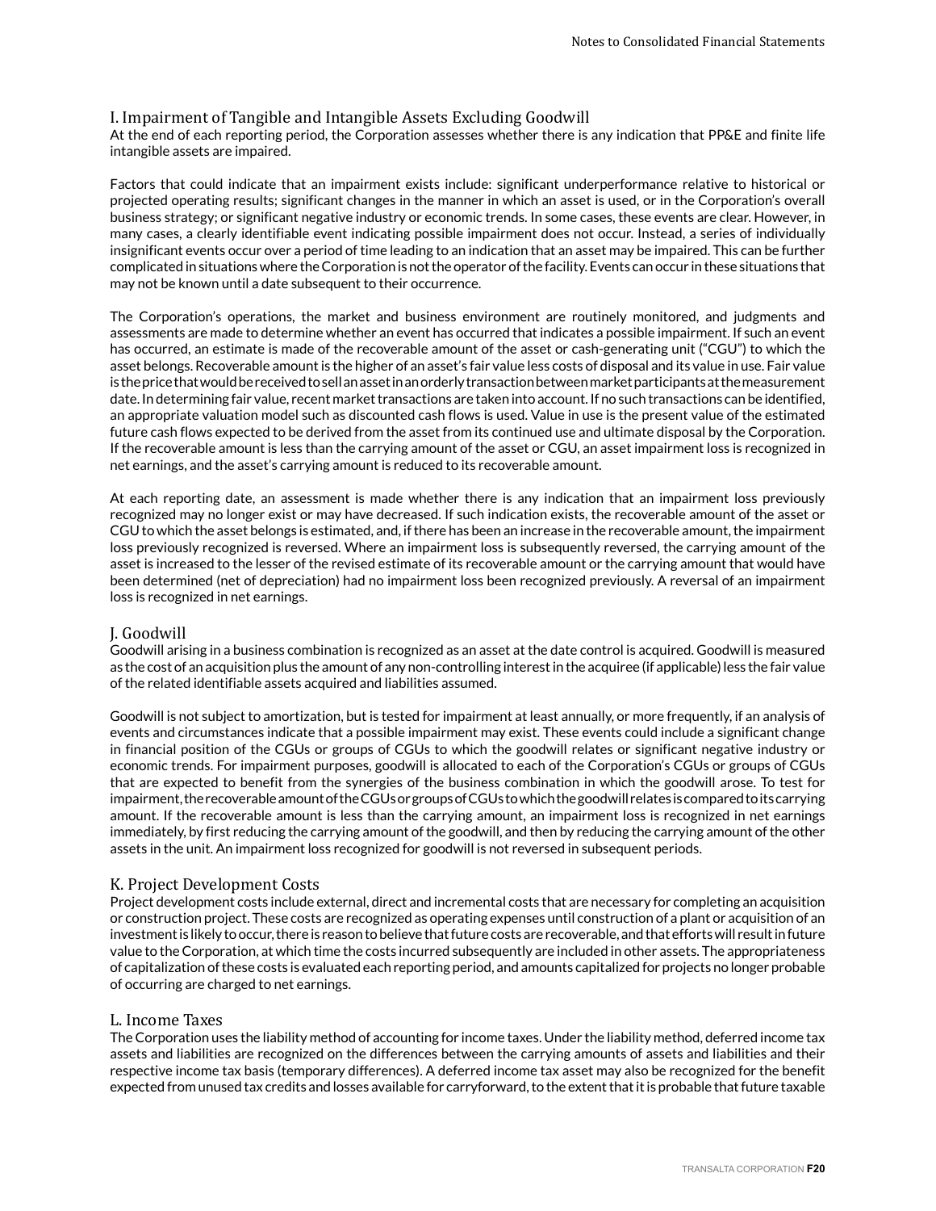### I. Impairment of Tangible and Intangible Assets Excluding Goodwill

At the end of each reporting period, the Corporation assesses whether there is any indication that PP&E and finite life intangible assets are impaired.

Factors that could indicate that an impairment exists include: significant underperformance relative to historical or projected operating results; significant changes in the manner in which an asset is used, or in the Corporation's overall business strategy; or significant negative industry or economic trends. In some cases, these events are clear. However, in many cases, a clearly identifiable event indicating possible impairment does not occur. Instead, a series of individually insignificant events occur over a period of time leading to an indication that an asset may be impaired. This can be further complicated in situations where the Corporation is not the operator of the facility. Events can occur in these situations that may not be known until a date subsequent to their occurrence.

The Corporation's operations, the market and business environment are routinely monitored, and judgments and assessments are made to determine whether an event has occurred that indicates a possible impairment. If such an event has occurred, an estimate is made of the recoverable amount of the asset or cash-generating unit ("CGU") to which the asset belongs. Recoverable amount is the higher of an asset's fair value less costs of disposal and its value in use. Fair value is the price that would be received to sell an asset in an orderly transaction between market participants at the measurement date. In determining fair value, recent market transactions are taken into account. If no such transactions can be identified, an appropriate valuation model such as discounted cash flows is used. Value in use is the present value of the estimated future cash flows expected to be derived from the asset from its continued use and ultimate disposal by the Corporation. If the recoverable amount is less than the carrying amount of the asset or CGU, an asset impairment loss is recognized in net earnings, and the asset's carrying amount is reduced to its recoverable amount.

At each reporting date, an assessment is made whether there is any indication that an impairment loss previously recognized may no longer exist or may have decreased. If such indication exists, the recoverable amount of the asset or CGU to which the asset belongs is estimated, and, if there has been an increase in the recoverable amount, the impairment loss previously recognized is reversed. Where an impairment loss is subsequently reversed, the carrying amount of the asset is increased to the lesser of the revised estimate of its recoverable amount or the carrying amount that would have been determined (net of depreciation) had no impairment loss been recognized previously. A reversal of an impairment loss is recognized in net earnings.

### J. Goodwill

Goodwill arising in a business combination is recognized as an asset at the date control is acquired. Goodwill is measured as the cost of an acquisition plus the amount of any non-controlling interest in the acquiree (if applicable) less the fair value of the related identifiable assets acquired and liabilities assumed.

Goodwill is not subject to amortization, but is tested for impairment at least annually, or more frequently, if an analysis of events and circumstances indicate that a possible impairment may exist. These events could include a significant change in financial position of the CGUs or groups of CGUs to which the goodwill relates or significant negative industry or economic trends. For impairment purposes, goodwill is allocated to each of the Corporation's CGUs or groups of CGUs that are expected to benefit from the synergies of the business combination in which the goodwill arose. To test for impairment, the recoverable amount of the CGUs or groups of CGUs to which the goodwill relates is compared to its carrying amount. If the recoverable amount is less than the carrying amount, an impairment loss is recognized in net earnings immediately, by first reducing the carrying amount of the goodwill, and then by reducing the carrying amount of the other assets in the unit. An impairment loss recognized for goodwill is not reversed in subsequent periods.

### K. Project Development Costs

Project development costs include external, direct and incremental costs that are necessary for completing an acquisition or construction project. These costs are recognized as operating expenses until construction of a plant or acquisition of an investment is likely to occur, there is reason to believe that future costs are recoverable, and that efforts will result in future value to the Corporation, at which time the costs incurred subsequently are included in other assets. The appropriateness of capitalization of these costs is evaluated each reporting period, and amounts capitalized for projects no longer probable of occurring are charged to net earnings.

### L. Income Taxes

The Corporation uses the liability method of accounting for income taxes. Under the liability method, deferred income tax assets and liabilities are recognized on the differences between the carrying amounts of assets and liabilities and their respective income tax basis (temporary differences). A deferred income tax asset may also be recognized for the benefit expected from unused tax credits and losses available for carryforward, to the extent that it is probable that future taxable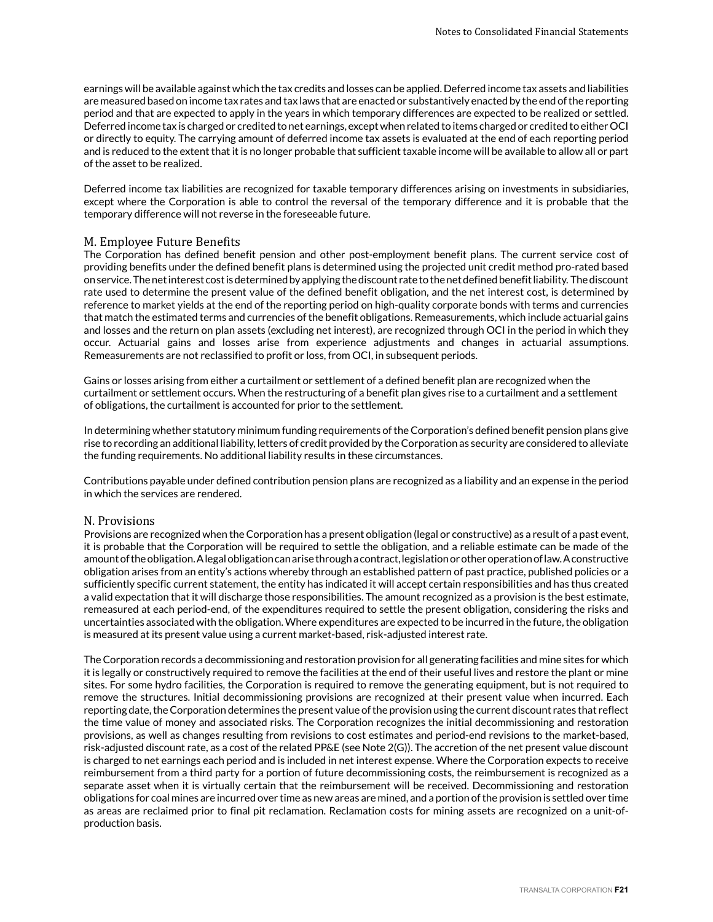earnings will be available against which the tax credits and losses can be applied. Deferred income tax assets and liabilities are measured based on income tax rates and tax laws that are enacted or substantively enacted by the end of the reporting period and that are expected to apply in the years in which temporary differences are expected to be realized or settled. Deferred income tax is charged or credited to net earnings, except when related to items charged or credited to either OCI or directly to equity. The carrying amount of deferred income tax assets is evaluated at the end of each reporting period and is reduced to the extent that it is no longer probable that sufficient taxable income will be available to allow all or part of the asset to be realized.

Deferred income tax liabilities are recognized for taxable temporary differences arising on investments in subsidiaries, except where the Corporation is able to control the reversal of the temporary difference and it is probable that the temporary difference will not reverse in the foreseeable future.

## M. Employee Future Benefits

The Corporation has defined benefit pension and other post-employment benefit plans. The current service cost of providing benefits under the defined benefit plans is determined using the projected unit credit method pro-rated based on service. The net interest cost is determined by applying the discount rate to the net defined benefit liability. The discount rate used to determine the present value of the defined benefit obligation, and the net interest cost, is determined by reference to market yields at the end of the reporting period on high-quality corporate bonds with terms and currencies that match the estimated terms and currencies of the benefit obligations. Remeasurements, which include actuarial gains and losses and the return on plan assets (excluding net interest), are recognized through OCI in the period in which they occur. Actuarial gains and losses arise from experience adjustments and changes in actuarial assumptions. Remeasurements are not reclassified to profit or loss, from OCI, in subsequent periods.

Gains or losses arising from either a curtailment or settlement of a defined benefit plan are recognized when the curtailment or settlement occurs. When the restructuring of a benefit plan gives rise to a curtailment and a settlement of obligations, the curtailment is accounted for prior to the settlement.

In determining whether statutory minimum funding requirements of the Corporation's defined benefit pension plans give rise to recording an additional liability, letters of credit provided by the Corporation as security are considered to alleviate the funding requirements. No additional liability results in these circumstances.

Contributions payable under defined contribution pension plans are recognized as a liability and an expense in the period in which the services are rendered.

## N. Provisions

Provisions are recognized when the Corporation has a present obligation (legal or constructive) as a result of a past event, it is probable that the Corporation will be required to settle the obligation, and a reliable estimate can be made of the amount of the obligation. A legal obligation can arise through a contract, legislation or other operation of law. A constructive obligation arises from an entity's actions whereby through an established pattern of past practice, published policies or a sufficiently specific current statement, the entity has indicated it will accept certain responsibilities and has thus created a valid expectation that it will discharge those responsibilities. The amount recognized as a provision is the best estimate, remeasured at each period-end, of the expenditures required to settle the present obligation, considering the risks and uncertainties associated with the obligation. Where expenditures are expected to be incurred in the future, the obligation is measured at its present value using a current market-based, risk-adjusted interest rate.

The Corporation records a decommissioning and restoration provision for all generating facilities and mine sites for which it is legally or constructively required to remove the facilities at the end of their useful lives and restore the plant or mine sites. For some hydro facilities, the Corporation is required to remove the generating equipment, but is not required to remove the structures. Initial decommissioning provisions are recognized at their present value when incurred. Each reporting date, the Corporation determines the present value of the provision using the current discount rates that reflect the time value of money and associated risks. The Corporation recognizes the initial decommissioning and restoration provisions, as well as changes resulting from revisions to cost estimates and period-end revisions to the market-based, risk-adjusted discount rate, as a cost of the related PP&E (see Note 2(G)). The accretion of the net present value discount is charged to net earnings each period and is included in net interest expense. Where the Corporation expects to receive reimbursement from a third party for a portion of future decommissioning costs, the reimbursement is recognized as a separate asset when it is virtually certain that the reimbursement will be received. Decommissioning and restoration obligations for coal mines are incurred over time as new areas are mined, and a portion of the provision is settled over time as areas are reclaimed prior to final pit reclamation. Reclamation costs for mining assets are recognized on a unit-of-production basis.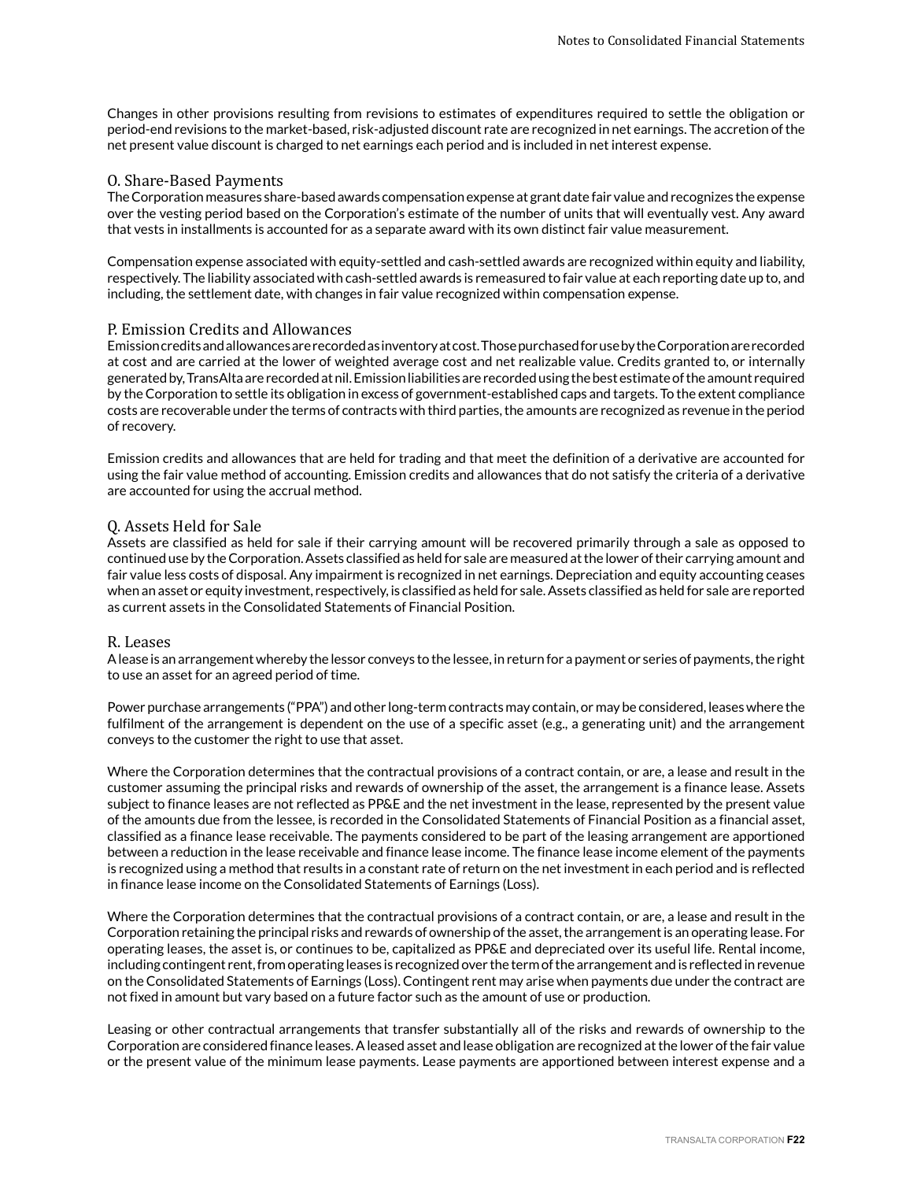Changes in other provisions resulting from revisions to estimates of expenditures required to settle the obligation or period-end revisions to the market-based, risk-adjusted discount rate are recognized in net earnings. The accretion of the net present value discount is charged to net earnings each period and is included in net interest expense.

## O. Share-Based Payments

The Corporation measures share-based awards compensation expense at grant date fair value and recognizes the expense over the vesting period based on the Corporation's estimate of the number of units that will eventually vest. Any award that vests in installments is accounted for as a separate award with its own distinct fair value measurement.

Compensation expense associated with equity-settled and cash-settled awards are recognized within equity and liability, respectively. The liability associated with cash-settled awards is remeasured to fair value at each reporting date up to, and including, the settlement date, with changes in fair value recognized within compensation expense.

## P. Emission Credits and Allowances

Emission credits and allowances are recorded as inventory at cost. Those purchased for use by the Corporation are recorded at cost and are carried at the lower of weighted average cost and net realizable value. Credits granted to, or internally generated by, TransAlta are recorded at nil. Emission liabilities are recorded using the best estimate of the amount required by the Corporation to settle its obligation in excess of government-established caps and targets. To the extent compliance costs are recoverable under the terms of contracts with third parties, the amounts are recognized as revenue in the period of recovery.

Emission credits and allowances that are held for trading and that meet the definition of a derivative are accounted for using the fair value method of accounting. Emission credits and allowances that do not satisfy the criteria of a derivative are accounted for using the accrual method.

## Q. Assets Held for Sale

Assets are classified as held for sale if their carrying amount will be recovered primarily through a sale as opposed to continued use by the Corporation. Assets classified as held for sale are measured at the lower of their carrying amount and fair value less costs of disposal. Any impairment is recognized in net earnings. Depreciation and equity accounting ceases when an asset or equity investment, respectively, is classified as held for sale. Assets classified as held for sale are reported as current assets in the Consolidated Statements of Financial Position.

## R. Leases

A lease is an arrangement whereby the lessor conveys to the lessee, in return for a payment or series of payments, the right to use an asset for an agreed period of time.

Power purchase arrangements ("PPA") and other long-term contracts may contain, or may be considered, leases where the fulfilment of the arrangement is dependent on the use of a specific asset (e.g., a generating unit) and the arrangement conveys to the customer the right to use that asset.

Where the Corporation determines that the contractual provisions of a contract contain, or are, a lease and result in the customer assuming the principal risks and rewards of ownership of the asset, the arrangement is a finance lease. Assets subject to finance leases are not reflected as PP&E and the net investment in the lease, represented by the present value of the amounts due from the lessee, is recorded in the Consolidated Statements of Financial Position as a financial asset, classified as a finance lease receivable. The payments considered to be part of the leasing arrangement are apportioned between a reduction in the lease receivable and finance lease income. The finance lease income element of the payments is recognized using a method that results in a constant rate of return on the net investment in each period and is reflected in finance lease income on the Consolidated Statements of Earnings (Loss).

Where the Corporation determines that the contractual provisions of a contract contain, or are, a lease and result in the Corporation retaining the principal risks and rewards of ownership of the asset, the arrangement is an operating lease. For operating leases, the asset is, or continues to be, capitalized as PP&E and depreciated over its useful life. Rental income, including contingent rent, from operating leases is recognized over the term of the arrangement and is reflected in revenue on the Consolidated Statements of Earnings (Loss). Contingent rent may arise when payments due under the contract are not fixed in amount but vary based on a future factor such as the amount of use or production.

Leasing or other contractual arrangements that transfer substantially all of the risks and rewards of ownership to the Corporation are considered finance leases. A leased asset and lease obligation are recognized at the lower of the fair value or the present value of the minimum lease payments. Lease payments are apportioned between interest expense and a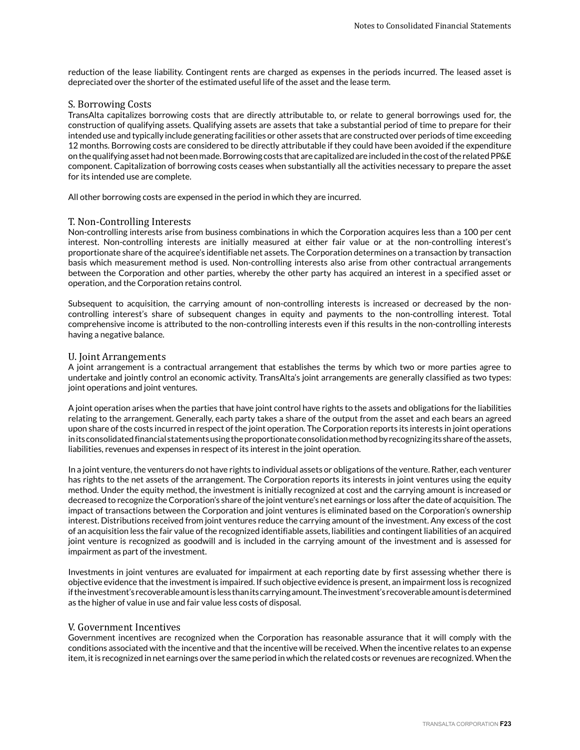reduction of the lease liability. Contingent rents are charged as expenses in the periods incurred. The leased asset is depreciated over the shorter of the estimated useful life of the asset and the lease term.

## S. Borrowing Costs

TransAlta capitalizes borrowing costs that are directly attributable to, or relate to general borrowings used for, the construction of qualifying assets. Qualifying assets are assets that take a substantial period of time to prepare for their intended use and typically include generating facilities or other assets that are constructed over periods of time exceeding 12 months. Borrowing costs are considered to be directly attributable if they could have been avoided if the expenditure on the qualifying asset had not been made. Borrowing costs that are capitalized are included in the cost of the related PP&E component. Capitalization of borrowing costs ceases when substantially all the activities necessary to prepare the asset for its intended use are complete.

All other borrowing costs are expensed in the period in which they are incurred.

## T. Non-Controlling Interests

Non-controlling interests arise from business combinations in which the Corporation acquires less than a 100 per cent interest. Non-controlling interests are initially measured at either fair value or at the non-controlling interest's proportionate share of the acquiree's identifiable net assets. The Corporation determines on a transaction by transaction basis which measurement method is used. Non-controlling interests also arise from other contractual arrangements between the Corporation and other parties, whereby the other party has acquired an interest in a specified asset or operation, and the Corporation retains control.

Subsequent to acquisition, the carrying amount of non-controlling interests is increased or decreased by the non-controlling interest's share of subsequent changes in equity and payments to the non-controlling interest. Total comprehensive income is attributed to the non-controlling interests even if this results in the non-controlling interests having a negative balance.

## U. Joint Arrangements

A joint arrangement is a contractual arrangement that establishes the terms by which two or more parties agree to undertake and jointly control an economic activity. TransAlta's joint arrangements are generally classified as two types: joint operations and joint ventures.

A joint operation arises when the parties that have joint control have rights to the assets and obligations for the liabilities relating to the arrangement. Generally, each party takes a share of the output from the asset and each bears an agreed upon share of the costs incurred in respect of the joint operation. The Corporation reports its interests in joint operations in its consolidated financial statements using the proportionate consolidation method by recognizing its share of the assets, liabilities, revenues and expenses in respect of its interest in the joint operation.

In a joint venture, the venturers do not have rights to individual assets or obligations of the venture. Rather, each venturer has rights to the net assets of the arrangement. The Corporation reports its interests in joint ventures using the equity method. Under the equity method, the investment is initially recognized at cost and the carrying amount is increased or decreased to recognize the Corporation's share of the joint venture's net earnings or loss after the date of acquisition. The impact of transactions between the Corporation and joint ventures is eliminated based on the Corporation's ownership interest. Distributions received from joint ventures reduce the carrying amount of the investment. Any excess of the cost of an acquisition less the fair value of the recognized identifiable assets, liabilities and contingent liabilities of an acquired joint venture is recognized as goodwill and is included in the carrying amount of the investment and is assessed for impairment as part of the investment.

Investments in joint ventures are evaluated for impairment at each reporting date by first assessing whether there is objective evidence that the investment is impaired. If such objective evidence is present, an impairment loss is recognized if the investment's recoverable amount is less than its carrying amount. The investment's recoverable amount is determined as the higher of value in use and fair value less costs of disposal.

## V. Government Incentives

Government incentives are recognized when the Corporation has reasonable assurance that it will comply with the conditions associated with the incentive and that the incentive will be received. When the incentive relates to an expense item, it is recognized in net earnings over the same period in which the related costs or revenues are recognized. When the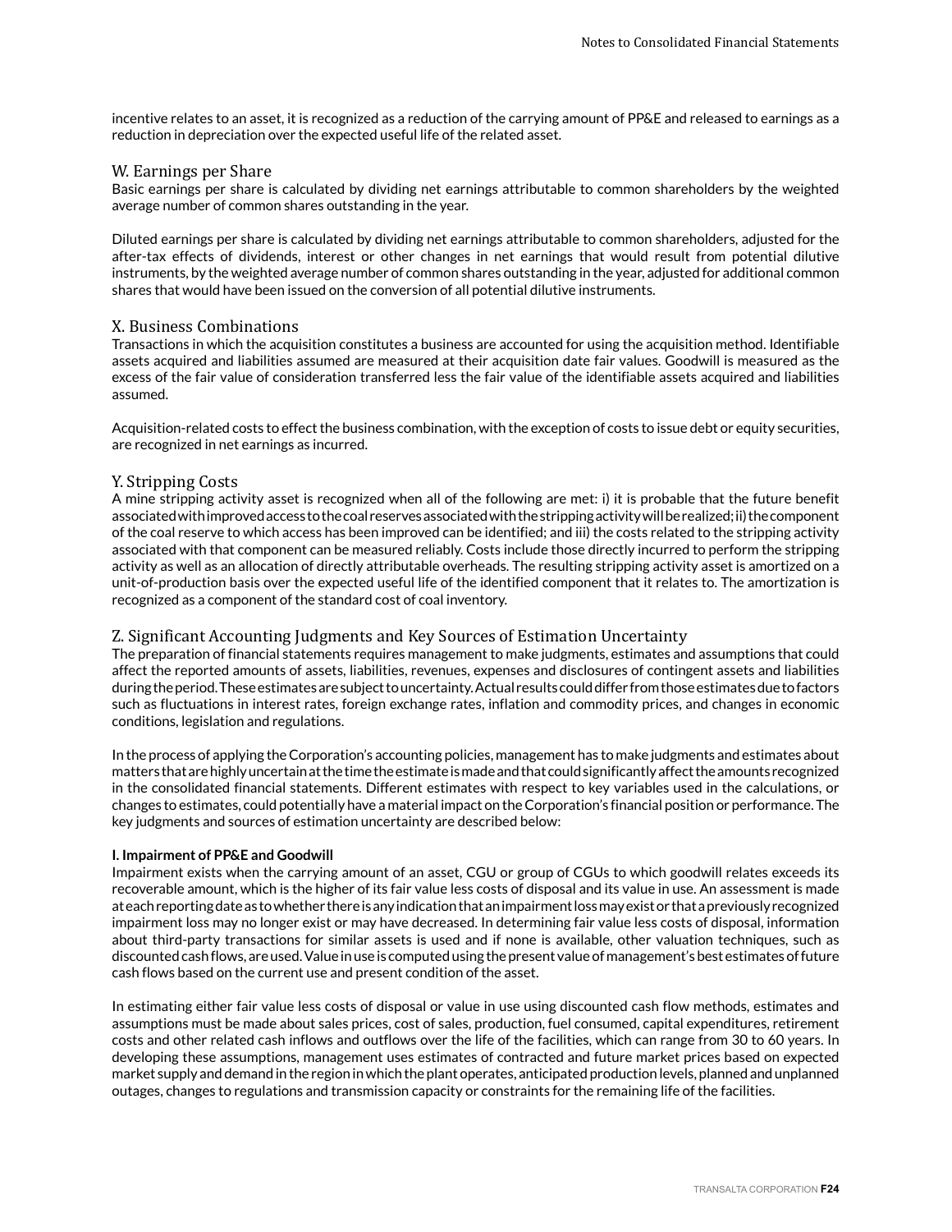incentive relates to an asset, it is recognized as a reduction of the carrying amount of PP&E and released to earnings as a reduction in depreciation over the expected useful life of the related asset.

## W. Earnings per Share

Basic earnings per share is calculated by dividing net earnings attributable to common shareholders by the weighted average number of common shares outstanding in the year.

Diluted earnings per share is calculated by dividing net earnings attributable to common shareholders, adjusted for the after-tax effects of dividends, interest or other changes in net earnings that would result from potential dilutive instruments, by the weighted average number of common shares outstanding in the year, adjusted for additional common shares that would have been issued on the conversion of all potential dilutive instruments.

## X. Business Combinations

Transactions in which the acquisition constitutes a business are accounted for using the acquisition method. Identifiable assets acquired and liabilities assumed are measured at their acquisition date fair values. Goodwill is measured as the excess of the fair value of consideration transferred less the fair value of the identifiable assets acquired and liabilities assumed.

Acquisition-related costs to effect the business combination, with the exception of costs to issue debt or equity securities, are recognized in net earnings as incurred.

## Y. Stripping Costs

A mine stripping activity asset is recognized when all of the following are met: i) it is probable that the future benefit associated with improved access to the coal reserves associated with the stripping activity will be realized; ii) the component of the coal reserve to which access has been improved can be identified; and iii) the costs related to the stripping activity associated with that component can be measured reliably. Costs include those directly incurred to perform the stripping activity as well as an allocation of directly attributable overheads. The resulting stripping activity asset is amortized on a unit-of-production basis over the expected useful life of the identified component that it relates to. The amortization is recognized as a component of the standard cost of coal inventory.

## Z. Significant Accounting Judgments and Key Sources of Estimation Uncertainty

The preparation of financial statements requires management to make judgments, estimates and assumptions that could affect the reported amounts of assets, liabilities, revenues, expenses and disclosures of contingent assets and liabilities during the period. These estimates are subject to uncertainty. Actual results could differ from those estimates due to factors such as fluctuations in interest rates, foreign exchange rates, inflation and commodity prices, and changes in economic conditions, legislation and regulations.

In the process of applying the Corporation's accounting policies, management has to make judgments and estimates about matters that are highly uncertain at the time the estimate is made and that could significantly affect the amounts recognized in the consolidated financial statements. Different estimates with respect to key variables used in the calculations, or changes to estimates, could potentially have a material impact on the Corporation's financial position or performance. The key judgments and sources of estimation uncertainty are described below:

**I. Impairment of PP&E and Goodwill**

Impairment exists when the carrying amount of an asset, CGU or group of CGUs to which goodwill relates exceeds its recoverable amount, which is the higher of its fair value less costs of disposal and its value in use. An assessment is made at each reporting date as to whether there is any indication that an impairment loss may exist or that a previously recognized impairment loss may no longer exist or may have decreased. In determining fair value less costs of disposal, information about third-party transactions for similar assets is used and if none is available, other valuation techniques, such as discounted cash flows, are used. Value in use is computed using the present value of management's best estimates of future cash flows based on the current use and present condition of the asset.

In estimating either fair value less costs of disposal or value in use using discounted cash flow methods, estimates and assumptions must be made about sales prices, cost of sales, production, fuel consumed, capital expenditures, retirement costs and other related cash inflows and outflows over the life of the facilities, which can range from 30 to 60 years. In developing these assumptions, management uses estimates of contracted and future market prices based on expected market supply and demand in the region in which the plant operates, anticipated production levels, planned and unplanned outages, changes to regulations and transmission capacity or constraints for the remaining life of the facilities.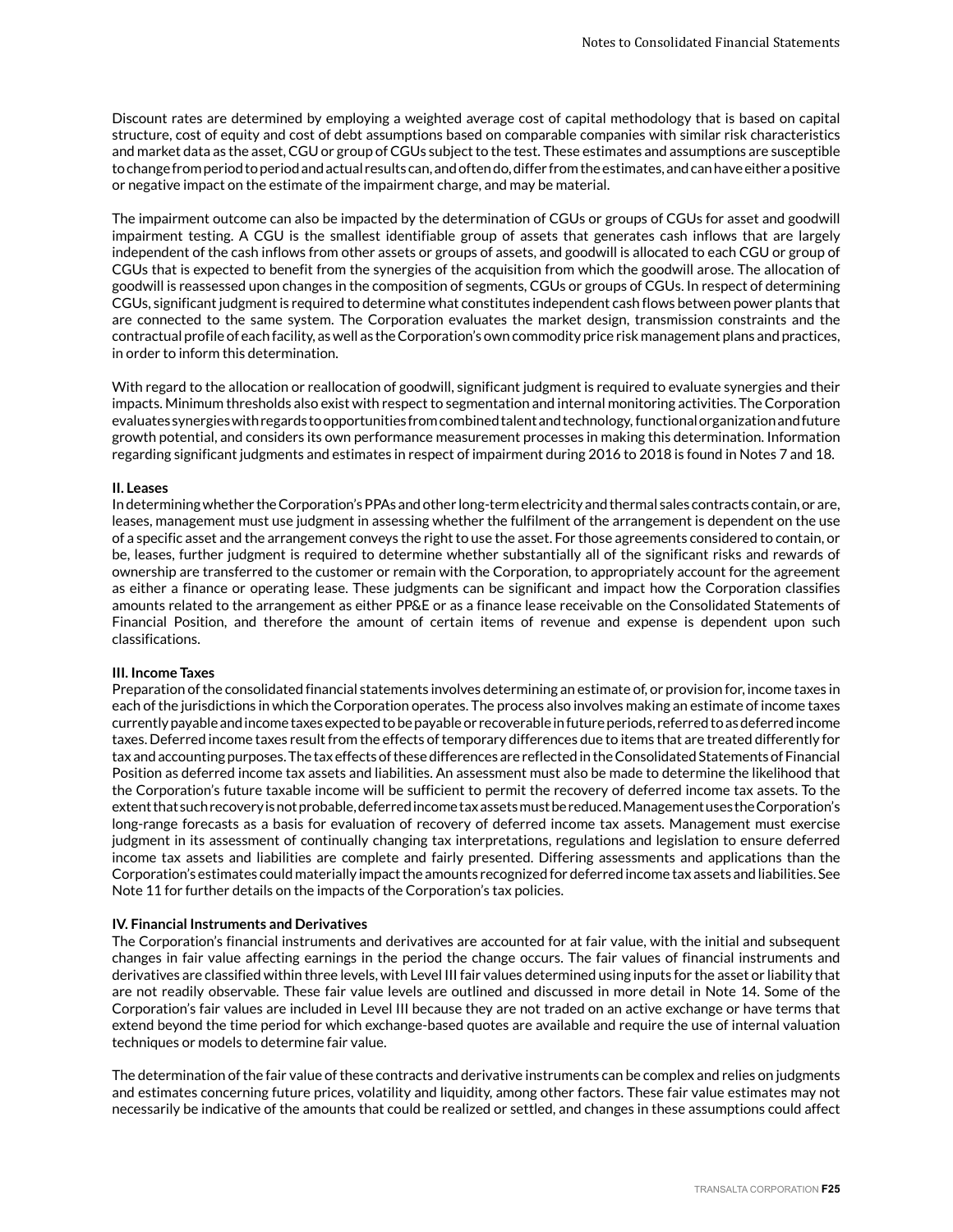Discount rates are determined by employing a weighted average cost of capital methodology that is based on capital structure, cost of equity and cost of debt assumptions based on comparable companies with similar risk characteristics and market data as the asset, CGU or group of CGUs subject to the test. These estimates and assumptions are susceptible to change from period to period and actual results can, and often do, differ from the estimates, and can have either a positive or negative impact on the estimate of the impairment charge, and may be material.

The impairment outcome can also be impacted by the determination of CGUs or groups of CGUs for asset and goodwill impairment testing. A CGU is the smallest identifiable group of assets that generates cash inflows that are largely independent of the cash inflows from other assets or groups of assets, and goodwill is allocated to each CGU or group of CGUs that is expected to benefit from the synergies of the acquisition from which the goodwill arose. The allocation of goodwill is reassessed upon changes in the composition of segments, CGUs or groups of CGUs. In respect of determining CGUs, significant judgment is required to determine what constitutes independent cash flows between power plants that are connected to the same system. The Corporation evaluates the market design, transmission constraints and the contractual profile of each facility, as well as the Corporation's own commodity price risk management plans and practices, in order to inform this determination.

With regard to the allocation or reallocation of goodwill, significant judgment is required to evaluate synergies and their impacts. Minimum thresholds also exist with respect to segmentation and internal monitoring activities. The Corporation evaluates synergies with regards to opportunities from combined talent and technology, functional organization and future growth potential, and considers its own performance measurement processes in making this determination. Information regarding significant judgments and estimates in respect of impairment during 2016 to 2018 is found in Notes 7 and 18.

**II. Leases**

In determining whether the Corporation's PPAs and other long-term electricity and thermal sales contracts contain, or are, leases, management must use judgment in assessing whether the fulfilment of the arrangement is dependent on the use of a specific asset and the arrangement conveys the right to use the asset. For those agreements considered to contain, or be, leases, further judgment is required to determine whether substantially all of the significant risks and rewards of ownership are transferred to the customer or remain with the Corporation, to appropriately account for the agreement as either a finance or operating lease. These judgments can be significant and impact how the Corporation classifies amounts related to the arrangement as either PP&E or as a finance lease receivable on the Consolidated Statements of Financial Position, and therefore the amount of certain items of revenue and expense is dependent upon such classifications.

**III. Income Taxes**

Preparation of the consolidated financial statements involves determining an estimate of, or provision for, income taxes in each of the jurisdictions in which the Corporation operates. The process also involves making an estimate of income taxes currently payable and income taxes expected to be payable or recoverable in future periods, referred to as deferred income taxes. Deferred income taxes result from the effects of temporary differences due to items that are treated differently for tax and accounting purposes. The tax effects of these differences are reflected in the Consolidated Statements of Financial Position as deferred income tax assets and liabilities. An assessment must also be made to determine the likelihood that the Corporation's future taxable income will be sufficient to permit the recovery of deferred income tax assets. To the extent that such recovery is not probable, deferred income tax assets must be reduced. Management uses the Corporation's long-range forecasts as a basis for evaluation of recovery of deferred income tax assets. Management must exercise judgment in its assessment of continually changing tax interpretations, regulations and legislation to ensure deferred income tax assets and liabilities are complete and fairly presented. Differing assessments and applications than the Corporation's estimates could materially impact the amounts recognized for deferred income tax assets and liabilities. See Note 11 for further details on the impacts of the Corporation's tax policies.

**IV. Financial Instruments and Derivatives**

The Corporation's financial instruments and derivatives are accounted for at fair value, with the initial and subsequent changes in fair value affecting earnings in the period the change occurs. The fair values of financial instruments and derivatives are classified within three levels, with Level III fair values determined using inputs for the asset or liability that are not readily observable. These fair value levels are outlined and discussed in more detail in Note 14. Some of the Corporation's fair values are included in Level III because they are not traded on an active exchange or have terms that extend beyond the time period for which exchange-based quotes are available and require the use of internal valuation techniques or models to determine fair value.

The determination of the fair value of these contracts and derivative instruments can be complex and relies on judgments and estimates concerning future prices, volatility and liquidity, among other factors. These fair value estimates may not necessarily be indicative of the amounts that could be realized or settled, and changes in these assumptions could affect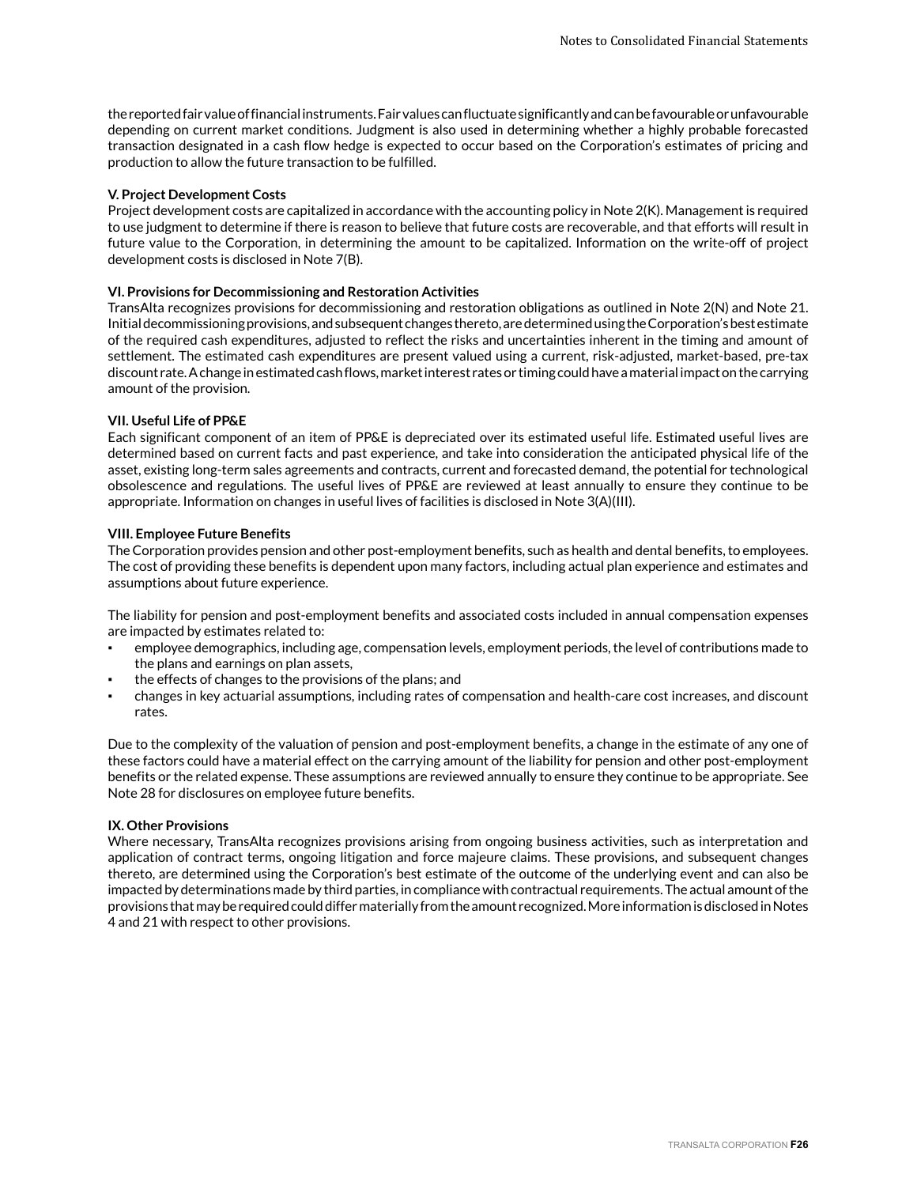the reported fair value of financial instruments. Fair values can fluctuate significantly and can be favourable or unfavourable depending on current market conditions. Judgment is also used in determining whether a highly probable forecasted transaction designated in a cash flow hedge is expected to occur based on the Corporation's estimates of pricing and production to allow the future transaction to be fulfilled.

**V. Project Development Costs**

Project development costs are capitalized in accordance with the accounting policy in Note 2(K). Management is required to use judgment to determine if there is reason to believe that future costs are recoverable, and that efforts will result in future value to the Corporation, in determining the amount to be capitalized. Information on the write-off of project development costs is disclosed in Note 7(B).

**VI. Provisions for Decommissioning and Restoration Activities**

TransAlta recognizes provisions for decommissioning and restoration obligations as outlined in Note 2(N) and Note 21. Initial decommissioning provisions, and subsequent changes thereto, are determined using the Corporation's best estimate of the required cash expenditures, adjusted to reflect the risks and uncertainties inherent in the timing and amount of settlement. The estimated cash expenditures are present valued using a current, risk-adjusted, market-based, pre-tax discount rate. A change in estimated cash flows, market interest rates or timing could have a material impact on the carrying amount of the provision.

**VII. Useful Life of PP&E**

Each significant component of an item of PP&E is depreciated over its estimated useful life. Estimated useful lives are determined based on current facts and past experience, and take into consideration the anticipated physical life of the asset, existing long-term sales agreements and contracts, current and forecasted demand, the potential for technological obsolescence and regulations. The useful lives of PP&E are reviewed at least annually to ensure they continue to be appropriate. Information on changes in useful lives of facilities is disclosed in Note 3(A)(III).

**VIII. Employee Future Benefits**

The Corporation provides pension and other post-employment benefits, such as health and dental benefits, to employees. The cost of providing these benefits is dependent upon many factors, including actual plan experience and estimates and assumptions about future experience.

The liability for pension and post-employment benefits and associated costs included in annual compensation expenses are impacted by estimates related to:

- employee demographics, including age, compensation levels, employment periods, the level of contributions made to the plans and earnings on plan assets,
- the effects of changes to the provisions of the plans; and
- changes in key actuarial assumptions, including rates of compensation and health-care cost increases, and discount rates.

Due to the complexity of the valuation of pension and post-employment benefits, a change in the estimate of any one of these factors could have a material effect on the carrying amount of the liability for pension and other post-employment benefits or the related expense. These assumptions are reviewed annually to ensure they continue to be appropriate. See Note 28 for disclosures on employee future benefits.

**IX. Other Provisions**

Where necessary, TransAlta recognizes provisions arising from ongoing business activities, such as interpretation and application of contract terms, ongoing litigation and force majeure claims. These provisions, and subsequent changes thereto, are determined using the Corporation's best estimate of the outcome of the underlying event and can also be impacted by determinations made by third parties, in compliance with contractual requirements. The actual amount of the provisions that may be required could differ materially from the amount recognized. More information is disclosed in Notes 4 and 21 with respect to other provisions.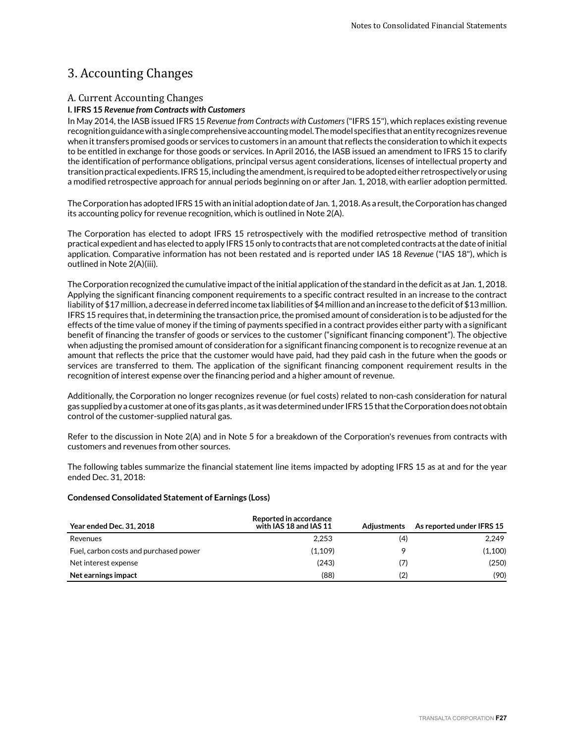# 3. Accounting Changes

## A. Current Accounting Changes

**I. IFRS 15 *Revenue from Contracts with Customers***

In May 2014, the IASB issued IFRS 15 *Revenue from Contracts with Customers* ("IFRS 15"), which replaces existing revenue recognition guidance with a single comprehensive accounting model. The model specifies that an entity recognizes revenue when it transfers promised goods or services to customers in an amount that reflects the consideration to which it expects to be entitled in exchange for those goods or services. In April 2016, the IASB issued an amendment to IFRS 15 to clarify the identification of performance obligations, principal versus agent considerations, licenses of intellectual property and transition practical expedients. IFRS 15, including the amendment, is required to be adopted either retrospectively or using a modified retrospective approach for annual periods beginning on or after Jan. 1, 2018, with earlier adoption permitted.

The Corporation has adopted IFRS 15 with an initial adoption date of Jan. 1, 2018. As a result, the Corporation has changed its accounting policy for revenue recognition, which is outlined in Note 2(A).

The Corporation has elected to adopt IFRS 15 retrospectively with the modified retrospective method of transition practical expedient and has elected to apply IFRS 15 only to contracts that are not completed contracts at the date of initial application. Comparative information has not been restated and is reported under IAS 18 *Revenue* ("IAS 18"), which is outlined in Note 2(A)(iii).

The Corporation recognized the cumulative impact of the initial application of the standard in the deficit as at Jan. 1, 2018. Applying the significant financing component requirements to a specific contract resulted in an increase to the contract liability of $17 million, a decrease in deferred income tax liabilities of $4 million and an increase to the deficit of $13 million. IFRS 15 requires that, in determining the transaction price, the promised amount of consideration is to be adjusted for the effects of the time value of money if the timing of payments specified in a contract provides either party with a significant benefit of financing the transfer of goods or services to the customer ("significant financing component"). The objective when adjusting the promised amount of consideration for a significant financing component is to recognize revenue at an amount that reflects the price that the customer would have paid, had they paid cash in the future when the goods or services are transferred to them. The application of the significant financing component requirement results in the recognition of interest expense over the financing period and a higher amount of revenue.

Additionally, the Corporation no longer recognizes revenue (or fuel costs) related to non-cash consideration for natural gas supplied by a customer at one of its gas plants , as it was determined under IFRS 15 that the Corporation does not obtain control of the customer-supplied natural gas.

Refer to the discussion in Note 2(A) and in Note 5 for a breakdown of the Corporation's revenues from contracts with customers and revenues from other sources.

The following tables summarize the financial statement line items impacted by adopting IFRS 15 as at and for the year ended Dec. 31, 2018:

**Condensed Consolidated Statement of Earnings (Loss)**

| Year ended Dec. 31, 2018 | Reported in accordance with IAS 18 and IAS 11 | Adjustments | As reported under IFRS 15 |
|---|---|---|---|
| Revenues | 2,253 | (4) | 2,249 |
| Fuel, carbon costs and purchased power | (1,109) | 9 | (1,100) |
| Net interest expense | (243) | (7) | (250) |
| **Net earnings impact** | (88) | (2) | (90) |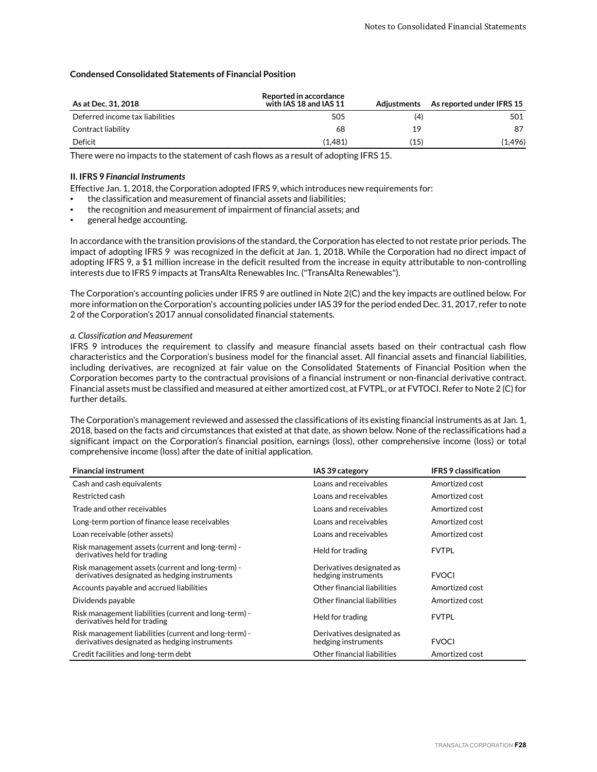**Condensed Consolidated Statements of Financial Position**

| As at Dec. 31, 2018 | Reported in accordance with IAS 18 and IAS 11 | Adjustments | As reported under IFRS 15 |
|---|---|---|---|
| Deferred income tax liabilities | 505 | (4) | 501 |
| Contract liability | 68 | 19 | 87 |
| Deficit | (1,481) | (15) | (1,496) |

There were no impacts to the statement of cash flows as a result of adopting IFRS 15.

**II. IFRS 9 *Financial Instruments***

Effective Jan. 1, 2018, the Corporation adopted IFRS 9, which introduces new requirements for:

- the classification and measurement of financial assets and liabilities;
- the recognition and measurement of impairment of financial assets; and
- general hedge accounting.

In accordance with the transition provisions of the standard, the Corporation has elected to not restate prior periods. The impact of adopting IFRS 9 was recognized in the deficit at Jan. 1, 2018. While the Corporation had no direct impact of adopting IFRS 9, a $1 million increase in the deficit resulted from the increase in equity attributable to non-controlling interests due to IFRS 9 impacts at TransAlta Renewables Inc. ("TransAlta Renewables").

The Corporation's accounting policies under IFRS 9 are outlined in Note 2(C) and the key impacts are outlined below. For more information on the Corporation's accounting policies under IAS 39 for the period ended Dec. 31, 2017, refer to note 2 of the Corporation's 2017 annual consolidated financial statements.

*a. Classification and Measurement*

IFRS 9 introduces the requirement to classify and measure financial assets based on their contractual cash flow characteristics and the Corporation's business model for the financial asset. All financial assets and financial liabilities, including derivatives, are recognized at fair value on the Consolidated Statements of Financial Position when the Corporation becomes party to the contractual provisions of a financial instrument or non-financial derivative contract. Financial assets must be classified and measured at either amortized cost, at FVTPL, or at FVTOCI. Refer to Note 2 (C) for further details.

The Corporation's management reviewed and assessed the classifications of its existing financial instruments as at Jan. 1, 2018, based on the facts and circumstances that existed at that date, as shown below. None of the reclassifications had a significant impact on the Corporation's financial position, earnings (loss), other comprehensive income (loss) or total comprehensive income (loss) after the date of initial application.

| Financial instrument | IAS 39 category | IFRS 9 classification |
|---|---|---|
| Cash and cash equivalents | Loans and receivables | Amortized cost |
| Restricted cash | Loans and receivables | Amortized cost |
| Trade and other receivables | Loans and receivables | Amortized cost |
| Long-term portion of finance lease receivables | Loans and receivables | Amortized cost |
| Loan receivable (other assets) | Loans and receivables | Amortized cost |
| Risk management assets (current and long-term) - derivatives held for trading | Held for trading | FVTPL |
| Risk management assets (current and long-term) - derivatives designated as hedging instruments | Derivatives designated as hedging instruments | FVOCI |
| Accounts payable and accrued liabilities | Other financial liabilities | Amortized cost |
| Dividends payable | Other financial liabilities | Amortized cost |
| Risk management liabilities (current and long-term) - derivatives held for trading | Held for trading | FVTPL |
| Risk management liabilities (current and long-term) - derivatives designated as hedging instruments | Derivatives designated as hedging instruments | FVOCI |
| Credit facilities and long-term debt | Other financial liabilities | Amortized cost |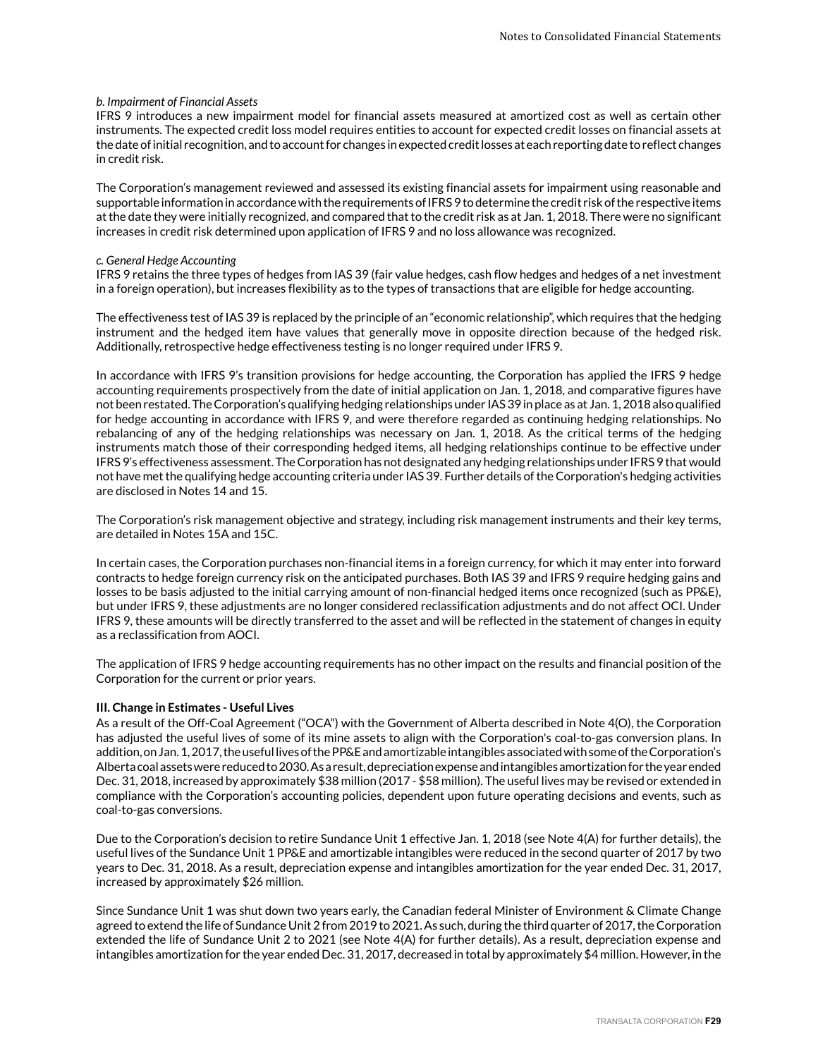*b. Impairment of Financial Assets*

IFRS 9 introduces a new impairment model for financial assets measured at amortized cost as well as certain other instruments. The expected credit loss model requires entities to account for expected credit losses on financial assets at the date of initial recognition, and to account for changes in expected credit losses at each reporting date to reflect changes in credit risk.

The Corporation's management reviewed and assessed its existing financial assets for impairment using reasonable and supportable information in accordance with the requirements of IFRS 9 to determine the credit risk of the respective items at the date they were initially recognized, and compared that to the credit risk as at Jan. 1, 2018. There were no significant increases in credit risk determined upon application of IFRS 9 and no loss allowance was recognized.

*c. General Hedge Accounting*

IFRS 9 retains the three types of hedges from IAS 39 (fair value hedges, cash flow hedges and hedges of a net investment in a foreign operation), but increases flexibility as to the types of transactions that are eligible for hedge accounting.

The effectiveness test of IAS 39 is replaced by the principle of an "economic relationship", which requires that the hedging instrument and the hedged item have values that generally move in opposite direction because of the hedged risk. Additionally, retrospective hedge effectiveness testing is no longer required under IFRS 9.

In accordance with IFRS 9's transition provisions for hedge accounting, the Corporation has applied the IFRS 9 hedge accounting requirements prospectively from the date of initial application on Jan. 1, 2018, and comparative figures have not been restated. The Corporation's qualifying hedging relationships under IAS 39 in place as at Jan. 1, 2018 also qualified for hedge accounting in accordance with IFRS 9, and were therefore regarded as continuing hedging relationships. No rebalancing of any of the hedging relationships was necessary on Jan. 1, 2018. As the critical terms of the hedging instruments match those of their corresponding hedged items, all hedging relationships continue to be effective under IFRS 9's effectiveness assessment. The Corporation has not designated any hedging relationships under IFRS 9 that would not have met the qualifying hedge accounting criteria under IAS 39. Further details of the Corporation's hedging activities are disclosed in Notes 14 and 15.

The Corporation's risk management objective and strategy, including risk management instruments and their key terms, are detailed in Notes 15A and 15C.

In certain cases, the Corporation purchases non-financial items in a foreign currency, for which it may enter into forward contracts to hedge foreign currency risk on the anticipated purchases. Both IAS 39 and IFRS 9 require hedging gains and losses to be basis adjusted to the initial carrying amount of non-financial hedged items once recognized (such as PP&E), but under IFRS 9, these adjustments are no longer considered reclassification adjustments and do not affect OCI. Under IFRS 9, these amounts will be directly transferred to the asset and will be reflected in the statement of changes in equity as a reclassification from AOCI.

The application of IFRS 9 hedge accounting requirements has no other impact on the results and financial position of the Corporation for the current or prior years.

**III. Change in Estimates - Useful Lives**

As a result of the Off-Coal Agreement ("OCA") with the Government of Alberta described in Note 4(O), the Corporation has adjusted the useful lives of some of its mine assets to align with the Corporation's coal-to-gas conversion plans. In addition, on Jan. 1, 2017, the useful lives of the PP&E and amortizable intangibles associated with some of the Corporation's Alberta coal assets were reduced to 2030. As a result, depreciation expense and intangibles amortization for the year ended Dec. 31, 2018, increased by approximately $38 million (2017 - $58 million). The useful lives may be revised or extended in compliance with the Corporation's accounting policies, dependent upon future operating decisions and events, such as coal-to-gas conversions.

Due to the Corporation's decision to retire Sundance Unit 1 effective Jan. 1, 2018 (see Note 4(A) for further details), the useful lives of the Sundance Unit 1 PP&E and amortizable intangibles were reduced in the second quarter of 2017 by two years to Dec. 31, 2018. As a result, depreciation expense and intangibles amortization for the year ended Dec. 31, 2017, increased by approximately $26 million.

Since Sundance Unit 1 was shut down two years early, the Canadian federal Minister of Environment & Climate Change agreed to extend the life of Sundance Unit 2 from 2019 to 2021. As such, during the third quarter of 2017, the Corporation extended the life of Sundance Unit 2 to 2021 (see Note 4(A) for further details). As a result, depreciation expense and intangibles amortization for the year ended Dec. 31, 2017, decreased in total by approximately $4 million. However, in the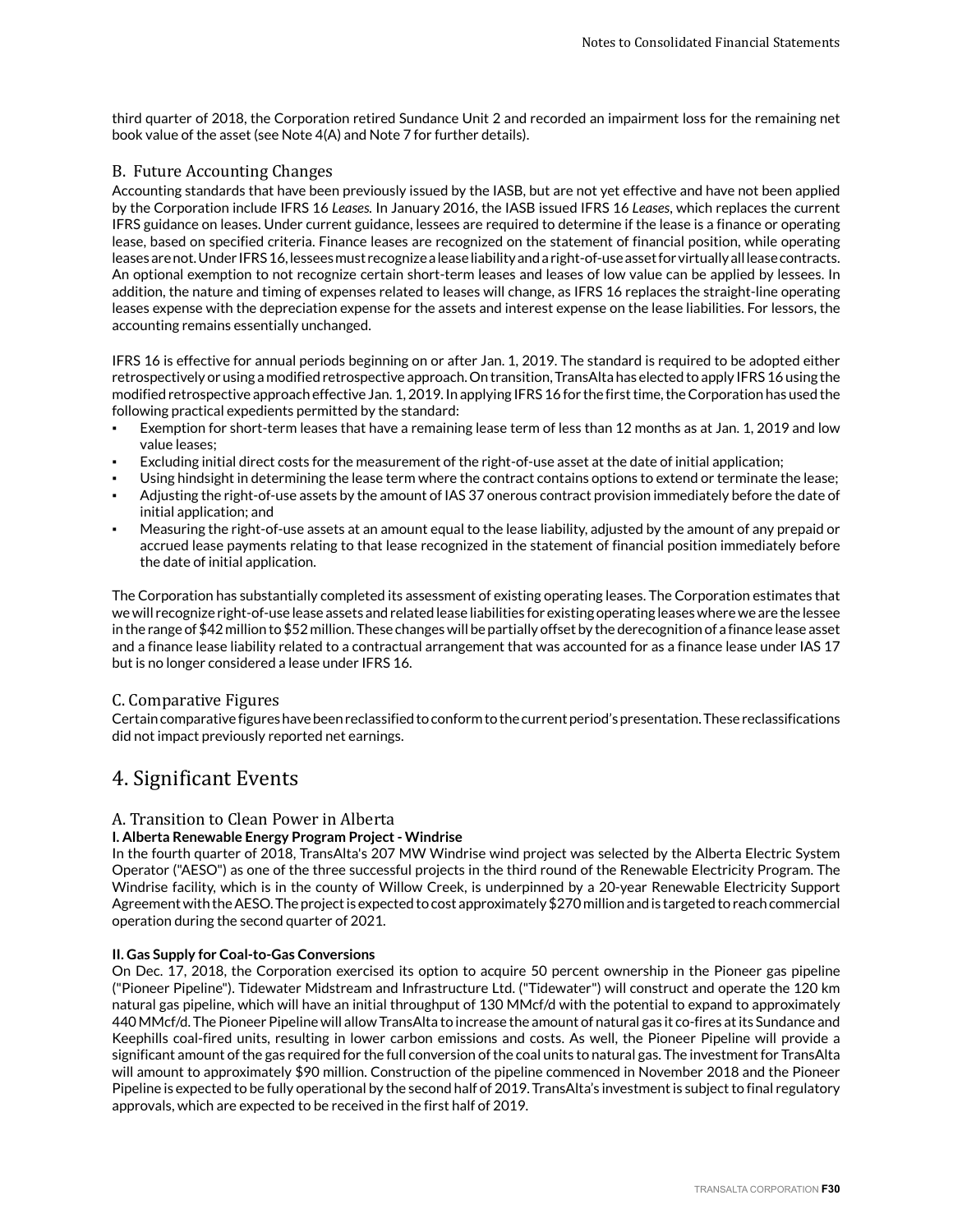third quarter of 2018, the Corporation retired Sundance Unit 2 and recorded an impairment loss for the remaining net book value of the asset (see Note 4(A) and Note 7 for further details).

### B. Future Accounting Changes

Accounting standards that have been previously issued by the IASB, but are not yet effective and have not been applied by the Corporation include IFRS 16 *Leases.* In January 2016, the IASB issued IFRS 16 *Leases*, which replaces the current IFRS guidance on leases. Under current guidance, lessees are required to determine if the lease is a finance or operating lease, based on specified criteria. Finance leases are recognized on the statement of financial position, while operating leases are not. Under IFRS 16, lessees must recognize a lease liability and a right-of-use asset for virtually all lease contracts. An optional exemption to not recognize certain short-term leases and leases of low value can be applied by lessees. In addition, the nature and timing of expenses related to leases will change, as IFRS 16 replaces the straight-line operating leases expense with the depreciation expense for the assets and interest expense on the lease liabilities. For lessors, the accounting remains essentially unchanged.

IFRS 16 is effective for annual periods beginning on or after Jan. 1, 2019. The standard is required to be adopted either retrospectively or using a modified retrospective approach. On transition, TransAlta has elected to apply IFRS 16 using the modified retrospective approach effective Jan. 1, 2019. In applying IFRS 16 for the first time, the Corporation has used the following practical expedients permitted by the standard:

- Exemption for short-term leases that have a remaining lease term of less than 12 months as at Jan. 1, 2019 and low value leases;
- Excluding initial direct costs for the measurement of the right-of-use asset at the date of initial application;
- Using hindsight in determining the lease term where the contract contains options to extend or terminate the lease;
- Adjusting the right-of-use assets by the amount of IAS 37 onerous contract provision immediately before the date of initial application; and
- Measuring the right-of-use assets at an amount equal to the lease liability, adjusted by the amount of any prepaid or accrued lease payments relating to that lease recognized in the statement of financial position immediately before the date of initial application.

The Corporation has substantially completed its assessment of existing operating leases. The Corporation estimates that we will recognize right-of-use lease assets and related lease liabilities for existing operating leases where we are the lessee in the range of $42 million to $52 million. These changes will be partially offset by the derecognition of a finance lease asset and a finance lease liability related to a contractual arrangement that was accounted for as a finance lease under IAS 17 but is no longer considered a lease under IFRS 16.

### C. Comparative Figures

Certain comparative figures have been reclassified to conform to the current period's presentation. These reclassifications did not impact previously reported net earnings.

## 4. Significant Events

### A. Transition to Clean Power in Alberta

**I. Alberta Renewable Energy Program Project - Windrise**

In the fourth quarter of 2018, TransAlta's 207 MW Windrise wind project was selected by the Alberta Electric System Operator ("AESO") as one of the three successful projects in the third round of the Renewable Electricity Program. The Windrise facility, which is in the county of Willow Creek, is underpinned by a 20-year Renewable Electricity Support Agreement with the AESO. The project is expected to cost approximately $270 million and is targeted to reach commercial operation during the second quarter of 2021.

**II. Gas Supply for Coal-to-Gas Conversions**

On Dec. 17, 2018, the Corporation exercised its option to acquire 50 percent ownership in the Pioneer gas pipeline ("Pioneer Pipeline"). Tidewater Midstream and Infrastructure Ltd. ("Tidewater") will construct and operate the 120 km natural gas pipeline, which will have an initial throughput of 130 MMcf/d with the potential to expand to approximately 440 MMcf/d. The Pioneer Pipeline will allow TransAlta to increase the amount of natural gas it co-fires at its Sundance and Keephills coal-fired units, resulting in lower carbon emissions and costs. As well, the Pioneer Pipeline will provide a significant amount of the gas required for the full conversion of the coal units to natural gas. The investment for TransAlta will amount to approximately $90 million. Construction of the pipeline commenced in November 2018 and the Pioneer Pipeline is expected to be fully operational by the second half of 2019. TransAlta's investment is subject to final regulatory approvals, which are expected to be received in the first half of 2019.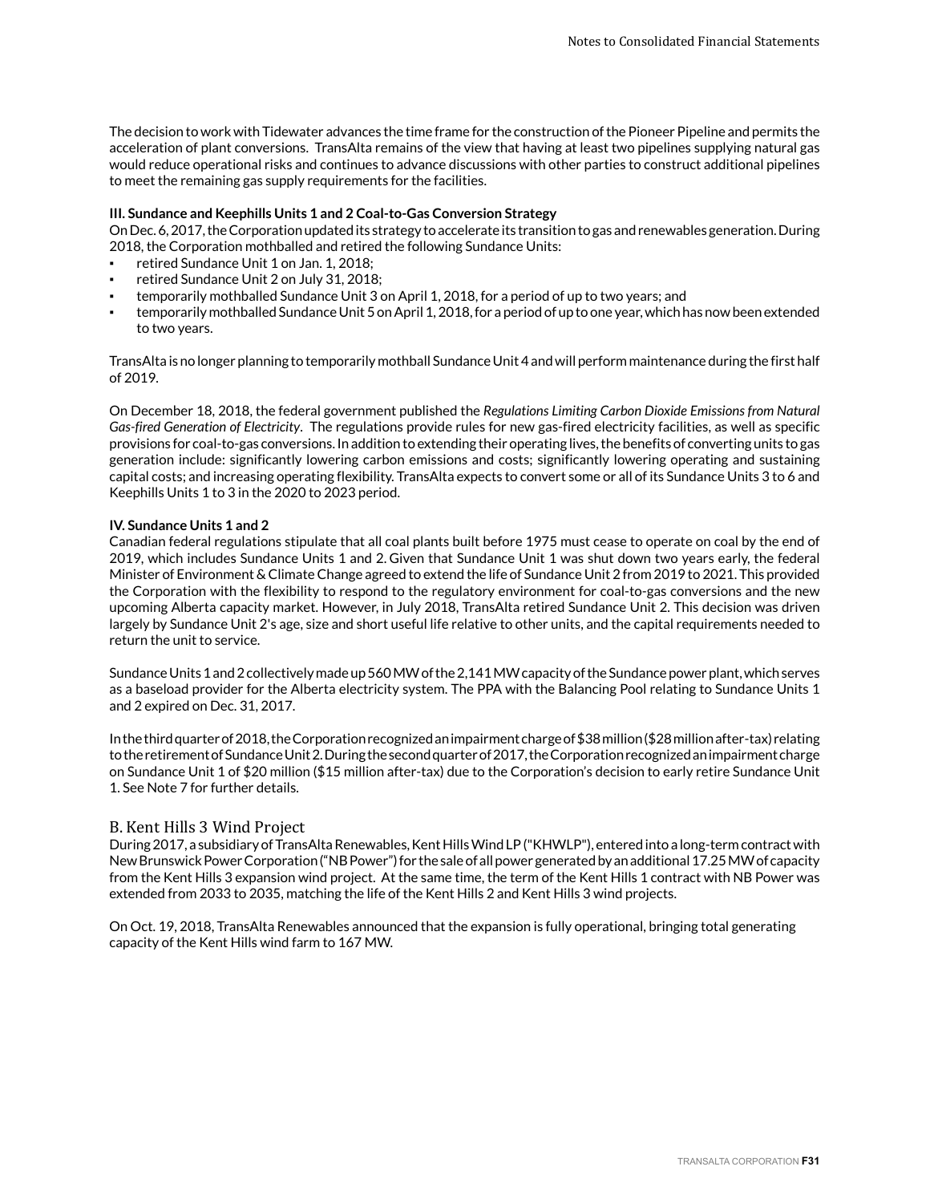The decision to work with Tidewater advances the time frame for the construction of the Pioneer Pipeline and permits the acceleration of plant conversions. TransAlta remains of the view that having at least two pipelines supplying natural gas would reduce operational risks and continues to advance discussions with other parties to construct additional pipelines to meet the remaining gas supply requirements for the facilities.

**III. Sundance and Keephills Units 1 and 2 Coal-to-Gas Conversion Strategy**

On Dec. 6, 2017, the Corporation updated its strategy to accelerate its transition to gas and renewables generation. During 2018, the Corporation mothballed and retired the following Sundance Units:

- retired Sundance Unit 1 on Jan. 1, 2018;
- retired Sundance Unit 2 on July 31, 2018;
- temporarily mothballed Sundance Unit 3 on April 1, 2018, for a period of up to two years; and
- temporarily mothballed Sundance Unit 5 on April 1, 2018, for a period of up to one year, which has now been extended to two years.

TransAlta is no longer planning to temporarily mothball Sundance Unit 4 and will perform maintenance during the first half of 2019.

On December 18, 2018, the federal government published the *Regulations Limiting Carbon Dioxide Emissions from Natural Gas-fired Generation of Electricity*. The regulations provide rules for new gas-fired electricity facilities, as well as specific provisions for coal-to-gas conversions. In addition to extending their operating lives, the benefits of converting units to gas generation include: significantly lowering carbon emissions and costs; significantly lowering operating and sustaining capital costs; and increasing operating flexibility. TransAlta expects to convert some or all of its Sundance Units 3 to 6 and Keephills Units 1 to 3 in the 2020 to 2023 period.

**IV. Sundance Units 1 and 2**

Canadian federal regulations stipulate that all coal plants built before 1975 must cease to operate on coal by the end of 2019, which includes Sundance Units 1 and 2. Given that Sundance Unit 1 was shut down two years early, the federal Minister of Environment & Climate Change agreed to extend the life of Sundance Unit 2 from 2019 to 2021. This provided the Corporation with the flexibility to respond to the regulatory environment for coal-to-gas conversions and the new upcoming Alberta capacity market. However, in July 2018, TransAlta retired Sundance Unit 2. This decision was driven largely by Sundance Unit 2's age, size and short useful life relative to other units, and the capital requirements needed to return the unit to service.

Sundance Units 1 and 2 collectively made up 560 MW of the 2,141 MW capacity of the Sundance power plant, which serves as a baseload provider for the Alberta electricity system. The PPA with the Balancing Pool relating to Sundance Units 1 and 2 expired on Dec. 31, 2017.

In the third quarter of 2018, the Corporation recognized an impairment charge of $38 million ($28 million after-tax) relating to the retirement of Sundance Unit 2. During the second quarter of 2017, the Corporation recognized an impairment charge on Sundance Unit 1 of $20 million ($15 million after-tax) due to the Corporation's decision to early retire Sundance Unit 1. See Note 7 for further details.

## B. Kent Hills 3 Wind Project

During 2017, a subsidiary of TransAlta Renewables, Kent Hills Wind LP ("KHWLP"), entered into a long-term contract with New Brunswick Power Corporation ("NB Power") for the sale of all power generated by an additional 17.25 MW of capacity from the Kent Hills 3 expansion wind project. At the same time, the term of the Kent Hills 1 contract with NB Power was extended from 2033 to 2035, matching the life of the Kent Hills 2 and Kent Hills 3 wind projects.

On Oct. 19, 2018, TransAlta Renewables announced that the expansion is fully operational, bringing total generating capacity of the Kent Hills wind farm to 167 MW.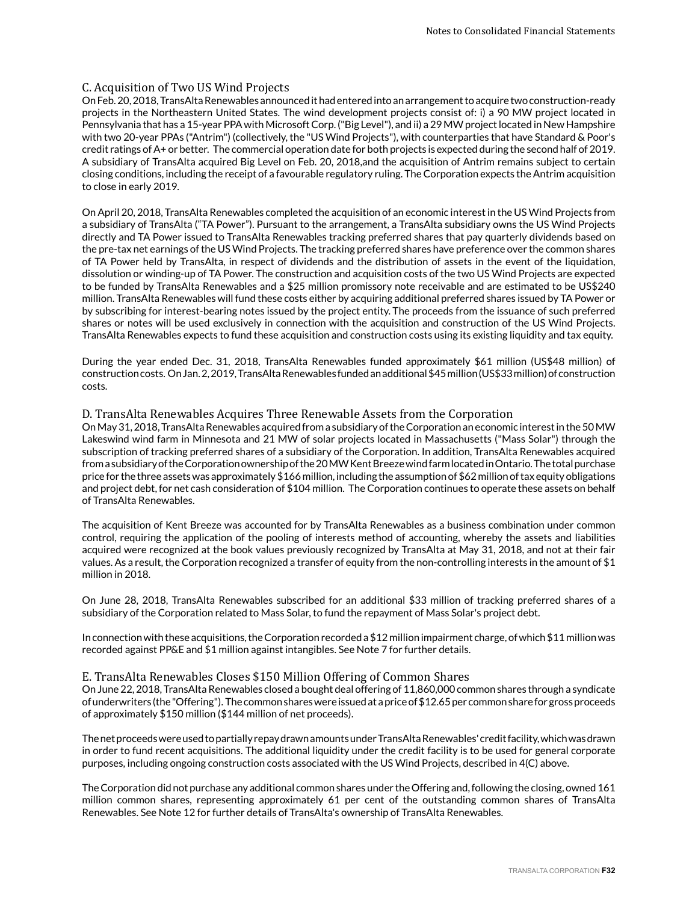## C. Acquisition of Two US Wind Projects

On Feb. 20, 2018, TransAlta Renewables announced it had entered into an arrangement to acquire two construction-ready projects in the Northeastern United States. The wind development projects consist of: i) a 90 MW project located in Pennsylvania that has a 15-year PPA with Microsoft Corp. ("Big Level"), and ii) a 29 MW project located in New Hampshire with two 20-year PPAs ("Antrim") (collectively, the "US Wind Projects"), with counterparties that have Standard & Poor's credit ratings of A+ or better. The commercial operation date for both projects is expected during the second half of 2019. A subsidiary of TransAlta acquired Big Level on Feb. 20, 2018,and the acquisition of Antrim remains subject to certain closing conditions, including the receipt of a favourable regulatory ruling. The Corporation expects the Antrim acquisition to close in early 2019.

On April 20, 2018, TransAlta Renewables completed the acquisition of an economic interest in the US Wind Projects from a subsidiary of TransAlta ("TA Power"). Pursuant to the arrangement, a TransAlta subsidiary owns the US Wind Projects directly and TA Power issued to TransAlta Renewables tracking preferred shares that pay quarterly dividends based on the pre-tax net earnings of the US Wind Projects. The tracking preferred shares have preference over the common shares of TA Power held by TransAlta, in respect of dividends and the distribution of assets in the event of the liquidation, dissolution or winding-up of TA Power. The construction and acquisition costs of the two US Wind Projects are expected to be funded by TransAlta Renewables and a $25 million promissory note receivable and are estimated to be US$240 million. TransAlta Renewables will fund these costs either by acquiring additional preferred shares issued by TA Power or by subscribing for interest-bearing notes issued by the project entity. The proceeds from the issuance of such preferred shares or notes will be used exclusively in connection with the acquisition and construction of the US Wind Projects. TransAlta Renewables expects to fund these acquisition and construction costs using its existing liquidity and tax equity.

During the year ended Dec. 31, 2018, TransAlta Renewables funded approximately $61 million (US$48 million) of construction costs. On Jan. 2, 2019, TransAlta Renewables funded an additional $45 million (US$33 million) of construction costs.

## D. TransAlta Renewables Acquires Three Renewable Assets from the Corporation

On May 31, 2018, TransAlta Renewables acquired from a subsidiary of the Corporation an economic interest in the 50 MW Lakeswind wind farm in Minnesota and 21 MW of solar projects located in Massachusetts ("Mass Solar") through the subscription of tracking preferred shares of a subsidiary of the Corporation. In addition, TransAlta Renewables acquired from a subsidiary of the Corporation ownership of the 20 MW Kent Breeze wind farm located in Ontario. The total purchase price for the three assets was approximately $166 million, including the assumption of $62 million of tax equity obligations and project debt, for net cash consideration of $104 million. The Corporation continues to operate these assets on behalf of TransAlta Renewables.

The acquisition of Kent Breeze was accounted for by TransAlta Renewables as a business combination under common control, requiring the application of the pooling of interests method of accounting, whereby the assets and liabilities acquired were recognized at the book values previously recognized by TransAlta at May 31, 2018, and not at their fair values. As a result, the Corporation recognized a transfer of equity from the non-controlling interests in the amount of $1 million in 2018.

On June 28, 2018, TransAlta Renewables subscribed for an additional $33 million of tracking preferred shares of a subsidiary of the Corporation related to Mass Solar, to fund the repayment of Mass Solar's project debt.

In connection with these acquisitions, the Corporation recorded a $12 million impairment charge, of which $11 million was recorded against PP&E and $1 million against intangibles. See Note 7 for further details.

## E. TransAlta Renewables Closes $150 Million Offering of Common Shares

On June 22, 2018, TransAlta Renewables closed a bought deal offering of 11,860,000 common shares through a syndicate of underwriters (the "Offering"). The common shares were issued at a price of $12.65 per common share for gross proceeds of approximately $150 million ($144 million of net proceeds).

The net proceeds were used to partially repay drawn amounts under TransAlta Renewables' credit facility, which was drawn in order to fund recent acquisitions. The additional liquidity under the credit facility is to be used for general corporate purposes, including ongoing construction costs associated with the US Wind Projects, described in 4(C) above.

The Corporation did not purchase any additional common shares under the Offering and, following the closing, owned 161 million common shares, representing approximately 61 per cent of the outstanding common shares of TransAlta Renewables. See Note 12 for further details of TransAlta's ownership of TransAlta Renewables.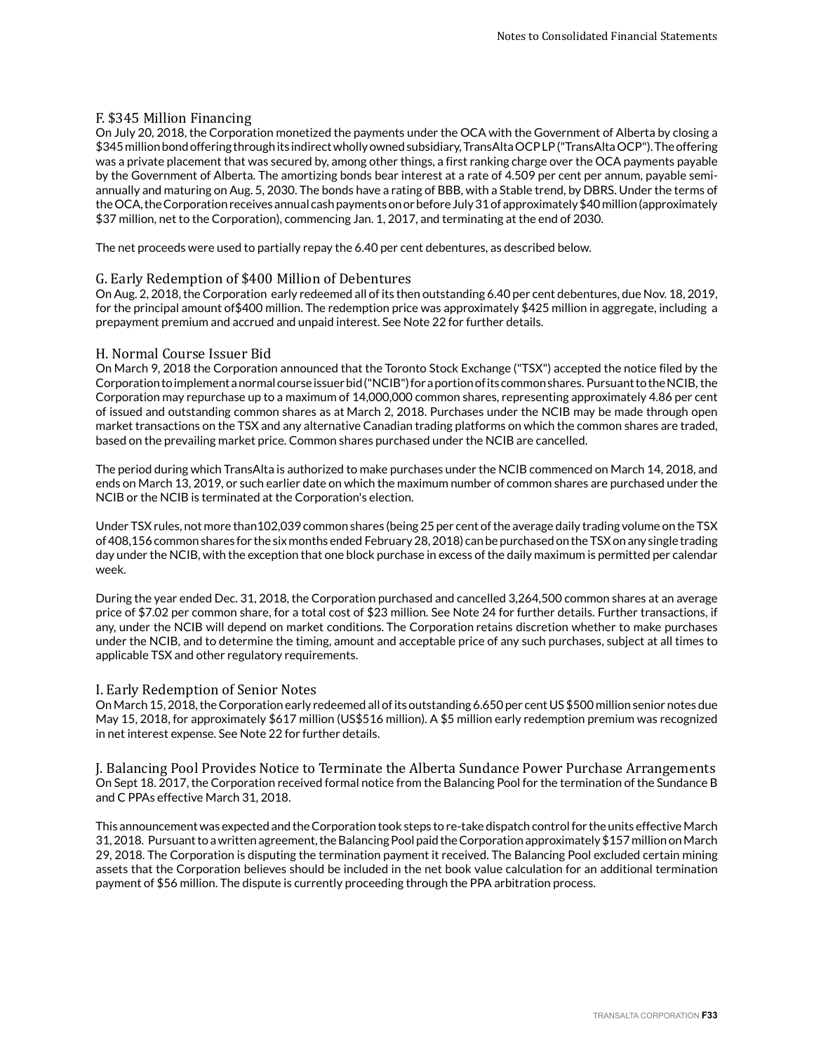### F. $345 Million Financing

On July 20, 2018, the Corporation monetized the payments under the OCA with the Government of Alberta by closing a $345 million bond offering through its indirect wholly owned subsidiary, TransAlta OCP LP ("TransAlta OCP"). The offering was a private placement that was secured by, among other things, a first ranking charge over the OCA payments payable by the Government of Alberta. The amortizing bonds bear interest at a rate of 4.509 per cent per annum, payable semi-annually and maturing on Aug. 5, 2030. The bonds have a rating of BBB, with a Stable trend, by DBRS. Under the terms of the OCA, the Corporation receives annual cash payments on or before July 31 of approximately $40 million (approximately $37 million, net to the Corporation), commencing Jan. 1, 2017, and terminating at the end of 2030.

The net proceeds were used to partially repay the 6.40 per cent debentures, as described below.

### G. Early Redemption of $400 Million of Debentures

On Aug. 2, 2018, the Corporation early redeemed all of its then outstanding 6.40 per cent debentures, due Nov. 18, 2019, for the principal amount of$400 million. The redemption price was approximately $425 million in aggregate, including a prepayment premium and accrued and unpaid interest. See Note 22 for further details.

### H. Normal Course Issuer Bid

On March 9, 2018 the Corporation announced that the Toronto Stock Exchange ("TSX") accepted the notice filed by the Corporation to implement a normal course issuer bid ("NCIB") for a portion of its common shares. Pursuant to the NCIB, the Corporation may repurchase up to a maximum of 14,000,000 common shares, representing approximately 4.86 per cent of issued and outstanding common shares as at March 2, 2018. Purchases under the NCIB may be made through open market transactions on the TSX and any alternative Canadian trading platforms on which the common shares are traded, based on the prevailing market price. Common shares purchased under the NCIB are cancelled.

The period during which TransAlta is authorized to make purchases under the NCIB commenced on March 14, 2018, and ends on March 13, 2019, or such earlier date on which the maximum number of common shares are purchased under the NCIB or the NCIB is terminated at the Corporation's election.

Under TSX rules, not more than102,039 common shares (being 25 per cent of the average daily trading volume on the TSX of 408,156 common shares for the six months ended February 28, 2018) can be purchased on the TSX on any single trading day under the NCIB, with the exception that one block purchase in excess of the daily maximum is permitted per calendar week.

During the year ended Dec. 31, 2018, the Corporation purchased and cancelled 3,264,500 common shares at an average price of $7.02 per common share, for a total cost of $23 million. See Note 24 for further details. Further transactions, if any, under the NCIB will depend on market conditions. The Corporation retains discretion whether to make purchases under the NCIB, and to determine the timing, amount and acceptable price of any such purchases, subject at all times to applicable TSX and other regulatory requirements.

### I. Early Redemption of Senior Notes

On March 15, 2018, the Corporation early redeemed all of its outstanding 6.650 per cent US $500 million senior notes due May 15, 2018, for approximately $617 million (US$516 million). A $5 million early redemption premium was recognized in net interest expense. See Note 22 for further details.

### J. Balancing Pool Provides Notice to Terminate the Alberta Sundance Power Purchase Arrangements

On Sept 18. 2017, the Corporation received formal notice from the Balancing Pool for the termination of the Sundance B and C PPAs effective March 31, 2018.

This announcement was expected and the Corporation took steps to re-take dispatch control for the units effective March 31, 2018. Pursuant to a written agreement, the Balancing Pool paid the Corporation approximately $157 million on March 29, 2018. The Corporation is disputing the termination payment it received. The Balancing Pool excluded certain mining assets that the Corporation believes should be included in the net book value calculation for an additional termination payment of $56 million. The dispute is currently proceeding through the PPA arbitration process.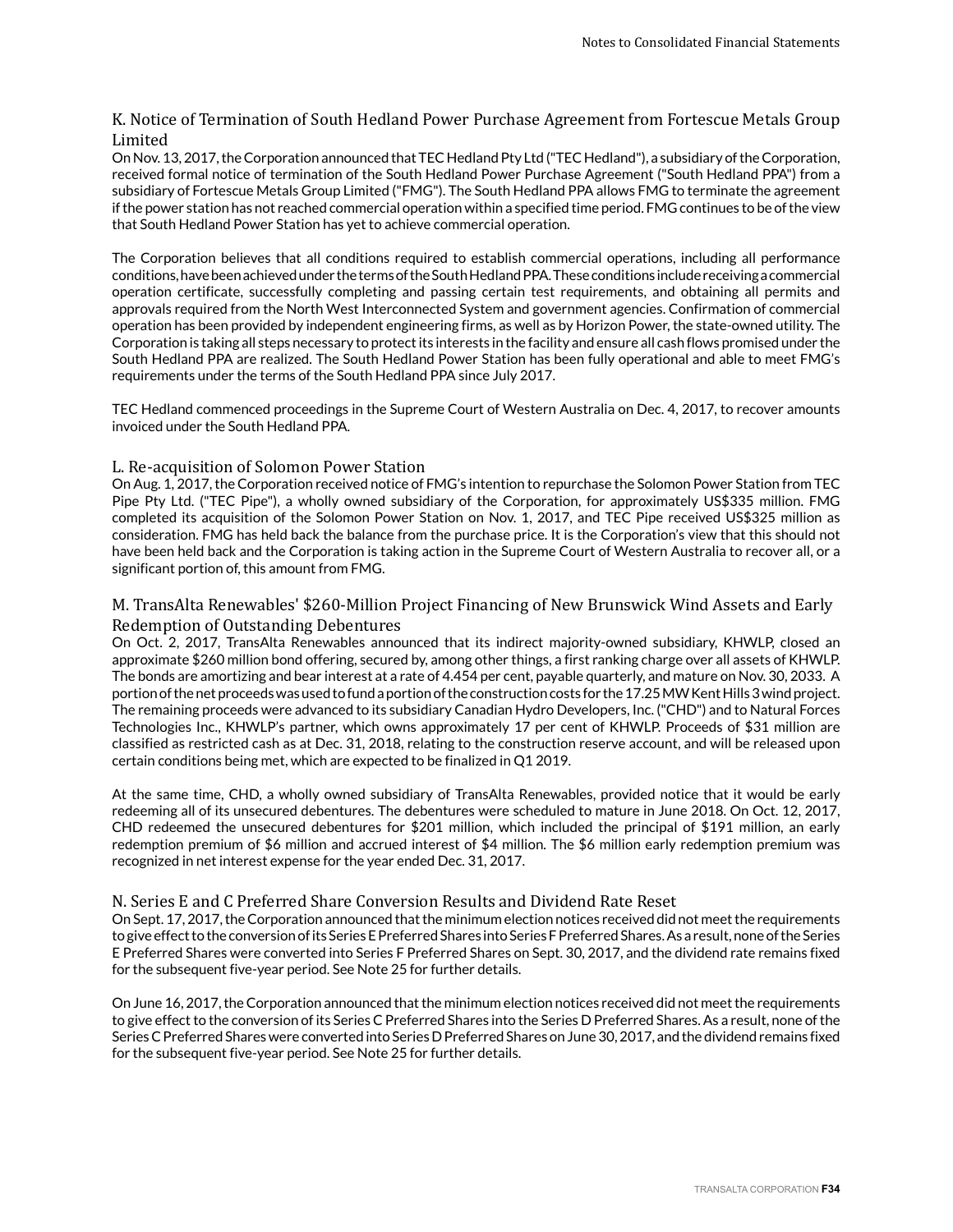### K. Notice of Termination of South Hedland Power Purchase Agreement from Fortescue Metals Group Limited

On Nov. 13, 2017, the Corporation announced that TEC Hedland Pty Ltd ("TEC Hedland"), a subsidiary of the Corporation, received formal notice of termination of the South Hedland Power Purchase Agreement ("South Hedland PPA") from a subsidiary of Fortescue Metals Group Limited ("FMG"). The South Hedland PPA allows FMG to terminate the agreement if the power station has not reached commercial operation within a specified time period. FMG continues to be of the view that South Hedland Power Station has yet to achieve commercial operation.

The Corporation believes that all conditions required to establish commercial operations, including all performance conditions, have been achieved under the terms of the South Hedland PPA. These conditions include receiving a commercial operation certificate, successfully completing and passing certain test requirements, and obtaining all permits and approvals required from the North West Interconnected System and government agencies. Confirmation of commercial operation has been provided by independent engineering firms, as well as by Horizon Power, the state-owned utility. The Corporation is taking all steps necessary to protect its interests in the facility and ensure all cash flows promised under the South Hedland PPA are realized. The South Hedland Power Station has been fully operational and able to meet FMG's requirements under the terms of the South Hedland PPA since July 2017.

TEC Hedland commenced proceedings in the Supreme Court of Western Australia on Dec. 4, 2017, to recover amounts invoiced under the South Hedland PPA.

### L. Re-acquisition of Solomon Power Station

On Aug. 1, 2017, the Corporation received notice of FMG's intention to repurchase the Solomon Power Station from TEC Pipe Pty Ltd. ("TEC Pipe"), a wholly owned subsidiary of the Corporation, for approximately US$335 million. FMG completed its acquisition of the Solomon Power Station on Nov. 1, 2017, and TEC Pipe received US$325 million as consideration. FMG has held back the balance from the purchase price. It is the Corporation's view that this should not have been held back and the Corporation is taking action in the Supreme Court of Western Australia to recover all, or a significant portion of, this amount from FMG.

### M. TransAlta Renewables' $260-Million Project Financing of New Brunswick Wind Assets and Early Redemption of Outstanding Debentures

On Oct. 2, 2017, TransAlta Renewables announced that its indirect majority-owned subsidiary, KHWLP, closed an approximate $260 million bond offering, secured by, among other things, a first ranking charge over all assets of KHWLP. The bonds are amortizing and bear interest at a rate of 4.454 per cent, payable quarterly, and mature on Nov. 30, 2033. A portion of the net proceeds was used to fund a portion of the construction costs for the 17.25 MW Kent Hills 3 wind project. The remaining proceeds were advanced to its subsidiary Canadian Hydro Developers, Inc. ("CHD") and to Natural Forces Technologies Inc., KHWLP's partner, which owns approximately 17 per cent of KHWLP. Proceeds of $31 million are classified as restricted cash as at Dec. 31, 2018, relating to the construction reserve account, and will be released upon certain conditions being met, which are expected to be finalized in Q1 2019.

At the same time, CHD, a wholly owned subsidiary of TransAlta Renewables, provided notice that it would be early redeeming all of its unsecured debentures. The debentures were scheduled to mature in June 2018. On Oct. 12, 2017, CHD redeemed the unsecured debentures for $201 million, which included the principal of $191 million, an early redemption premium of $6 million and accrued interest of $4 million. The $6 million early redemption premium was recognized in net interest expense for the year ended Dec. 31, 2017.

### N. Series E and C Preferred Share Conversion Results and Dividend Rate Reset

On Sept. 17, 2017, the Corporation announced that the minimum election notices received did not meet the requirements to give effect to the conversion of its Series E Preferred Shares into Series F Preferred Shares. As a result, none of the Series E Preferred Shares were converted into Series F Preferred Shares on Sept. 30, 2017, and the dividend rate remains fixed for the subsequent five-year period. See Note 25 for further details.

On June 16, 2017, the Corporation announced that the minimum election notices received did not meet the requirements to give effect to the conversion of its Series C Preferred Shares into the Series D Preferred Shares. As a result, none of the Series C Preferred Shares were converted into Series D Preferred Shares on June 30, 2017, and the dividend remains fixed for the subsequent five-year period. See Note 25 for further details.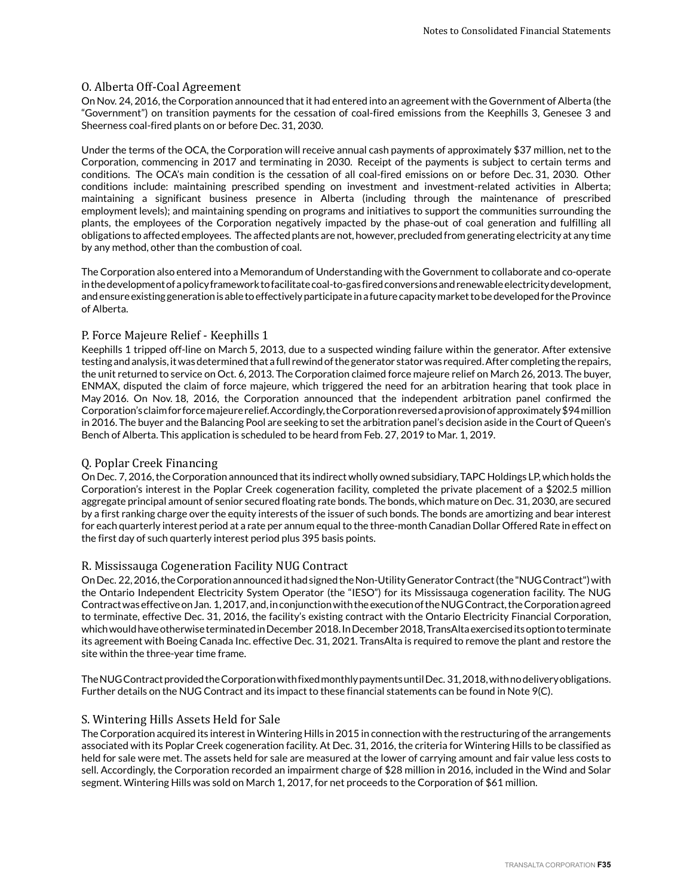### O. Alberta Off-Coal Agreement

On Nov. 24, 2016, the Corporation announced that it had entered into an agreement with the Government of Alberta (the "Government") on transition payments for the cessation of coal-fired emissions from the Keephills 3, Genesee 3 and Sheerness coal-fired plants on or before Dec. 31, 2030.

Under the terms of the OCA, the Corporation will receive annual cash payments of approximately $37 million, net to the Corporation, commencing in 2017 and terminating in 2030. Receipt of the payments is subject to certain terms and conditions. The OCA's main condition is the cessation of all coal-fired emissions on or before Dec. 31, 2030. Other conditions include: maintaining prescribed spending on investment and investment-related activities in Alberta; maintaining a significant business presence in Alberta (including through the maintenance of prescribed employment levels); and maintaining spending on programs and initiatives to support the communities surrounding the plants, the employees of the Corporation negatively impacted by the phase-out of coal generation and fulfilling all obligations to affected employees. The affected plants are not, however, precluded from generating electricity at any time by any method, other than the combustion of coal.

The Corporation also entered into a Memorandum of Understanding with the Government to collaborate and co-operate in the development of a policy framework to facilitate coal-to-gas fired conversions and renewable electricity development, and ensure existing generation is able to effectively participate in a future capacity market to be developed for the Province of Alberta.

### P. Force Majeure Relief - Keephills 1

Keephills 1 tripped off-line on March 5, 2013, due to a suspected winding failure within the generator. After extensive testing and analysis, it was determined that a full rewind of the generator stator was required. After completing the repairs, the unit returned to service on Oct. 6, 2013. The Corporation claimed force majeure relief on March 26, 2013. The buyer, ENMAX, disputed the claim of force majeure, which triggered the need for an arbitration hearing that took place in May 2016. On Nov. 18, 2016, the Corporation announced that the independent arbitration panel confirmed the Corporation's claim for force majeure relief. Accordingly, the Corporation reversed a provision of approximately $94 million in 2016. The buyer and the Balancing Pool are seeking to set the arbitration panel's decision aside in the Court of Queen's Bench of Alberta. This application is scheduled to be heard from Feb. 27, 2019 to Mar. 1, 2019.

### Q. Poplar Creek Financing

On Dec. 7, 2016, the Corporation announced that its indirect wholly owned subsidiary, TAPC Holdings LP, which holds the Corporation's interest in the Poplar Creek cogeneration facility, completed the private placement of a $202.5 million aggregate principal amount of senior secured floating rate bonds. The bonds, which mature on Dec. 31, 2030, are secured by a first ranking charge over the equity interests of the issuer of such bonds. The bonds are amortizing and bear interest for each quarterly interest period at a rate per annum equal to the three-month Canadian Dollar Offered Rate in effect on the first day of such quarterly interest period plus 395 basis points.

### R. Mississauga Cogeneration Facility NUG Contract

On Dec. 22, 2016, the Corporation announced it had signed the Non-Utility Generator Contract (the "NUG Contract") with the Ontario Independent Electricity System Operator (the "IESO") for its Mississauga cogeneration facility. The NUG Contract was effective on Jan. 1, 2017, and, in conjunction with the execution of the NUG Contract, the Corporation agreed to terminate, effective Dec. 31, 2016, the facility's existing contract with the Ontario Electricity Financial Corporation, which would have otherwise terminated in December 2018. In December 2018, TransAlta exercised its option to terminate its agreement with Boeing Canada Inc. effective Dec. 31, 2021. TransAlta is required to remove the plant and restore the site within the three-year time frame.

The NUG Contract provided the Corporation with fixed monthly payments until Dec. 31, 2018, with no delivery obligations. Further details on the NUG Contract and its impact to these financial statements can be found in Note 9(C).

### S. Wintering Hills Assets Held for Sale

The Corporation acquired its interest in Wintering Hills in 2015 in connection with the restructuring of the arrangements associated with its Poplar Creek cogeneration facility. At Dec. 31, 2016, the criteria for Wintering Hills to be classified as held for sale were met. The assets held for sale are measured at the lower of carrying amount and fair value less costs to sell. Accordingly, the Corporation recorded an impairment charge of $28 million in 2016, included in the Wind and Solar segment. Wintering Hills was sold on March 1, 2017, for net proceeds to the Corporation of $61 million.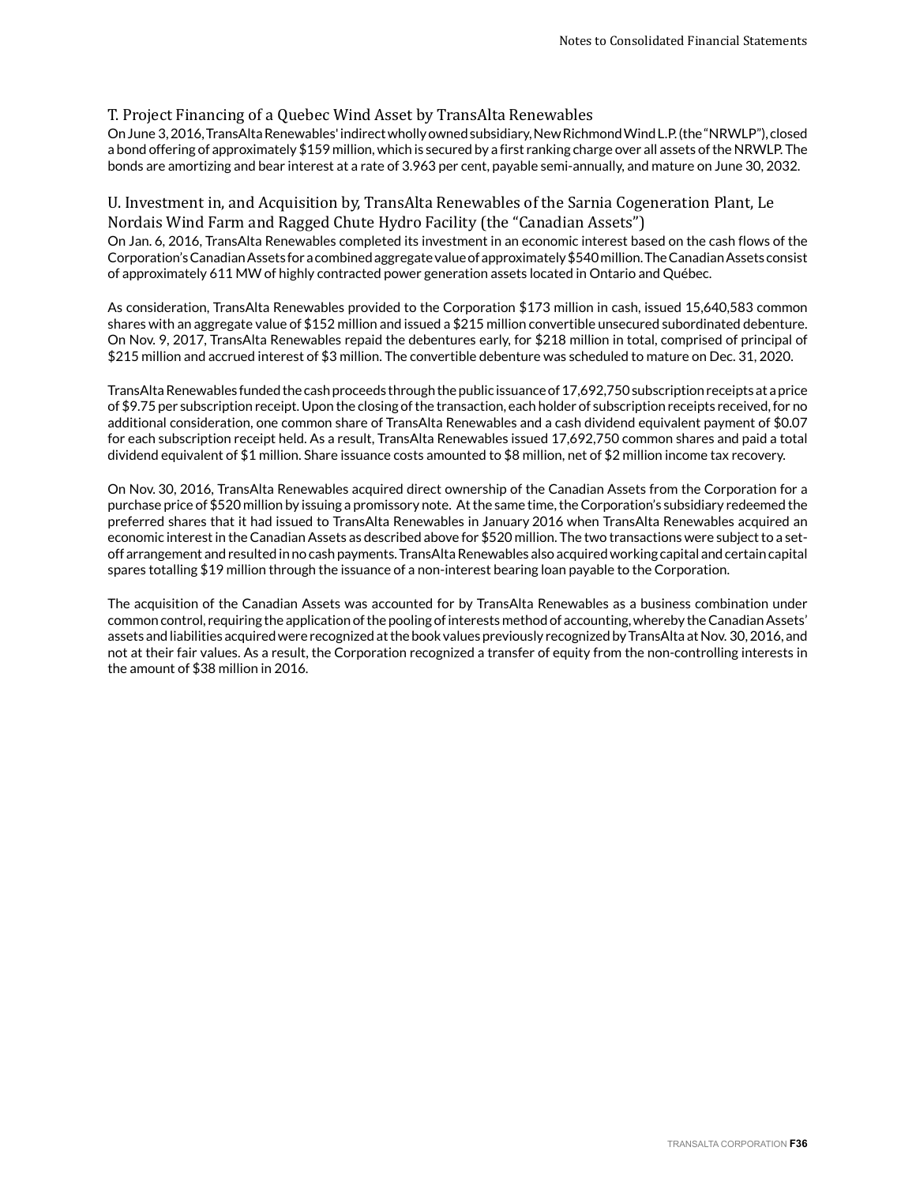### T. Project Financing of a Quebec Wind Asset by TransAlta Renewables

On June 3, 2016, TransAlta Renewables' indirect wholly owned subsidiary, New Richmond Wind L.P. (the "NRWLP"), closed a bond offering of approximately $159 million, which is secured by a first ranking charge over all assets of the NRWLP. The bonds are amortizing and bear interest at a rate of 3.963 per cent, payable semi-annually, and mature on June 30, 2032.

### U. Investment in, and Acquisition by, TransAlta Renewables of the Sarnia Cogeneration Plant, Le Nordais Wind Farm and Ragged Chute Hydro Facility (the "Canadian Assets")

On Jan. 6, 2016, TransAlta Renewables completed its investment in an economic interest based on the cash flows of the Corporation's Canadian Assets for a combined aggregate value of approximately $540 million. The Canadian Assets consist of approximately 611 MW of highly contracted power generation assets located in Ontario and Québec.

As consideration, TransAlta Renewables provided to the Corporation $173 million in cash, issued 15,640,583 common shares with an aggregate value of $152 million and issued a $215 million convertible unsecured subordinated debenture. On Nov. 9, 2017, TransAlta Renewables repaid the debentures early, for $218 million in total, comprised of principal of $215 million and accrued interest of $3 million. The convertible debenture was scheduled to mature on Dec. 31, 2020.

TransAlta Renewables funded the cash proceeds through the public issuance of 17,692,750 subscription receipts at a price of $9.75 per subscription receipt. Upon the closing of the transaction, each holder of subscription receipts received, for no additional consideration, one common share of TransAlta Renewables and a cash dividend equivalent payment of $0.07 for each subscription receipt held. As a result, TransAlta Renewables issued 17,692,750 common shares and paid a total dividend equivalent of $1 million. Share issuance costs amounted to $8 million, net of $2 million income tax recovery.

On Nov. 30, 2016, TransAlta Renewables acquired direct ownership of the Canadian Assets from the Corporation for a purchase price of $520 million by issuing a promissory note. At the same time, the Corporation's subsidiary redeemed the preferred shares that it had issued to TransAlta Renewables in January 2016 when TransAlta Renewables acquired an economic interest in the Canadian Assets as described above for $520 million. The two transactions were subject to a set-off arrangement and resulted in no cash payments. TransAlta Renewables also acquired working capital and certain capital spares totalling $19 million through the issuance of a non-interest bearing loan payable to the Corporation.

The acquisition of the Canadian Assets was accounted for by TransAlta Renewables as a business combination under common control, requiring the application of the pooling of interests method of accounting, whereby the Canadian Assets' assets and liabilities acquired were recognized at the book values previously recognized by TransAlta at Nov. 30, 2016, and not at their fair values. As a result, the Corporation recognized a transfer of equity from the non-controlling interests in the amount of $38 million in 2016.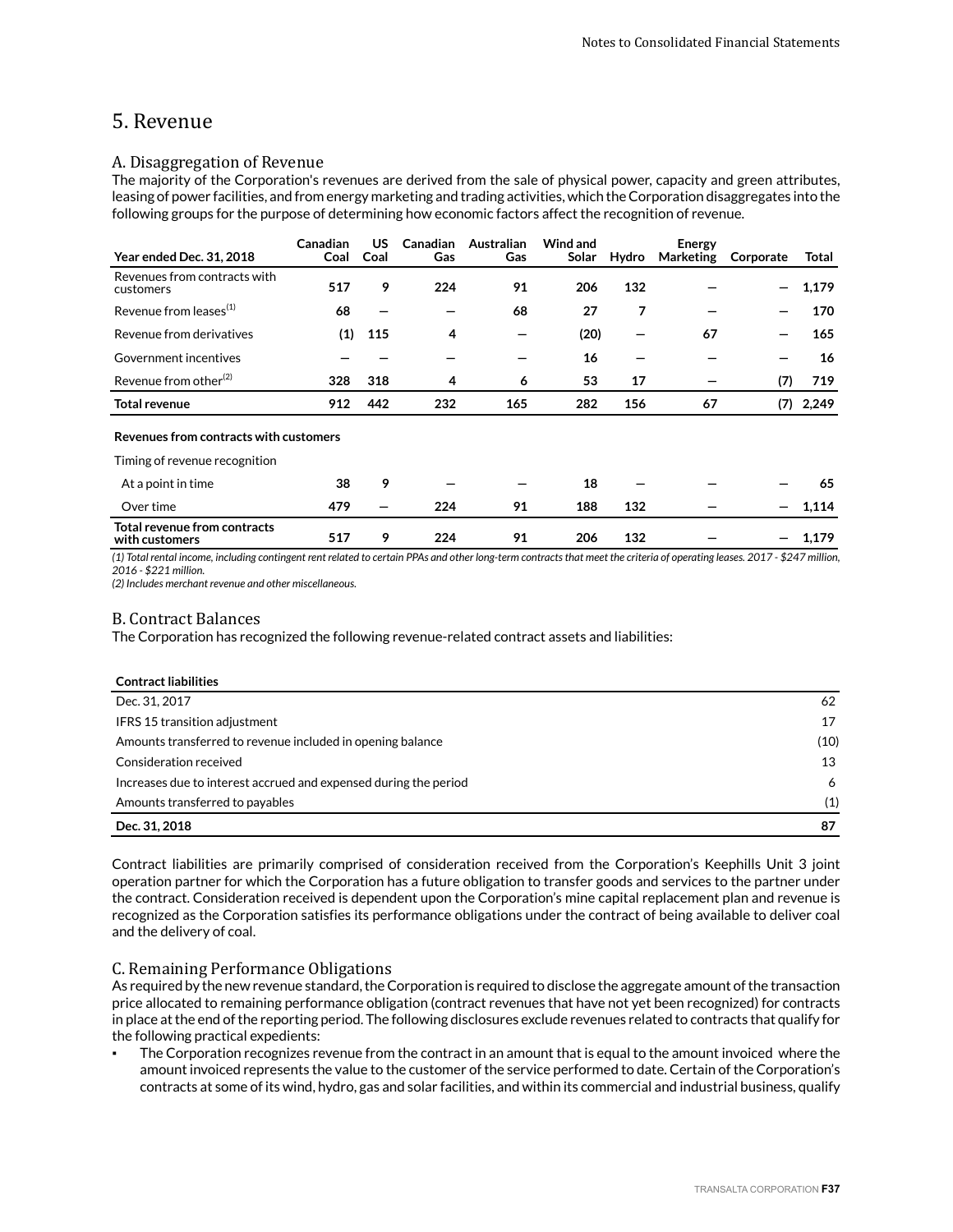# 5. Revenue

## A. Disaggregation of Revenue

The majority of the Corporation's revenues are derived from the sale of physical power, capacity and green attributes, leasing of power facilities, and from energy marketing and trading activities, which the Corporation disaggregates into the following groups for the purpose of determining how economic factors affect the recognition of revenue.

| Year ended Dec. 31, 2018 | Canadian Coal | US Coal | Canadian Gas | Australian Gas | Wind and Solar | Hydro | Energy Marketing | Corporate | Total |
|---|---|---|---|---|---|---|---|---|---|
| Revenues from contracts with customers | 517 | 9 | 224 | 91 | 206 | 132 | — | — | 1,179 |
| Revenue from leases[(1)] | 68 | — | — | 68 | 27 | 7 | — | — | 170 |
| Revenue from derivatives | (1) | 115 | 4 | — | (20) | — | 67 | — | 165 |
| Government incentives | — | — | — | — | 16 | — | — | — | 16 |
| Revenue from other[(2)] | 328 | 318 | 4 | 6 | 53 | 17 | — | (7) | 719 |
| **Total revenue** | 912 | 442 | 232 | 165 | 282 | 156 | 67 | (7) | 2,249 |
| **Revenues from contracts with customers** | | | | | | | | | |
| Timing of revenue recognition | | | | | | | | | |
| At a point in time | 38 | 9 | — | — | 18 | — | — | — | 65 |
| Over time | 479 | — | 224 | 91 | 188 | 132 | — | — | 1,114 |
| **Total revenue from contracts with customers** | 517 | 9 | 224 | 91 | 206 | 132 | — | — | 1,179 |

*(1) Total rental income, including contingent rent related to certain PPAs and other long-term contracts that meet the criteria of operating leases. 2017 - $247 million, 2016 - $221 million.*
*(2) Includes merchant revenue and other miscellaneous.*

## B. Contract Balances

The Corporation has recognized the following revenue-related contract assets and liabilities:

| **Contract liabilities** | |
|---|---|
| Dec. 31, 2017 | 62 |
| IFRS 15 transition adjustment | 17 |
| Amounts transferred to revenue included in opening balance | (10) |
| Consideration received | 13 |
| Increases due to interest accrued and expensed during the period | 6 |
| Amounts transferred to payables | (1) |
| **Dec. 31, 2018** | **87** |

Contract liabilities are primarily comprised of consideration received from the Corporation's Keephills Unit 3 joint operation partner for which the Corporation has a future obligation to transfer goods and services to the partner under the contract. Consideration received is dependent upon the Corporation's mine capital replacement plan and revenue is recognized as the Corporation satisfies its performance obligations under the contract of being available to deliver coal and the delivery of coal.

## C. Remaining Performance Obligations

As required by the new revenue standard, the Corporation is required to disclose the aggregate amount of the transaction price allocated to remaining performance obligation (contract revenues that have not yet been recognized) for contracts in place at the end of the reporting period. The following disclosures exclude revenues related to contracts that qualify for the following practical expedients:

- The Corporation recognizes revenue from the contract in an amount that is equal to the amount invoiced where the amount invoiced represents the value to the customer of the service performed to date. Certain of the Corporation's contracts at some of its wind, hydro, gas and solar facilities, and within its commercial and industrial business, qualify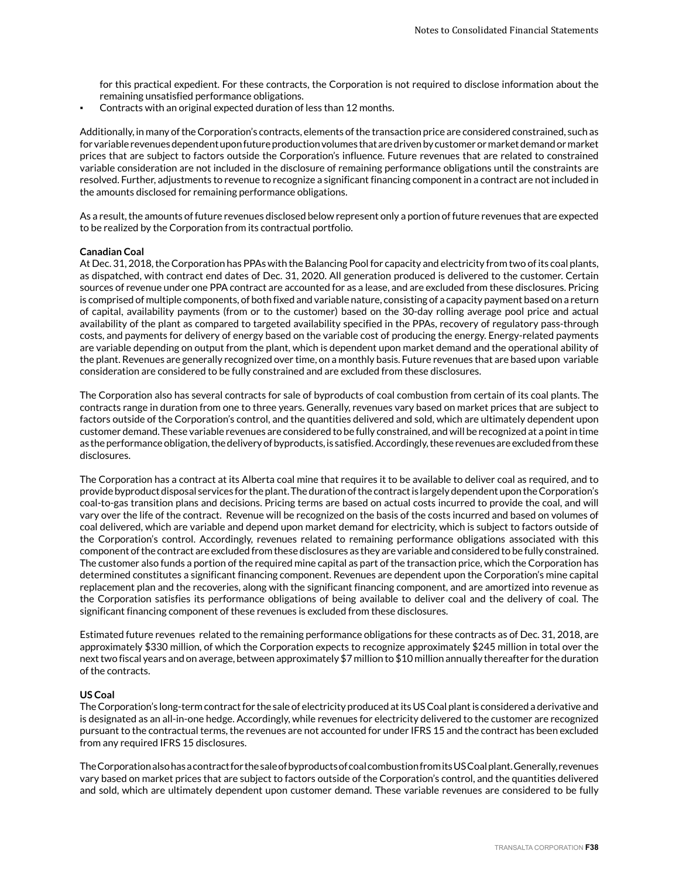for this practical expedient. For these contracts, the Corporation is not required to disclose information about the remaining unsatisfied performance obligations.

- Contracts with an original expected duration of less than 12 months.

Additionally, in many of the Corporation's contracts, elements of the transaction price are considered constrained, such as for variable revenues dependent upon future production volumes that are driven by customer or market demand or market prices that are subject to factors outside the Corporation's influence. Future revenues that are related to constrained variable consideration are not included in the disclosure of remaining performance obligations until the constraints are resolved. Further, adjustments to revenue to recognize a significant financing component in a contract are not included in the amounts disclosed for remaining performance obligations.

As a result, the amounts of future revenues disclosed below represent only a portion of future revenues that are expected to be realized by the Corporation from its contractual portfolio.

**Canadian Coal**

At Dec. 31, 2018, the Corporation has PPAs with the Balancing Pool for capacity and electricity from two of its coal plants, as dispatched, with contract end dates of Dec. 31, 2020. All generation produced is delivered to the customer. Certain sources of revenue under one PPA contract are accounted for as a lease, and are excluded from these disclosures. Pricing is comprised of multiple components, of both fixed and variable nature, consisting of a capacity payment based on a return of capital, availability payments (from or to the customer) based on the 30-day rolling average pool price and actual availability of the plant as compared to targeted availability specified in the PPAs, recovery of regulatory pass-through costs, and payments for delivery of energy based on the variable cost of producing the energy. Energy-related payments are variable depending on output from the plant, which is dependent upon market demand and the operational ability of the plant. Revenues are generally recognized over time, on a monthly basis. Future revenues that are based upon variable consideration are considered to be fully constrained and are excluded from these disclosures.

The Corporation also has several contracts for sale of byproducts of coal combustion from certain of its coal plants. The contracts range in duration from one to three years. Generally, revenues vary based on market prices that are subject to factors outside of the Corporation's control, and the quantities delivered and sold, which are ultimately dependent upon customer demand. These variable revenues are considered to be fully constrained, and will be recognized at a point in time as the performance obligation, the delivery of byproducts, is satisfied. Accordingly, these revenues are excluded from these disclosures.

The Corporation has a contract at its Alberta coal mine that requires it to be available to deliver coal as required, and to provide byproduct disposal services for the plant. The duration of the contract is largely dependent upon the Corporation's coal-to-gas transition plans and decisions. Pricing terms are based on actual costs incurred to provide the coal, and will vary over the life of the contract. Revenue will be recognized on the basis of the costs incurred and based on volumes of coal delivered, which are variable and depend upon market demand for electricity, which is subject to factors outside of the Corporation's control. Accordingly, revenues related to remaining performance obligations associated with this component of the contract are excluded from these disclosures as they are variable and considered to be fully constrained. The customer also funds a portion of the required mine capital as part of the transaction price, which the Corporation has determined constitutes a significant financing component. Revenues are dependent upon the Corporation's mine capital replacement plan and the recoveries, along with the significant financing component, and are amortized into revenue as the Corporation satisfies its performance obligations of being available to deliver coal and the delivery of coal. The significant financing component of these revenues is excluded from these disclosures.

Estimated future revenues related to the remaining performance obligations for these contracts as of Dec. 31, 2018, are approximately $330 million, of which the Corporation expects to recognize approximately $245 million in total over the next two fiscal years and on average, between approximately $7 million to $10 million annually thereafter for the duration of the contracts.

**US Coal**

The Corporation's long-term contract for the sale of electricity produced at its US Coal plant is considered a derivative and is designated as an all-in-one hedge. Accordingly, while revenues for electricity delivered to the customer are recognized pursuant to the contractual terms, the revenues are not accounted for under IFRS 15 and the contract has been excluded from any required IFRS 15 disclosures.

The Corporation also has a contract for the sale of byproducts of coal combustion from its US Coal plant. Generally, revenues vary based on market prices that are subject to factors outside of the Corporation's control, and the quantities delivered and sold, which are ultimately dependent upon customer demand. These variable revenues are considered to be fully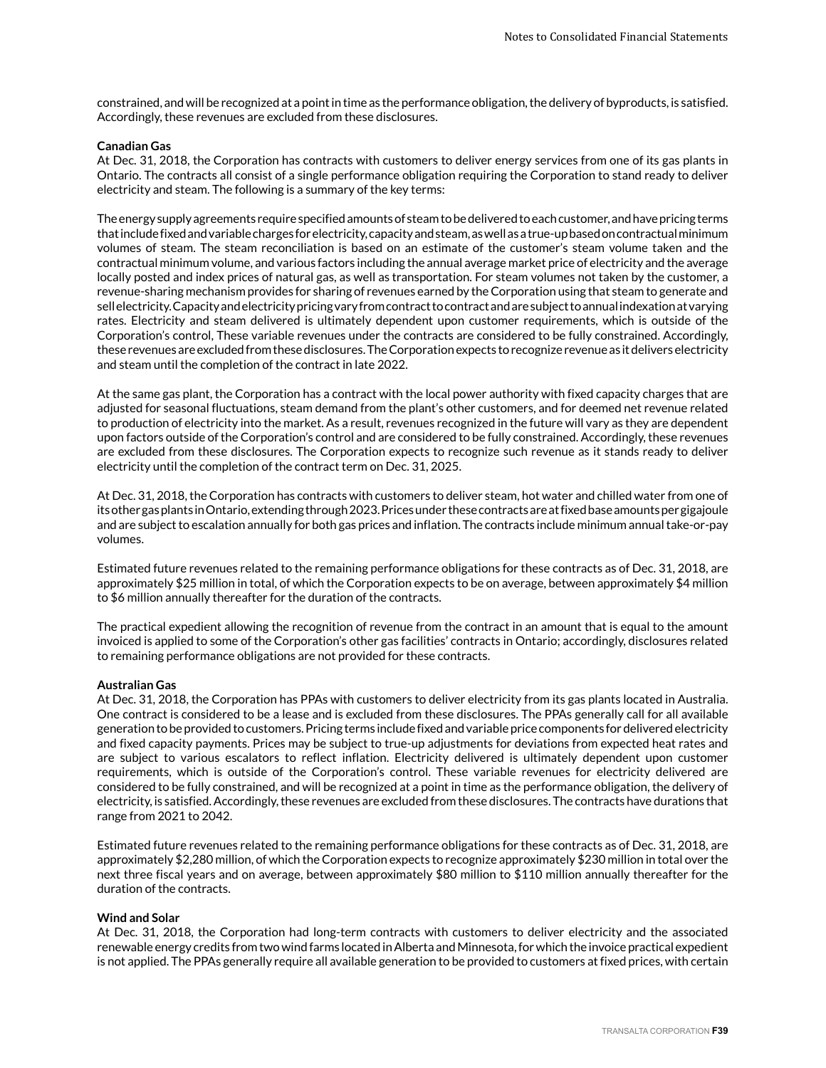constrained, and will be recognized at a point in time as the performance obligation, the delivery of byproducts, is satisfied. Accordingly, these revenues are excluded from these disclosures.

**Canadian Gas**

At Dec. 31, 2018, the Corporation has contracts with customers to deliver energy services from one of its gas plants in Ontario. The contracts all consist of a single performance obligation requiring the Corporation to stand ready to deliver electricity and steam. The following is a summary of the key terms:

The energy supply agreements require specified amounts of steam to be delivered to each customer, and have pricing terms that include fixed and variable charges for electricity, capacity and steam, as well as a true-up based on contractual minimum volumes of steam. The steam reconciliation is based on an estimate of the customer's steam volume taken and the contractual minimum volume, and various factors including the annual average market price of electricity and the average locally posted and index prices of natural gas, as well as transportation. For steam volumes not taken by the customer, a revenue-sharing mechanism provides for sharing of revenues earned by the Corporation using that steam to generate and sell electricity. Capacity and electricity pricing vary from contract to contract and are subject to annual indexation at varying rates. Electricity and steam delivered is ultimately dependent upon customer requirements, which is outside of the Corporation's control, These variable revenues under the contracts are considered to be fully constrained. Accordingly, these revenues are excluded from these disclosures. The Corporation expects to recognize revenue as it delivers electricity and steam until the completion of the contract in late 2022.

At the same gas plant, the Corporation has a contract with the local power authority with fixed capacity charges that are adjusted for seasonal fluctuations, steam demand from the plant's other customers, and for deemed net revenue related to production of electricity into the market. As a result, revenues recognized in the future will vary as they are dependent upon factors outside of the Corporation's control and are considered to be fully constrained. Accordingly, these revenues are excluded from these disclosures. The Corporation expects to recognize such revenue as it stands ready to deliver electricity until the completion of the contract term on Dec. 31, 2025.

At Dec. 31, 2018, the Corporation has contracts with customers to deliver steam, hot water and chilled water from one of its other gas plants in Ontario, extending through 2023. Prices under these contracts are at fixed base amounts per gigajoule and are subject to escalation annually for both gas prices and inflation. The contracts include minimum annual take-or-pay volumes.

Estimated future revenues related to the remaining performance obligations for these contracts as of Dec. 31, 2018, are approximately $25 million in total, of which the Corporation expects to be on average, between approximately $4 million to $6 million annually thereafter for the duration of the contracts.

The practical expedient allowing the recognition of revenue from the contract in an amount that is equal to the amount invoiced is applied to some of the Corporation's other gas facilities' contracts in Ontario; accordingly, disclosures related to remaining performance obligations are not provided for these contracts.

**Australian Gas**

At Dec. 31, 2018, the Corporation has PPAs with customers to deliver electricity from its gas plants located in Australia. One contract is considered to be a lease and is excluded from these disclosures. The PPAs generally call for all available generation to be provided to customers. Pricing terms include fixed and variable price components for delivered electricity and fixed capacity payments. Prices may be subject to true-up adjustments for deviations from expected heat rates and are subject to various escalators to reflect inflation. Electricity delivered is ultimately dependent upon customer requirements, which is outside of the Corporation's control. These variable revenues for electricity delivered are considered to be fully constrained, and will be recognized at a point in time as the performance obligation, the delivery of electricity, is satisfied. Accordingly, these revenues are excluded from these disclosures. The contracts have durations that range from 2021 to 2042.

Estimated future revenues related to the remaining performance obligations for these contracts as of Dec. 31, 2018, are approximately $2,280 million, of which the Corporation expects to recognize approximately $230 million in total over the next three fiscal years and on average, between approximately $80 million to $110 million annually thereafter for the duration of the contracts.

**Wind and Solar**

At Dec. 31, 2018, the Corporation had long-term contracts with customers to deliver electricity and the associated renewable energy credits from two wind farms located in Alberta and Minnesota, for which the invoice practical expedient is not applied. The PPAs generally require all available generation to be provided to customers at fixed prices, with certain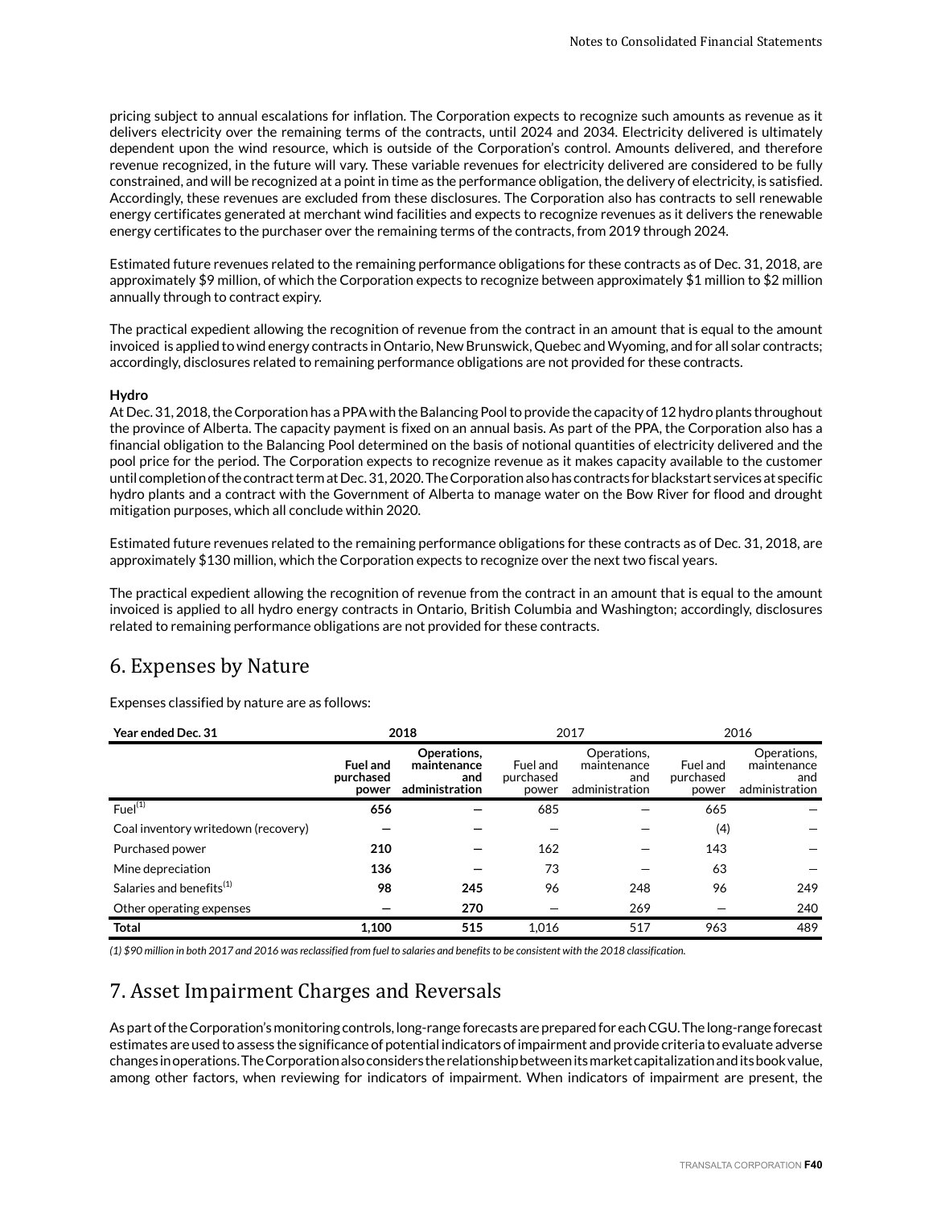pricing subject to annual escalations for inflation. The Corporation expects to recognize such amounts as revenue as it delivers electricity over the remaining terms of the contracts, until 2024 and 2034. Electricity delivered is ultimately dependent upon the wind resource, which is outside of the Corporation's control. Amounts delivered, and therefore revenue recognized, in the future will vary. These variable revenues for electricity delivered are considered to be fully constrained, and will be recognized at a point in time as the performance obligation, the delivery of electricity, is satisfied. Accordingly, these revenues are excluded from these disclosures. The Corporation also has contracts to sell renewable energy certificates generated at merchant wind facilities and expects to recognize revenues as it delivers the renewable energy certificates to the purchaser over the remaining terms of the contracts, from 2019 through 2024.

Estimated future revenues related to the remaining performance obligations for these contracts as of Dec. 31, 2018, are approximately $9 million, of which the Corporation expects to recognize between approximately $1 million to $2 million annually through to contract expiry.

The practical expedient allowing the recognition of revenue from the contract in an amount that is equal to the amount invoiced is applied to wind energy contracts in Ontario, New Brunswick, Quebec and Wyoming, and for all solar contracts; accordingly, disclosures related to remaining performance obligations are not provided for these contracts.

**Hydro**

At Dec. 31, 2018, the Corporation has a PPA with the Balancing Pool to provide the capacity of 12 hydro plants throughout the province of Alberta. The capacity payment is fixed on an annual basis. As part of the PPA, the Corporation also has a financial obligation to the Balancing Pool determined on the basis of notional quantities of electricity delivered and the pool price for the period. The Corporation expects to recognize revenue as it makes capacity available to the customer until completion of the contract term at Dec. 31, 2020. The Corporation also has contracts for blackstart services at specific hydro plants and a contract with the Government of Alberta to manage water on the Bow River for flood and drought mitigation purposes, which all conclude within 2020.

Estimated future revenues related to the remaining performance obligations for these contracts as of Dec. 31, 2018, are approximately $130 million, which the Corporation expects to recognize over the next two fiscal years.

The practical expedient allowing the recognition of revenue from the contract in an amount that is equal to the amount invoiced is applied to all hydro energy contracts in Ontario, British Columbia and Washington; accordingly, disclosures related to remaining performance obligations are not provided for these contracts.

## 6. Expenses by Nature

Expenses classified by nature are as follows:

| Year ended Dec. 31 | 2018 | | 2017 | | 2016 | |
|---|---|---|---|---|---|---|
| | **Fuel and purchased power** | **Operations, maintenance and administration** | Fuel and purchased power | Operations, maintenance and administration | Fuel and purchased power | Operations, maintenance and administration |
| Fuel[1] | **656** | **—** | 685 | — | 665 | — |
| Coal inventory writedown (recovery) | **—** | **—** | — | — | (4) | — |
| Purchased power | **210** | **—** | 162 | — | 143 | — |
| Mine depreciation | **136** | **—** | 73 | — | 63 | — |
| Salaries and benefits[1] | **98** | **245** | 96 | 248 | 96 | 249 |
| Other operating expenses | **—** | **270** | — | 269 | — | 240 |
| **Total** | **1,100** | **515** | 1,016 | 517 | 963 | 489 |

*(1) $90 million in both 2017 and 2016 was reclassified from fuel to salaries and benefits to be consistent with the 2018 classification.*

## 7. Asset Impairment Charges and Reversals

As part of the Corporation's monitoring controls, long-range forecasts are prepared for each CGU. The long-range forecast estimates are used to assess the significance of potential indicators of impairment and provide criteria to evaluate adverse changes in operations. The Corporation also considers the relationship between its market capitalization and its book value, among other factors, when reviewing for indicators of impairment. When indicators of impairment are present, the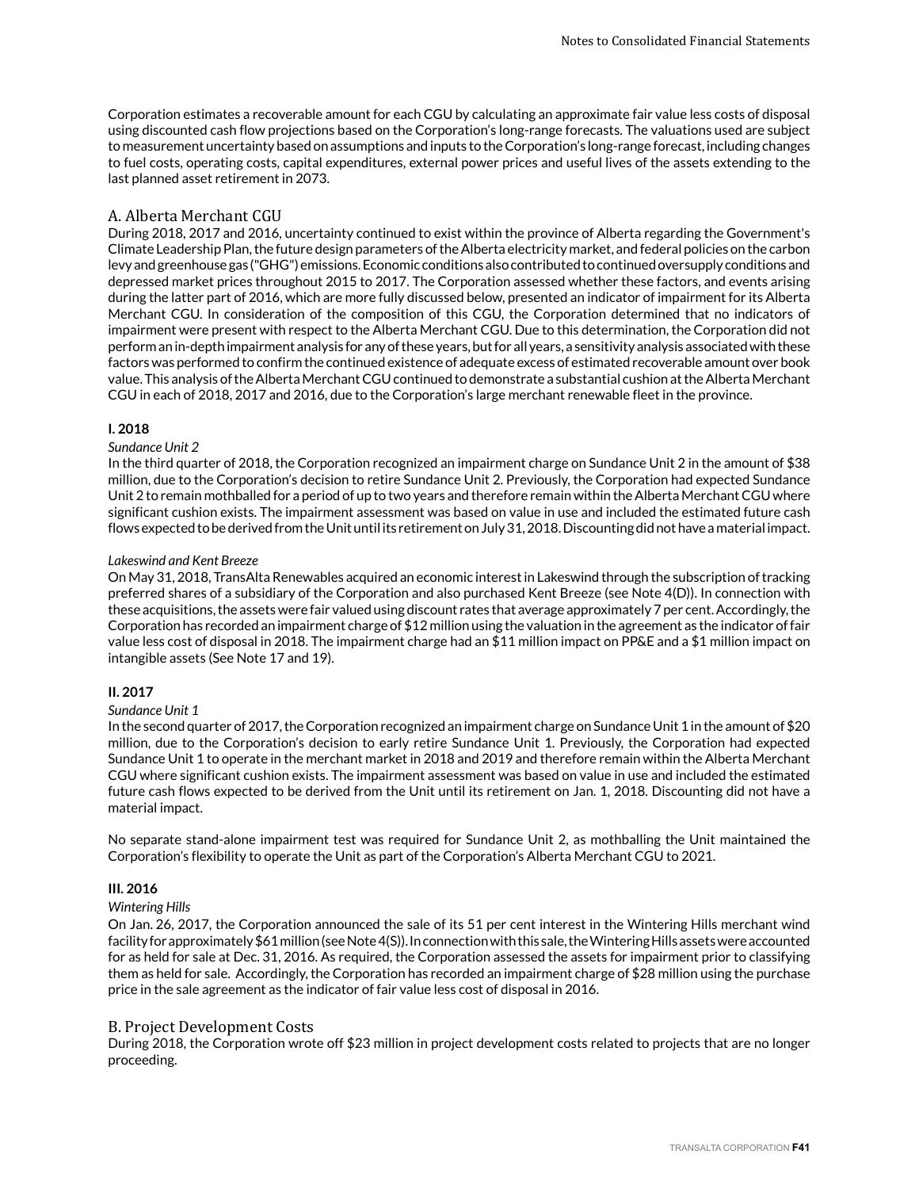Corporation estimates a recoverable amount for each CGU by calculating an approximate fair value less costs of disposal using discounted cash flow projections based on the Corporation's long-range forecasts. The valuations used are subject to measurement uncertainty based on assumptions and inputs to the Corporation's long-range forecast, including changes to fuel costs, operating costs, capital expenditures, external power prices and useful lives of the assets extending to the last planned asset retirement in 2073.

## A. Alberta Merchant CGU

During 2018, 2017 and 2016, uncertainty continued to exist within the province of Alberta regarding the Government's Climate Leadership Plan, the future design parameters of the Alberta electricity market, and federal policies on the carbon levy and greenhouse gas ("GHG") emissions. Economic conditions also contributed to continued oversupply conditions and depressed market prices throughout 2015 to 2017. The Corporation assessed whether these factors, and events arising during the latter part of 2016, which are more fully discussed below, presented an indicator of impairment for its Alberta Merchant CGU. In consideration of the composition of this CGU, the Corporation determined that no indicators of impairment were present with respect to the Alberta Merchant CGU. Due to this determination, the Corporation did not perform an in-depth impairment analysis for any of these years, but for all years, a sensitivity analysis associated with these factors was performed to confirm the continued existence of adequate excess of estimated recoverable amount over book value. This analysis of the Alberta Merchant CGU continued to demonstrate a substantial cushion at the Alberta Merchant CGU in each of 2018, 2017 and 2016, due to the Corporation's large merchant renewable fleet in the province.

### I. 2018

*Sundance Unit 2*

In the third quarter of 2018, the Corporation recognized an impairment charge on Sundance Unit 2 in the amount of $38 million, due to the Corporation's decision to retire Sundance Unit 2. Previously, the Corporation had expected Sundance Unit 2 to remain mothballed for a period of up to two years and therefore remain within the Alberta Merchant CGU where significant cushion exists. The impairment assessment was based on value in use and included the estimated future cash flows expected to be derived from the Unit until its retirement on July 31, 2018. Discounting did not have a material impact.

*Lakeswind and Kent Breeze*

On May 31, 2018, TransAlta Renewables acquired an economic interest in Lakeswind through the subscription of tracking preferred shares of a subsidiary of the Corporation and also purchased Kent Breeze (see Note 4(D)). In connection with these acquisitions, the assets were fair valued using discount rates that average approximately 7 per cent. Accordingly, the Corporation has recorded an impairment charge of $12 million using the valuation in the agreement as the indicator of fair value less cost of disposal in 2018. The impairment charge had an $11 million impact on PP&E and a $1 million impact on intangible assets (See Note 17 and 19).

### II. 2017

*Sundance Unit 1*

In the second quarter of 2017, the Corporation recognized an impairment charge on Sundance Unit 1 in the amount of $20 million, due to the Corporation's decision to early retire Sundance Unit 1. Previously, the Corporation had expected Sundance Unit 1 to operate in the merchant market in 2018 and 2019 and therefore remain within the Alberta Merchant CGU where significant cushion exists. The impairment assessment was based on value in use and included the estimated future cash flows expected to be derived from the Unit until its retirement on Jan. 1, 2018. Discounting did not have a material impact.

No separate stand-alone impairment test was required for Sundance Unit 2, as mothballing the Unit maintained the Corporation's flexibility to operate the Unit as part of the Corporation's Alberta Merchant CGU to 2021.

### III. 2016

*Wintering Hills*

On Jan. 26, 2017, the Corporation announced the sale of its 51 per cent interest in the Wintering Hills merchant wind facility for approximately $61 million (see Note 4(S)). In connection with this sale, the Wintering Hills assets were accounted for as held for sale at Dec. 31, 2016. As required, the Corporation assessed the assets for impairment prior to classifying them as held for sale. Accordingly, the Corporation has recorded an impairment charge of $28 million using the purchase price in the sale agreement as the indicator of fair value less cost of disposal in 2016.

## B. Project Development Costs

During 2018, the Corporation wrote off $23 million in project development costs related to projects that are no longer proceeding.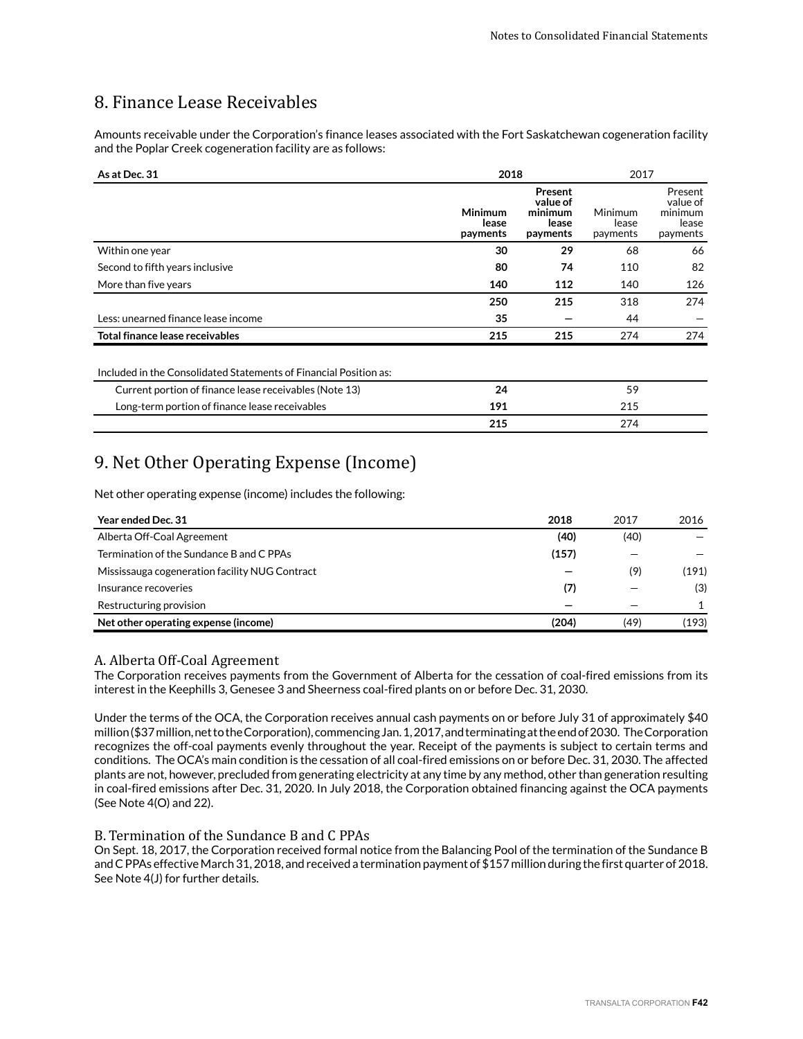## 8. Finance Lease Receivables

Amounts receivable under the Corporation's finance leases associated with the Fort Saskatchewan cogeneration facility and the Poplar Creek cogeneration facility are as follows:

| As at Dec. 31 | 2018 | | 2017 | |
|---|---|---|---|---|
| | **Minimum lease payments** | **Present value of minimum lease payments** | Minimum lease payments | Present value of minimum lease payments |
| Within one year | **30** | **29** | 68 | 66 |
| Second to fifth years inclusive | **80** | **74** | 110 | 82 |
| More than five years | **140** | **112** | 140 | 126 |
| | **250** | **215** | 318 | 274 |
| Less: unearned finance lease income | **35** | **—** | 44 | — |
| **Total finance lease receivables** | **215** | **215** | 274 | 274 |

| Included in the Consolidated Statements of Financial Position as: | 2018 | 2017 |
|---|---|---|
| Current portion of finance lease receivables (Note 13) | **24** | 59 |
| Long-term portion of finance lease receivables | **191** | 215 |
| | **215** | 274 |

## 9. Net Other Operating Expense (Income)

Net other operating expense (income) includes the following:

| Year ended Dec. 31 | 2018 | 2017 | 2016 |
|---|---|---|---|
| Alberta Off-Coal Agreement | **(40)** | (40) | — |
| Termination of the Sundance B and C PPAs | **(157)** | — | — |
| Mississauga cogeneration facility NUG Contract | **—** | (9) | (191) |
| Insurance recoveries | **(7)** | — | (3) |
| Restructuring provision | **—** | — | 1 |
| **Net other operating expense (income)** | **(204)** | (49) | (193) |

### A. Alberta Off-Coal Agreement

The Corporation receives payments from the Government of Alberta for the cessation of coal-fired emissions from its interest in the Keephills 3, Genesee 3 and Sheerness coal-fired plants on or before Dec. 31, 2030.

Under the terms of the OCA, the Corporation receives annual cash payments on or before July 31 of approximately $40 million ($37 million, net to the Corporation), commencing Jan. 1, 2017, and terminating at the end of 2030. The Corporation recognizes the off-coal payments evenly throughout the year. Receipt of the payments is subject to certain terms and conditions. The OCA's main condition is the cessation of all coal-fired emissions on or before Dec. 31, 2030. The affected plants are not, however, precluded from generating electricity at any time by any method, other than generation resulting in coal-fired emissions after Dec. 31, 2020. In July 2018, the Corporation obtained financing against the OCA payments (See Note 4(O) and 22).

### B. Termination of the Sundance B and C PPAs

On Sept. 18, 2017, the Corporation received formal notice from the Balancing Pool of the termination of the Sundance B and C PPAs effective March 31, 2018, and received a termination payment of $157 million during the first quarter of 2018. See Note 4(J) for further details.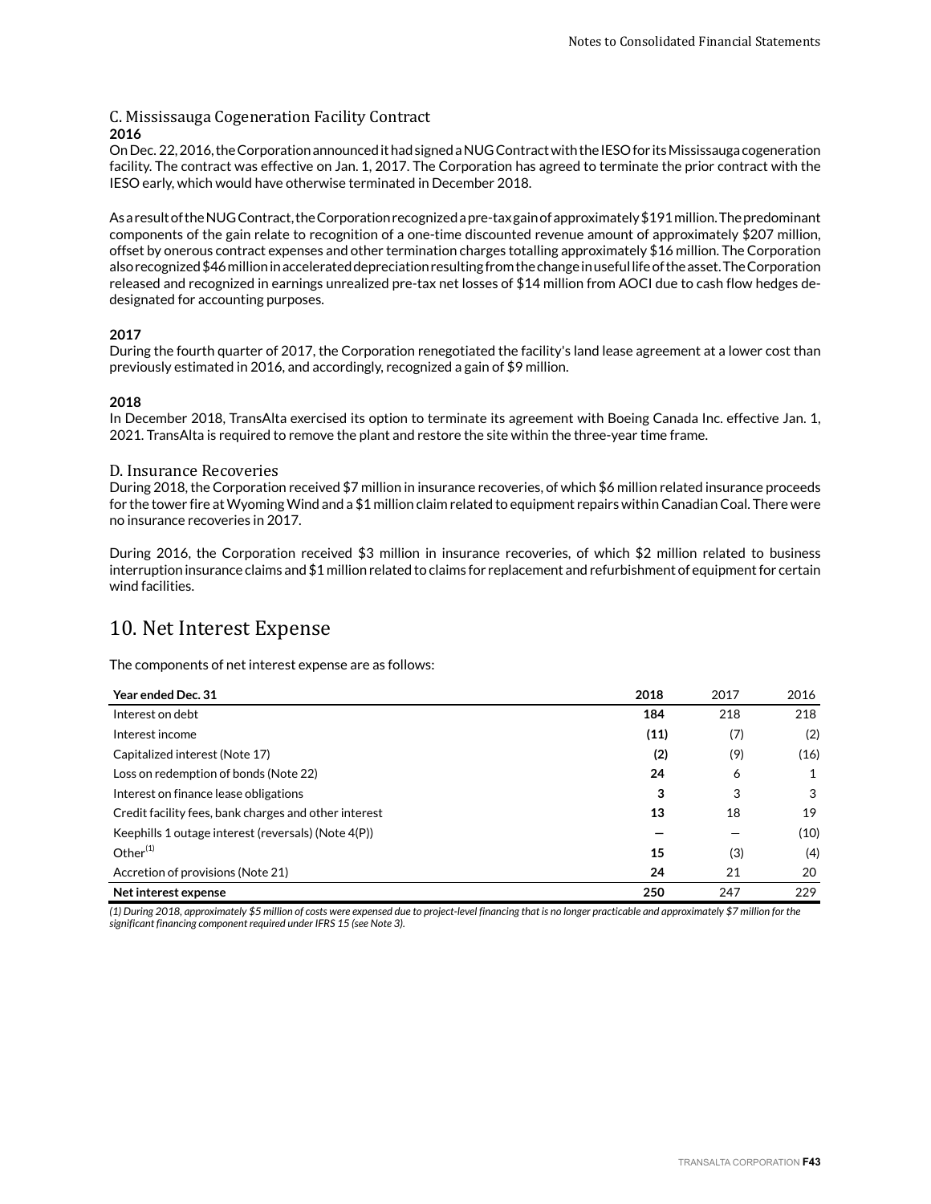### C. Mississauga Cogeneration Facility Contract

**2016**

On Dec. 22, 2016, the Corporation announced it had signed a NUG Contract with the IESO for its Mississauga cogeneration facility. The contract was effective on Jan. 1, 2017. The Corporation has agreed to terminate the prior contract with the IESO early, which would have otherwise terminated in December 2018.

As a result of the NUG Contract, the Corporation recognized a pre-tax gain of approximately $191 million. The predominant components of the gain relate to recognition of a one-time discounted revenue amount of approximately $207 million, offset by onerous contract expenses and other termination charges totalling approximately $16 million. The Corporation also recognized $46 million in accelerated depreciation resulting from the change in useful life of the asset. The Corporation released and recognized in earnings unrealized pre-tax net losses of $14 million from AOCI due to cash flow hedges de-designated for accounting purposes.

**2017**

During the fourth quarter of 2017, the Corporation renegotiated the facility's land lease agreement at a lower cost than previously estimated in 2016, and accordingly, recognized a gain of $9 million.

**2018**

In December 2018, TransAlta exercised its option to terminate its agreement with Boeing Canada Inc. effective Jan. 1, 2021. TransAlta is required to remove the plant and restore the site within the three-year time frame.

### D. Insurance Recoveries

During 2018, the Corporation received $7 million in insurance recoveries, of which $6 million related insurance proceeds for the tower fire at Wyoming Wind and a $1 million claim related to equipment repairs within Canadian Coal. There were no insurance recoveries in 2017.

During 2016, the Corporation received $3 million in insurance recoveries, of which $2 million related to business interruption insurance claims and $1 million related to claims for replacement and refurbishment of equipment for certain wind facilities.

## 10. Net Interest Expense

The components of net interest expense are as follows:

| Year ended Dec. 31 | 2018 | 2017 | 2016 |
|---|---|---|---|
| Interest on debt | **184** | 218 | 218 |
| Interest income | **(11)** | (7) | (2) |
| Capitalized interest (Note 17) | **(2)** | (9) | (16) |
| Loss on redemption of bonds (Note 22) | **24** | 6 | 1 |
| Interest on finance lease obligations | **3** | 3 | 3 |
| Credit facility fees, bank charges and other interest | **13** | 18 | 19 |
| Keephills 1 outage interest (reversals) (Note 4(P)) | **—** | — | (10) |
| Other[1] | **15** | (3) | (4) |
| Accretion of provisions (Note 21) | **24** | 21 | 20 |
| **Net interest expense** | **250** | 247 | 229 |

*(1) During 2018, approximately $5 million of costs were expensed due to project-level financing that is no longer practicable and approximately $7 million for the significant financing component required under IFRS 15 (see Note 3).*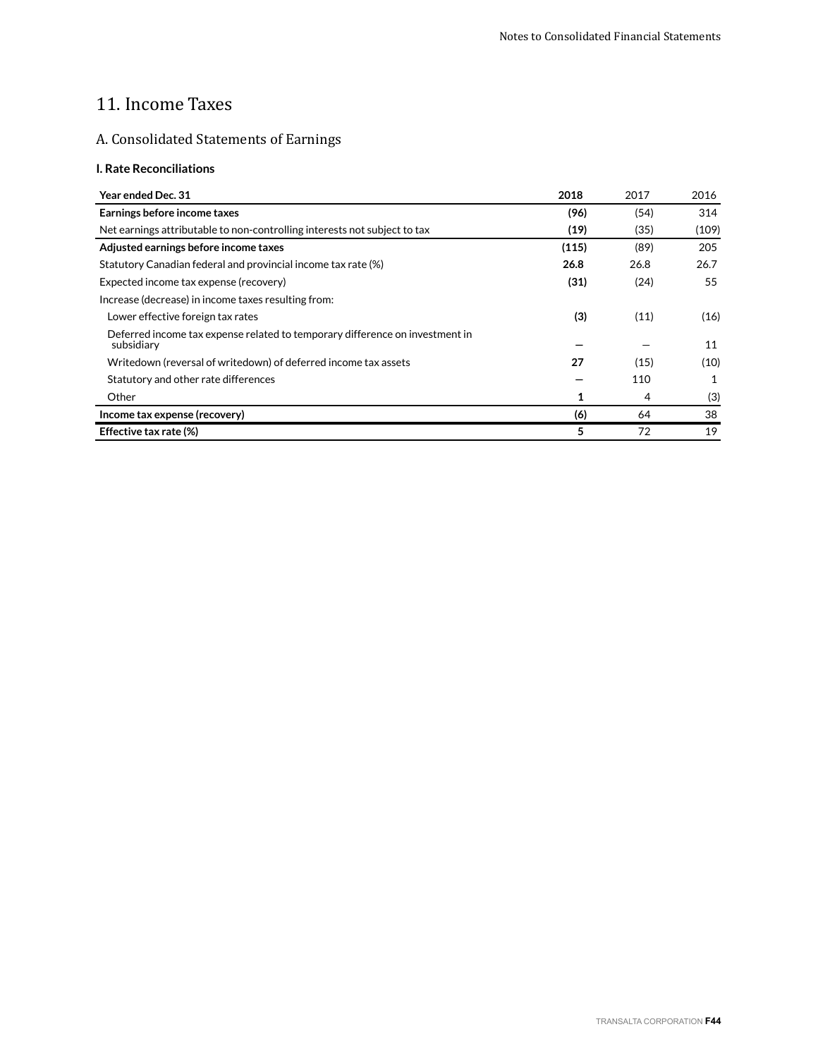# 11. Income Taxes

## A. Consolidated Statements of Earnings

### I. Rate Reconciliations

| Year ended Dec. 31 | 2018 | 2017 | 2016 |
|---|---|---|---|
| **Earnings before income taxes** | **(96)** | (54) | 314 |
| Net earnings attributable to non-controlling interests not subject to tax | **(19)** | (35) | (109) |
| **Adjusted earnings before income taxes** | **(115)** | (89) | 205 |
| Statutory Canadian federal and provincial income tax rate (%) | **26.8** | 26.8 | 26.7 |
| Expected income tax expense (recovery) | **(31)** | (24) | 55 |
| Increase (decrease) in income taxes resulting from: | | | |
| Lower effective foreign tax rates | **(3)** | (11) | (16) |
| Deferred income tax expense related to temporary difference on investment in subsidiary | **—** | — | 11 |
| Writedown (reversal of writedown) of deferred income tax assets | **27** | (15) | (10) |
| Statutory and other rate differences | **—** | 110 | 1 |
| Other | **1** | 4 | (3) |
| **Income tax expense (recovery)** | **(6)** | 64 | 38 |
| **Effective tax rate (%)** | **5** | 72 | 19 |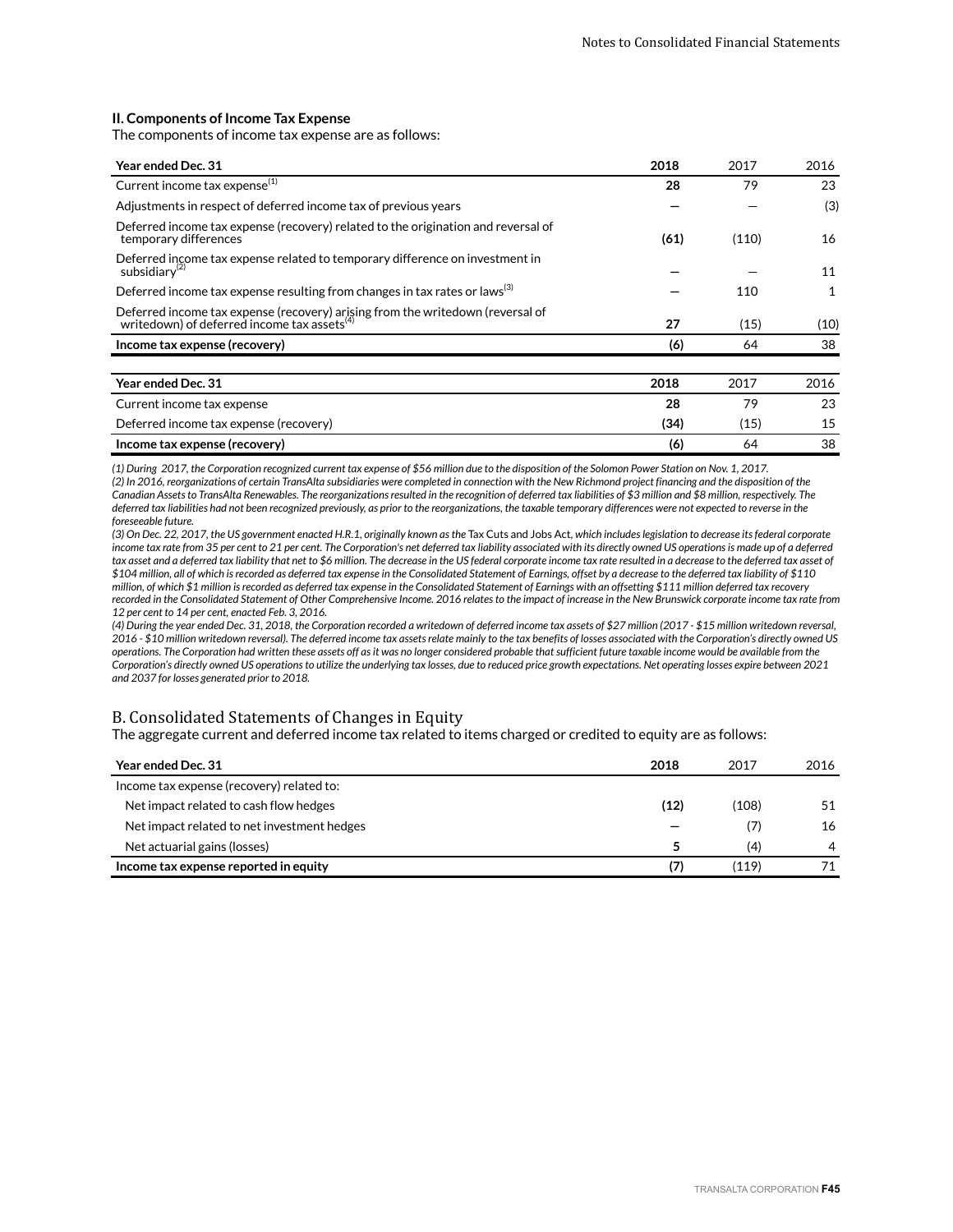### II. Components of Income Tax Expense

The components of income tax expense are as follows:

| Year ended Dec. 31 | 2018 | 2017 | 2016 |
|---|---|---|---|
| Current income tax expense[1] | **28** | 79 | 23 |
| Adjustments in respect of deferred income tax of previous years | **—** | — | (3) |
| Deferred income tax expense (recovery) related to the origination and reversal of temporary differences | **(61)** | (110) | 16 |
| Deferred income tax expense related to temporary difference on investment in subsidiary[2] | **—** | — | 11 |
| Deferred income tax expense resulting from changes in tax rates or laws[3] | **—** | 110 | 1 |
| Deferred income tax expense (recovery) arising from the writedown (reversal of writedown) of deferred income tax assets[4] | **27** | (15) | (10) |
| **Income tax expense (recovery)** | **(6)** | 64 | 38 |

| Year ended Dec. 31 | 2018 | 2017 | 2016 |
|---|---|---|---|
| Current income tax expense | **28** | 79 | 23 |
| Deferred income tax expense (recovery) | **(34)** | (15) | 15 |
| **Income tax expense (recovery)** | **(6)** | 64 | 38 |

*(1) During 2017, the Corporation recognized current tax expense of $56 million due to the disposition of the Solomon Power Station on Nov. 1, 2017.*
*(2) In 2016, reorganizations of certain TransAlta subsidiaries were completed in connection with the New Richmond project financing and the disposition of the Canadian Assets to TransAlta Renewables. The reorganizations resulted in the recognition of deferred tax liabilities of $3 million and $8 million, respectively. The deferred tax liabilities had not been recognized previously, as prior to the reorganizations, the taxable temporary differences were not expected to reverse in the foreseeable future.*
*(3) On Dec. 22, 2017, the US government enacted H.R.1, originally known as the* Tax Cuts and Jobs Act, *which includes legislation to decrease its federal corporate income tax rate from 35 per cent to 21 per cent. The Corporation's net deferred tax liability associated with its directly owned US operations is made up of a deferred tax asset and a deferred tax liability that net to $6 million. The decrease in the US federal corporate income tax rate resulted in a decrease to the deferred tax asset of $104 million, all of which is recorded as deferred tax expense in the Consolidated Statement of Earnings, offset by a decrease to the deferred tax liability of $110 million, of which $1 million is recorded as deferred tax expense in the Consolidated Statement of Earnings with an offsetting $111 million deferred tax recovery recorded in the Consolidated Statement of Other Comprehensive Income. 2016 relates to the impact of increase in the New Brunswick corporate income tax rate from 12 per cent to 14 per cent, enacted Feb. 3, 2016.*
*(4) During the year ended Dec. 31, 2018, the Corporation recorded a writedown of deferred income tax assets of $27 million (2017 - $15 million writedown reversal, 2016 - $10 million writedown reversal). The deferred income tax assets relate mainly to the tax benefits of losses associated with the Corporation's directly owned US operations. The Corporation had written these assets off as it was no longer considered probable that sufficient future taxable income would be available from the Corporation's directly owned US operations to utilize the underlying tax losses, due to reduced price growth expectations. Net operating losses expire between 2021 and 2037 for losses generated prior to 2018.*

## B. Consolidated Statements of Changes in Equity

The aggregate current and deferred income tax related to items charged or credited to equity are as follows:

| Year ended Dec. 31 | 2018 | 2017 | 2016 |
|---|---|---|---|
| Income tax expense (recovery) related to: | | | |
| Net impact related to cash flow hedges | **(12)** | (108) | 51 |
| Net impact related to net investment hedges | **—** | (7) | 16 |
| Net actuarial gains (losses) | **5** | (4) | 4 |
| **Income tax expense reported in equity** | **(7)** | (119) | 71 |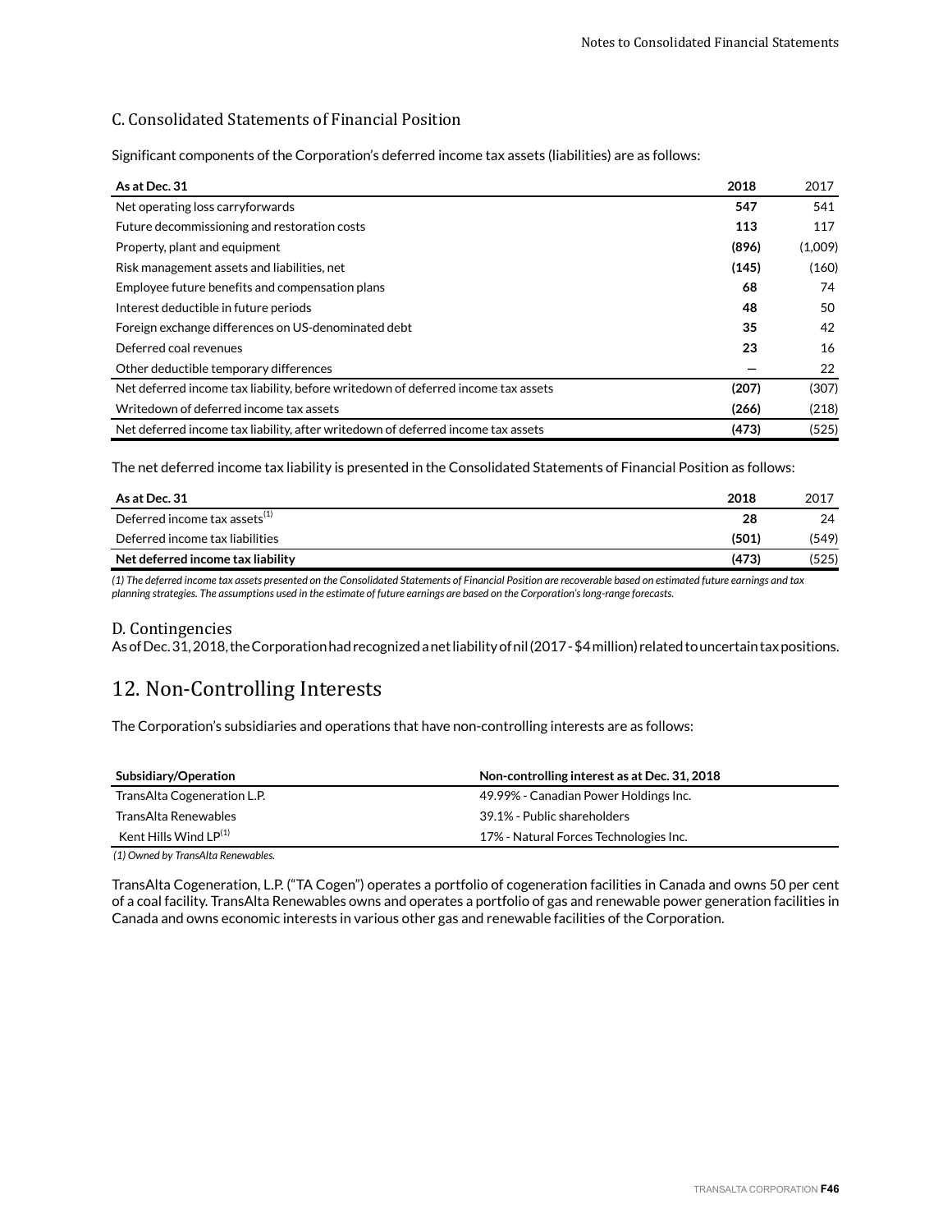### C. Consolidated Statements of Financial Position

Significant components of the Corporation's deferred income tax assets (liabilities) are as follows:

| As at Dec. 31 | 2018 | 2017 |
|---|---|---|
| Net operating loss carryforwards | **547** | 541 |
| Future decommissioning and restoration costs | **113** | 117 |
| Property, plant and equipment | **(896)** | (1,009) |
| Risk management assets and liabilities, net | **(145)** | (160) |
| Employee future benefits and compensation plans | **68** | 74 |
| Interest deductible in future periods | **48** | 50 |
| Foreign exchange differences on US-denominated debt | **35** | 42 |
| Deferred coal revenues | **23** | 16 |
| Other deductible temporary differences | **—** | 22 |
| Net deferred income tax liability, before writedown of deferred income tax assets | **(207)** | (307) |
| Writedown of deferred income tax assets | **(266)** | (218) |
| Net deferred income tax liability, after writedown of deferred income tax assets | **(473)** | (525) |

The net deferred income tax liability is presented in the Consolidated Statements of Financial Position as follows:

| As at Dec. 31 | 2018 | 2017 |
|---|---|---|
| Deferred income tax assets[1] | **28** | 24 |
| Deferred income tax liabilities | **(501)** | (549) |
| **Net deferred income tax liability** | **(473)** | (525) |

*(1) The deferred income tax assets presented on the Consolidated Statements of Financial Position are recoverable based on estimated future earnings and tax planning strategies. The assumptions used in the estimate of future earnings are based on the Corporation's long-range forecasts.*

### D. Contingencies

As of Dec. 31, 2018, the Corporation had recognized a net liability of nil (2017 - $4 million) related to uncertain tax positions.

## 12. Non-Controlling Interests

The Corporation's subsidiaries and operations that have non-controlling interests are as follows:

| Subsidiary/Operation | Non-controlling interest as at Dec. 31, 2018 |
|---|---|
| TransAlta Cogeneration L.P. | 49.99% - Canadian Power Holdings Inc. |
| TransAlta Renewables | 39.1% - Public shareholders |
| Kent Hills Wind LP[1] | 17% - Natural Forces Technologies Inc. |

*(1) Owned by TransAlta Renewables.*

TransAlta Cogeneration, L.P. ("TA Cogen") operates a portfolio of cogeneration facilities in Canada and owns 50 per cent of a coal facility. TransAlta Renewables owns and operates a portfolio of gas and renewable power generation facilities in Canada and owns economic interests in various other gas and renewable facilities of the Corporation.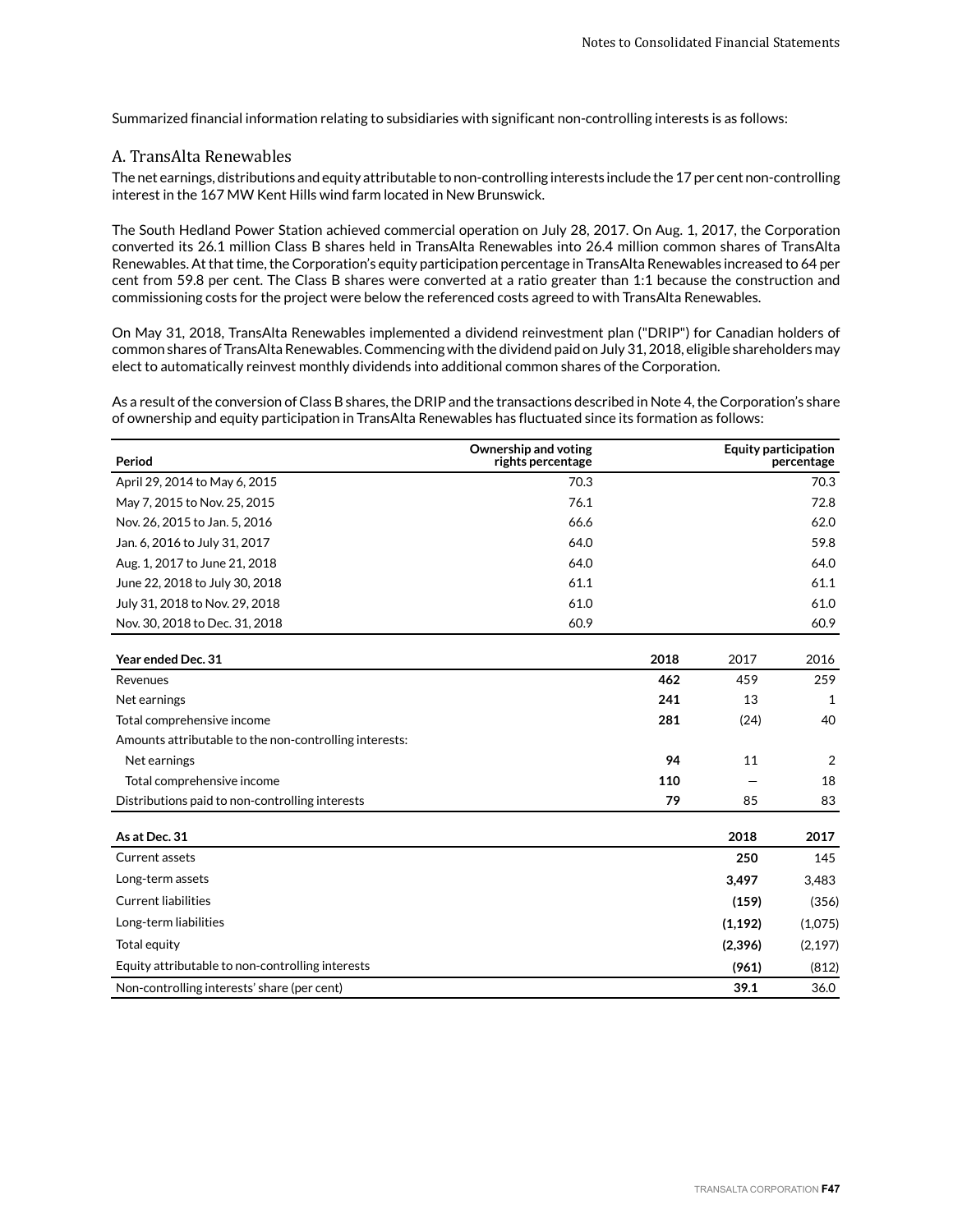Summarized financial information relating to subsidiaries with significant non-controlling interests is as follows:

## A. TransAlta Renewables

The net earnings, distributions and equity attributable to non-controlling interests include the 17 per cent non-controlling interest in the 167 MW Kent Hills wind farm located in New Brunswick.

The South Hedland Power Station achieved commercial operation on July 28, 2017. On Aug. 1, 2017, the Corporation converted its 26.1 million Class B shares held in TransAlta Renewables into 26.4 million common shares of TransAlta Renewables. At that time, the Corporation's equity participation percentage in TransAlta Renewables increased to 64 per cent from 59.8 per cent. The Class B shares were converted at a ratio greater than 1:1 because the construction and commissioning costs for the project were below the referenced costs agreed to with TransAlta Renewables.

On May 31, 2018, TransAlta Renewables implemented a dividend reinvestment plan ("DRIP") for Canadian holders of common shares of TransAlta Renewables. Commencing with the dividend paid on July 31, 2018, eligible shareholders may elect to automatically reinvest monthly dividends into additional common shares of the Corporation.

As a result of the conversion of Class B shares, the DRIP and the transactions described in Note 4, the Corporation's share of ownership and equity participation in TransAlta Renewables has fluctuated since its formation as follows:

| Period | Ownership and voting rights percentage | Equity participation percentage |
|---|---|---|
| April 29, 2014 to May 6, 2015 | 70.3 | 70.3 |
| May 7, 2015 to Nov. 25, 2015 | 76.1 | 72.8 |
| Nov. 26, 2015 to Jan. 5, 2016 | 66.6 | 62.0 |
| Jan. 6, 2016 to July 31, 2017 | 64.0 | 59.8 |
| Aug. 1, 2017 to June 21, 2018 | 64.0 | 64.0 |
| June 22, 2018 to July 30, 2018 | 61.1 | 61.1 |
| July 31, 2018 to Nov. 29, 2018 | 61.0 | 61.0 |
| Nov. 30, 2018 to Dec. 31, 2018 | 60.9 | 60.9 |

| Year ended Dec. 31 | 2018 | 2017 | 2016 |
|---|---|---|---|
| Revenues | **462** | 459 | 259 |
| Net earnings | **241** | 13 | 1 |
| Total comprehensive income | **281** | (24) | 40 |
| Amounts attributable to the non-controlling interests: | | | |
| Net earnings | **94** | 11 | 2 |
| Total comprehensive income | **110** | — | 18 |
| Distributions paid to non-controlling interests | **79** | 85 | 83 |

| As at Dec. 31 | 2018 | 2017 |
|---|---|---|
| Current assets | **250** | 145 |
| Long-term assets | **3,497** | 3,483 |
| Current liabilities | **(159)** | (356) |
| Long-term liabilities | **(1,192)** | (1,075) |
| Total equity | **(2,396)** | (2,197) |
| Equity attributable to non-controlling interests | **(961)** | (812) |
| Non-controlling interests' share (per cent) | **39.1** | 36.0 |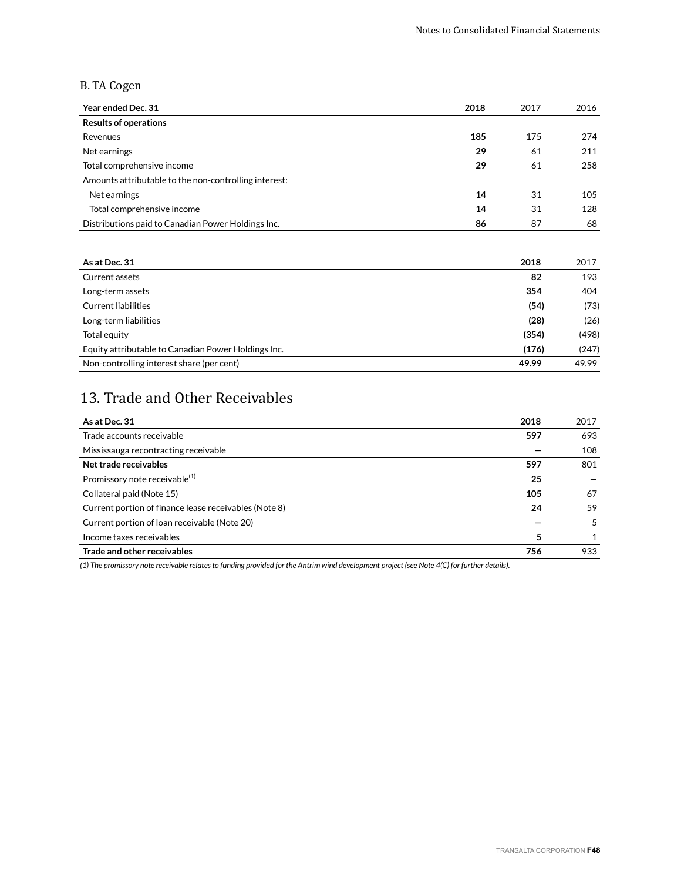### B. TA Cogen

| Year ended Dec. 31 | 2018 | 2017 | 2016 |
|---|---|---|---|
| **Results of operations** | | | |
| Revenues | **185** | 175 | 274 |
| Net earnings | **29** | 61 | 211 |
| Total comprehensive income | **29** | 61 | 258 |
| Amounts attributable to the non-controlling interest: | | | |
| Net earnings | **14** | 31 | 105 |
| Total comprehensive income | **14** | 31 | 128 |
| Distributions paid to Canadian Power Holdings Inc. | **86** | 87 | 68 |

| As at Dec. 31 | 2018 | 2017 |
|---|---|---|
| Current assets | **82** | 193 |
| Long-term assets | **354** | 404 |
| Current liabilities | **(54)** | (73) |
| Long-term liabilities | **(28)** | (26) |
| Total equity | **(354)** | (498) |
| Equity attributable to Canadian Power Holdings Inc. | **(176)** | (247) |
| Non-controlling interest share (per cent) | **49.99** | 49.99 |

# 13. Trade and Other Receivables

| As at Dec. 31 | 2018 | 2017 |
|---|---|---|
| Trade accounts receivable | **597** | 693 |
| Mississauga recontracting receivable | **—** | 108 |
| **Net trade receivables** | **597** | 801 |
| Promissory note receivable[1] | **25** | — |
| Collateral paid (Note 15) | **105** | 67 |
| Current portion of finance lease receivables (Note 8) | **24** | 59 |
| Current portion of loan receivable (Note 20) | **—** | 5 |
| Income taxes receivables | **5** | 1 |
| **Trade and other receivables** | **756** | 933 |

*(1) The promissory note receivable relates to funding provided for the Antrim wind development project (see Note 4(C) for further details).*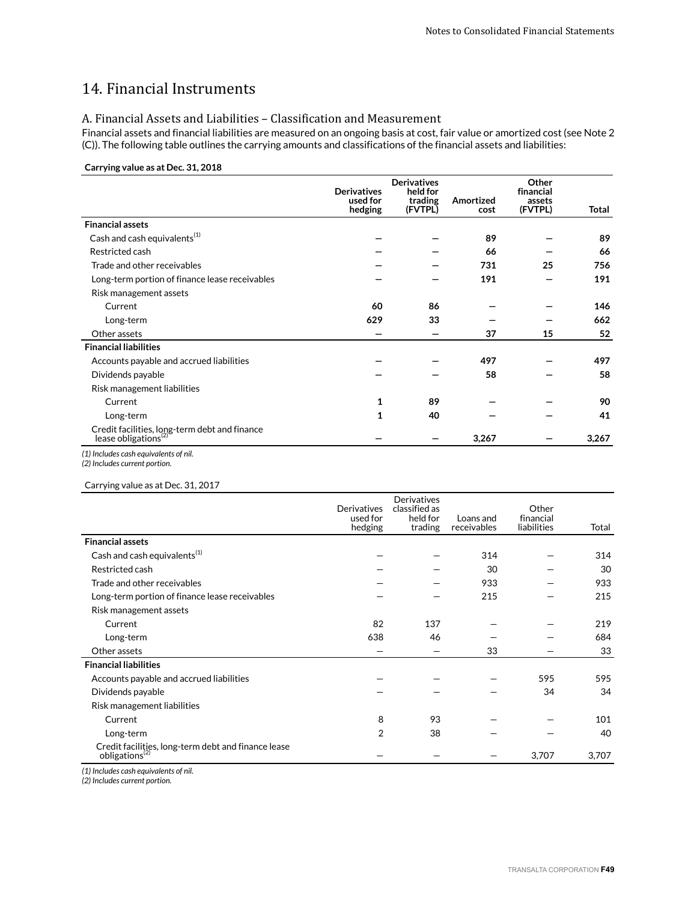# 14. Financial Instruments

## A. Financial Assets and Liabilities – Classification and Measurement

Financial assets and financial liabilities are measured on an ongoing basis at cost, fair value or amortized cost (see Note 2 (C)). The following table outlines the carrying amounts and classifications of the financial assets and liabilities:

**Carrying value as at Dec. 31, 2018**

| | **Derivatives used for hedging** | **Derivatives held for trading (FVTPL)** | **Amortized cost** | **Other financial assets (FVTPL)** | **Total** |
|---|---|---|---|---|---|
| **Financial assets** | | | | | |
| Cash and cash equivalents[(1)] | — | — | **89** | — | **89** |
| Restricted cash | — | — | **66** | — | **66** |
| Trade and other receivables | — | — | **731** | **25** | **756** |
| Long-term portion of finance lease receivables | — | — | **191** | — | **191** |
| Risk management assets | | | | | |
| Current | **60** | **86** | — | — | **146** |
| Long-term | **629** | **33** | — | — | **662** |
| Other assets | — | — | **37** | **15** | **52** |
| **Financial liabilities** | | | | | |
| Accounts payable and accrued liabilities | — | — | **497** | — | **497** |
| Dividends payable | — | — | **58** | — | **58** |
| Risk management liabilities | | | | | |
| Current | **1** | **89** | — | — | **90** |
| Long-term | **1** | **40** | — | — | **41** |
| Credit facilities, long-term debt and finance lease obligations[(2)] | — | — | **3,267** | — | **3,267** |

*(1) Includes cash equivalents of nil.*
*(2) Includes current portion.*

Carrying value as at Dec. 31, 2017

| | Derivatives used for hedging | Derivatives classified as held for trading | Loans and receivables | Other financial liabilities | Total |
|---|---|---|---|---|---|
| **Financial assets** | | | | | |
| Cash and cash equivalents[(1)] | — | — | 314 | — | 314 |
| Restricted cash | — | — | 30 | — | 30 |
| Trade and other receivables | — | — | 933 | — | 933 |
| Long-term portion of finance lease receivables | — | — | 215 | — | 215 |
| Risk management assets | | | | | |
| Current | 82 | 137 | — | — | 219 |
| Long-term | 638 | 46 | — | — | 684 |
| Other assets | — | — | 33 | — | 33 |
| **Financial liabilities** | | | | | |
| Accounts payable and accrued liabilities | — | — | — | 595 | 595 |
| Dividends payable | — | — | — | 34 | 34 |
| Risk management liabilities | | | | | |
| Current | 8 | 93 | — | — | 101 |
| Long-term | 2 | 38 | — | — | 40 |
| Credit facilities, long-term debt and finance lease obligations[(2)] | — | — | — | 3,707 | 3,707 |

*(1) Includes cash equivalents of nil.*
*(2) Includes current portion.*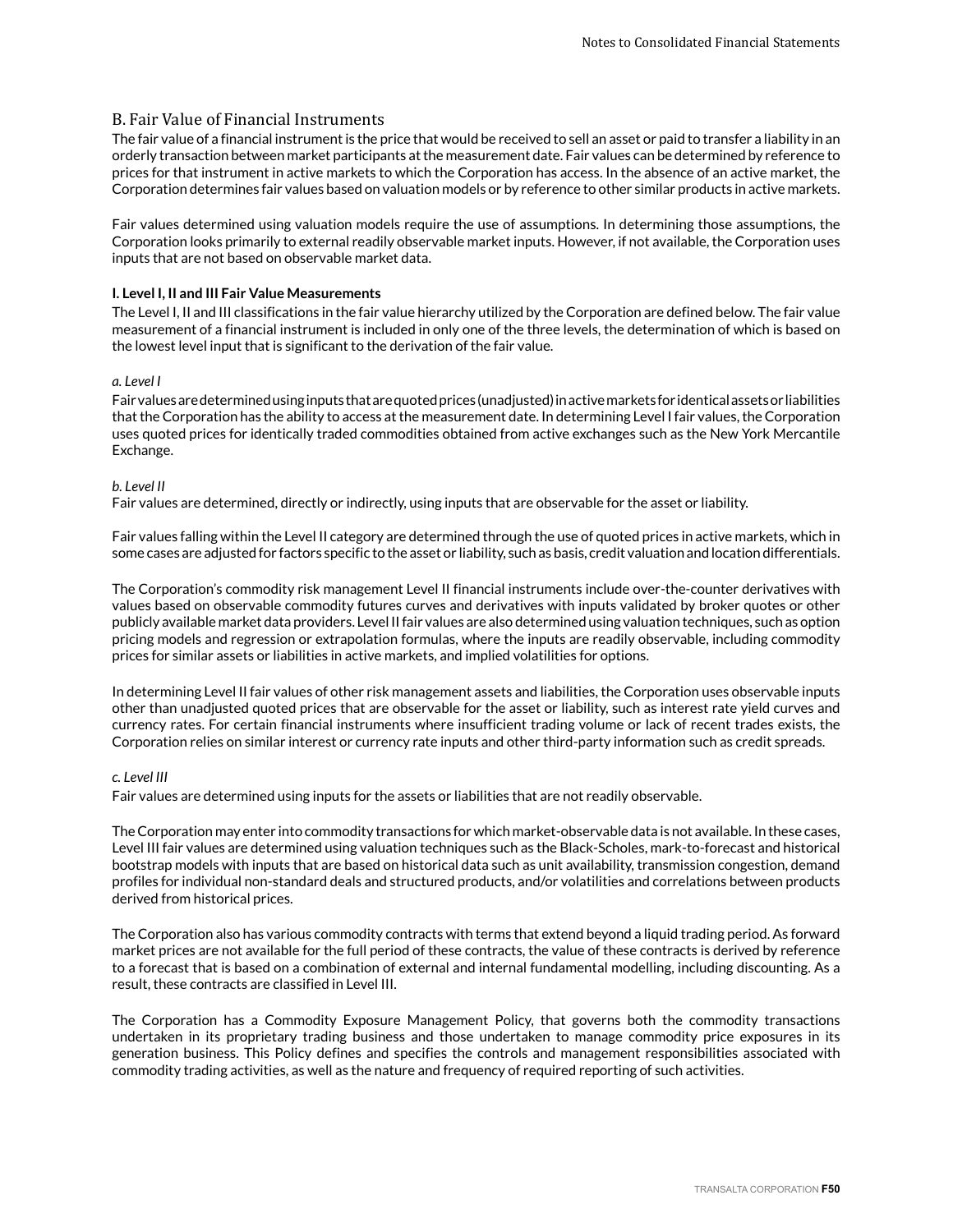## B. Fair Value of Financial Instruments

The fair value of a financial instrument is the price that would be received to sell an asset or paid to transfer a liability in an orderly transaction between market participants at the measurement date. Fair values can be determined by reference to prices for that instrument in active markets to which the Corporation has access. In the absence of an active market, the Corporation determines fair values based on valuation models or by reference to other similar products in active markets.

Fair values determined using valuation models require the use of assumptions. In determining those assumptions, the Corporation looks primarily to external readily observable market inputs. However, if not available, the Corporation uses inputs that are not based on observable market data.

**I. Level I, II and III Fair Value Measurements**

The Level I, II and III classifications in the fair value hierarchy utilized by the Corporation are defined below. The fair value measurement of a financial instrument is included in only one of the three levels, the determination of which is based on the lowest level input that is significant to the derivation of the fair value.

*a. Level I*

Fair values are determined using inputs that are quoted prices (unadjusted) in active markets for identical assets or liabilities that the Corporation has the ability to access at the measurement date. In determining Level I fair values, the Corporation uses quoted prices for identically traded commodities obtained from active exchanges such as the New York Mercantile Exchange.

*b. Level II*

Fair values are determined, directly or indirectly, using inputs that are observable for the asset or liability.

Fair values falling within the Level II category are determined through the use of quoted prices in active markets, which in some cases are adjusted for factors specific to the asset or liability, such as basis, credit valuation and location differentials.

The Corporation's commodity risk management Level II financial instruments include over-the-counter derivatives with values based on observable commodity futures curves and derivatives with inputs validated by broker quotes or other publicly available market data providers. Level II fair values are also determined using valuation techniques, such as option pricing models and regression or extrapolation formulas, where the inputs are readily observable, including commodity prices for similar assets or liabilities in active markets, and implied volatilities for options.

In determining Level II fair values of other risk management assets and liabilities, the Corporation uses observable inputs other than unadjusted quoted prices that are observable for the asset or liability, such as interest rate yield curves and currency rates. For certain financial instruments where insufficient trading volume or lack of recent trades exists, the Corporation relies on similar interest or currency rate inputs and other third-party information such as credit spreads.

*c. Level III*

Fair values are determined using inputs for the assets or liabilities that are not readily observable.

The Corporation may enter into commodity transactions for which market-observable data is not available. In these cases, Level III fair values are determined using valuation techniques such as the Black-Scholes, mark-to-forecast and historical bootstrap models with inputs that are based on historical data such as unit availability, transmission congestion, demand profiles for individual non-standard deals and structured products, and/or volatilities and correlations between products derived from historical prices.

The Corporation also has various commodity contracts with terms that extend beyond a liquid trading period. As forward market prices are not available for the full period of these contracts, the value of these contracts is derived by reference to a forecast that is based on a combination of external and internal fundamental modelling, including discounting. As a result, these contracts are classified in Level III.

The Corporation has a Commodity Exposure Management Policy, that governs both the commodity transactions undertaken in its proprietary trading business and those undertaken to manage commodity price exposures in its generation business. This Policy defines and specifies the controls and management responsibilities associated with commodity trading activities, as well as the nature and frequency of required reporting of such activities.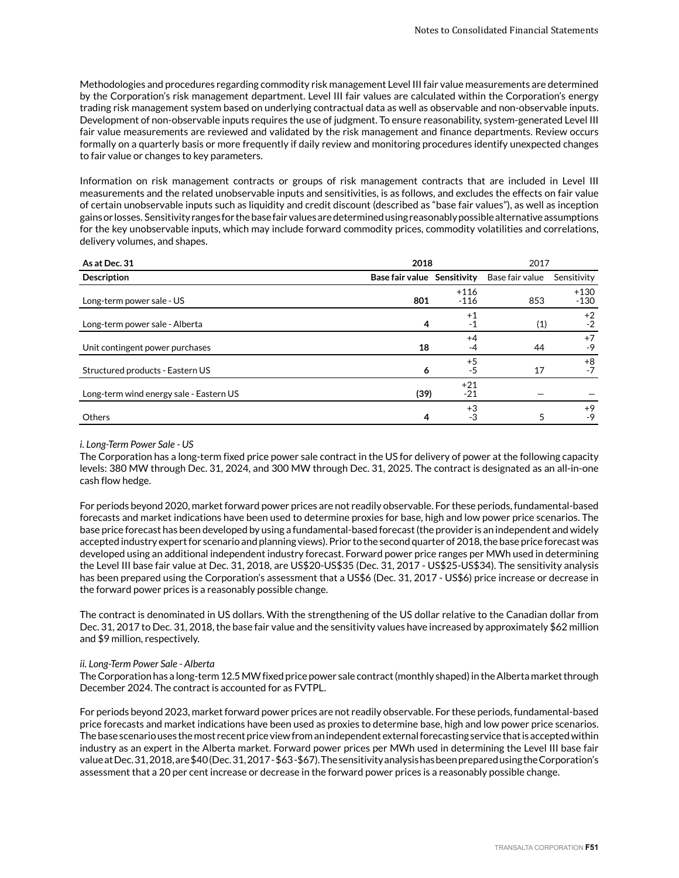Methodologies and procedures regarding commodity risk management Level III fair value measurements are determined by the Corporation's risk management department. Level III fair values are calculated within the Corporation's energy trading risk management system based on underlying contractual data as well as observable and non-observable inputs. Development of non-observable inputs requires the use of judgment. To ensure reasonability, system-generated Level III fair value measurements are reviewed and validated by the risk management and finance departments. Review occurs formally on a quarterly basis or more frequently if daily review and monitoring procedures identify unexpected changes to fair value or changes to key parameters.

Information on risk management contracts or groups of risk management contracts that are included in Level III measurements and the related unobservable inputs and sensitivities, is as follows, and excludes the effects on fair value of certain unobservable inputs such as liquidity and credit discount (described as "base fair values"), as well as inception gains or losses. Sensitivity ranges for the base fair values are determined using reasonably possible alternative assumptions for the key unobservable inputs, which may include forward commodity prices, commodity volatilities and correlations, delivery volumes, and shapes.

| As at Dec. 31 | **2018** | | 2017 | |
|---|---|---|---|---|
| **Description** | **Base fair value** | **Sensitivity** | Base fair value | Sensitivity |
| Long-term power sale - US | **801** | +116 -116 | 853 | +130 -130 |
| Long-term power sale - Alberta | **4** | +1 -1 | (1) | +2 -2 |
| Unit contingent power purchases | **18** | +4 -4 | 44 | +7 -9 |
| Structured products - Eastern US | **6** | +5 -5 | 17 | +8 -7 |
| Long-term wind energy sale - Eastern US | **(39)** | +21 -21 | — | — |
| Others | **4** | +3 -3 | 5 | +9 -9 |

*i. Long-Term Power Sale - US*

The Corporation has a long-term fixed price power sale contract in the US for delivery of power at the following capacity levels: 380 MW through Dec. 31, 2024, and 300 MW through Dec. 31, 2025. The contract is designated as an all-in-one cash flow hedge.

For periods beyond 2020, market forward power prices are not readily observable. For these periods, fundamental-based forecasts and market indications have been used to determine proxies for base, high and low power price scenarios. The base price forecast has been developed by using a fundamental-based forecast (the provider is an independent and widely accepted industry expert for scenario and planning views). Prior to the second quarter of 2018, the base price forecast was developed using an additional independent industry forecast. Forward power price ranges per MWh used in determining the Level III base fair value at Dec. 31, 2018, are US$20-US$35 (Dec. 31, 2017 - US$25-US$34). The sensitivity analysis has been prepared using the Corporation's assessment that a US$6 (Dec. 31, 2017 - US$6) price increase or decrease in the forward power prices is a reasonably possible change.

The contract is denominated in US dollars. With the strengthening of the US dollar relative to the Canadian dollar from Dec. 31, 2017 to Dec. 31, 2018, the base fair value and the sensitivity values have increased by approximately $62 million and $9 million, respectively.

*ii. Long-Term Power Sale - Alberta*

The Corporation has a long-term 12.5 MW fixed price power sale contract (monthly shaped) in the Alberta market through December 2024. The contract is accounted for as FVTPL.

For periods beyond 2023, market forward power prices are not readily observable. For these periods, fundamental-based price forecasts and market indications have been used as proxies to determine base, high and low power price scenarios. The base scenario uses the most recent price view from an independent external forecasting service that is accepted within industry as an expert in the Alberta market. Forward power prices per MWh used in determining the Level III base fair value at Dec. 31, 2018, are $40 (Dec. 31, 2017 - $63 - $67). The sensitivity analysis has been prepared using the Corporation's assessment that a 20 per cent increase or decrease in the forward power prices is a reasonably possible change.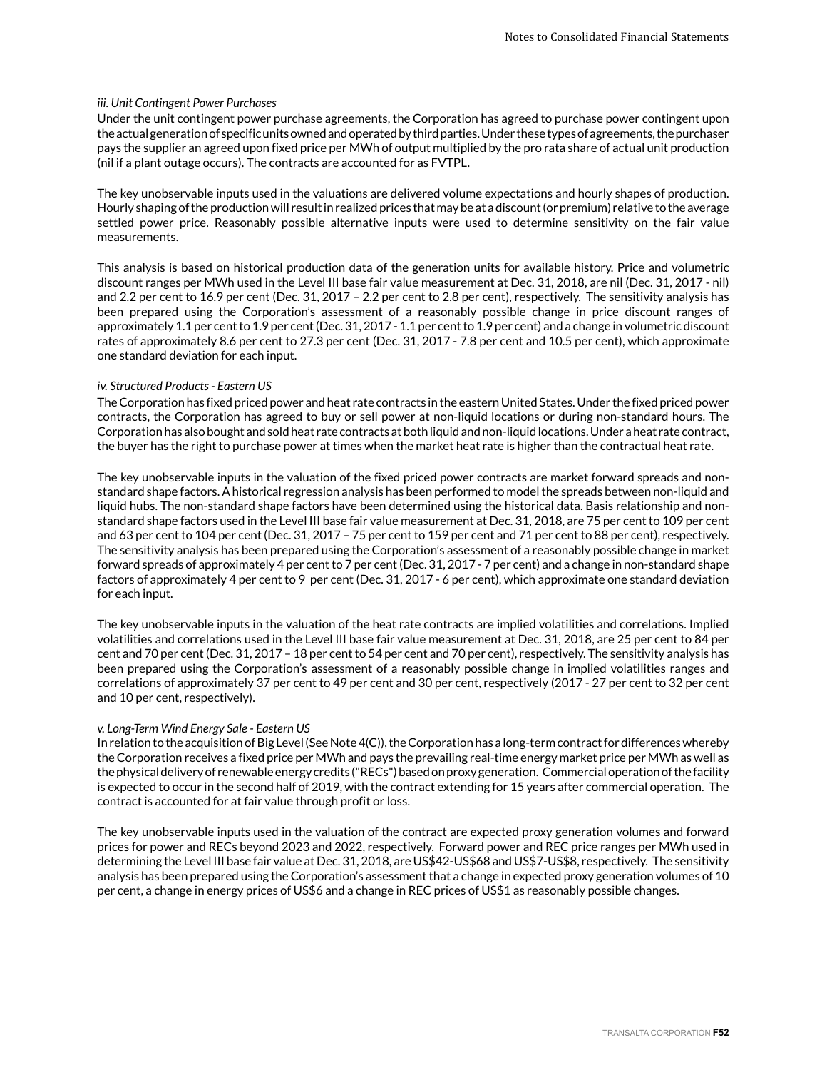*iii. Unit Contingent Power Purchases*

Under the unit contingent power purchase agreements, the Corporation has agreed to purchase power contingent upon the actual generation of specific units owned and operated by third parties. Under these types of agreements, the purchaser pays the supplier an agreed upon fixed price per MWh of output multiplied by the pro rata share of actual unit production (nil if a plant outage occurs). The contracts are accounted for as FVTPL.

The key unobservable inputs used in the valuations are delivered volume expectations and hourly shapes of production. Hourly shaping of the production will result in realized prices that may be at a discount (or premium) relative to the average settled power price. Reasonably possible alternative inputs were used to determine sensitivity on the fair value measurements.

This analysis is based on historical production data of the generation units for available history. Price and volumetric discount ranges per MWh used in the Level III base fair value measurement at Dec. 31, 2018, are nil (Dec. 31, 2017 - nil) and 2.2 per cent to 16.9 per cent (Dec. 31, 2017 – 2.2 per cent to 2.8 per cent), respectively. The sensitivity analysis has been prepared using the Corporation's assessment of a reasonably possible change in price discount ranges of approximately 1.1 per cent to 1.9 per cent (Dec. 31, 2017 - 1.1 per cent to 1.9 per cent) and a change in volumetric discount rates of approximately 8.6 per cent to 27.3 per cent (Dec. 31, 2017 - 7.8 per cent and 10.5 per cent), which approximate one standard deviation for each input.

*iv. Structured Products - Eastern US*

The Corporation has fixed priced power and heat rate contracts in the eastern United States. Under the fixed priced power contracts, the Corporation has agreed to buy or sell power at non-liquid locations or during non-standard hours. The Corporation has also bought and sold heat rate contracts at both liquid and non-liquid locations. Under a heat rate contract, the buyer has the right to purchase power at times when the market heat rate is higher than the contractual heat rate.

The key unobservable inputs in the valuation of the fixed priced power contracts are market forward spreads and non-standard shape factors. A historical regression analysis has been performed to model the spreads between non-liquid and liquid hubs. The non-standard shape factors have been determined using the historical data. Basis relationship and non-standard shape factors used in the Level III base fair value measurement at Dec. 31, 2018, are 75 per cent to 109 per cent and 63 per cent to 104 per cent (Dec. 31, 2017 – 75 per cent to 159 per cent and 71 per cent to 88 per cent), respectively. The sensitivity analysis has been prepared using the Corporation's assessment of a reasonably possible change in market forward spreads of approximately 4 per cent to 7 per cent (Dec. 31, 2017 - 7 per cent) and a change in non-standard shape factors of approximately 4 per cent to 9 per cent (Dec. 31, 2017 - 6 per cent), which approximate one standard deviation for each input.

The key unobservable inputs in the valuation of the heat rate contracts are implied volatilities and correlations. Implied volatilities and correlations used in the Level III base fair value measurement at Dec. 31, 2018, are 25 per cent to 84 per cent and 70 per cent (Dec. 31, 2017 – 18 per cent to 54 per cent and 70 per cent), respectively. The sensitivity analysis has been prepared using the Corporation's assessment of a reasonably possible change in implied volatilities ranges and correlations of approximately 37 per cent to 49 per cent and 30 per cent, respectively (2017 - 27 per cent to 32 per cent and 10 per cent, respectively).

*v. Long-Term Wind Energy Sale - Eastern US*

In relation to the acquisition of Big Level (See Note 4(C)), the Corporation has a long-term contract for differences whereby the Corporation receives a fixed price per MWh and pays the prevailing real-time energy market price per MWh as well as the physical delivery of renewable energy credits ("RECs") based on proxy generation. Commercial operation of the facility is expected to occur in the second half of 2019, with the contract extending for 15 years after commercial operation. The contract is accounted for at fair value through profit or loss.

The key unobservable inputs used in the valuation of the contract are expected proxy generation volumes and forward prices for power and RECs beyond 2023 and 2022, respectively. Forward power and REC price ranges per MWh used in determining the Level III base fair value at Dec. 31, 2018, are US$42-US$68 and US$7-US$8, respectively. The sensitivity analysis has been prepared using the Corporation's assessment that a change in expected proxy generation volumes of 10 per cent, a change in energy prices of US$6 and a change in REC prices of US$1 as reasonably possible changes.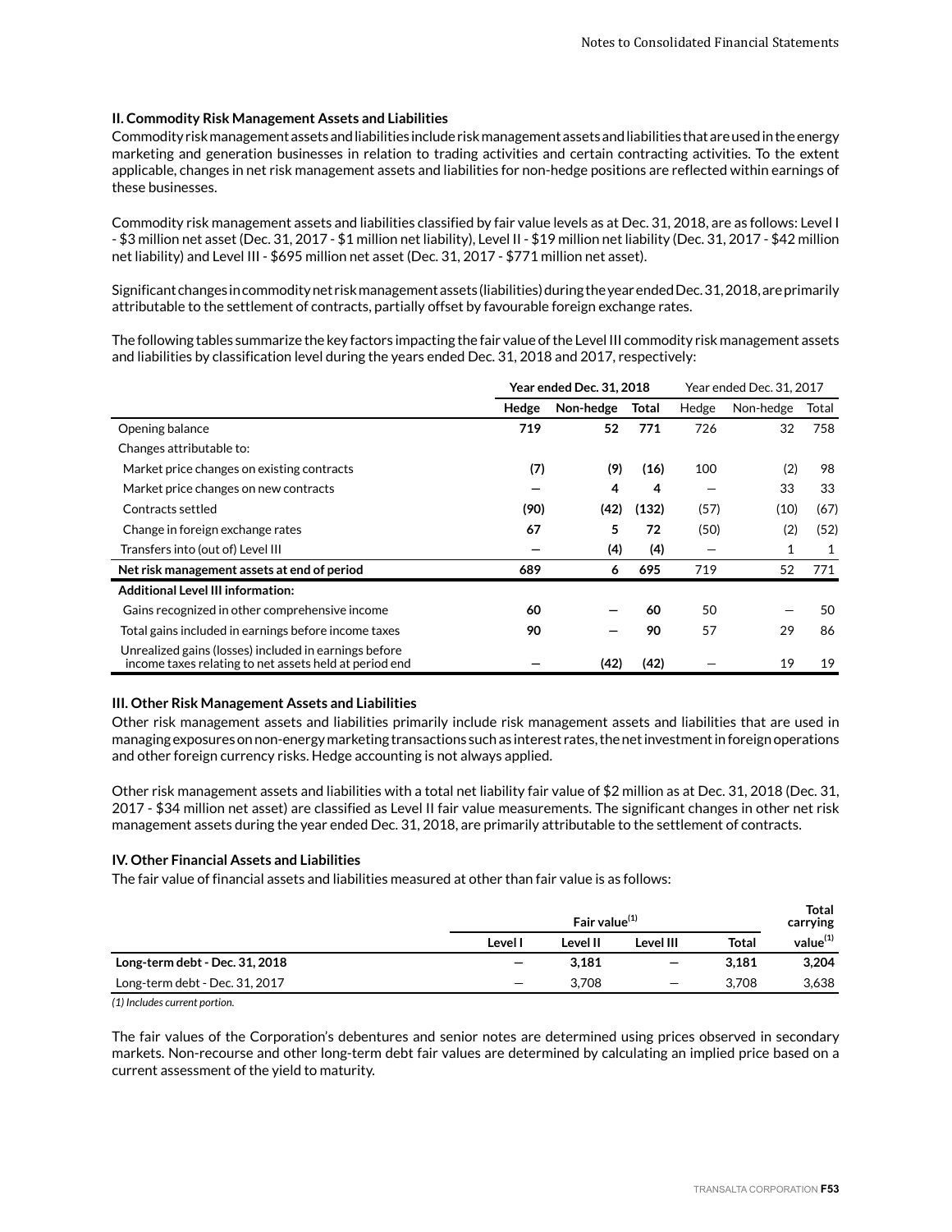### II. Commodity Risk Management Assets and Liabilities

Commodity risk management assets and liabilities include risk management assets and liabilities that are used in the energy marketing and generation businesses in relation to trading activities and certain contracting activities. To the extent applicable, changes in net risk management assets and liabilities for non-hedge positions are reflected within earnings of these businesses.

Commodity risk management assets and liabilities classified by fair value levels as at Dec. 31, 2018, are as follows: Level I - $3 million net asset (Dec. 31, 2017 - $1 million net liability), Level II - $19 million net liability (Dec. 31, 2017 - $42 million net liability) and Level III - $695 million net asset (Dec. 31, 2017 - $771 million net asset).

Significant changes in commodity net risk management assets (liabilities) during the year ended Dec. 31, 2018, are primarily attributable to the settlement of contracts, partially offset by favourable foreign exchange rates.

The following tables summarize the key factors impacting the fair value of the Level III commodity risk management assets and liabilities by classification level during the years ended Dec. 31, 2018 and 2017, respectively:

| | **Year ended Dec. 31, 2018** | | | Year ended Dec. 31, 2017 | | |
|---|---|---|---|---|---|---|
| | **Hedge** | **Non-hedge** | **Total** | Hedge | Non-hedge | Total |
| Opening balance | **719** | **52** | **771** | 726 | 32 | 758 |
| Changes attributable to: | | | | | | |
| Market price changes on existing contracts | **(7)** | **(9)** | **(16)** | 100 | (2) | 98 |
| Market price changes on new contracts | **—** | **4** | **4** | — | 33 | 33 |
| Contracts settled | **(90)** | **(42)** | **(132)** | (57) | (10) | (67) |
| Change in foreign exchange rates | **67** | **5** | **72** | (50) | (2) | (52) |
| Transfers into (out of) Level III | **—** | **(4)** | **(4)** | — | 1 | 1 |
| **Net risk management assets at end of period** | **689** | **6** | **695** | 719 | 52 | 771 |
| **Additional Level III information:** | | | | | | |
| Gains recognized in other comprehensive income | **60** | **—** | **60** | 50 | — | 50 |
| Total gains included in earnings before income taxes | **90** | **—** | **90** | 57 | 29 | 86 |
| Unrealized gains (losses) included in earnings before income taxes relating to net assets held at period end | **—** | **(42)** | **(42)** | — | 19 | 19 |

### III. Other Risk Management Assets and Liabilities

Other risk management assets and liabilities primarily include risk management assets and liabilities that are used in managing exposures on non-energy marketing transactions such as interest rates, the net investment in foreign operations and other foreign currency risks. Hedge accounting is not always applied.

Other risk management assets and liabilities with a total net liability fair value of $2 million as at Dec. 31, 2018 (Dec. 31, 2017 - $34 million net asset) are classified as Level II fair value measurements. The significant changes in other net risk management assets during the year ended Dec. 31, 2018, are primarily attributable to the settlement of contracts.

### IV. Other Financial Assets and Liabilities

The fair value of financial assets and liabilities measured at other than fair value is as follows:

| | Fair value(1) | | | | Total carrying |
|---|---|---|---|---|---|
| | Level I | Level II | Level III | Total | value(1) |
| **Long-term debt - Dec. 31, 2018** | **—** | **3,181** | **—** | **3,181** | **3,204** |
| Long-term debt - Dec. 31, 2017 | — | 3,708 | — | 3,708 | 3,638 |

*(1) Includes current portion.*

The fair values of the Corporation's debentures and senior notes are determined using prices observed in secondary markets. Non-recourse and other long-term debt fair values are determined by calculating an implied price based on a current assessment of the yield to maturity.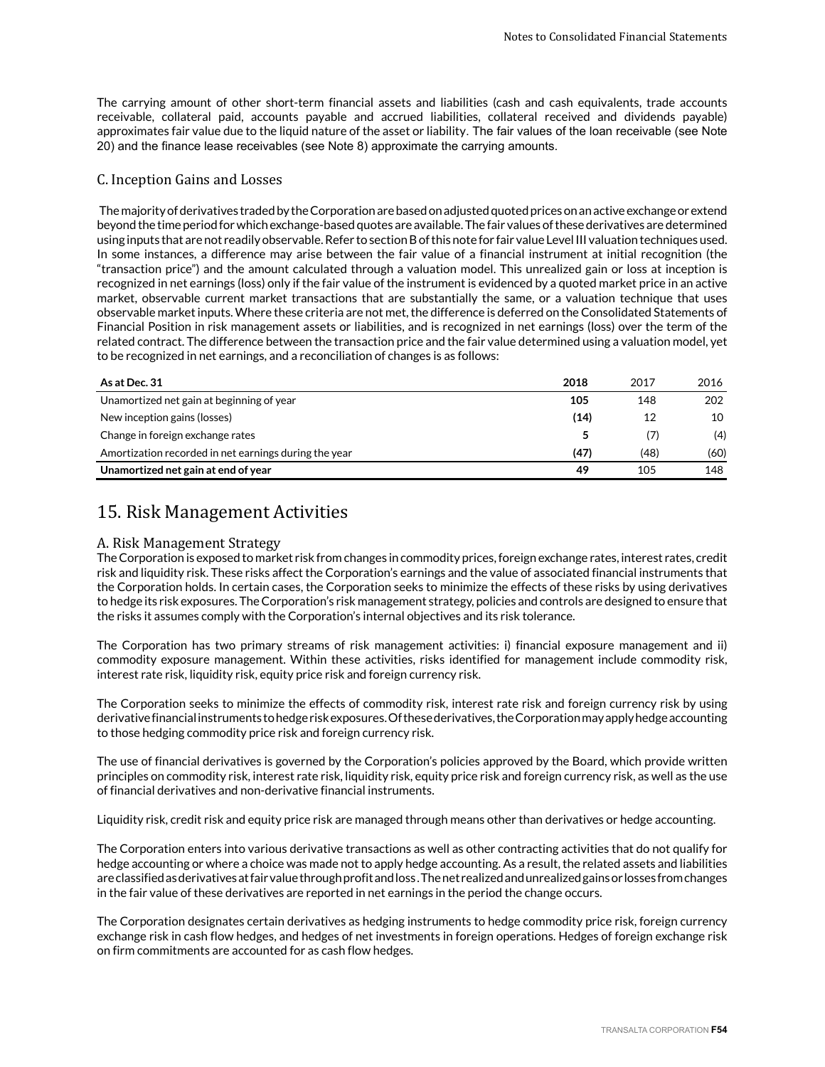The carrying amount of other short-term financial assets and liabilities (cash and cash equivalents, trade accounts receivable, collateral paid, accounts payable and accrued liabilities, collateral received and dividends payable) approximates fair value due to the liquid nature of the asset or liability. The fair values of the loan receivable (see Note 20) and the finance lease receivables (see Note 8) approximate the carrying amounts.

### C. Inception Gains and Losses

The majority of derivatives traded by the Corporation are based on adjusted quoted prices on an active exchange or extend beyond the time period for which exchange-based quotes are available. The fair values of these derivatives are determined using inputs that are not readily observable. Refer to section B of this note for fair value Level III valuation techniques used. In some instances, a difference may arise between the fair value of a financial instrument at initial recognition (the "transaction price") and the amount calculated through a valuation model. This unrealized gain or loss at inception is recognized in net earnings (loss) only if the fair value of the instrument is evidenced by a quoted market price in an active market, observable current market transactions that are substantially the same, or a valuation technique that uses observable market inputs. Where these criteria are not met, the difference is deferred on the Consolidated Statements of Financial Position in risk management assets or liabilities, and is recognized in net earnings (loss) over the term of the related contract. The difference between the transaction price and the fair value determined using a valuation model, yet to be recognized in net earnings, and a reconciliation of changes is as follows:

| **As at Dec. 31** | **2018** | 2017 | 2016 |
|---|---|---|---|
| Unamortized net gain at beginning of year | **105** | 148 | 202 |
| New inception gains (losses) | **(14)** | 12 | 10 |
| Change in foreign exchange rates | **5** | (7) | (4) |
| Amortization recorded in net earnings during the year | **(47)** | (48) | (60) |
| **Unamortized net gain at end of year** | **49** | 105 | 148 |

## 15. Risk Management Activities

### A. Risk Management Strategy

The Corporation is exposed to market risk from changes in commodity prices, foreign exchange rates, interest rates, credit risk and liquidity risk. These risks affect the Corporation's earnings and the value of associated financial instruments that the Corporation holds. In certain cases, the Corporation seeks to minimize the effects of these risks by using derivatives to hedge its risk exposures. The Corporation's risk management strategy, policies and controls are designed to ensure that the risks it assumes comply with the Corporation's internal objectives and its risk tolerance.

The Corporation has two primary streams of risk management activities: i) financial exposure management and ii) commodity exposure management. Within these activities, risks identified for management include commodity risk, interest rate risk, liquidity risk, equity price risk and foreign currency risk.

The Corporation seeks to minimize the effects of commodity risk, interest rate risk and foreign currency risk by using derivative financial instruments to hedge risk exposures. Of these derivatives, the Corporation may apply hedge accounting to those hedging commodity price risk and foreign currency risk.

The use of financial derivatives is governed by the Corporation's policies approved by the Board, which provide written principles on commodity risk, interest rate risk, liquidity risk, equity price risk and foreign currency risk, as well as the use of financial derivatives and non-derivative financial instruments.

Liquidity risk, credit risk and equity price risk are managed through means other than derivatives or hedge accounting.

The Corporation enters into various derivative transactions as well as other contracting activities that do not qualify for hedge accounting or where a choice was made not to apply hedge accounting. As a result, the related assets and liabilities are classified as derivatives at fair value through profit and loss. The net realized and unrealized gains or losses from changes in the fair value of these derivatives are reported in net earnings in the period the change occurs.

The Corporation designates certain derivatives as hedging instruments to hedge commodity price risk, foreign currency exchange risk in cash flow hedges, and hedges of net investments in foreign operations. Hedges of foreign exchange risk on firm commitments are accounted for as cash flow hedges.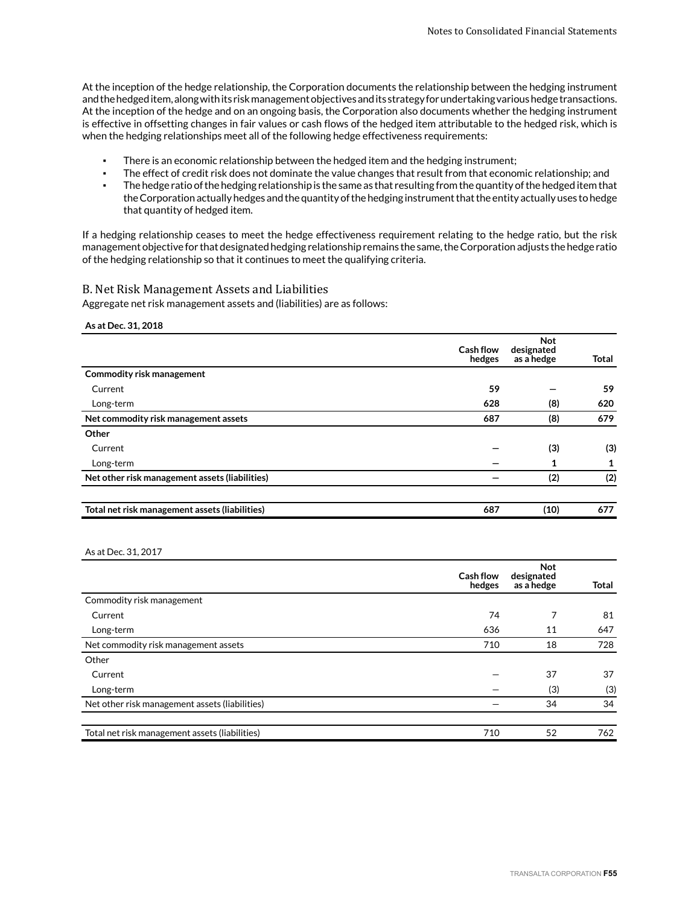At the inception of the hedge relationship, the Corporation documents the relationship between the hedging instrument and the hedged item, along with its risk management objectives and its strategy for undertaking various hedge transactions. At the inception of the hedge and on an ongoing basis, the Corporation also documents whether the hedging instrument is effective in offsetting changes in fair values or cash flows of the hedged item attributable to the hedged risk, which is when the hedging relationships meet all of the following hedge effectiveness requirements:

- There is an economic relationship between the hedged item and the hedging instrument;
- The effect of credit risk does not dominate the value changes that result from that economic relationship; and
- The hedge ratio of the hedging relationship is the same as that resulting from the quantity of the hedged item that the Corporation actually hedges and the quantity of the hedging instrument that the entity actually uses to hedge that quantity of hedged item.

If a hedging relationship ceases to meet the hedge effectiveness requirement relating to the hedge ratio, but the risk management objective for that designated hedging relationship remains the same, the Corporation adjusts the hedge ratio of the hedging relationship so that it continues to meet the qualifying criteria.

## B. Net Risk Management Assets and Liabilities

Aggregate net risk management assets and (liabilities) are as follows:

**As at Dec. 31, 2018**

| | **Cash flow hedges** | **Not designated as a hedge** | **Total** |
|---|---|---|---|
| **Commodity risk management** | | | |
| Current | **59** | **—** | **59** |
| Long-term | **628** | **(8)** | **620** |
| **Net commodity risk management assets** | **687** | **(8)** | **679** |
| **Other** | | | |
| Current | **—** | **(3)** | **(3)** |
| Long-term | **—** | **1** | **1** |
| **Net other risk management assets (liabilities)** | **—** | **(2)** | **(2)** |
| **Total net risk management assets (liabilities)** | **687** | **(10)** | **677** |

As at Dec. 31, 2017

| | **Cash flow hedges** | **Not designated as a hedge** | **Total** |
|---|---|---|---|
| Commodity risk management | | | |
| Current | 74 | 7 | 81 |
| Long-term | 636 | 11 | 647 |
| Net commodity risk management assets | 710 | 18 | 728 |
| Other | | | |
| Current | — | 37 | 37 |
| Long-term | — | (3) | (3) |
| Net other risk management assets (liabilities) | — | 34 | 34 |
| Total net risk management assets (liabilities) | 710 | 52 | 762 |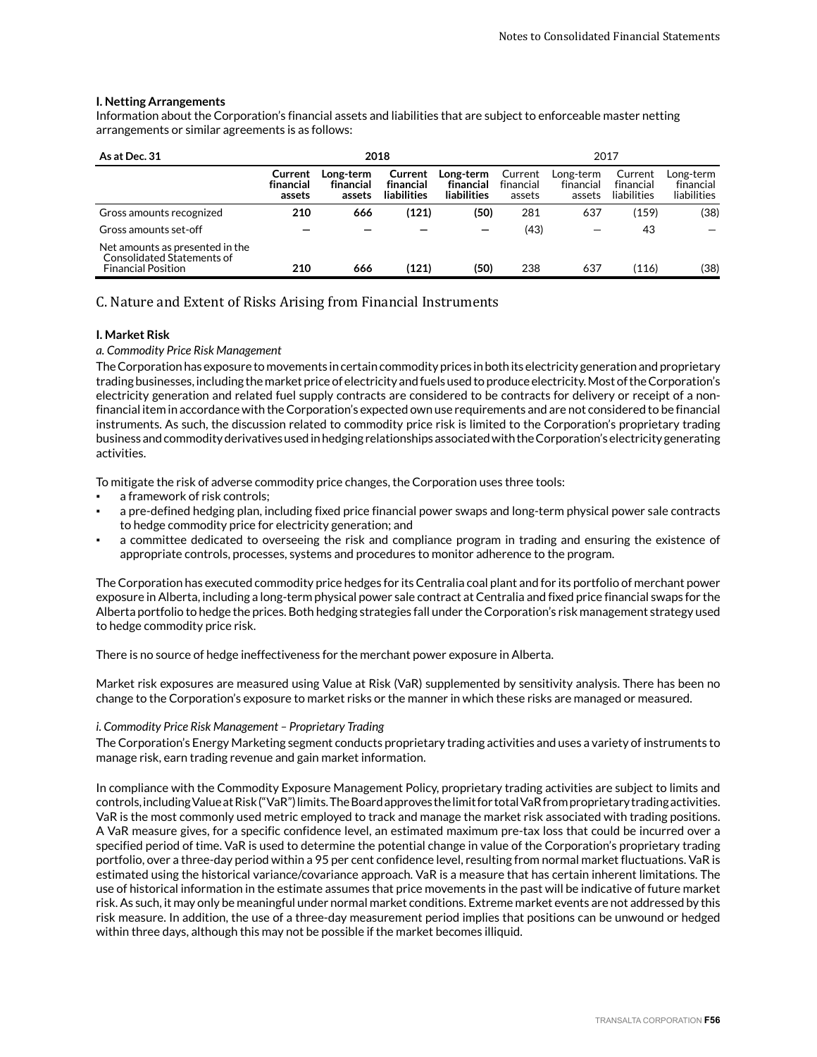**I. Netting Arrangements**

Information about the Corporation's financial assets and liabilities that are subject to enforceable master netting arrangements or similar agreements is as follows:

| As at Dec. 31 | 2018 | | | | 2017 | | | |
|---|---|---|---|---|---|---|---|---|
| | **Current financial assets** | **Long-term financial assets** | **Current financial liabilities** | **Long-term financial liabilities** | Current financial assets | Long-term financial assets | Current financial liabilities | Long-term financial liabilities |
| Gross amounts recognized | **210** | **666** | **(121)** | **(50)** | 281 | 637 | (159) | (38) |
| Gross amounts set-off | **—** | **—** | **—** | **—** | (43) | — | 43 | — |
| Net amounts as presented in the Consolidated Statements of Financial Position | **210** | **666** | **(121)** | **(50)** | 238 | 637 | (116) | (38) |

## C. Nature and Extent of Risks Arising from Financial Instruments

**I. Market Risk**

*a. Commodity Price Risk Management*

The Corporation has exposure to movements in certain commodity prices in both its electricity generation and proprietary trading businesses, including the market price of electricity and fuels used to produce electricity. Most of the Corporation's electricity generation and related fuel supply contracts are considered to be contracts for delivery or receipt of a non-financial item in accordance with the Corporation's expected own use requirements and are not considered to be financial instruments. As such, the discussion related to commodity price risk is limited to the Corporation's proprietary trading business and commodity derivatives used in hedging relationships associated with the Corporation's electricity generating activities.

To mitigate the risk of adverse commodity price changes, the Corporation uses three tools:

- a framework of risk controls;
- a pre-defined hedging plan, including fixed price financial power swaps and long-term physical power sale contracts to hedge commodity price for electricity generation; and
- a committee dedicated to overseeing the risk and compliance program in trading and ensuring the existence of appropriate controls, processes, systems and procedures to monitor adherence to the program.

The Corporation has executed commodity price hedges for its Centralia coal plant and for its portfolio of merchant power exposure in Alberta, including a long-term physical power sale contract at Centralia and fixed price financial swaps for the Alberta portfolio to hedge the prices. Both hedging strategies fall under the Corporation's risk management strategy used to hedge commodity price risk.

There is no source of hedge ineffectiveness for the merchant power exposure in Alberta.

Market risk exposures are measured using Value at Risk (VaR) supplemented by sensitivity analysis. There has been no change to the Corporation's exposure to market risks or the manner in which these risks are managed or measured.

*i. Commodity Price Risk Management – Proprietary Trading*

The Corporation's Energy Marketing segment conducts proprietary trading activities and uses a variety of instruments to manage risk, earn trading revenue and gain market information.

In compliance with the Commodity Exposure Management Policy, proprietary trading activities are subject to limits and controls, including Value at Risk ("VaR") limits. The Board approves the limit for total VaR from proprietary trading activities. VaR is the most commonly used metric employed to track and manage the market risk associated with trading positions. A VaR measure gives, for a specific confidence level, an estimated maximum pre-tax loss that could be incurred over a specified period of time. VaR is used to determine the potential change in value of the Corporation's proprietary trading portfolio, over a three-day period within a 95 per cent confidence level, resulting from normal market fluctuations. VaR is estimated using the historical variance/covariance approach. VaR is a measure that has certain inherent limitations. The use of historical information in the estimate assumes that price movements in the past will be indicative of future market risk. As such, it may only be meaningful under normal market conditions. Extreme market events are not addressed by this risk measure. In addition, the use of a three-day measurement period implies that positions can be unwound or hedged within three days, although this may not be possible if the market becomes illiquid.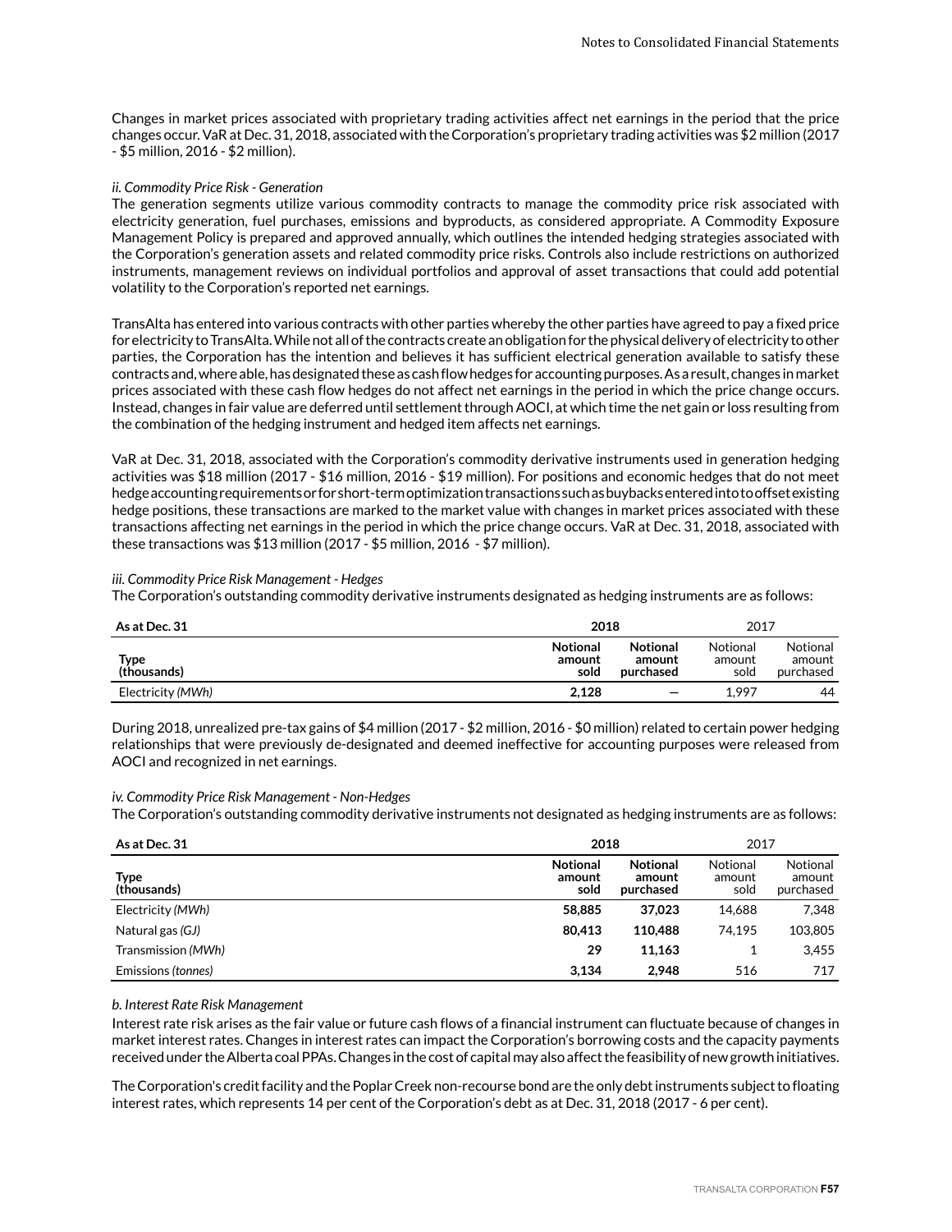Changes in market prices associated with proprietary trading activities affect net earnings in the period that the price changes occur. VaR at Dec. 31, 2018, associated with the Corporation's proprietary trading activities was $2 million (2017 - $5 million, 2016 - $2 million).

*ii. Commodity Price Risk - Generation*

The generation segments utilize various commodity contracts to manage the commodity price risk associated with electricity generation, fuel purchases, emissions and byproducts, as considered appropriate. A Commodity Exposure Management Policy is prepared and approved annually, which outlines the intended hedging strategies associated with the Corporation's generation assets and related commodity price risks. Controls also include restrictions on authorized instruments, management reviews on individual portfolios and approval of asset transactions that could add potential volatility to the Corporation's reported net earnings.

TransAlta has entered into various contracts with other parties whereby the other parties have agreed to pay a fixed price for electricity to TransAlta. While not all of the contracts create an obligation for the physical delivery of electricity to other parties, the Corporation has the intention and believes it has sufficient electrical generation available to satisfy these contracts and, where able, has designated these as cash flow hedges for accounting purposes. As a result, changes in market prices associated with these cash flow hedges do not affect net earnings in the period in which the price change occurs. Instead, changes in fair value are deferred until settlement through AOCI, at which time the net gain or loss resulting from the combination of the hedging instrument and hedged item affects net earnings.

VaR at Dec. 31, 2018, associated with the Corporation's commodity derivative instruments used in generation hedging activities was $18 million (2017 - $16 million, 2016 - $19 million). For positions and economic hedges that do not meet hedge accounting requirements or for short-term optimization transactions such as buybacks entered into to offset existing hedge positions, these transactions are marked to the market value with changes in market prices associated with these transactions affecting net earnings in the period in which the price change occurs. VaR at Dec. 31, 2018, associated with these transactions was $13 million (2017 - $5 million, 2016 - $7 million).

*iii. Commodity Price Risk Management - Hedges*

The Corporation's outstanding commodity derivative instruments designated as hedging instruments are as follows:

| As at Dec. 31 | 2018 | | 2017 | |
|---|---|---|---|---|
| Type (thousands) | Notional amount sold | Notional amount purchased | Notional amount sold | Notional amount purchased |
| Electricity *(MWh)* | **2,128** | **—** | 1,997 | 44 |

During 2018, unrealized pre-tax gains of $4 million (2017 - $2 million, 2016 - $0 million) related to certain power hedging relationships that were previously de-designated and deemed ineffective for accounting purposes were released from AOCI and recognized in net earnings.

*iv. Commodity Price Risk Management - Non-Hedges*

The Corporation's outstanding commodity derivative instruments not designated as hedging instruments are as follows:

| As at Dec. 31 | 2018 | | 2017 | |
|---|---|---|---|---|
| Type (thousands) | Notional amount sold | Notional amount purchased | Notional amount sold | Notional amount purchased |
| Electricity *(MWh)* | **58,885** | **37,023** | 14,688 | 7,348 |
| Natural gas *(GJ)* | **80,413** | **110,488** | 74,195 | 103,805 |
| Transmission *(MWh)* | **29** | **11,163** | 1 | 3,455 |
| Emissions *(tonnes)* | **3,134** | **2,948** | 516 | 717 |

*b. Interest Rate Risk Management*

Interest rate risk arises as the fair value or future cash flows of a financial instrument can fluctuate because of changes in market interest rates. Changes in interest rates can impact the Corporation's borrowing costs and the capacity payments received under the Alberta coal PPAs. Changes in the cost of capital may also affect the feasibility of new growth initiatives.

The Corporation's credit facility and the Poplar Creek non-recourse bond are the only debt instruments subject to floating interest rates, which represents 14 per cent of the Corporation's debt as at Dec. 31, 2018 (2017 - 6 per cent).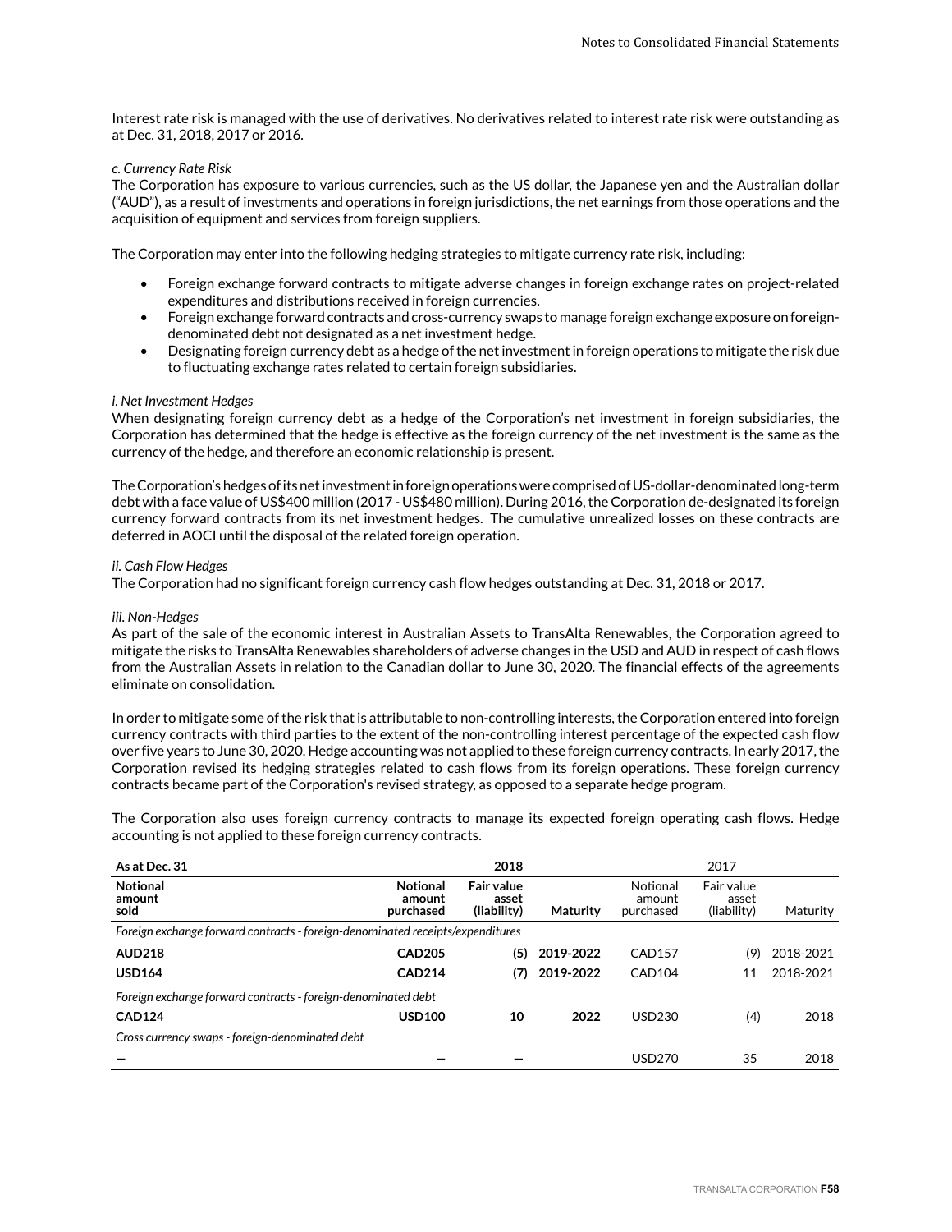Interest rate risk is managed with the use of derivatives. No derivatives related to interest rate risk were outstanding as at Dec. 31, 2018, 2017 or 2016.

*c. Currency Rate Risk*

The Corporation has exposure to various currencies, such as the US dollar, the Japanese yen and the Australian dollar ("AUD"), as a result of investments and operations in foreign jurisdictions, the net earnings from those operations and the acquisition of equipment and services from foreign suppliers.

The Corporation may enter into the following hedging strategies to mitigate currency rate risk, including:

- Foreign exchange forward contracts to mitigate adverse changes in foreign exchange rates on project-related expenditures and distributions received in foreign currencies.
- Foreign exchange forward contracts and cross-currency swaps to manage foreign exchange exposure on foreign-denominated debt not designated as a net investment hedge.
- Designating foreign currency debt as a hedge of the net investment in foreign operations to mitigate the risk due to fluctuating exchange rates related to certain foreign subsidiaries.

*i. Net Investment Hedges*

When designating foreign currency debt as a hedge of the Corporation's net investment in foreign subsidiaries, the Corporation has determined that the hedge is effective as the foreign currency of the net investment is the same as the currency of the hedge, and therefore an economic relationship is present.

The Corporation's hedges of its net investment in foreign operations were comprised of US-dollar-denominated long-term debt with a face value of US$400 million (2017 - US$480 million). During 2016, the Corporation de-designated its foreign currency forward contracts from its net investment hedges. The cumulative unrealized losses on these contracts are deferred in AOCI until the disposal of the related foreign operation.

*ii. Cash Flow Hedges*

The Corporation had no significant foreign currency cash flow hedges outstanding at Dec. 31, 2018 or 2017.

*iii. Non-Hedges*

As part of the sale of the economic interest in Australian Assets to TransAlta Renewables, the Corporation agreed to mitigate the risks to TransAlta Renewables shareholders of adverse changes in the USD and AUD in respect of cash flows from the Australian Assets in relation to the Canadian dollar to June 30, 2020. The financial effects of the agreements eliminate on consolidation.

In order to mitigate some of the risk that is attributable to non-controlling interests, the Corporation entered into foreign currency contracts with third parties to the extent of the non-controlling interest percentage of the expected cash flow over five years to June 30, 2020. Hedge accounting was not applied to these foreign currency contracts. In early 2017, the Corporation revised its hedging strategies related to cash flows from its foreign operations. These foreign currency contracts became part of the Corporation's revised strategy, as opposed to a separate hedge program.

The Corporation also uses foreign currency contracts to manage its expected foreign operating cash flows. Hedge accounting is not applied to these foreign currency contracts.

| **As at Dec. 31** | **2018** | | | 2017 | | |
|---|---|---|---|---|---|---|
| **Notional amount sold** | **Notional amount purchased** | **Fair value asset (liability)** | **Maturity** | Notional amount purchased | Fair value asset (liability) | Maturity |
| *Foreign exchange forward contracts - foreign-denominated receipts/expenditures* | | | | | | |
| **AUD218** | **CAD205** | **(5)** | **2019-2022** | CAD157 | (9) | 2018-2021 |
| **USD164** | **CAD214** | **(7)** | **2019-2022** | CAD104 | 11 | 2018-2021 |
| *Foreign exchange forward contracts - foreign-denominated debt* | | | | | | |
| **CAD124** | **USD100** | **10** | **2022** | USD230 | (4) | 2018 |
| *Cross currency swaps - foreign-denominated debt* | | | | | | |
| **—** | **—** | **—** | | USD270 | 35 | 2018 |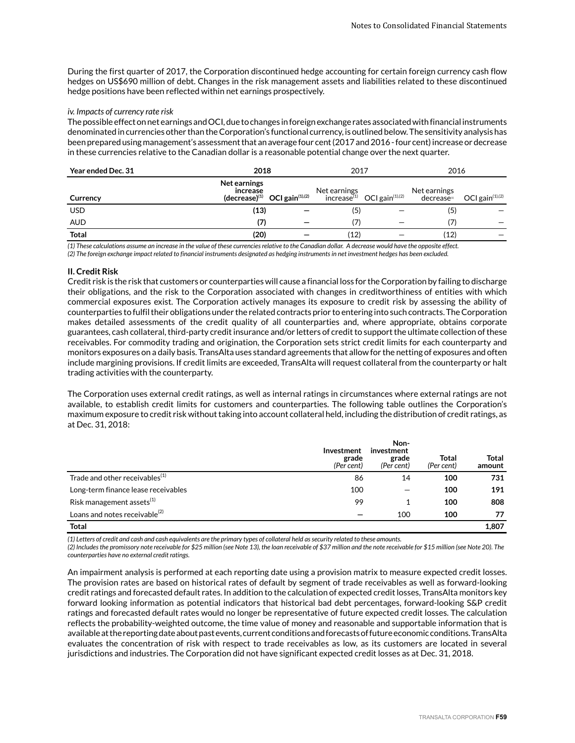During the first quarter of 2017, the Corporation discontinued hedge accounting for certain foreign currency cash flow hedges on US$690 million of debt. Changes in the risk management assets and liabilities related to these discontinued hedge positions have been reflected within net earnings prospectively.

*iv. Impacts of currency rate risk*

The possible effect on net earnings and OCI, due to changes in foreign exchange rates associated with financial instruments denominated in currencies other than the Corporation's functional currency, is outlined below. The sensitivity analysis has been prepared using management's assessment that an average four cent (2017 and 2016 - four cent) increase or decrease in these currencies relative to the Canadian dollar is a reasonable potential change over the next quarter.

| **Year ended Dec. 31** | **2018** | | 2017 | | 2016 | |
|---|---|---|---|---|---|---|
| **Currency** | **Net earnings increase (decrease)[1]** | **OCI gain[1],[2]** | Net earnings increase[1] | OCI gain[1],[2] | Net earnings decrease[1] | OCI gain[1],[2] |
| USD | **(13)** | **—** | (5) | — | (5) | — |
| AUD | **(7)** | **—** | (7) | — | (7) | — |
| **Total** | **(20)** | **—** | (12) | — | (12) | — |

*(1) These calculations assume an increase in the value of these currencies relative to the Canadian dollar. A decrease would have the opposite effect.*
*(2) The foreign exchange impact related to financial instruments designated as hedging instruments in net investment hedges has been excluded.*

**II. Credit Risk**

Credit risk is the risk that customers or counterparties will cause a financial loss for the Corporation by failing to discharge their obligations, and the risk to the Corporation associated with changes in creditworthiness of entities with which commercial exposures exist. The Corporation actively manages its exposure to credit risk by assessing the ability of counterparties to fulfil their obligations under the related contracts prior to entering into such contracts. The Corporation makes detailed assessments of the credit quality of all counterparties and, where appropriate, obtains corporate guarantees, cash collateral, third-party credit insurance and/or letters of credit to support the ultimate collection of these receivables. For commodity trading and origination, the Corporation sets strict credit limits for each counterparty and monitors exposures on a daily basis. TransAlta uses standard agreements that allow for the netting of exposures and often include margining provisions. If credit limits are exceeded, TransAlta will request collateral from the counterparty or halt trading activities with the counterparty.

The Corporation uses external credit ratings, as well as internal ratings in circumstances where external ratings are not available, to establish credit limits for customers and counterparties. The following table outlines the Corporation's maximum exposure to credit risk without taking into account collateral held, including the distribution of credit ratings, as at Dec. 31, 2018:

| | **Investment grade** *(Per cent)* | **Non-investment grade** *(Per cent)* | **Total** *(Per cent)* | **Total amount** |
|---|---|---|---|---|
| Trade and other receivables[1] | 86 | 14 | **100** | **731** |
| Long-term finance lease receivables | 100 | — | **100** | **191** |
| Risk management assets[1] | 99 | 1 | **100** | **808** |
| Loans and notes receivable[2] | — | 100 | **100** | **77** |
| **Total** | | | | **1,807** |

*(1) Letters of credit and cash and cash equivalents are the primary types of collateral held as security related to these amounts.*
*(2) Includes the promissory note receivable for $25 million (see Note 13), the loan receivable of $37 million and the note receivable for $15 million (see Note 20). The counterparties have no external credit ratings.*

An impairment analysis is performed at each reporting date using a provision matrix to measure expected credit losses. The provision rates are based on historical rates of default by segment of trade receivables as well as forward-looking credit ratings and forecasted default rates. In addition to the calculation of expected credit losses, TransAlta monitors key forward looking information as potential indicators that historical bad debt percentages, forward-looking S&P credit ratings and forecasted default rates would no longer be representative of future expected credit losses. The calculation reflects the probability-weighted outcome, the time value of money and reasonable and supportable information that is available at the reporting date about past events, current conditions and forecasts of future economic conditions. TransAlta evaluates the concentration of risk with respect to trade receivables as low, as its customers are located in several jurisdictions and industries. The Corporation did not have significant expected credit losses as at Dec. 31, 2018.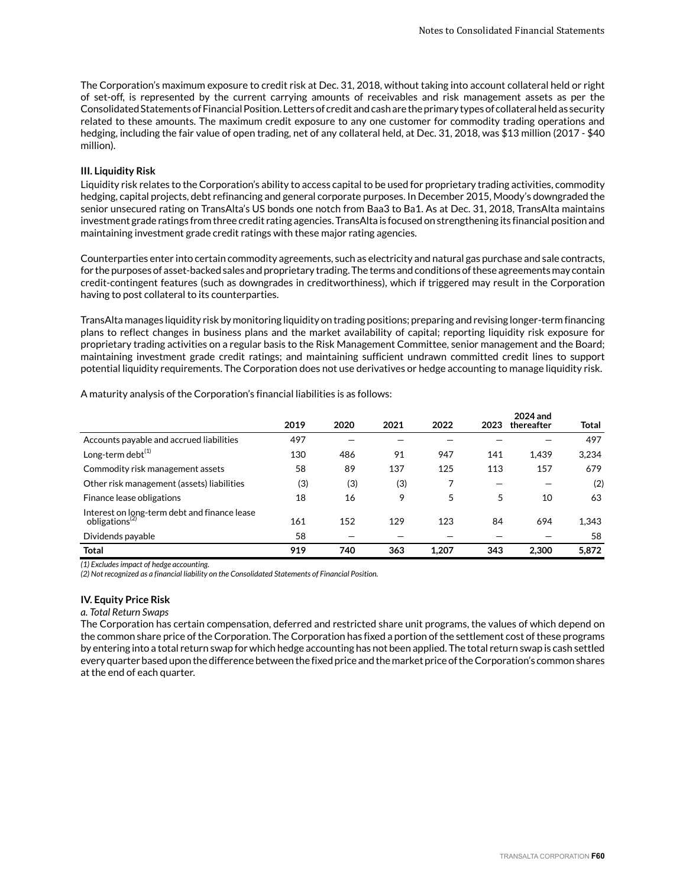The Corporation's maximum exposure to credit risk at Dec. 31, 2018, without taking into account collateral held or right of set-off, is represented by the current carrying amounts of receivables and risk management assets as per the Consolidated Statements of Financial Position. Letters of credit and cash are the primary types of collateral held as security related to these amounts. The maximum credit exposure to any one customer for commodity trading operations and hedging, including the fair value of open trading, net of any collateral held, at Dec. 31, 2018, was $13 million (2017 - $40 million).

**III. Liquidity Risk**

Liquidity risk relates to the Corporation's ability to access capital to be used for proprietary trading activities, commodity hedging, capital projects, debt refinancing and general corporate purposes. In December 2015, Moody's downgraded the senior unsecured rating on TransAlta's US bonds one notch from Baa3 to Ba1. As at Dec. 31, 2018, TransAlta maintains investment grade ratings from three credit rating agencies. TransAlta is focused on strengthening its financial position and maintaining investment grade credit ratings with these major rating agencies.

Counterparties enter into certain commodity agreements, such as electricity and natural gas purchase and sale contracts, for the purposes of asset-backed sales and proprietary trading. The terms and conditions of these agreements may contain credit-contingent features (such as downgrades in creditworthiness), which if triggered may result in the Corporation having to post collateral to its counterparties.

TransAlta manages liquidity risk by monitoring liquidity on trading positions; preparing and revising longer-term financing plans to reflect changes in business plans and the market availability of capital; reporting liquidity risk exposure for proprietary trading activities on a regular basis to the Risk Management Committee, senior management and the Board; maintaining investment grade credit ratings; and maintaining sufficient undrawn committed credit lines to support potential liquidity requirements. The Corporation does not use derivatives or hedge accounting to manage liquidity risk.

A maturity analysis of the Corporation's financial liabilities is as follows:

| | 2019 | 2020 | 2021 | 2022 | 2023 | 2024 and thereafter | Total |
|---|---|---|---|---|---|---|---|
| Accounts payable and accrued liabilities | 497 | — | — | — | — | — | 497 |
| Long-term debt[1] | 130 | 486 | 91 | 947 | 141 | 1,439 | 3,234 |
| Commodity risk management assets | 58 | 89 | 137 | 125 | 113 | 157 | 679 |
| Other risk management (assets) liabilities | (3) | (3) | (3) | 7 | — | — | (2) |
| Finance lease obligations | 18 | 16 | 9 | 5 | 5 | 10 | 63 |
| Interest on long-term debt and finance lease obligations[2] | 161 | 152 | 129 | 123 | 84 | 694 | 1,343 |
| Dividends payable | 58 | — | — | — | — | — | 58 |
| **Total** | **919** | **740** | **363** | **1,207** | **343** | **2,300** | **5,872** |

*(1) Excludes impact of hedge accounting.*
*(2) Not recognized as a financial liability on the Consolidated Statements of Financial Position.*

**IV. Equity Price Risk**

*a. Total Return Swaps*

The Corporation has certain compensation, deferred and restricted share unit programs, the values of which depend on the common share price of the Corporation. The Corporation has fixed a portion of the settlement cost of these programs by entering into a total return swap for which hedge accounting has not been applied. The total return swap is cash settled every quarter based upon the difference between the fixed price and the market price of the Corporation's common shares at the end of each quarter.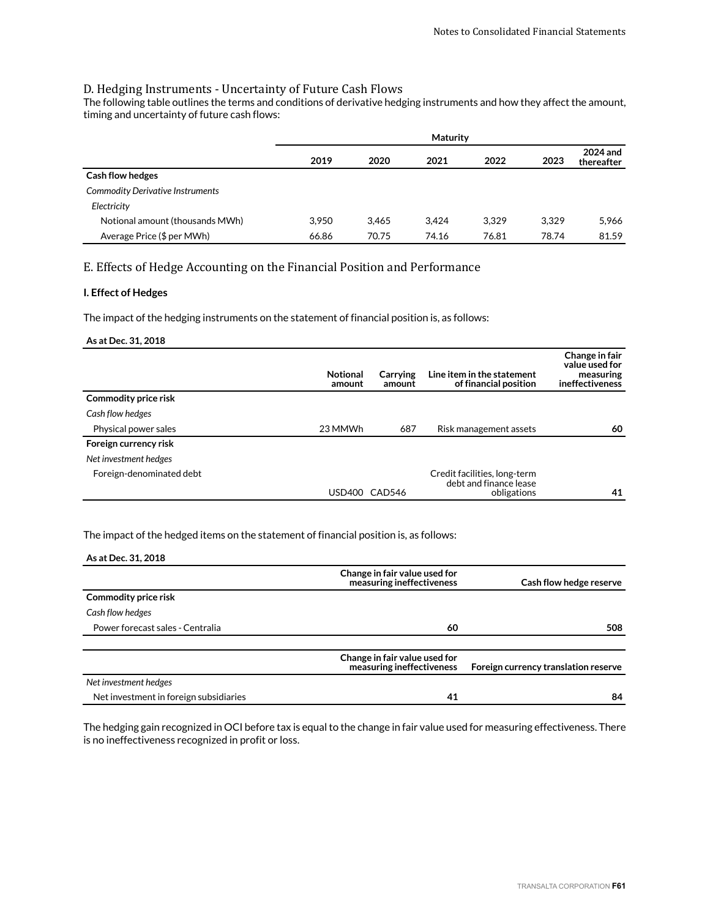## D. Hedging Instruments - Uncertainty of Future Cash Flows

The following table outlines the terms and conditions of derivative hedging instruments and how they affect the amount, timing and uncertainty of future cash flows:

| | Maturity | | | | | |
|---|---|---|---|---|---|---|
| | **2019** | **2020** | **2021** | **2022** | **2023** | **2024 and thereafter** |
| **Cash flow hedges** | | | | | | |
| *Commodity Derivative Instruments* | | | | | | |
| *Electricity* | | | | | | |
| Notional amount (thousands MWh) | 3,950 | 3,465 | 3,424 | 3,329 | 3,329 | 5,966 |
| Average Price ($ per MWh) | 66.86 | 70.75 | 74.16 | 76.81 | 78.74 | 81.59 |

## E. Effects of Hedge Accounting on the Financial Position and Performance

### I. Effect of Hedges

The impact of the hedging instruments on the statement of financial position is, as follows:

**As at Dec. 31, 2018**

| | Notional amount | Carrying amount | Line item in the statement of financial position | Change in fair value used for measuring ineffectiveness |
|---|---|---|---|---|
| **Commodity price risk** | | | | |
| *Cash flow hedges* | | | | |
| Physical power sales | 23 MMWh | 687 | Risk management assets | **60** |
| **Foreign currency risk** | | | | |
| *Net investment hedges* | | | | |
| Foreign-denominated debt | USD400 | CAD546 | Credit facilities, long-term debt and finance lease obligations | **41** |

The impact of the hedged items on the statement of financial position is, as follows:

**As at Dec. 31, 2018**

| | Change in fair value used for measuring ineffectiveness | Cash flow hedge reserve |
|---|---|---|
| **Commodity price risk** | | |
| *Cash flow hedges* | | |
| Power forecast sales - Centralia | **60** | **508** |

| | Change in fair value used for measuring ineffectiveness | Foreign currency translation reserve |
|---|---|---|
| *Net investment hedges* | | |
| Net investment in foreign subsidiaries | **41** | **84** |

The hedging gain recognized in OCI before tax is equal to the change in fair value used for measuring effectiveness. There is no ineffectiveness recognized in profit or loss.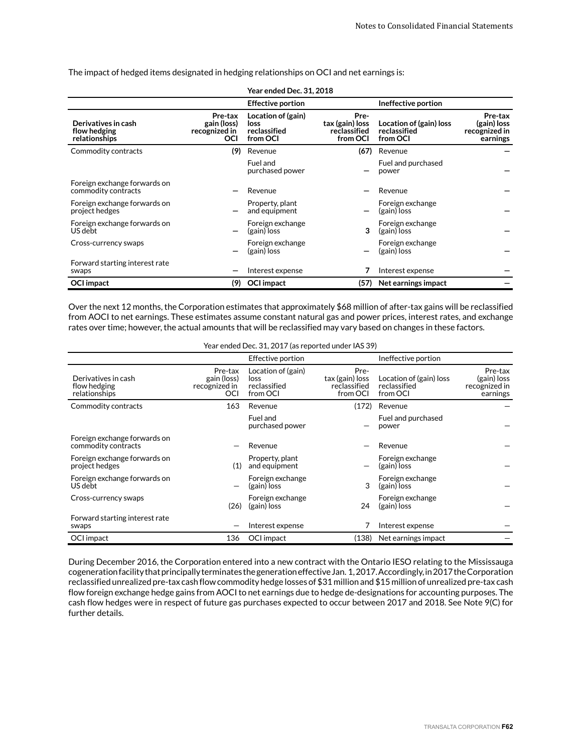The impact of hedged items designated in hedging relationships on OCI and net earnings is:

| | Year ended Dec. 31, 2018 | | | | |
|---|---|---|---|---|---|
| | | **Effective portion** | | **Ineffective portion** | |
| **Derivatives in cash flow hedging relationships** | **Pre-tax gain (loss) recognized in OCI** | **Location of (gain) loss reclassified from OCI** | **Pre-tax (gain) loss reclassified from OCI** | **Location of (gain) loss reclassified from OCI** | **Pre-tax (gain) loss recognized in earnings** |
| Commodity contracts | **(9)** | Revenue | **(67)** | Revenue | **—** |
| | | Fuel and purchased power | **—** | Fuel and purchased power | **—** |
| Foreign exchange forwards on commodity contracts | **—** | Revenue | **—** | Revenue | **—** |
| Foreign exchange forwards on project hedges | **—** | Property, plant and equipment | **—** | Foreign exchange (gain) loss | **—** |
| Foreign exchange forwards on US debt | **—** | Foreign exchange (gain) loss | **3** | Foreign exchange (gain) loss | **—** |
| Cross-currency swaps | **—** | Foreign exchange (gain) loss | **—** | Foreign exchange (gain) loss | **—** |
| Forward starting interest rate swaps | **—** | Interest expense | **7** | Interest expense | **—** |
| **OCI impact** | **(9)** | **OCI impact** | **(57)** | **Net earnings impact** | **—** |

Over the next 12 months, the Corporation estimates that approximately $68 million of after-tax gains will be reclassified from AOCI to net earnings. These estimates assume constant natural gas and power prices, interest rates, and exchange rates over time; however, the actual amounts that will be reclassified may vary based on changes in these factors.

| | Year ended Dec. 31, 2017 (as reported under IAS 39) | | | | |
|---|---|---|---|---|---|
| | | Effective portion | | Ineffective portion | |
| Derivatives in cash flow hedging relationships | Pre-tax gain (loss) recognized in OCI | Location of (gain) loss reclassified from OCI | Pre-tax (gain) loss reclassified from OCI | Location of (gain) loss reclassified from OCI | Pre-tax (gain) loss recognized in earnings |
| Commodity contracts | 163 | Revenue | (172) | Revenue | — |
| | | Fuel and purchased power | — | Fuel and purchased power | — |
| Foreign exchange forwards on commodity contracts | — | Revenue | — | Revenue | — |
| Foreign exchange forwards on project hedges | (1) | Property, plant and equipment | — | Foreign exchange (gain) loss | — |
| Foreign exchange forwards on US debt | — | Foreign exchange (gain) loss | 3 | Foreign exchange (gain) loss | — |
| Cross-currency swaps | (26) | Foreign exchange (gain) loss | 24 | Foreign exchange (gain) loss | — |
| Forward starting interest rate swaps | — | Interest expense | 7 | Interest expense | — |
| OCI impact | 136 | OCI impact | (138) | Net earnings impact | — |

During December 2016, the Corporation entered into a new contract with the Ontario IESO relating to the Mississauga cogeneration facility that principally terminates the generation effective Jan. 1, 2017. Accordingly, in 2017 the Corporation reclassified unrealized pre-tax cash flow commodity hedge losses of $31 million and $15 million of unrealized pre-tax cash flow foreign exchange hedge gains from AOCI to net earnings due to hedge de-designations for accounting purposes. The cash flow hedges were in respect of future gas purchases expected to occur between 2017 and 2018. See Note 9(C) for further details.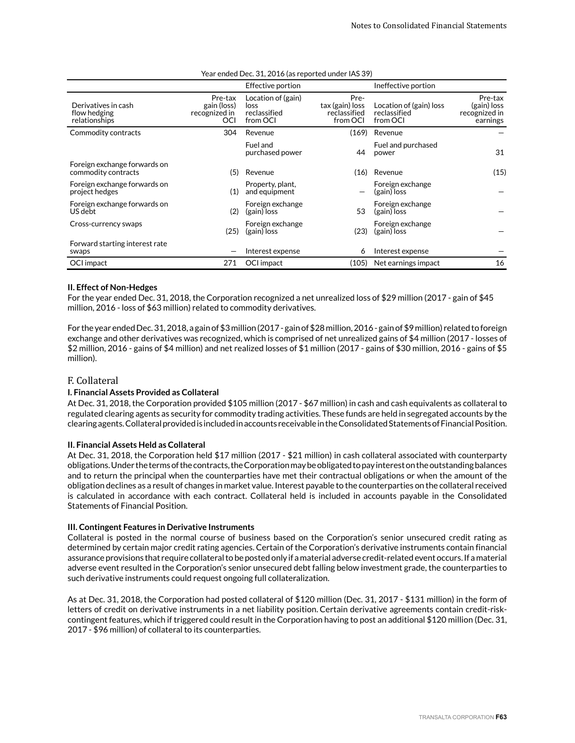Year ended Dec. 31, 2016 (as reported under IAS 39)

| | | Effective portion | | Ineffective portion | |
|---|---|---|---|---|---|
| Derivatives in cash flow hedging relationships | Pre-tax gain (loss) recognized in OCI | Location of (gain) loss reclassified from OCI | Pre-tax (gain) loss reclassified from OCI | Location of (gain) loss reclassified from OCI | Pre-tax (gain) loss recognized in earnings |
| Commodity contracts | 304 | Revenue | (169) | Revenue | — |
| | | Fuel and purchased power | 44 | Fuel and purchased power | 31 |
| Foreign exchange forwards on commodity contracts | (5) | Revenue | (16) | Revenue | (15) |
| Foreign exchange forwards on project hedges | (1) | Property, plant, and equipment | — | Foreign exchange (gain) loss | — |
| Foreign exchange forwards on US debt | (2) | Foreign exchange (gain) loss | 53 | Foreign exchange (gain) loss | — |
| Cross-currency swaps | (25) | Foreign exchange (gain) loss | (23) | Foreign exchange (gain) loss | — |
| Forward starting interest rate swaps | — | Interest expense | 6 | Interest expense | — |
| OCI impact | 271 | OCI impact | (105) | Net earnings impact | 16 |

**II. Effect of Non-Hedges**

For the year ended Dec. 31, 2018, the Corporation recognized a net unrealized loss of $29 million (2017 - gain of $45 million, 2016 - loss of $63 million) related to commodity derivatives.

For the year ended Dec. 31, 2018, a gain of $3 million (2017 - gain of $28 million, 2016 - gain of $9 million) related to foreign exchange and other derivatives was recognized, which is comprised of net unrealized gains of $4 million (2017 - losses of $2 million, 2016 - gains of $4 million) and net realized losses of $1 million (2017 - gains of $30 million, 2016 - gains of $5 million).

## F. Collateral

**I. Financial Assets Provided as Collateral**

At Dec. 31, 2018, the Corporation provided $105 million (2017 - $67 million) in cash and cash equivalents as collateral to regulated clearing agents as security for commodity trading activities. These funds are held in segregated accounts by the clearing agents. Collateral provided is included in accounts receivable in the Consolidated Statements of Financial Position.

**II. Financial Assets Held as Collateral**

At Dec. 31, 2018, the Corporation held $17 million (2017 - $21 million) in cash collateral associated with counterparty obligations. Under the terms of the contracts, the Corporation may be obligated to pay interest on the outstanding balances and to return the principal when the counterparties have met their contractual obligations or when the amount of the obligation declines as a result of changes in market value. Interest payable to the counterparties on the collateral received is calculated in accordance with each contract. Collateral held is included in accounts payable in the Consolidated Statements of Financial Position.

**III. Contingent Features in Derivative Instruments**

Collateral is posted in the normal course of business based on the Corporation's senior unsecured credit rating as determined by certain major credit rating agencies. Certain of the Corporation's derivative instruments contain financial assurance provisions that require collateral to be posted only if a material adverse credit-related event occurs. If a material adverse event resulted in the Corporation's senior unsecured debt falling below investment grade, the counterparties to such derivative instruments could request ongoing full collateralization.

As at Dec. 31, 2018, the Corporation had posted collateral of $120 million (Dec. 31, 2017 - $131 million) in the form of letters of credit on derivative instruments in a net liability position. Certain derivative agreements contain credit-risk-contingent features, which if triggered could result in the Corporation having to post an additional $120 million (Dec. 31, 2017 - $96 million) of collateral to its counterparties.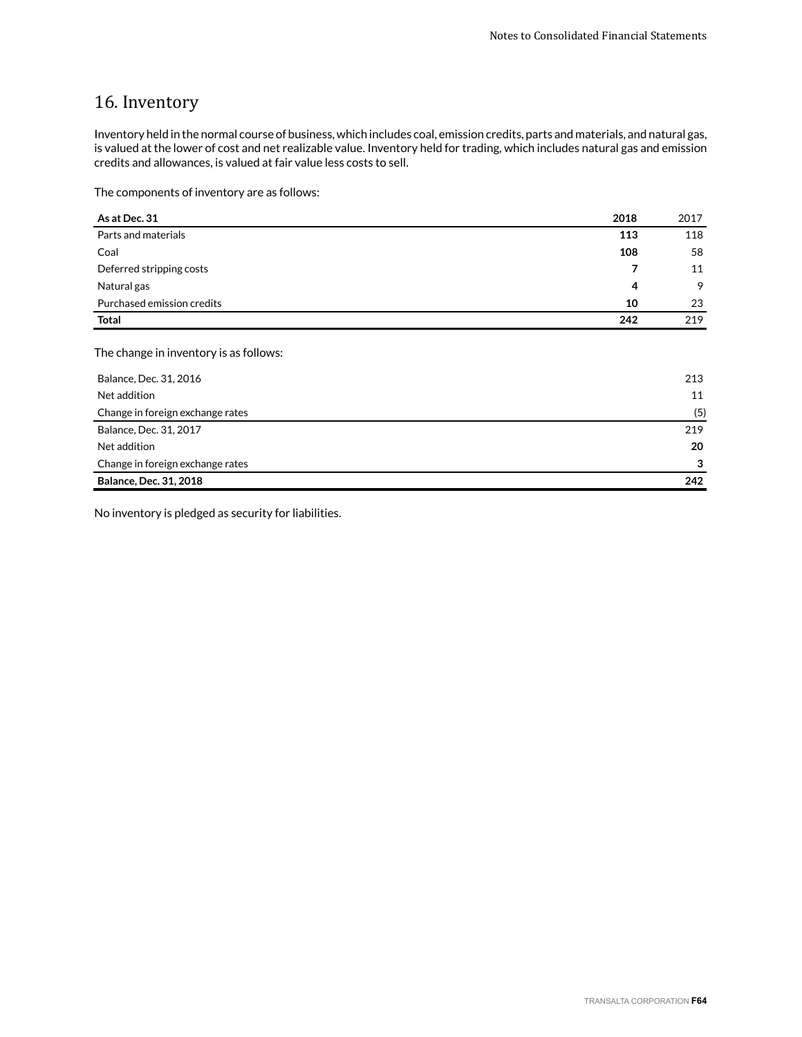## 16. Inventory

Inventory held in the normal course of business, which includes coal, emission credits, parts and materials, and natural gas, is valued at the lower of cost and net realizable value. Inventory held for trading, which includes natural gas and emission credits and allowances, is valued at fair value less costs to sell.

The components of inventory are as follows:

| As at Dec. 31 | 2018 | 2017 |
|---|---|---|
| Parts and materials | **113** | 118 |
| Coal | **108** | 58 |
| Deferred stripping costs | **7** | 11 |
| Natural gas | **4** | 9 |
| Purchased emission credits | **10** | 23 |
| **Total** | **242** | 219 |

The change in inventory is as follows:

| | |
|---|---|
| Balance, Dec. 31, 2016 | 213 |
| Net addition | 11 |
| Change in foreign exchange rates | (5) |
| Balance, Dec. 31, 2017 | 219 |
| Net addition | **20** |
| Change in foreign exchange rates | **3** |
| **Balance, Dec. 31, 2018** | **242** |

No inventory is pledged as security for liabilities.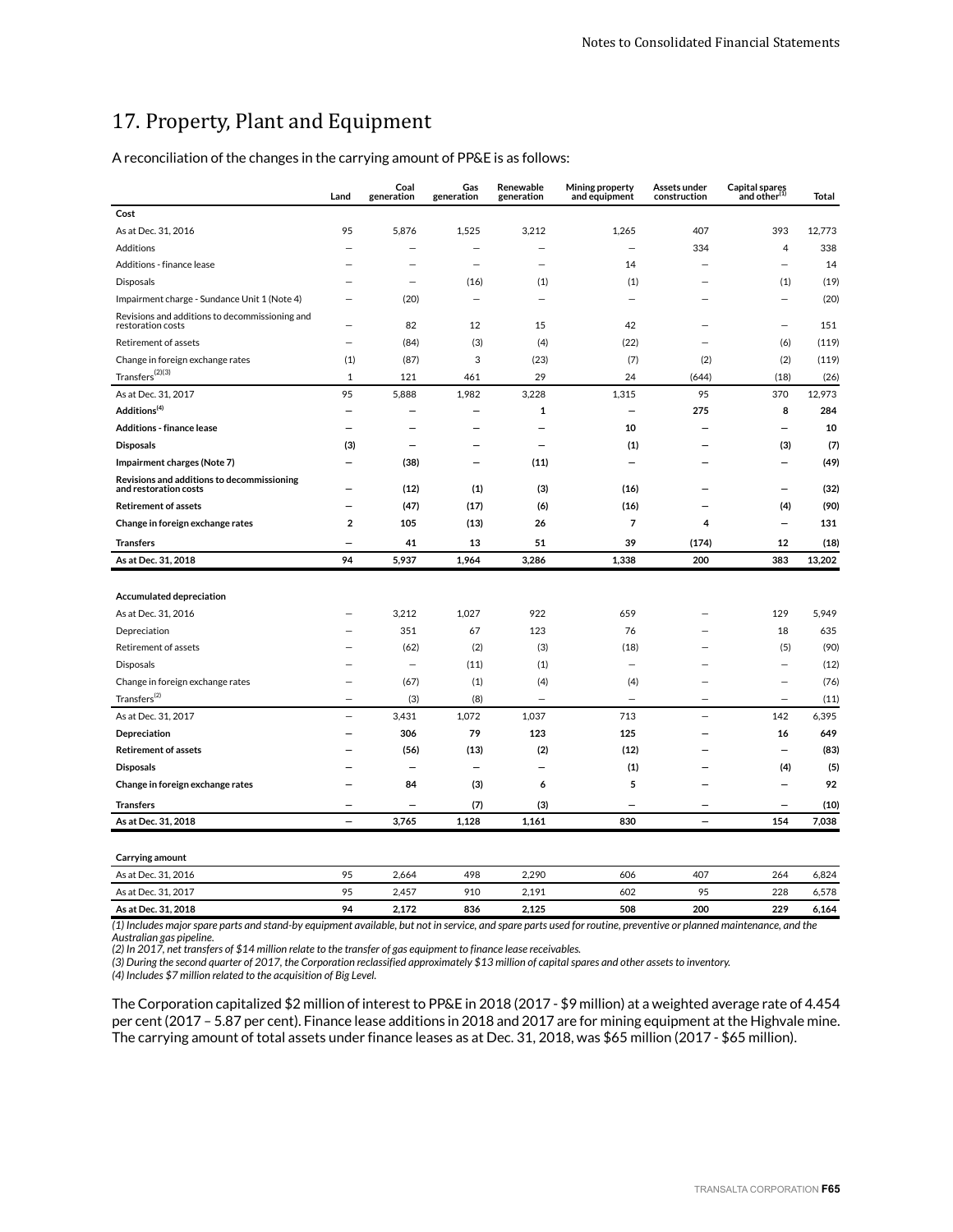## 17. Property, Plant and Equipment

A reconciliation of the changes in the carrying amount of PP&E is as follows:

| | Land | Coal generation | Gas generation | Renewable generation | Mining property and equipment | Assets under construction | Capital spares and other[1] | Total |
|---|---|---|---|---|---|---|---|---|
| **Cost** | | | | | | | | |
| As at Dec. 31, 2016 | 95 | 5,876 | 1,525 | 3,212 | 1,265 | 407 | 393 | 12,773 |
| Additions | — | — | — | — | — | 334 | 4 | 338 |
| Additions - finance lease | — | — | — | — | 14 | — | — | 14 |
| Disposals | — | — | (16) | (1) | (1) | — | (1) | (19) |
| Impairment charge - Sundance Unit 1 (Note 4) | — | (20) | — | — | — | — | — | (20) |
| Revisions and additions to decommissioning and restoration costs | — | 82 | 12 | 15 | 42 | — | — | 151 |
| Retirement of assets | — | (84) | (3) | (4) | (22) | — | (6) | (119) |
| Change in foreign exchange rates | (1) | (87) | 3 | (23) | (7) | (2) | (2) | (119) |
| Transfers[2][3] | 1 | 121 | 461 | 29 | 24 | (644) | (18) | (26) |
| As at Dec. 31, 2017 | 95 | 5,888 | 1,982 | 3,228 | 1,315 | 95 | 370 | 12,973 |
| **Additions[4]** | **—** | **—** | **—** | **1** | **—** | **275** | **8** | **284** |
| **Additions - finance lease** | **—** | **—** | **—** | **—** | **10** | **—** | **—** | **10** |
| **Disposals** | **(3)** | **—** | **—** | **—** | **(1)** | **—** | **(3)** | **(7)** |
| **Impairment charges (Note 7)** | **—** | **(38)** | **—** | **(11)** | **—** | **—** | **—** | **(49)** |
| **Revisions and additions to decommissioning and restoration costs** | **—** | **(12)** | **(1)** | **(3)** | **(16)** | **—** | **—** | **(32)** |
| **Retirement of assets** | **—** | **(47)** | **(17)** | **(6)** | **(16)** | **—** | **(4)** | **(90)** |
| **Change in foreign exchange rates** | **2** | **105** | **(13)** | **26** | **7** | **4** | **—** | **131** |
| **Transfers** | **—** | **41** | **13** | **51** | **39** | **(174)** | **12** | **(18)** |
| **As at Dec. 31, 2018** | **94** | **5,937** | **1,964** | **3,286** | **1,338** | **200** | **383** | **13,202** |
| | | | | | | | | |
| **Accumulated depreciation** | | | | | | | | |
| As at Dec. 31, 2016 | — | 3,212 | 1,027 | 922 | 659 | — | 129 | 5,949 |
| Depreciation | — | 351 | 67 | 123 | 76 | — | 18 | 635 |
| Retirement of assets | — | (62) | (2) | (3) | (18) | — | (5) | (90) |
| Disposals | — | — | (11) | (1) | — | — | — | (12) |
| Change in foreign exchange rates | — | (67) | (1) | (4) | (4) | — | — | (76) |
| Transfers[2] | — | (3) | (8) | — | — | — | — | (11) |
| As at Dec. 31, 2017 | — | 3,431 | 1,072 | 1,037 | 713 | — | 142 | 6,395 |
| **Depreciation** | **—** | **306** | **79** | **123** | **125** | **—** | **16** | **649** |
| **Retirement of assets** | **—** | **(56)** | **(13)** | **(2)** | **(12)** | **—** | **—** | **(83)** |
| **Disposals** | **—** | **—** | **—** | **—** | **(1)** | **—** | **(4)** | **(5)** |
| **Change in foreign exchange rates** | **—** | **84** | **(3)** | **6** | **5** | **—** | **—** | **92** |
| **Transfers** | **—** | **—** | **(7)** | **(3)** | **—** | **—** | **—** | **(10)** |
| **As at Dec. 31, 2018** | **—** | **3,765** | **1,128** | **1,161** | **830** | **—** | **154** | **7,038** |
| | | | | | | | | |
| **Carrying amount** | | | | | | | | |
| As at Dec. 31, 2016 | 95 | 2,664 | 498 | 2,290 | 606 | 407 | 264 | 6,824 |
| As at Dec. 31, 2017 | 95 | 2,457 | 910 | 2,191 | 602 | 95 | 228 | 6,578 |
| **As at Dec. 31, 2018** | **94** | **2,172** | **836** | **2,125** | **508** | **200** | **229** | **6,164** |

*(1) Includes major spare parts and stand-by equipment available, but not in service, and spare parts used for routine, preventive or planned maintenance, and the Australian gas pipeline.*
*(2) In 2017, net transfers of $14 million relate to the transfer of gas equipment to finance lease receivables.*
*(3) During the second quarter of 2017, the Corporation reclassified approximately $13 million of capital spares and other assets to inventory.*
*(4) Includes $7 million related to the acquisition of Big Level.*

The Corporation capitalized $2 million of interest to PP&E in 2018 (2017 - $9 million) at a weighted average rate of 4.454 per cent (2017 – 5.87 per cent). Finance lease additions in 2018 and 2017 are for mining equipment at the Highvale mine. The carrying amount of total assets under finance leases as at Dec. 31, 2018, was $65 million (2017 - $65 million).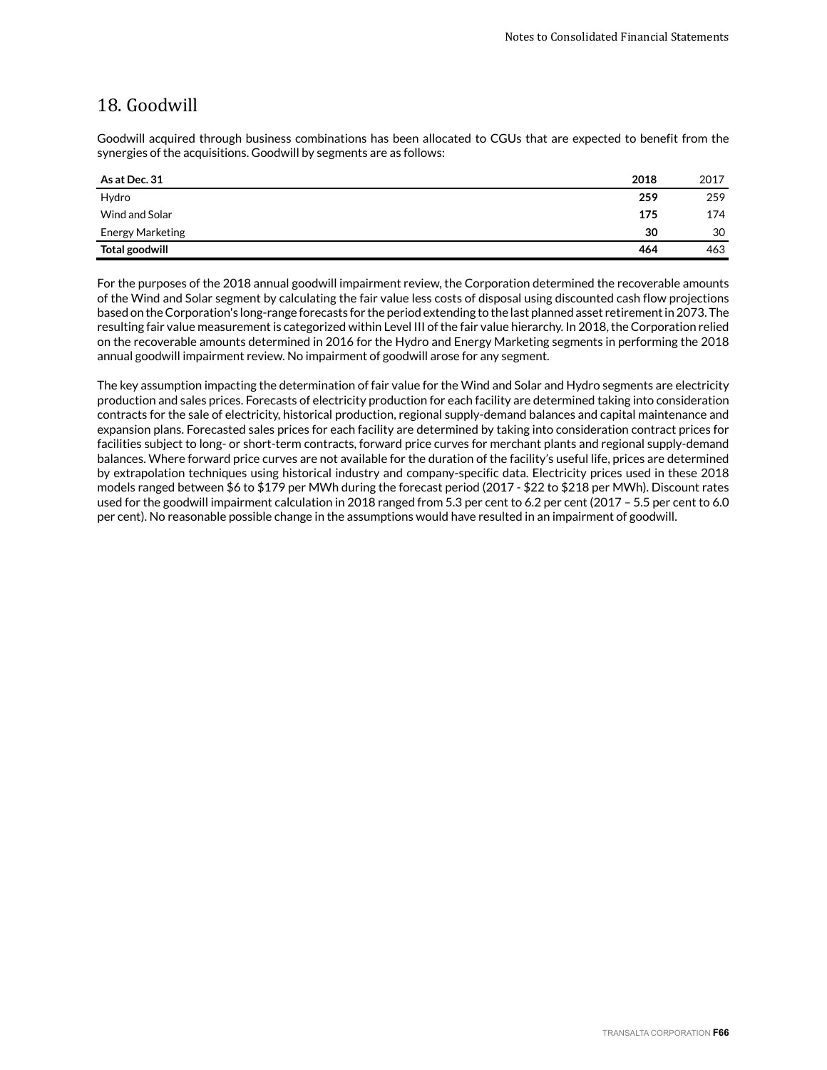## 18. Goodwill

Goodwill acquired through business combinations has been allocated to CGUs that are expected to benefit from the synergies of the acquisitions. Goodwill by segments are as follows:

| As at Dec. 31 | 2018 | 2017 |
|---|---|---|
| Hydro | **259** | 259 |
| Wind and Solar | **175** | 174 |
| Energy Marketing | **30** | 30 |
| **Total goodwill** | **464** | 463 |

For the purposes of the 2018 annual goodwill impairment review, the Corporation determined the recoverable amounts of the Wind and Solar segment by calculating the fair value less costs of disposal using discounted cash flow projections based on the Corporation's long-range forecasts for the period extending to the last planned asset retirement in 2073. The resulting fair value measurement is categorized within Level III of the fair value hierarchy. In 2018, the Corporation relied on the recoverable amounts determined in 2016 for the Hydro and Energy Marketing segments in performing the 2018 annual goodwill impairment review. No impairment of goodwill arose for any segment.

The key assumption impacting the determination of fair value for the Wind and Solar and Hydro segments are electricity production and sales prices. Forecasts of electricity production for each facility are determined taking into consideration contracts for the sale of electricity, historical production, regional supply-demand balances and capital maintenance and expansion plans. Forecasted sales prices for each facility are determined by taking into consideration contract prices for facilities subject to long- or short-term contracts, forward price curves for merchant plants and regional supply-demand balances. Where forward price curves are not available for the duration of the facility's useful life, prices are determined by extrapolation techniques using historical industry and company-specific data. Electricity prices used in these 2018 models ranged between $6 to $179 per MWh during the forecast period (2017 - $22 to $218 per MWh). Discount rates used for the goodwill impairment calculation in 2018 ranged from 5.3 per cent to 6.2 per cent (2017 – 5.5 per cent to 6.0 per cent). No reasonable possible change in the assumptions would have resulted in an impairment of goodwill.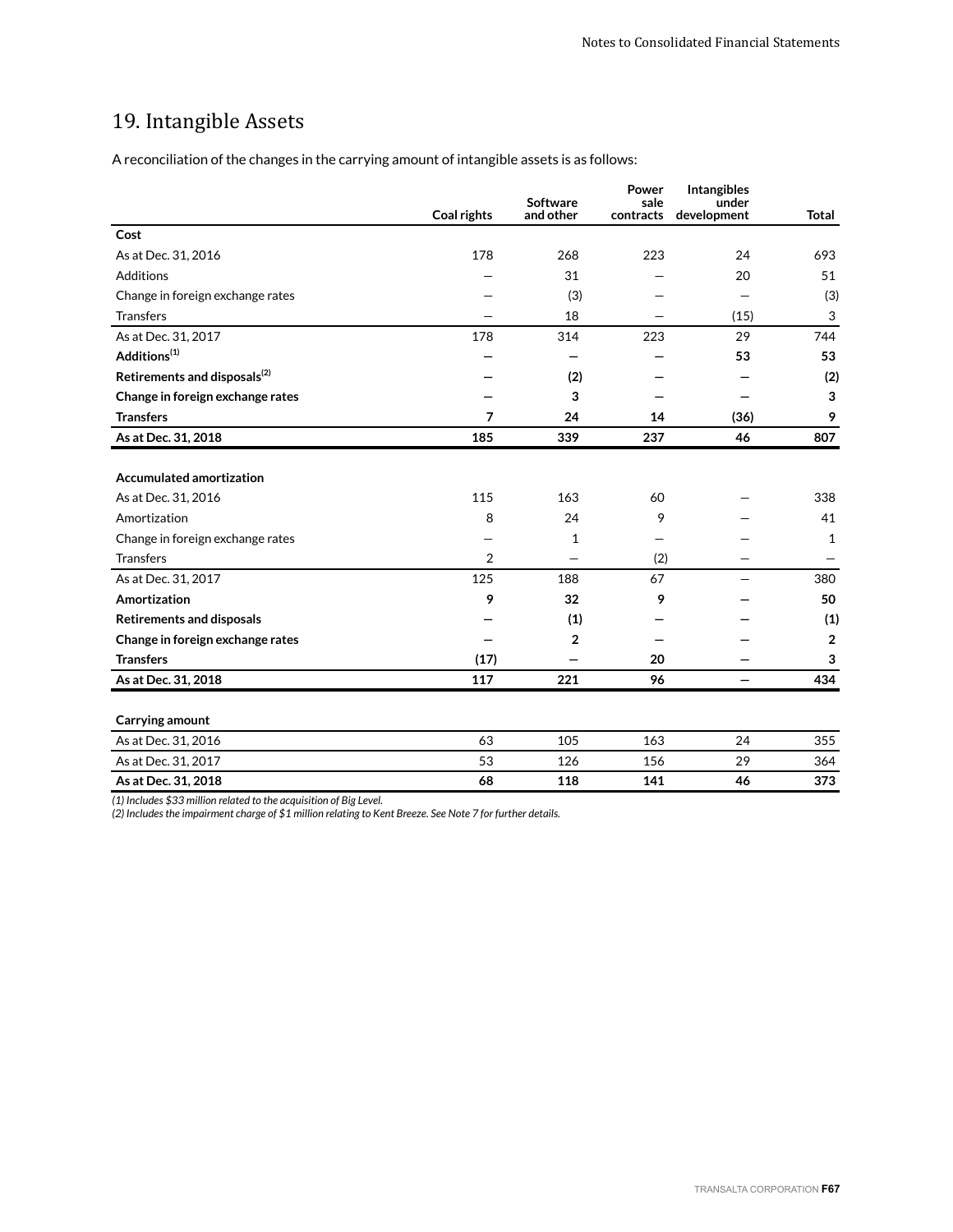## 19. Intangible Assets

A reconciliation of the changes in the carrying amount of intangible assets is as follows:

| | Coal rights | Software and other | Power sale contracts | Intangibles under development | Total |
|---|---|---|---|---|---|
| **Cost** | | | | | |
| As at Dec. 31, 2016 | 178 | 268 | 223 | 24 | 693 |
| Additions | — | 31 | — | 20 | 51 |
| Change in foreign exchange rates | — | (3) | — | — | (3) |
| Transfers | — | 18 | — | (15) | 3 |
| As at Dec. 31, 2017 | 178 | 314 | 223 | 29 | 744 |
| **Additions(1)** | **—** | **—** | **—** | **53** | **53** |
| **Retirements and disposals(2)** | **—** | **(2)** | **—** | **—** | **(2)** |
| **Change in foreign exchange rates** | **—** | **3** | **—** | **—** | **3** |
| **Transfers** | **7** | **24** | **14** | **(36)** | **9** |
| **As at Dec. 31, 2018** | **185** | **339** | **237** | **46** | **807** |
| | | | | | |
| **Accumulated amortization** | | | | | |
| As at Dec. 31, 2016 | 115 | 163 | 60 | — | 338 |
| Amortization | 8 | 24 | 9 | — | 41 |
| Change in foreign exchange rates | — | 1 | — | — | 1 |
| Transfers | 2 | — | (2) | — | — |
| As at Dec. 31, 2017 | 125 | 188 | 67 | — | 380 |
| **Amortization** | **9** | **32** | **9** | **—** | **50** |
| **Retirements and disposals** | **—** | **(1)** | **—** | **—** | **(1)** |
| **Change in foreign exchange rates** | **—** | **2** | **—** | **—** | **2** |
| **Transfers** | **(17)** | **—** | **20** | **—** | **3** |
| **As at Dec. 31, 2018** | **117** | **221** | **96** | **—** | **434** |
| | | | | | |
| **Carrying amount** | | | | | |
| As at Dec. 31, 2016 | 63 | 105 | 163 | 24 | 355 |
| As at Dec. 31, 2017 | 53 | 126 | 156 | 29 | 364 |
| **As at Dec. 31, 2018** | **68** | **118** | **141** | **46** | **373** |

*(1) Includes $33 million related to the acquisition of Big Level.*
*(2) Includes the impairment charge of $1 million relating to Kent Breeze. See Note 7 for further details.*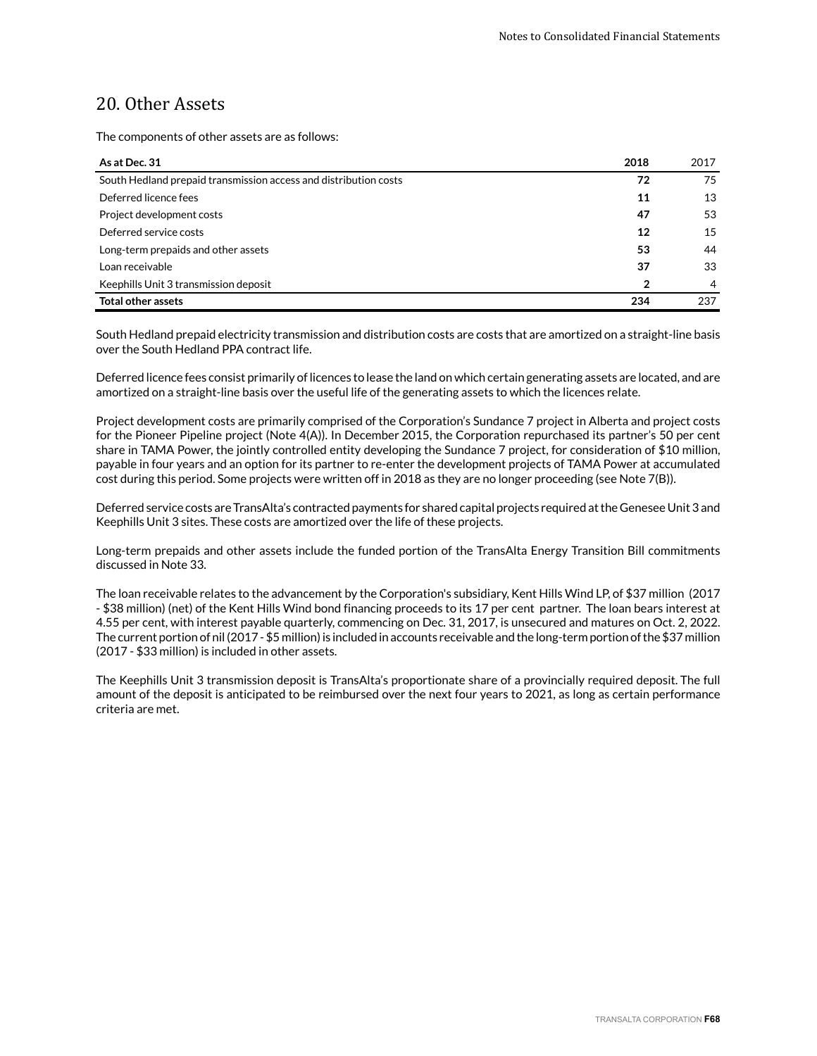## 20. Other Assets

The components of other assets are as follows:

| As at Dec. 31 | 2018 | 2017 |
|---|---|---|
| South Hedland prepaid transmission access and distribution costs | **72** | 75 |
| Deferred licence fees | **11** | 13 |
| Project development costs | **47** | 53 |
| Deferred service costs | **12** | 15 |
| Long-term prepaids and other assets | **53** | 44 |
| Loan receivable | **37** | 33 |
| Keephills Unit 3 transmission deposit | **2** | 4 |
| **Total other assets** | **234** | 237 |

South Hedland prepaid electricity transmission and distribution costs are costs that are amortized on a straight-line basis over the South Hedland PPA contract life.

Deferred licence fees consist primarily of licences to lease the land on which certain generating assets are located, and are amortized on a straight-line basis over the useful life of the generating assets to which the licences relate.

Project development costs are primarily comprised of the Corporation's Sundance 7 project in Alberta and project costs for the Pioneer Pipeline project (Note 4(A)). In December 2015, the Corporation repurchased its partner's 50 per cent share in TAMA Power, the jointly controlled entity developing the Sundance 7 project, for consideration of $10 million, payable in four years and an option for its partner to re-enter the development projects of TAMA Power at accumulated cost during this period. Some projects were written off in 2018 as they are no longer proceeding (see Note 7(B)).

Deferred service costs are TransAlta's contracted payments for shared capital projects required at the Genesee Unit 3 and Keephills Unit 3 sites. These costs are amortized over the life of these projects.

Long-term prepaids and other assets include the funded portion of the TransAlta Energy Transition Bill commitments discussed in Note 33.

The loan receivable relates to the advancement by the Corporation's subsidiary, Kent Hills Wind LP, of $37 million (2017 - $38 million) (net) of the Kent Hills Wind bond financing proceeds to its 17 per cent partner. The loan bears interest at 4.55 per cent, with interest payable quarterly, commencing on Dec. 31, 2017, is unsecured and matures on Oct. 2, 2022. The current portion of nil (2017 - $5 million) is included in accounts receivable and the long-term portion of the $37 million (2017 - $33 million) is included in other assets.

The Keephills Unit 3 transmission deposit is TransAlta's proportionate share of a provincially required deposit. The full amount of the deposit is anticipated to be reimbursed over the next four years to 2021, as long as certain performance criteria are met.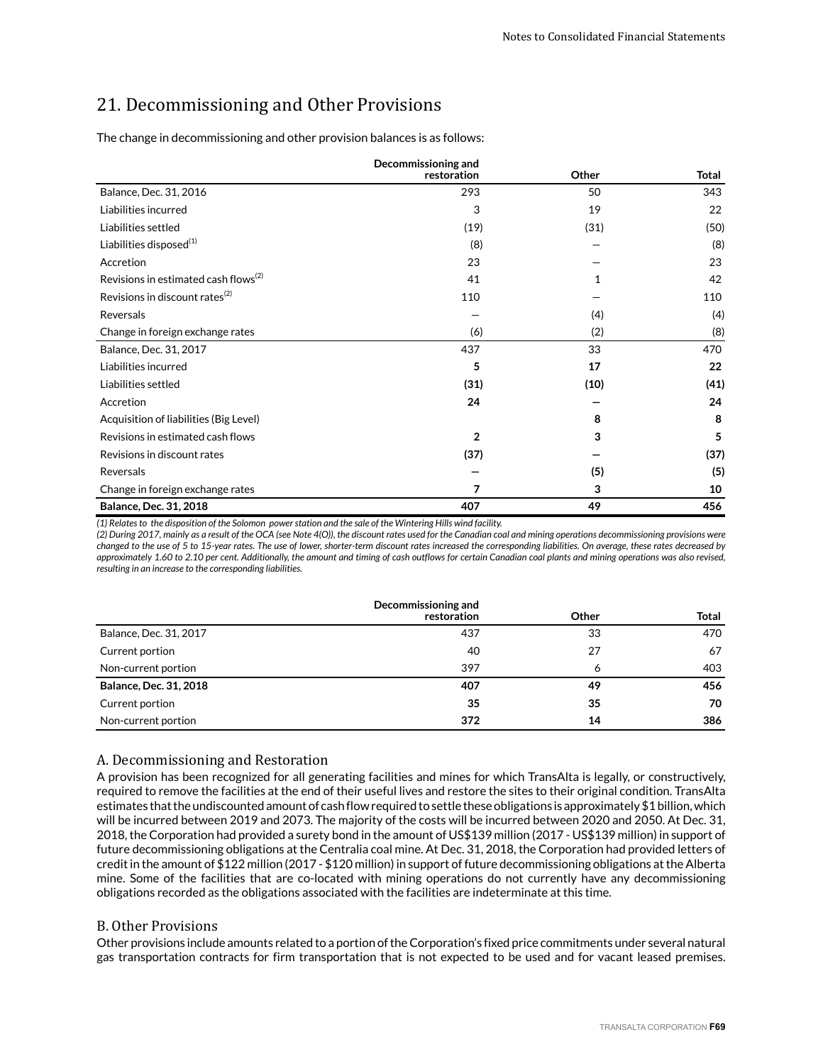## 21. Decommissioning and Other Provisions

The change in decommissioning and other provision balances is as follows:

| | Decommissioning and restoration | Other | Total |
|---|---|---|---|
| Balance, Dec. 31, 2016 | 293 | 50 | 343 |
| Liabilities incurred | 3 | 19 | 22 |
| Liabilities settled | (19) | (31) | (50) |
| Liabilities disposed[(1)] | (8) | — | (8) |
| Accretion | 23 | — | 23 |
| Revisions in estimated cash flows[(2)] | 41 | 1 | 42 |
| Revisions in discount rates[(2)] | 110 | — | 110 |
| Reversals | — | (4) | (4) |
| Change in foreign exchange rates | (6) | (2) | (8) |
| Balance, Dec. 31, 2017 | 437 | 33 | 470 |
| Liabilities incurred | **5** | **17** | **22** |
| Liabilities settled | **(31)** | **(10)** | **(41)** |
| Accretion | **24** | **—** | **24** |
| Acquisition of liabilities (Big Level) | | **8** | **8** |
| Revisions in estimated cash flows | **2** | **3** | **5** |
| Revisions in discount rates | **(37)** | **—** | **(37)** |
| Reversals | **—** | **(5)** | **(5)** |
| Change in foreign exchange rates | **7** | **3** | **10** |
| **Balance, Dec. 31, 2018** | **407** | **49** | **456** |

*(1) Relates to the disposition of the Solomon power station and the sale of the Wintering Hills wind facility.*

*(2) During 2017, mainly as a result of the OCA (see Note 4(O)), the discount rates used for the Canadian coal and mining operations decommissioning provisions were changed to the use of 5 to 15-year rates. The use of lower, shorter-term discount rates increased the corresponding liabilities. On average, these rates decreased by approximately 1.60 to 2.10 per cent. Additionally, the amount and timing of cash outflows for certain Canadian coal plants and mining operations was also revised, resulting in an increase to the corresponding liabilities.*

| | Decommissioning and restoration | Other | Total |
|---|---|---|---|
| Balance, Dec. 31, 2017 | 437 | 33 | 470 |
| Current portion | 40 | 27 | 67 |
| Non-current portion | 397 | 6 | 403 |
| **Balance, Dec. 31, 2018** | **407** | **49** | **456** |
| Current portion | **35** | **35** | **70** |
| Non-current portion | **372** | **14** | **386** |

### A. Decommissioning and Restoration

A provision has been recognized for all generating facilities and mines for which TransAlta is legally, or constructively, required to remove the facilities at the end of their useful lives and restore the sites to their original condition. TransAlta estimates that the undiscounted amount of cash flow required to settle these obligations is approximately $1 billion, which will be incurred between 2019 and 2073. The majority of the costs will be incurred between 2020 and 2050. At Dec. 31, 2018, the Corporation had provided a surety bond in the amount of US$139 million (2017 - US$139 million) in support of future decommissioning obligations at the Centralia coal mine. At Dec. 31, 2018, the Corporation had provided letters of credit in the amount of $122 million (2017 - $120 million) in support of future decommissioning obligations at the Alberta mine. Some of the facilities that are co-located with mining operations do not currently have any decommissioning obligations recorded as the obligations associated with the facilities are indeterminate at this time.

### B. Other Provisions

Other provisions include amounts related to a portion of the Corporation's fixed price commitments under several natural gas transportation contracts for firm transportation that is not expected to be used and for vacant leased premises.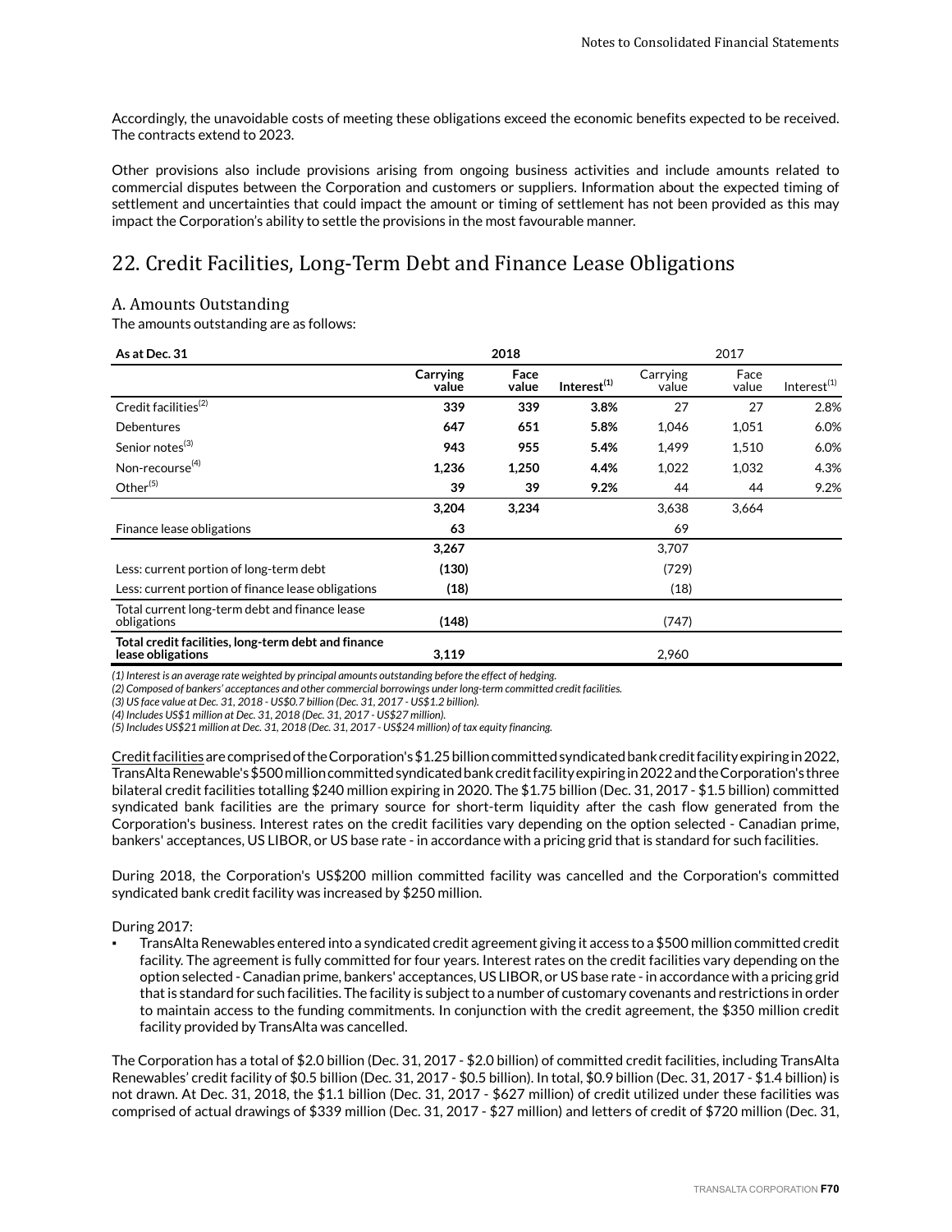Accordingly, the unavoidable costs of meeting these obligations exceed the economic benefits expected to be received. The contracts extend to 2023.

Other provisions also include provisions arising from ongoing business activities and include amounts related to commercial disputes between the Corporation and customers or suppliers. Information about the expected timing of settlement and uncertainties that could impact the amount or timing of settlement has not been provided as this may impact the Corporation's ability to settle the provisions in the most favourable manner.

# 22. Credit Facilities, Long-Term Debt and Finance Lease Obligations

## A. Amounts Outstanding

The amounts outstanding are as follows:

| As at Dec. 31 | 2018 | | | 2017 | | |
|---|---|---|---|---|---|---|
| | **Carrying value** | **Face value** | **Interest[1]** | Carrying value | Face value | Interest[1] |
| Credit facilities[2] | **339** | **339** | **3.8%** | 27 | 27 | 2.8% |
| Debentures | **647** | **651** | **5.8%** | 1,046 | 1,051 | 6.0% |
| Senior notes[3] | **943** | **955** | **5.4%** | 1,499 | 1,510 | 6.0% |
| Non-recourse[4] | **1,236** | **1,250** | **4.4%** | 1,022 | 1,032 | 4.3% |
| Other[5] | **39** | **39** | **9.2%** | 44 | 44 | 9.2% |
| | **3,204** | **3,234** | | 3,638 | 3,664 | |
| Finance lease obligations | **63** | | | 69 | | |
| | **3,267** | | | 3,707 | | |
| Less: current portion of long-term debt | **(130)** | | | (729) | | |
| Less: current portion of finance lease obligations | **(18)** | | | (18) | | |
| Total current long-term debt and finance lease obligations | **(148)** | | | (747) | | |
| **Total credit facilities, long-term debt and finance lease obligations** | **3,119** | | | 2,960 | | |

*(1) Interest is an average rate weighted by principal amounts outstanding before the effect of hedging.*
*(2) Composed of bankers' acceptances and other commercial borrowings under long-term committed credit facilities.*
*(3) US face value at Dec. 31, 2018 - US$0.7 billion (Dec. 31, 2017 - US$1.2 billion).*
*(4) Includes US$1 million at Dec. 31, 2018 (Dec. 31, 2017 - US$27 million).*
*(5) Includes US$21 million at Dec. 31, 2018 (Dec. 31, 2017 - US$24 million) of tax equity financing.*

Credit facilities are comprised of the Corporation's $1.25 billion committed syndicated bank credit facility expiring in 2022, TransAlta Renewable's $500 million committed syndicated bank credit facility expiring in 2022 and the Corporation's three bilateral credit facilities totalling $240 million expiring in 2020. The $1.75 billion (Dec. 31, 2017 - $1.5 billion) committed syndicated bank facilities are the primary source for short-term liquidity after the cash flow generated from the Corporation's business. Interest rates on the credit facilities vary depending on the option selected - Canadian prime, bankers' acceptances, US LIBOR, or US base rate - in accordance with a pricing grid that is standard for such facilities.

During 2018, the Corporation's US$200 million committed facility was cancelled and the Corporation's committed syndicated bank credit facility was increased by $250 million.

During 2017:

- TransAlta Renewables entered into a syndicated credit agreement giving it access to a $500 million committed credit facility. The agreement is fully committed for four years. Interest rates on the credit facilities vary depending on the option selected - Canadian prime, bankers' acceptances, US LIBOR, or US base rate - in accordance with a pricing grid that is standard for such facilities. The facility is subject to a number of customary covenants and restrictions in order to maintain access to the funding commitments. In conjunction with the credit agreement, the $350 million credit facility provided by TransAlta was cancelled.

The Corporation has a total of $2.0 billion (Dec. 31, 2017 - $2.0 billion) of committed credit facilities, including TransAlta Renewables' credit facility of $0.5 billion (Dec. 31, 2017 - $0.5 billion). In total, $0.9 billion (Dec. 31, 2017 - $1.4 billion) is not drawn. At Dec. 31, 2018, the $1.1 billion (Dec. 31, 2017 - $627 million) of credit utilized under these facilities was comprised of actual drawings of $339 million (Dec. 31, 2017 - $27 million) and letters of credit of $720 million (Dec. 31,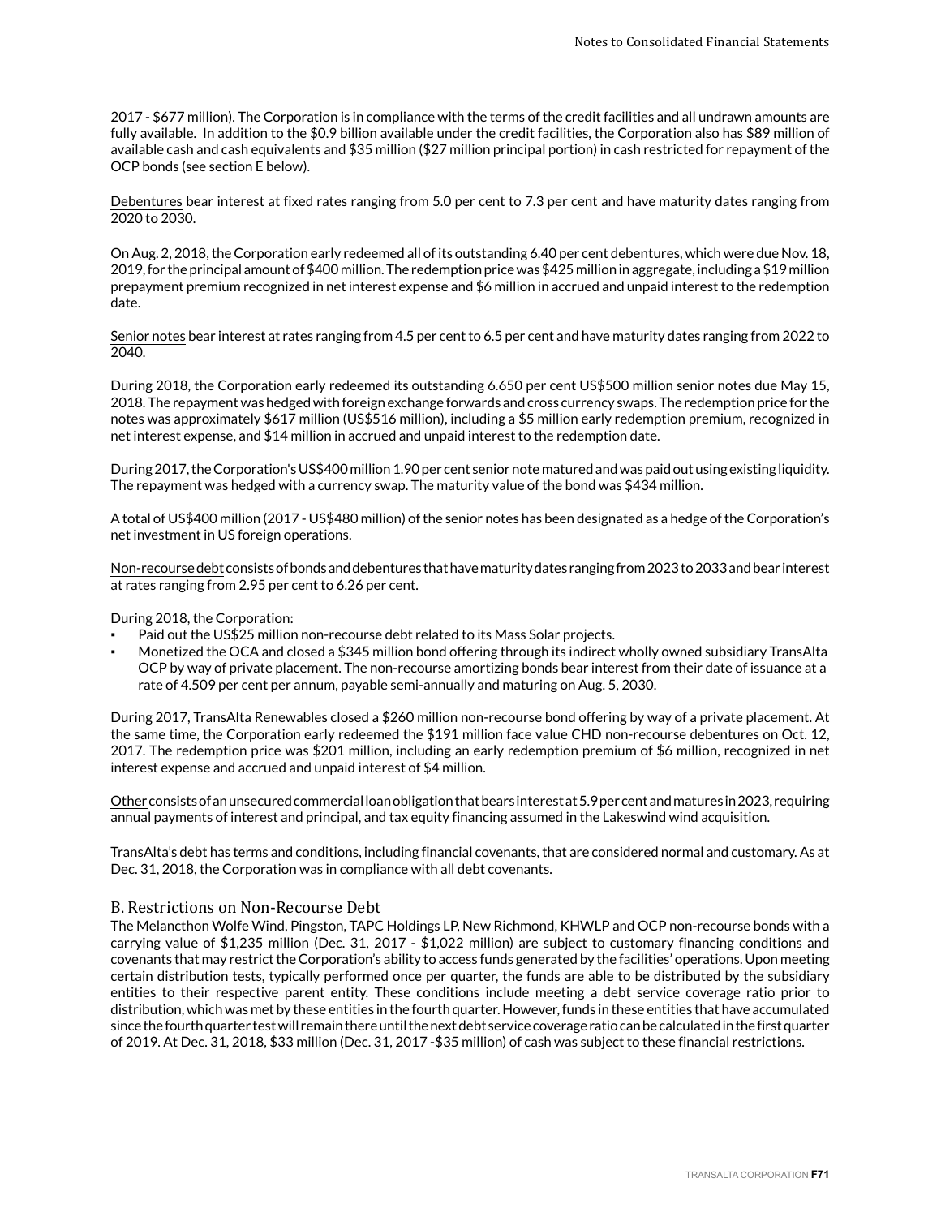2017 - $677 million). The Corporation is in compliance with the terms of the credit facilities and all undrawn amounts are fully available. In addition to the $0.9 billion available under the credit facilities, the Corporation also has $89 million of available cash and cash equivalents and $35 million ($27 million principal portion) in cash restricted for repayment of the OCP bonds (see section E below).

Debentures bear interest at fixed rates ranging from 5.0 per cent to 7.3 per cent and have maturity dates ranging from 2020 to 2030.

On Aug. 2, 2018, the Corporation early redeemed all of its outstanding 6.40 per cent debentures, which were due Nov. 18, 2019, for the principal amount of $400 million. The redemption price was $425 million in aggregate, including a $19 million prepayment premium recognized in net interest expense and $6 million in accrued and unpaid interest to the redemption date.

Senior notes bear interest at rates ranging from 4.5 per cent to 6.5 per cent and have maturity dates ranging from 2022 to 2040.

During 2018, the Corporation early redeemed its outstanding 6.650 per cent US$500 million senior notes due May 15, 2018. The repayment was hedged with foreign exchange forwards and cross currency swaps. The redemption price for the notes was approximately $617 million (US$516 million), including a $5 million early redemption premium, recognized in net interest expense, and $14 million in accrued and unpaid interest to the redemption date.

During 2017, the Corporation's US$400 million 1.90 per cent senior note matured and was paid out using existing liquidity. The repayment was hedged with a currency swap. The maturity value of the bond was $434 million.

A total of US$400 million (2017 - US$480 million) of the senior notes has been designated as a hedge of the Corporation's net investment in US foreign operations.

Non-recourse debt consists of bonds and debentures that have maturity dates ranging from 2023 to 2033 and bear interest at rates ranging from 2.95 per cent to 6.26 per cent.

During 2018, the Corporation:

- Paid out the US$25 million non-recourse debt related to its Mass Solar projects.
- Monetized the OCA and closed a $345 million bond offering through its indirect wholly owned subsidiary TransAlta OCP by way of private placement. The non-recourse amortizing bonds bear interest from their date of issuance at a rate of 4.509 per cent per annum, payable semi-annually and maturing on Aug. 5, 2030.

During 2017, TransAlta Renewables closed a $260 million non-recourse bond offering by way of a private placement. At the same time, the Corporation early redeemed the $191 million face value CHD non-recourse debentures on Oct. 12, 2017. The redemption price was $201 million, including an early redemption premium of $6 million, recognized in net interest expense and accrued and unpaid interest of $4 million.

Other consists of an unsecured commercial loan obligation that bears interest at 5.9 per cent and matures in 2023, requiring annual payments of interest and principal, and tax equity financing assumed in the Lakeswind wind acquisition.

TransAlta's debt has terms and conditions, including financial covenants, that are considered normal and customary. As at Dec. 31, 2018, the Corporation was in compliance with all debt covenants.

## B. Restrictions on Non-Recourse Debt

The Melancthon Wolfe Wind, Pingston, TAPC Holdings LP, New Richmond, KHWLP and OCP non-recourse bonds with a carrying value of $1,235 million (Dec. 31, 2017 - $1,022 million) are subject to customary financing conditions and covenants that may restrict the Corporation's ability to access funds generated by the facilities' operations. Upon meeting certain distribution tests, typically performed once per quarter, the funds are able to be distributed by the subsidiary entities to their respective parent entity. These conditions include meeting a debt service coverage ratio prior to distribution, which was met by these entities in the fourth quarter. However, funds in these entities that have accumulated since the fourth quarter test will remain there until the next debt service coverage ratio can be calculated in the first quarter of 2019. At Dec. 31, 2018, $33 million (Dec. 31, 2017 -$35 million) of cash was subject to these financial restrictions.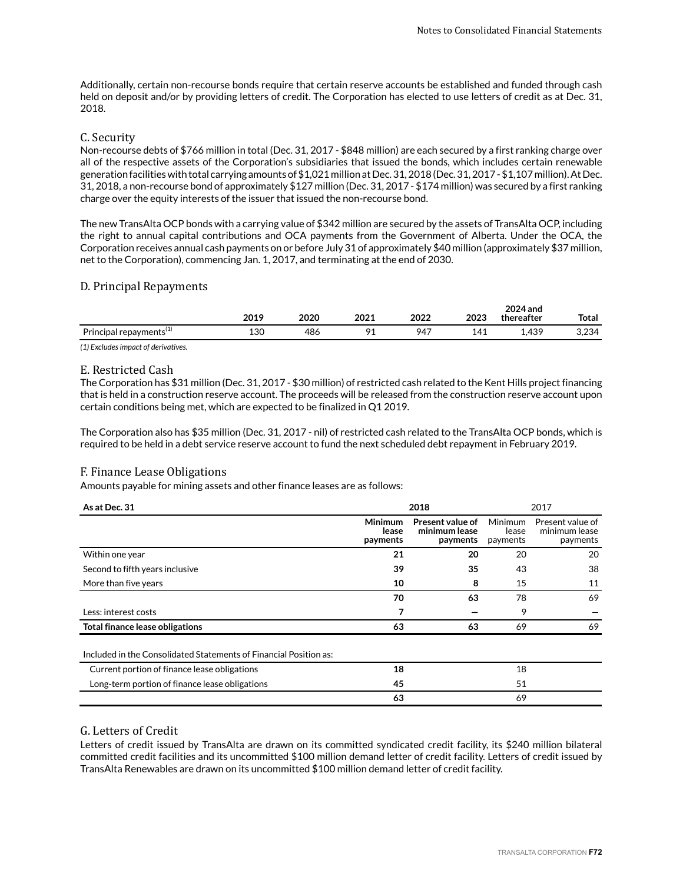Additionally, certain non-recourse bonds require that certain reserve accounts be established and funded through cash held on deposit and/or by providing letters of credit. The Corporation has elected to use letters of credit as at Dec. 31, 2018.

## C. Security

Non-recourse debts of $766 million in total (Dec. 31, 2017 - $848 million) are each secured by a first ranking charge over all of the respective assets of the Corporation's subsidiaries that issued the bonds, which includes certain renewable generation facilities with total carrying amounts of $1,021 million at Dec. 31, 2018 (Dec. 31, 2017 - $1,107 million). At Dec. 31, 2018, a non-recourse bond of approximately $127 million (Dec. 31, 2017 - $174 million) was secured by a first ranking charge over the equity interests of the issuer that issued the non-recourse bond.

The new TransAlta OCP bonds with a carrying value of $342 million are secured by the assets of TransAlta OCP, including the right to annual capital contributions and OCA payments from the Government of Alberta. Under the OCA, the Corporation receives annual cash payments on or before July 31 of approximately $40 million (approximately $37 million, net to the Corporation), commencing Jan. 1, 2017, and terminating at the end of 2030.

## D. Principal Repayments

| | 2019 | 2020 | 2021 | 2022 | 2023 | 2024 and thereafter | Total |
|---|---|---|---|---|---|---|---|
| Principal repayments[1] | 130 | 486 | 91 | 947 | 141 | 1,439 | 3,234 |

*(1) Excludes impact of derivatives.*

## E. Restricted Cash

The Corporation has $31 million (Dec. 31, 2017 - $30 million) of restricted cash related to the Kent Hills project financing that is held in a construction reserve account. The proceeds will be released from the construction reserve account upon certain conditions being met, which are expected to be finalized in Q1 2019.

The Corporation also has $35 million (Dec. 31, 2017 - nil) of restricted cash related to the TransAlta OCP bonds, which is required to be held in a debt service reserve account to fund the next scheduled debt repayment in February 2019.

## F. Finance Lease Obligations

Amounts payable for mining assets and other finance leases are as follows:

| As at Dec. 31 | 2018 | | 2017 | |
|---|---|---|---|---|
| | **Minimum lease payments** | **Present value of minimum lease payments** | Minimum lease payments | Present value of minimum lease payments |
| Within one year | **21** | **20** | 20 | 20 |
| Second to fifth years inclusive | **39** | **35** | 43 | 38 |
| More than five years | **10** | **8** | 15 | 11 |
| | **70** | **63** | 78 | 69 |
| Less: interest costs | **7** | **—** | 9 | — |
| **Total finance lease obligations** | **63** | **63** | 69 | 69 |

| Included in the Consolidated Statements of Financial Position as: | 2018 | 2017 |
|---|---|---|
| Current portion of finance lease obligations | **18** | 18 |
| Long-term portion of finance lease obligations | **45** | 51 |
| | **63** | 69 |

## G. Letters of Credit

Letters of credit issued by TransAlta are drawn on its committed syndicated credit facility, its $240 million bilateral committed credit facilities and its uncommitted $100 million demand letter of credit facility. Letters of credit issued by TransAlta Renewables are drawn on its uncommitted $100 million demand letter of credit facility.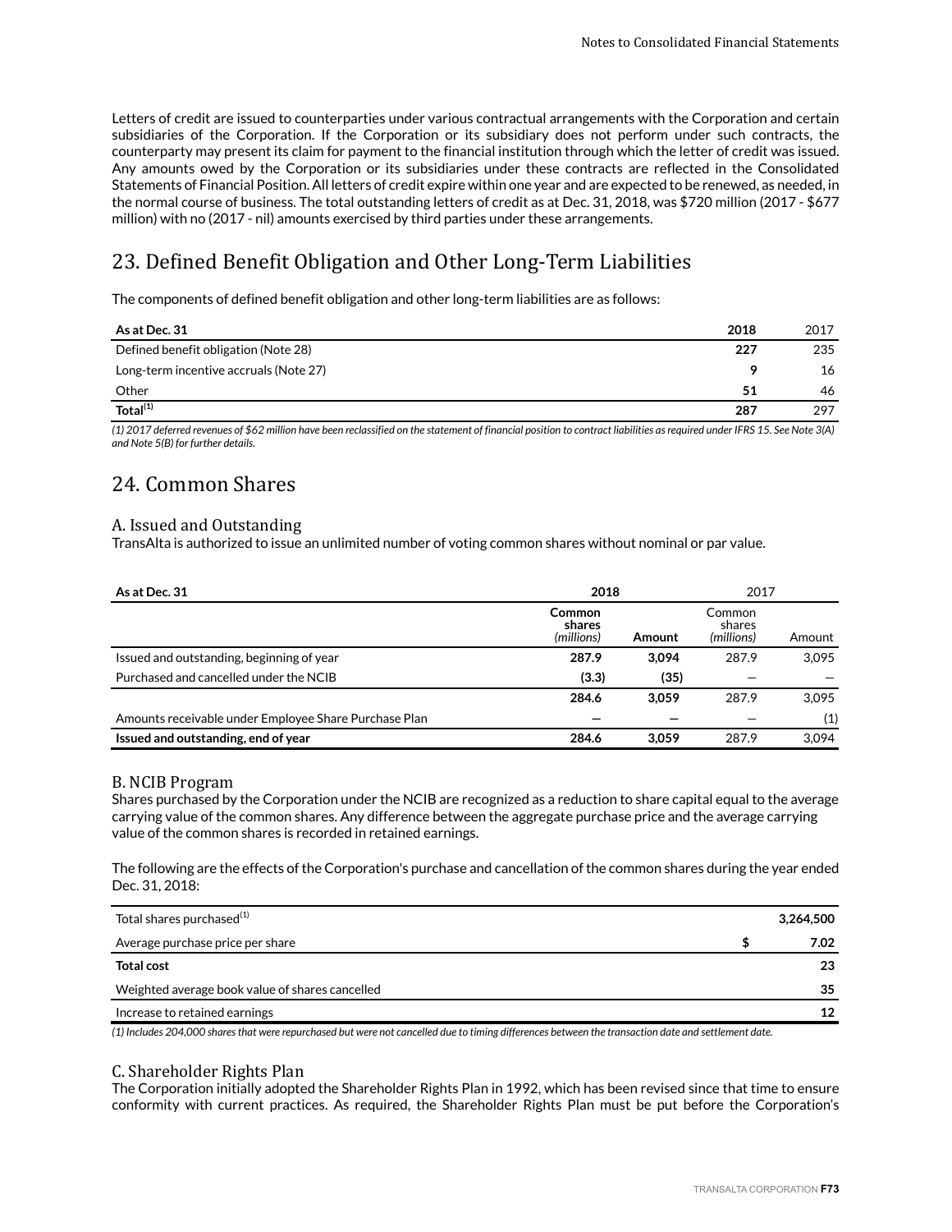Letters of credit are issued to counterparties under various contractual arrangements with the Corporation and certain subsidiaries of the Corporation. If the Corporation or its subsidiary does not perform under such contracts, the counterparty may present its claim for payment to the financial institution through which the letter of credit was issued. Any amounts owed by the Corporation or its subsidiaries under these contracts are reflected in the Consolidated Statements of Financial Position. All letters of credit expire within one year and are expected to be renewed, as needed, in the normal course of business. The total outstanding letters of credit as at Dec. 31, 2018, was $720 million (2017 - $677 million) with no (2017 - nil) amounts exercised by third parties under these arrangements.

# 23. Defined Benefit Obligation and Other Long-Term Liabilities

The components of defined benefit obligation and other long-term liabilities are as follows:

| As at Dec. 31 | 2018 | 2017 |
|---|---|---|
| Defined benefit obligation (Note 28) | **227** | 235 |
| Long-term incentive accruals (Note 27) | **9** | 16 |
| Other | **51** | 46 |
| **Total**[1] | **287** | 297 |

*(1) 2017 deferred revenues of $62 million have been reclassified on the statement of financial position to contract liabilities as required under IFRS 15. See Note 3(A) and Note 5(B) for further details.*

# 24. Common Shares

## A. Issued and Outstanding

TransAlta is authorized to issue an unlimited number of voting common shares without nominal or par value.

| As at Dec. 31 | 2018 | | 2017 | |
|---|---|---|---|---|
| | **Common shares** *(millions)* | **Amount** | Common shares *(millions)* | Amount |
| Issued and outstanding, beginning of year | **287.9** | **3,094** | 287.9 | 3,095 |
| Purchased and cancelled under the NCIB | **(3.3)** | **(35)** | — | — |
| | **284.6** | **3,059** | 287.9 | 3,095 |
| Amounts receivable under Employee Share Purchase Plan | **—** | **—** | — | (1) |
| **Issued and outstanding, end of year** | **284.6** | **3,059** | 287.9 | 3,094 |

## B. NCIB Program

Shares purchased by the Corporation under the NCIB are recognized as a reduction to share capital equal to the average carrying value of the common shares. Any difference between the aggregate purchase price and the average carrying value of the common shares is recorded in retained earnings.

The following are the effects of the Corporation's purchase and cancellation of the common shares during the year ended Dec. 31, 2018:

| | |
|---|---|
| Total shares purchased[1] | **3,264,500** |
| Average purchase price per share | **$ 7.02** |
| **Total cost** | **23** |
| Weighted average book value of shares cancelled | **35** |
| Increase to retained earnings | **12** |

*(1) Includes 204,000 shares that were repurchased but were not cancelled due to timing differences between the transaction date and settlement date.*

## C. Shareholder Rights Plan

The Corporation initially adopted the Shareholder Rights Plan in 1992, which has been revised since that time to ensure conformity with current practices. As required, the Shareholder Rights Plan must be put before the Corporation's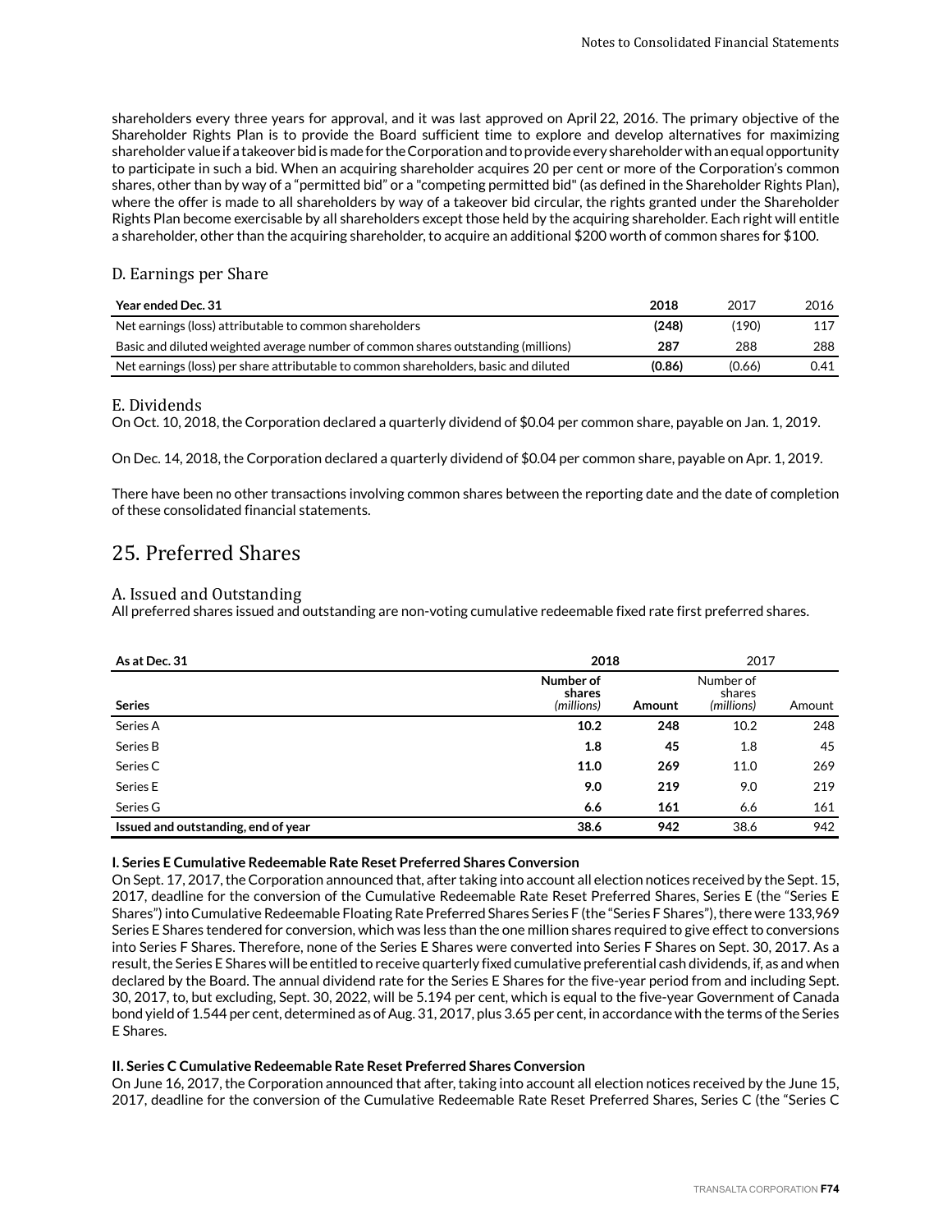shareholders every three years for approval, and it was last approved on April 22, 2016. The primary objective of the Shareholder Rights Plan is to provide the Board sufficient time to explore and develop alternatives for maximizing shareholder value if a takeover bid is made for the Corporation and to provide every shareholder with an equal opportunity to participate in such a bid. When an acquiring shareholder acquires 20 per cent or more of the Corporation's common shares, other than by way of a "permitted bid" or a "competing permitted bid" (as defined in the Shareholder Rights Plan), where the offer is made to all shareholders by way of a takeover bid circular, the rights granted under the Shareholder Rights Plan become exercisable by all shareholders except those held by the acquiring shareholder. Each right will entitle a shareholder, other than the acquiring shareholder, to acquire an additional $200 worth of common shares for $100.

### D. Earnings per Share

| Year ended Dec. 31 | 2018 | 2017 | 2016 |
|---|---|---|---|
| Net earnings (loss) attributable to common shareholders | **(248)** | (190) | 117 |
| Basic and diluted weighted average number of common shares outstanding (millions) | **287** | 288 | 288 |
| Net earnings (loss) per share attributable to common shareholders, basic and diluted | **(0.86)** | (0.66) | 0.41 |

### E. Dividends

On Oct. 10, 2018, the Corporation declared a quarterly dividend of $0.04 per common share, payable on Jan. 1, 2019.

On Dec. 14, 2018, the Corporation declared a quarterly dividend of $0.04 per common share, payable on Apr. 1, 2019.

There have been no other transactions involving common shares between the reporting date and the date of completion of these consolidated financial statements.

## 25. Preferred Shares

### A. Issued and Outstanding

All preferred shares issued and outstanding are non-voting cumulative redeemable fixed rate first preferred shares.

| As at Dec. 31 | 2018 | | 2017 | |
|---|---|---|---|---|
| Series | Number of shares *(millions)* | Amount | Number of shares *(millions)* | Amount |
| Series A | **10.2** | **248** | 10.2 | 248 |
| Series B | **1.8** | **45** | 1.8 | 45 |
| Series C | **11.0** | **269** | 11.0 | 269 |
| Series E | **9.0** | **219** | 9.0 | 219 |
| Series G | **6.6** | **161** | 6.6 | 161 |
| **Issued and outstanding, end of year** | **38.6** | **942** | 38.6 | 942 |

**I. Series E Cumulative Redeemable Rate Reset Preferred Shares Conversion**

On Sept. 17, 2017, the Corporation announced that, after taking into account all election notices received by the Sept. 15, 2017, deadline for the conversion of the Cumulative Redeemable Rate Reset Preferred Shares, Series E (the "Series E Shares") into Cumulative Redeemable Floating Rate Preferred Shares Series F (the "Series F Shares"), there were 133,969 Series E Shares tendered for conversion, which was less than the one million shares required to give effect to conversions into Series F Shares. Therefore, none of the Series E Shares were converted into Series F Shares on Sept. 30, 2017. As a result, the Series E Shares will be entitled to receive quarterly fixed cumulative preferential cash dividends, if, as and when declared by the Board. The annual dividend rate for the Series E Shares for the five-year period from and including Sept. 30, 2017, to, but excluding, Sept. 30, 2022, will be 5.194 per cent, which is equal to the five-year Government of Canada bond yield of 1.544 per cent, determined as of Aug. 31, 2017, plus 3.65 per cent, in accordance with the terms of the Series E Shares.

**II. Series C Cumulative Redeemable Rate Reset Preferred Shares Conversion**

On June 16, 2017, the Corporation announced that after, taking into account all election notices received by the June 15, 2017, deadline for the conversion of the Cumulative Redeemable Rate Reset Preferred Shares, Series C (the "Series C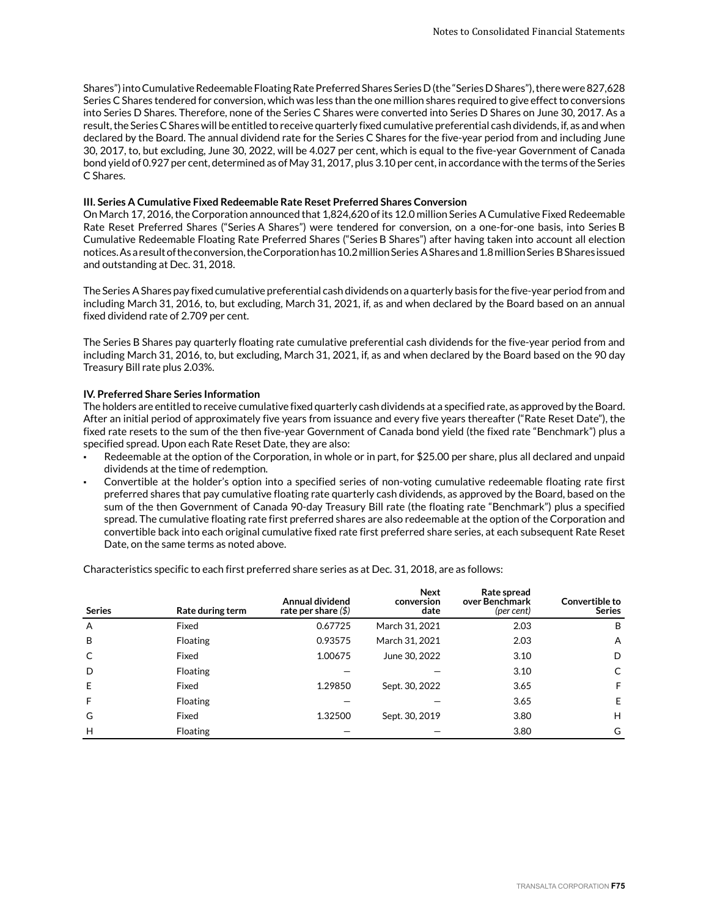Shares") into Cumulative Redeemable Floating Rate Preferred Shares Series D (the "Series D Shares"), there were 827,628 Series C Shares tendered for conversion, which was less than the one million shares required to give effect to conversions into Series D Shares. Therefore, none of the Series C Shares were converted into Series D Shares on June 30, 2017. As a result, the Series C Shares will be entitled to receive quarterly fixed cumulative preferential cash dividends, if, as and when declared by the Board. The annual dividend rate for the Series C Shares for the five-year period from and including June 30, 2017, to, but excluding, June 30, 2022, will be 4.027 per cent, which is equal to the five-year Government of Canada bond yield of 0.927 per cent, determined as of May 31, 2017, plus 3.10 per cent, in accordance with the terms of the Series C Shares.

**III. Series A Cumulative Fixed Redeemable Rate Reset Preferred Shares Conversion**

On March 17, 2016, the Corporation announced that 1,824,620 of its 12.0 million Series A Cumulative Fixed Redeemable Rate Reset Preferred Shares ("Series A Shares") were tendered for conversion, on a one-for-one basis, into Series B Cumulative Redeemable Floating Rate Preferred Shares ("Series B Shares") after having taken into account all election notices. As a result of the conversion, the Corporation has 10.2 million Series A Shares and 1.8 million Series B Shares issued and outstanding at Dec. 31, 2018.

The Series A Shares pay fixed cumulative preferential cash dividends on a quarterly basis for the five-year period from and including March 31, 2016, to, but excluding, March 31, 2021, if, as and when declared by the Board based on an annual fixed dividend rate of 2.709 per cent.

The Series B Shares pay quarterly floating rate cumulative preferential cash dividends for the five-year period from and including March 31, 2016, to, but excluding, March 31, 2021, if, as and when declared by the Board based on the 90 day Treasury Bill rate plus 2.03%.

**IV. Preferred Share Series Information**

The holders are entitled to receive cumulative fixed quarterly cash dividends at a specified rate, as approved by the Board. After an initial period of approximately five years from issuance and every five years thereafter ("Rate Reset Date"), the fixed rate resets to the sum of the then five-year Government of Canada bond yield (the fixed rate "Benchmark") plus a specified spread. Upon each Rate Reset Date, they are also:

- Redeemable at the option of the Corporation, in whole or in part, for $25.00 per share, plus all declared and unpaid dividends at the time of redemption.
- Convertible at the holder's option into a specified series of non-voting cumulative redeemable floating rate first preferred shares that pay cumulative floating rate quarterly cash dividends, as approved by the Board, based on the sum of the then Government of Canada 90-day Treasury Bill rate (the floating rate "Benchmark") plus a specified spread. The cumulative floating rate first preferred shares are also redeemable at the option of the Corporation and convertible back into each original cumulative fixed rate first preferred share series, at each subsequent Rate Reset Date, on the same terms as noted above.

Characteristics specific to each first preferred share series as at Dec. 31, 2018, are as follows:

| Series | Rate during term | Annual dividend rate per share *($)* | Next conversion date | Rate spread over Benchmark *(per cent)* | Convertible to Series |
|---|---|---|---|---|---|
| A | Fixed | 0.67725 | March 31, 2021 | 2.03 | B |
| B | Floating | 0.93575 | March 31, 2021 | 2.03 | A |
| C | Fixed | 1.00675 | June 30, 2022 | 3.10 | D |
| D | Floating | — | — | 3.10 | C |
| E | Fixed | 1.29850 | Sept. 30, 2022 | 3.65 | F |
| F | Floating | — | — | 3.65 | E |
| G | Fixed | 1.32500 | Sept. 30, 2019 | 3.80 | H |
| H | Floating | — | — | 3.80 | G |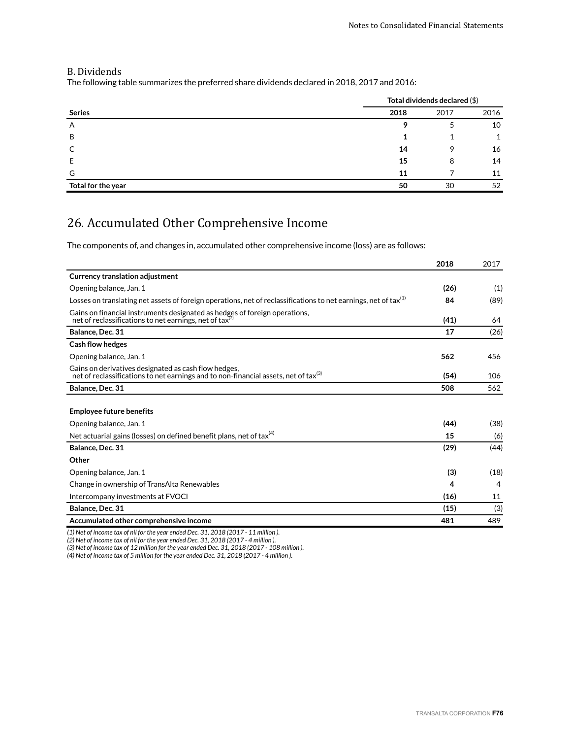### B. Dividends

The following table summarizes the preferred share dividends declared in 2018, 2017 and 2016:

| | Total dividends declared ($) | | |
|---|---|---|---|
| **Series** | **2018** | 2017 | 2016 |
| A | **9** | 5 | 10 |
| B | **1** | 1 | 1 |
| C | **14** | 9 | 16 |
| E | **15** | 8 | 14 |
| G | **11** | 7 | 11 |
| **Total for the year** | **50** | 30 | 52 |

## 26. Accumulated Other Comprehensive Income

The components of, and changes in, accumulated other comprehensive income (loss) are as follows:

| | **2018** | 2017 |
|---|---|---|
| **Currency translation adjustment** | | |
| Opening balance, Jan. 1 | **(26)** | (1) |
| Losses on translating net assets of foreign operations, net of reclassifications to net earnings, net of tax[1] | **84** | (89) |
| Gains on financial instruments designated as hedges of foreign operations, net of reclassifications to net earnings, net of tax[2] | **(41)** | 64 |
| **Balance, Dec. 31** | **17** | (26) |
| **Cash flow hedges** | | |
| Opening balance, Jan. 1 | **562** | 456 |
| Gains on derivatives designated as cash flow hedges, net of reclassifications to net earnings and to non-financial assets, net of tax[3] | **(54)** | 106 |
| **Balance, Dec. 31** | **508** | 562 |
| **Employee future benefits** | | |
| Opening balance, Jan. 1 | **(44)** | (38) |
| Net actuarial gains (losses) on defined benefit plans, net of tax[4] | **15** | (6) |
| **Balance, Dec. 31** | **(29)** | (44) |
| **Other** | | |
| Opening balance, Jan. 1 | **(3)** | (18) |
| Change in ownership of TransAlta Renewables | **4** | 4 |
| Intercompany investments at FVOCI | **(16)** | 11 |
| **Balance, Dec. 31** | **(15)** | (3) |
| **Accumulated other comprehensive income** | **481** | 489 |

*(1) Net of income tax of nil for the year ended Dec. 31, 2018 (2017 - 11 million ).*
*(2) Net of income tax of nil for the year ended Dec. 31, 2018 (2017 - 4 million ).*
*(3) Net of income tax of 12 million for the year ended Dec. 31, 2018 (2017 - 108 million ).*
*(4) Net of income tax of 5 million for the year ended Dec. 31, 2018 (2017 - 4 million ).*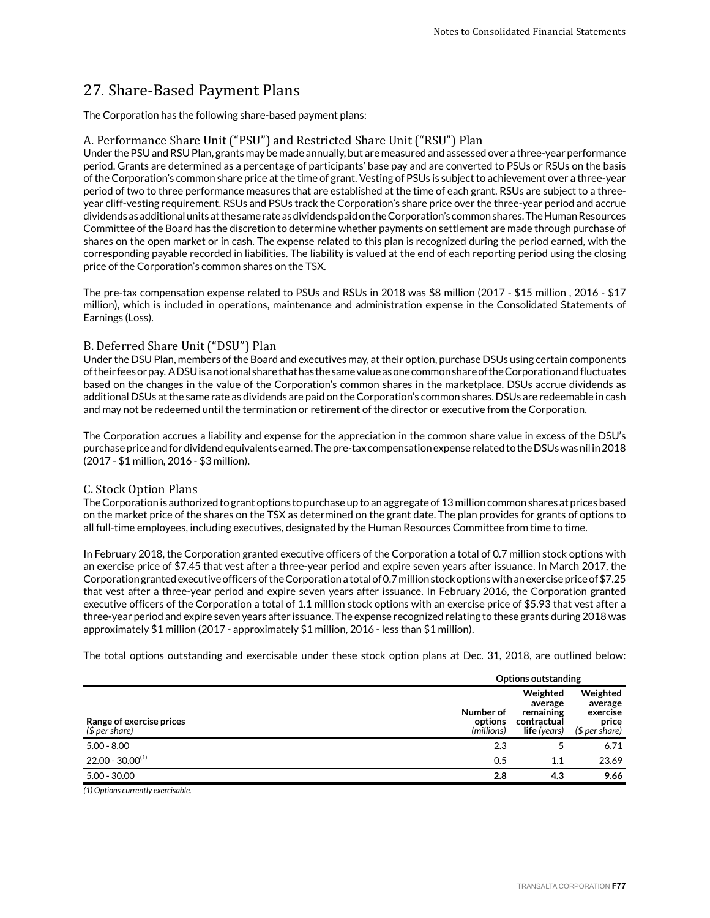## 27. Share-Based Payment Plans

The Corporation has the following share-based payment plans:

### A. Performance Share Unit ("PSU") and Restricted Share Unit ("RSU") Plan

Under the PSU and RSU Plan, grants may be made annually, but are measured and assessed over a three-year performance period. Grants are determined as a percentage of participants' base pay and are converted to PSUs or RSUs on the basis of the Corporation's common share price at the time of grant. Vesting of PSUs is subject to achievement over a three-year period of two to three performance measures that are established at the time of each grant. RSUs are subject to a three-year cliff-vesting requirement. RSUs and PSUs track the Corporation's share price over the three-year period and accrue dividends as additional units at the same rate as dividends paid on the Corporation's common shares. The Human Resources Committee of the Board has the discretion to determine whether payments on settlement are made through purchase of shares on the open market or in cash. The expense related to this plan is recognized during the period earned, with the corresponding payable recorded in liabilities. The liability is valued at the end of each reporting period using the closing price of the Corporation's common shares on the TSX.

The pre-tax compensation expense related to PSUs and RSUs in 2018 was $8 million (2017 - $15 million , 2016 - $17 million), which is included in operations, maintenance and administration expense in the Consolidated Statements of Earnings (Loss).

### B. Deferred Share Unit ("DSU") Plan

Under the DSU Plan, members of the Board and executives may, at their option, purchase DSUs using certain components of their fees or pay. A DSU is a notional share that has the same value as one common share of the Corporation and fluctuates based on the changes in the value of the Corporation's common shares in the marketplace. DSUs accrue dividends as additional DSUs at the same rate as dividends are paid on the Corporation's common shares. DSUs are redeemable in cash and may not be redeemed until the termination or retirement of the director or executive from the Corporation.

The Corporation accrues a liability and expense for the appreciation in the common share value in excess of the DSU's purchase price and for dividend equivalents earned. The pre-tax compensation expense related to the DSUs was nil in 2018 (2017 - $1 million, 2016 - $3 million).

### C. Stock Option Plans

The Corporation is authorized to grant options to purchase up to an aggregate of 13 million common shares at prices based on the market price of the shares on the TSX as determined on the grant date. The plan provides for grants of options to all full-time employees, including executives, designated by the Human Resources Committee from time to time.

In February 2018, the Corporation granted executive officers of the Corporation a total of 0.7 million stock options with an exercise price of $7.45 that vest after a three-year period and expire seven years after issuance. In March 2017, the Corporation granted executive officers of the Corporation a total of 0.7 million stock options with an exercise price of $7.25 that vest after a three-year period and expire seven years after issuance. In February 2016, the Corporation granted executive officers of the Corporation a total of 1.1 million stock options with an exercise price of $5.93 that vest after a three-year period and expire seven years after issuance. The expense recognized relating to these grants during 2018 was approximately $1 million (2017 - approximately $1 million, 2016 - less than $1 million).

The total options outstanding and exercisable under these stock option plans at Dec. 31, 2018, are outlined below:

| | Options outstanding | | |
|---|---|---|---|
| Range of exercise prices *($ per share)* | Number of options *(millions)* | Weighted average remaining contractual **life** *(years)* | Weighted average exercise price *($ per share)* |
| 5.00 - 8.00 | 2.3 | 5 | 6.71 |
| 22.00 - 30.00[1] | 0.5 | 1.1 | 23.69 |
| 5.00 - 30.00 | **2.8** | **4.3** | **9.66** |

*(1) Options currently exercisable.*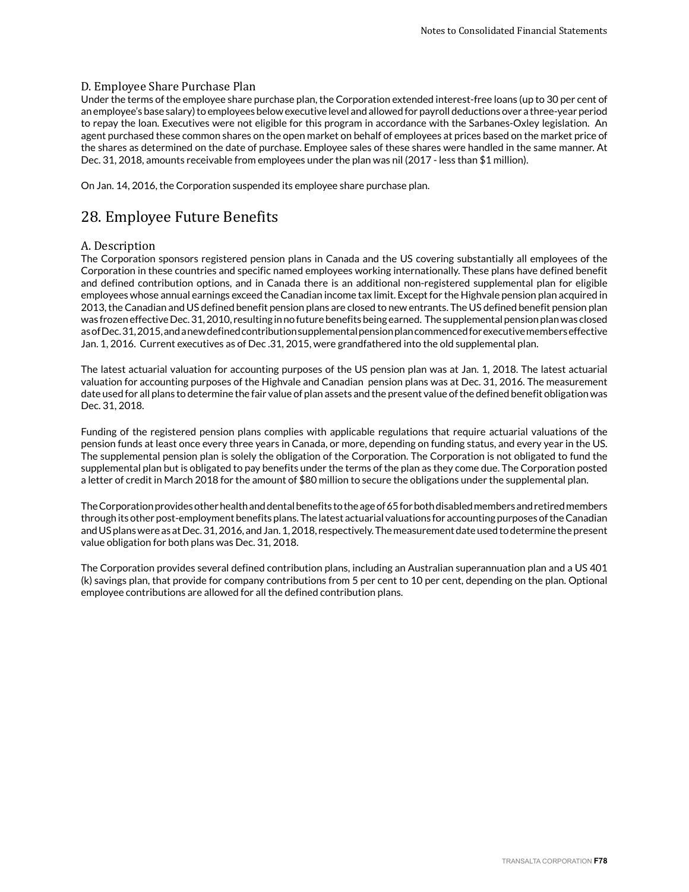### D. Employee Share Purchase Plan

Under the terms of the employee share purchase plan, the Corporation extended interest-free loans (up to 30 per cent of an employee's base salary) to employees below executive level and allowed for payroll deductions over a three-year period to repay the loan. Executives were not eligible for this program in accordance with the Sarbanes-Oxley legislation. An agent purchased these common shares on the open market on behalf of employees at prices based on the market price of the shares as determined on the date of purchase. Employee sales of these shares were handled in the same manner. At Dec. 31, 2018, amounts receivable from employees under the plan was nil (2017 - less than $1 million).

On Jan. 14, 2016, the Corporation suspended its employee share purchase plan.

## 28. Employee Future Benefits

### A. Description

The Corporation sponsors registered pension plans in Canada and the US covering substantially all employees of the Corporation in these countries and specific named employees working internationally. These plans have defined benefit and defined contribution options, and in Canada there is an additional non-registered supplemental plan for eligible employees whose annual earnings exceed the Canadian income tax limit. Except for the Highvale pension plan acquired in 2013, the Canadian and US defined benefit pension plans are closed to new entrants. The US defined benefit pension plan was frozen effective Dec. 31, 2010, resulting in no future benefits being earned. The supplemental pension plan was closed as of Dec. 31, 2015, and a new defined contribution supplemental pension plan commenced for executive members effective Jan. 1, 2016. Current executives as of Dec .31, 2015, were grandfathered into the old supplemental plan.

The latest actuarial valuation for accounting purposes of the US pension plan was at Jan. 1, 2018. The latest actuarial valuation for accounting purposes of the Highvale and Canadian pension plans was at Dec. 31, 2016. The measurement date used for all plans to determine the fair value of plan assets and the present value of the defined benefit obligation was Dec. 31, 2018.

Funding of the registered pension plans complies with applicable regulations that require actuarial valuations of the pension funds at least once every three years in Canada, or more, depending on funding status, and every year in the US. The supplemental pension plan is solely the obligation of the Corporation. The Corporation is not obligated to fund the supplemental plan but is obligated to pay benefits under the terms of the plan as they come due. The Corporation posted a letter of credit in March 2018 for the amount of $80 million to secure the obligations under the supplemental plan.

The Corporation provides other health and dental benefits to the age of 65 for both disabled members and retired members through its other post-employment benefits plans. The latest actuarial valuations for accounting purposes of the Canadian and US plans were as at Dec. 31, 2016, and Jan. 1, 2018, respectively. The measurement date used to determine the present value obligation for both plans was Dec. 31, 2018.

The Corporation provides several defined contribution plans, including an Australian superannuation plan and a US 401 (k) savings plan, that provide for company contributions from 5 per cent to 10 per cent, depending on the plan. Optional employee contributions are allowed for all the defined contribution plans.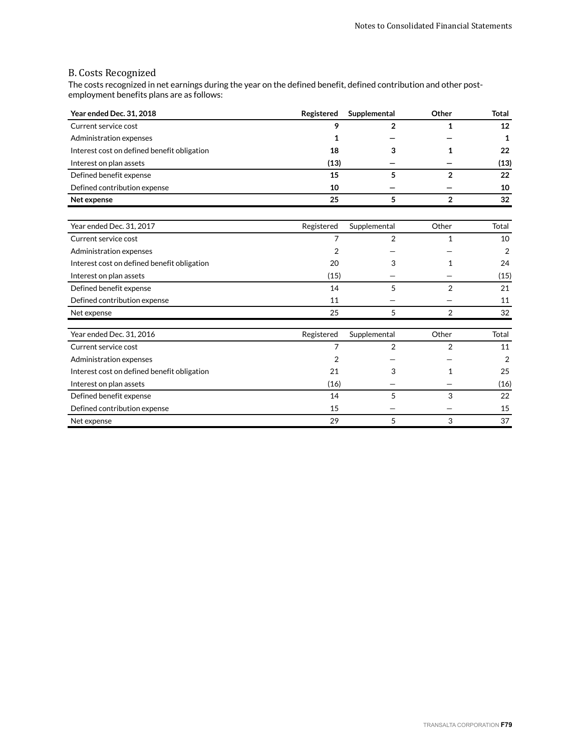### B. Costs Recognized

The costs recognized in net earnings during the year on the defined benefit, defined contribution and other post-employment benefits plans are as follows:

| **Year ended Dec. 31, 2018** | **Registered** | **Supplemental** | **Other** | **Total** |
|---|---|---|---|---|
| Current service cost | **9** | **2** | **1** | **12** |
| Administration expenses | **1** | **—** | **—** | **1** |
| Interest cost on defined benefit obligation | **18** | **3** | **1** | **22** |
| Interest on plan assets | **(13)** | **—** | **—** | **(13)** |
| Defined benefit expense | **15** | **5** | **2** | **22** |
| Defined contribution expense | **10** | **—** | **—** | **10** |
| **Net expense** | **25** | **5** | **2** | **32** |

| Year ended Dec. 31, 2017 | Registered | Supplemental | Other | Total |
|---|---|---|---|---|
| Current service cost | 7 | 2 | 1 | 10 |
| Administration expenses | 2 | — | — | 2 |
| Interest cost on defined benefit obligation | 20 | 3 | 1 | 24 |
| Interest on plan assets | (15) | — | — | (15) |
| Defined benefit expense | 14 | 5 | 2 | 21 |
| Defined contribution expense | 11 | — | — | 11 |
| Net expense | 25 | 5 | 2 | 32 |

| Year ended Dec. 31, 2016 | Registered | Supplemental | Other | Total |
|---|---|---|---|---|
| Current service cost | 7 | 2 | 2 | 11 |
| Administration expenses | 2 | — | — | 2 |
| Interest cost on defined benefit obligation | 21 | 3 | 1 | 25 |
| Interest on plan assets | (16) | — | — | (16) |
| Defined benefit expense | 14 | 5 | 3 | 22 |
| Defined contribution expense | 15 | — | — | 15 |
| Net expense | 29 | 5 | 3 | 37 |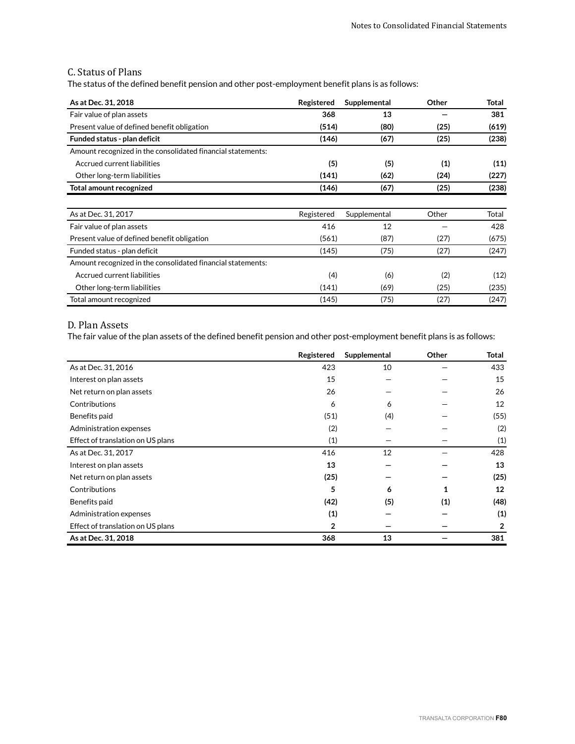## C. Status of Plans

The status of the defined benefit pension and other post-employment benefit plans is as follows:

| As at Dec. 31, 2018 | Registered | Supplemental | Other | Total |
|---|---|---|---|---|
| Fair value of plan assets | **368** | **13** | **—** | **381** |
| Present value of defined benefit obligation | **(514)** | **(80)** | **(25)** | **(619)** |
| **Funded status - plan deficit** | **(146)** | **(67)** | **(25)** | **(238)** |
| Amount recognized in the consolidated financial statements: | | | | |
| Accrued current liabilities | **(5)** | **(5)** | **(1)** | **(11)** |
| Other long-term liabilities | **(141)** | **(62)** | **(24)** | **(227)** |
| **Total amount recognized** | **(146)** | **(67)** | **(25)** | **(238)** |

| As at Dec. 31, 2017 | Registered | Supplemental | Other | Total |
|---|---|---|---|---|
| Fair value of plan assets | 416 | 12 | — | 428 |
| Present value of defined benefit obligation | (561) | (87) | (27) | (675) |
| Funded status - plan deficit | (145) | (75) | (27) | (247) |
| Amount recognized in the consolidated financial statements: | | | | |
| Accrued current liabilities | (4) | (6) | (2) | (12) |
| Other long-term liabilities | (141) | (69) | (25) | (235) |
| Total amount recognized | (145) | (75) | (27) | (247) |

## D. Plan Assets

The fair value of the plan assets of the defined benefit pension and other post-employment benefit plans is as follows:

| | Registered | Supplemental | Other | Total |
|---|---|---|---|---|
| As at Dec. 31, 2016 | 423 | 10 | — | 433 |
| Interest on plan assets | 15 | — | — | 15 |
| Net return on plan assets | 26 | — | — | 26 |
| Contributions | 6 | 6 | — | 12 |
| Benefits paid | (51) | (4) | — | (55) |
| Administration expenses | (2) | — | — | (2) |
| Effect of translation on US plans | (1) | — | — | (1) |
| As at Dec. 31, 2017 | 416 | 12 | — | 428 |
| Interest on plan assets | **13** | **—** | **—** | **13** |
| Net return on plan assets | **(25)** | **—** | **—** | **(25)** |
| Contributions | **5** | **6** | **1** | **12** |
| Benefits paid | **(42)** | **(5)** | **(1)** | **(48)** |
| Administration expenses | **(1)** | **—** | **—** | **(1)** |
| Effect of translation on US plans | **2** | **—** | **—** | **2** |
| **As at Dec. 31, 2018** | **368** | **13** | **—** | **381** |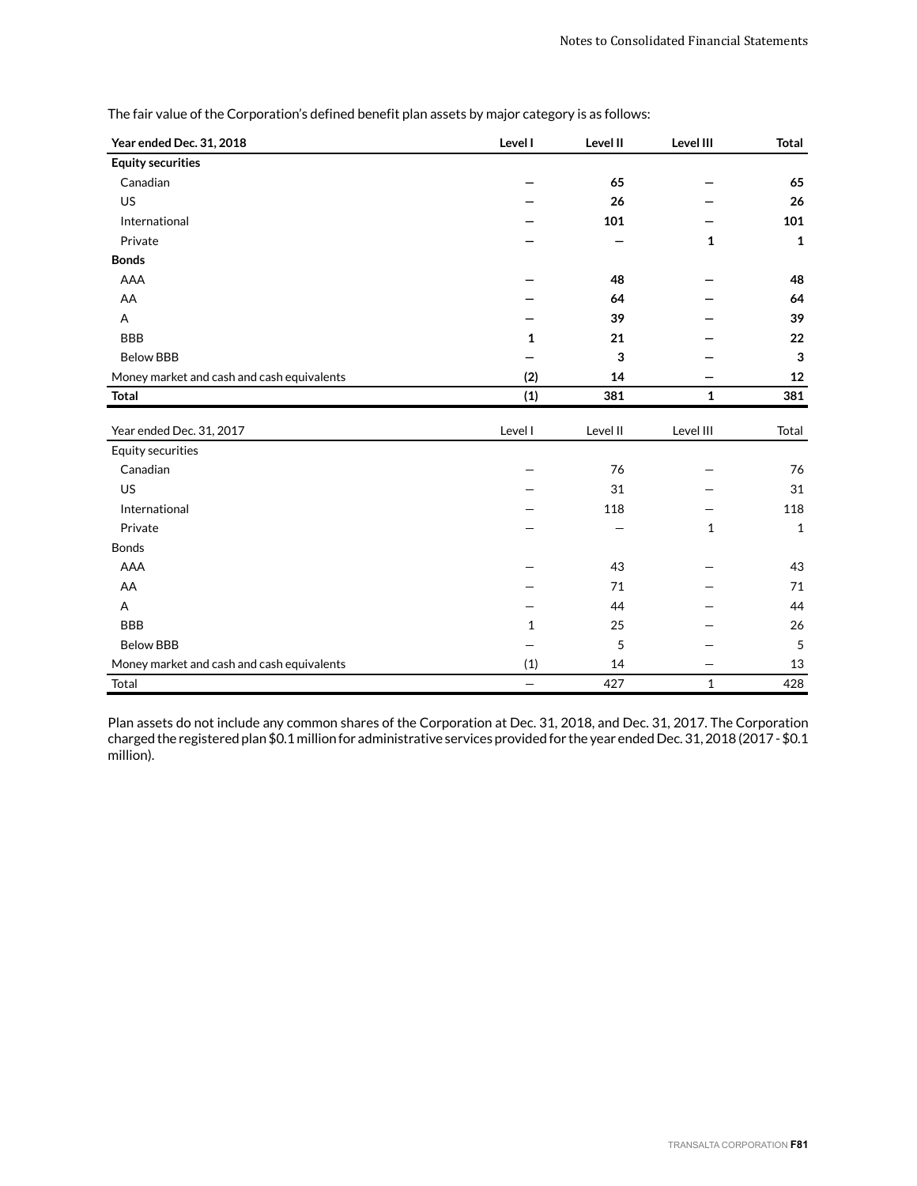The fair value of the Corporation's defined benefit plan assets by major category is as follows:

| **Year ended Dec. 31, 2018** | **Level I** | **Level II** | **Level III** | **Total** |
|---|---|---|---|---|
| **Equity securities** | | | | |
| Canadian | **—** | **65** | **—** | **65** |
| US | **—** | **26** | **—** | **26** |
| International | **—** | **101** | **—** | **101** |
| Private | **—** | **—** | **1** | **1** |
| **Bonds** | | | | |
| AAA | **—** | **48** | **—** | **48** |
| AA | **—** | **64** | **—** | **64** |
| A | **—** | **39** | **—** | **39** |
| BBB | **1** | **21** | **—** | **22** |
| Below BBB | **—** | **3** | **—** | **3** |
| Money market and cash and cash equivalents | **(2)** | **14** | **—** | **12** |
| **Total** | **(1)** | **381** | **1** | **381** |

| Year ended Dec. 31, 2017 | Level I | Level II | Level III | Total |
|---|---|---|---|---|
| Equity securities | | | | |
| Canadian | — | 76 | — | 76 |
| US | — | 31 | — | 31 |
| International | — | 118 | — | 118 |
| Private | — | — | 1 | 1 |
| Bonds | | | | |
| AAA | — | 43 | — | 43 |
| AA | — | 71 | — | 71 |
| A | — | 44 | — | 44 |
| BBB | 1 | 25 | — | 26 |
| Below BBB | — | 5 | — | 5 |
| Money market and cash and cash equivalents | (1) | 14 | — | 13 |
| Total | — | 427 | 1 | 428 |

Plan assets do not include any common shares of the Corporation at Dec. 31, 2018, and Dec. 31, 2017. The Corporation charged the registered plan $0.1 million for administrative services provided for the year ended Dec. 31, 2018 (2017 - $0.1 million).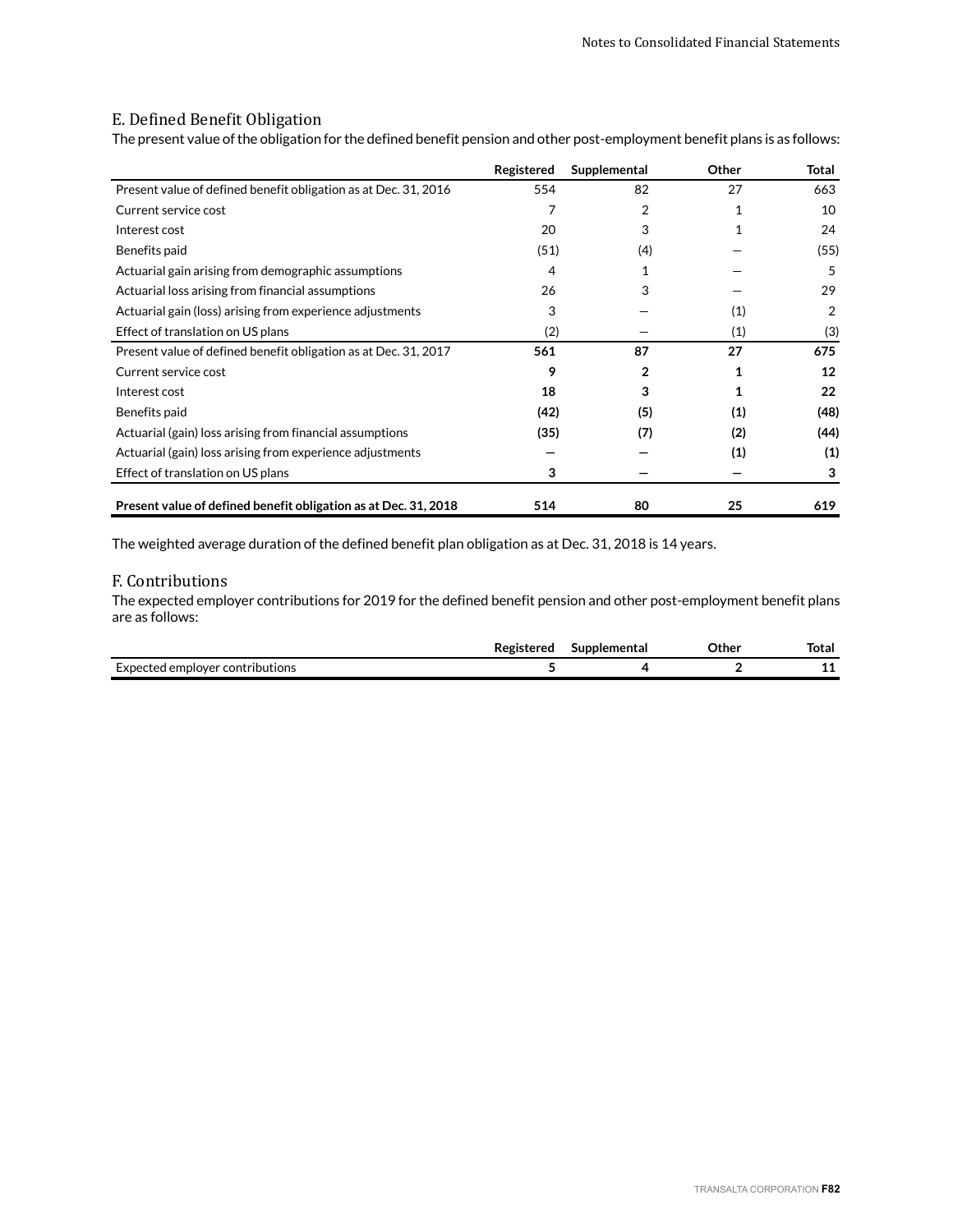## E. Defined Benefit Obligation

The present value of the obligation for the defined benefit pension and other post-employment benefit plans is as follows:

| | Registered | Supplemental | Other | Total |
|---|---|---|---|---|
| Present value of defined benefit obligation as at Dec. 31, 2016 | 554 | 82 | 27 | 663 |
| Current service cost | 7 | 2 | 1 | 10 |
| Interest cost | 20 | 3 | 1 | 24 |
| Benefits paid | (51) | (4) | — | (55) |
| Actuarial gain arising from demographic assumptions | 4 | 1 | — | 5 |
| Actuarial loss arising from financial assumptions | 26 | 3 | — | 29 |
| Actuarial gain (loss) arising from experience adjustments | 3 | — | (1) | 2 |
| Effect of translation on US plans | (2) | — | (1) | (3) |
| Present value of defined benefit obligation as at Dec. 31, 2017 | **561** | **87** | **27** | **675** |
| Current service cost | **9** | **2** | **1** | **12** |
| Interest cost | **18** | **3** | **1** | **22** |
| Benefits paid | **(42)** | **(5)** | **(1)** | **(48)** |
| Actuarial (gain) loss arising from financial assumptions | **(35)** | **(7)** | **(2)** | **(44)** |
| Actuarial (gain) loss arising from experience adjustments | **—** | **—** | **(1)** | **(1)** |
| Effect of translation on US plans | **3** | **—** | **—** | **3** |
| **Present value of defined benefit obligation as at Dec. 31, 2018** | **514** | **80** | **25** | **619** |

The weighted average duration of the defined benefit plan obligation as at Dec. 31, 2018 is 14 years.

## F. Contributions

The expected employer contributions for 2019 for the defined benefit pension and other post-employment benefit plans are as follows:

| | Registered | Supplemental | Other | Total |
|---|---|---|---|---|
| Expected employer contributions | **5** | **4** | **2** | **11** |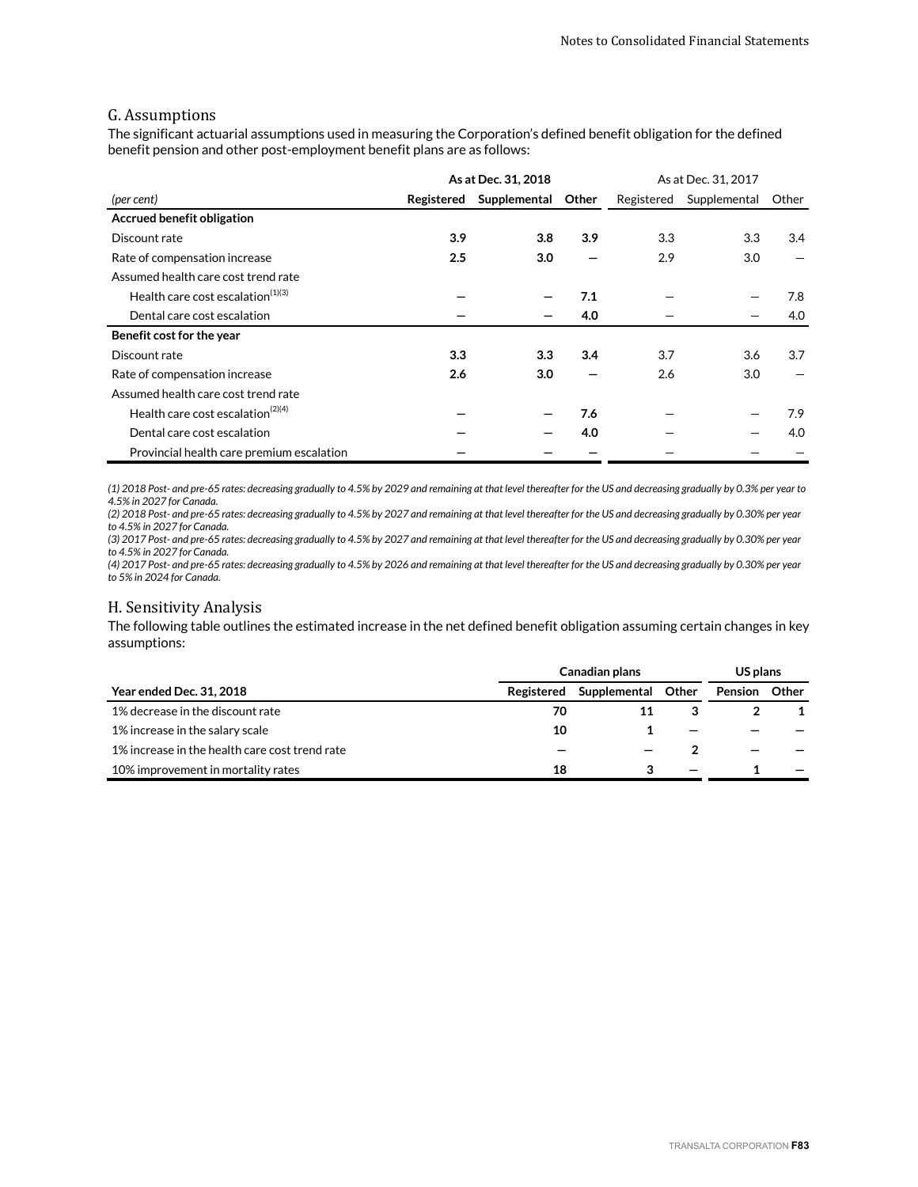## G. Assumptions

The significant actuarial assumptions used in measuring the Corporation's defined benefit obligation for the defined benefit pension and other post-employment benefit plans are as follows:

| | As at Dec. 31, 2018 | | | As at Dec. 31, 2017 | | |
|---|---|---|---|---|---|---|
| *(per cent)* | **Registered** | **Supplemental** | **Other** | Registered | Supplemental | Other |
| **Accrued benefit obligation** | | | | | | |
| Discount rate | **3.9** | **3.8** | **3.9** | 3.3 | 3.3 | 3.4 |
| Rate of compensation increase | **2.5** | **3.0** | **—** | 2.9 | 3.0 | — |
| Assumed health care cost trend rate | | | | | | |
| Health care cost escalation[(1)(3)] | **—** | **—** | **7.1** | — | — | 7.8 |
| Dental care cost escalation | **—** | **—** | **4.0** | — | — | 4.0 |
| **Benefit cost for the year** | | | | | | |
| Discount rate | **3.3** | **3.3** | **3.4** | 3.7 | 3.6 | 3.7 |
| Rate of compensation increase | **2.6** | **3.0** | **—** | 2.6 | 3.0 | — |
| Assumed health care cost trend rate | | | | | | |
| Health care cost escalation[(2)(4)] | **—** | **—** | **7.6** | — | — | 7.9 |
| Dental care cost escalation | **—** | **—** | **4.0** | — | — | 4.0 |
| Provincial health care premium escalation | **—** | **—** | **—** | — | — | — |

*(1) 2018 Post- and pre-65 rates: decreasing gradually to 4.5% by 2029 and remaining at that level thereafter for the US and decreasing gradually by 0.3% per year to 4.5% in 2027 for Canada.*
*(2) 2018 Post- and pre-65 rates: decreasing gradually to 4.5% by 2027 and remaining at that level thereafter for the US and decreasing gradually by 0.30% per year to 4.5% in 2027 for Canada.*
*(3) 2017 Post- and pre-65 rates: decreasing gradually to 4.5% by 2027 and remaining at that level thereafter for the US and decreasing gradually by 0.30% per year to 4.5% in 2027 for Canada.*
*(4) 2017 Post- and pre-65 rates: decreasing gradually to 4.5% by 2026 and remaining at that level thereafter for the US and decreasing gradually by 0.30% per year to 5% in 2024 for Canada.*

## H. Sensitivity Analysis

The following table outlines the estimated increase in the net defined benefit obligation assuming certain changes in key assumptions:

| | Canadian plans | | | US plans | |
|---|---|---|---|---|---|
| **Year ended Dec. 31, 2018** | **Registered** | **Supplemental** | **Other** | **Pension** | **Other** |
| 1% decrease in the discount rate | **70** | **11** | **3** | **2** | **1** |
| 1% increase in the salary scale | **10** | **1** | **—** | **—** | **—** |
| 1% increase in the health care cost trend rate | **—** | **—** | **2** | **—** | **—** |
| 10% improvement in mortality rates | **18** | **3** | **—** | **1** | **—** |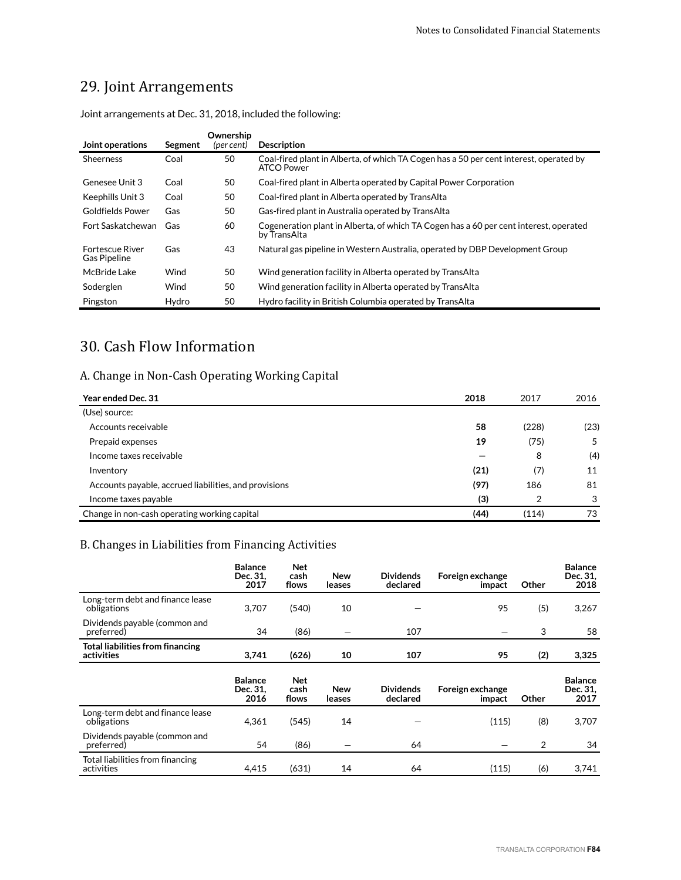# 29. Joint Arrangements

Joint arrangements at Dec. 31, 2018, included the following:

| Joint operations | Segment | Ownership *(per cent)* | Description |
|---|---|---|---|
| Sheerness | Coal | 50 | Coal-fired plant in Alberta, of which TA Cogen has a 50 per cent interest, operated by ATCO Power |
| Genesee Unit 3 | Coal | 50 | Coal-fired plant in Alberta operated by Capital Power Corporation |
| Keephills Unit 3 | Coal | 50 | Coal-fired plant in Alberta operated by TransAlta |
| Goldfields Power | Gas | 50 | Gas-fired plant in Australia operated by TransAlta |
| Fort Saskatchewan | Gas | 60 | Cogeneration plant in Alberta, of which TA Cogen has a 60 per cent interest, operated by TransAlta |
| Fortescue River Gas Pipeline | Gas | 43 | Natural gas pipeline in Western Australia, operated by DBP Development Group |
| McBride Lake | Wind | 50 | Wind generation facility in Alberta operated by TransAlta |
| Soderglen | Wind | 50 | Wind generation facility in Alberta operated by TransAlta |
| Pingston | Hydro | 50 | Hydro facility in British Columbia operated by TransAlta |

# 30. Cash Flow Information

## A. Change in Non-Cash Operating Working Capital

| Year ended Dec. 31 | 2018 | 2017 | 2016 |
|---|---|---|---|
| (Use) source: | | | |
| Accounts receivable | **58** | (228) | (23) |
| Prepaid expenses | **19** | (75) | 5 |
| Income taxes receivable | **—** | 8 | (4) |
| Inventory | **(21)** | (7) | 11 |
| Accounts payable, accrued liabilities, and provisions | **(97)** | 186 | 81 |
| Income taxes payable | **(3)** | 2 | 3 |
| Change in non-cash operating working capital | **(44)** | (114) | 73 |

## B. Changes in Liabilities from Financing Activities

| | Balance Dec. 31, 2017 | Net cash flows | New leases | Dividends declared | Foreign exchange impact | Other | Balance Dec. 31, 2018 |
|---|---|---|---|---|---|---|---|
| Long-term debt and finance lease obligations | 3,707 | (540) | 10 | — | 95 | (5) | 3,267 |
| Dividends payable (common and preferred) | 34 | (86) | — | 107 | — | 3 | 58 |
| **Total liabilities from financing activities** | **3,741** | **(626)** | **10** | **107** | **95** | **(2)** | **3,325** |

| | Balance Dec. 31, 2016 | Net cash flows | New leases | Dividends declared | Foreign exchange impact | Other | Balance Dec. 31, 2017 |
|---|---|---|---|---|---|---|---|
| Long-term debt and finance lease obligations | 4,361 | (545) | 14 | — | (115) | (8) | 3,707 |
| Dividends payable (common and preferred) | 54 | (86) | — | 64 | — | 2 | 34 |
| Total liabilities from financing activities | 4,415 | (631) | 14 | 64 | (115) | (6) | 3,741 |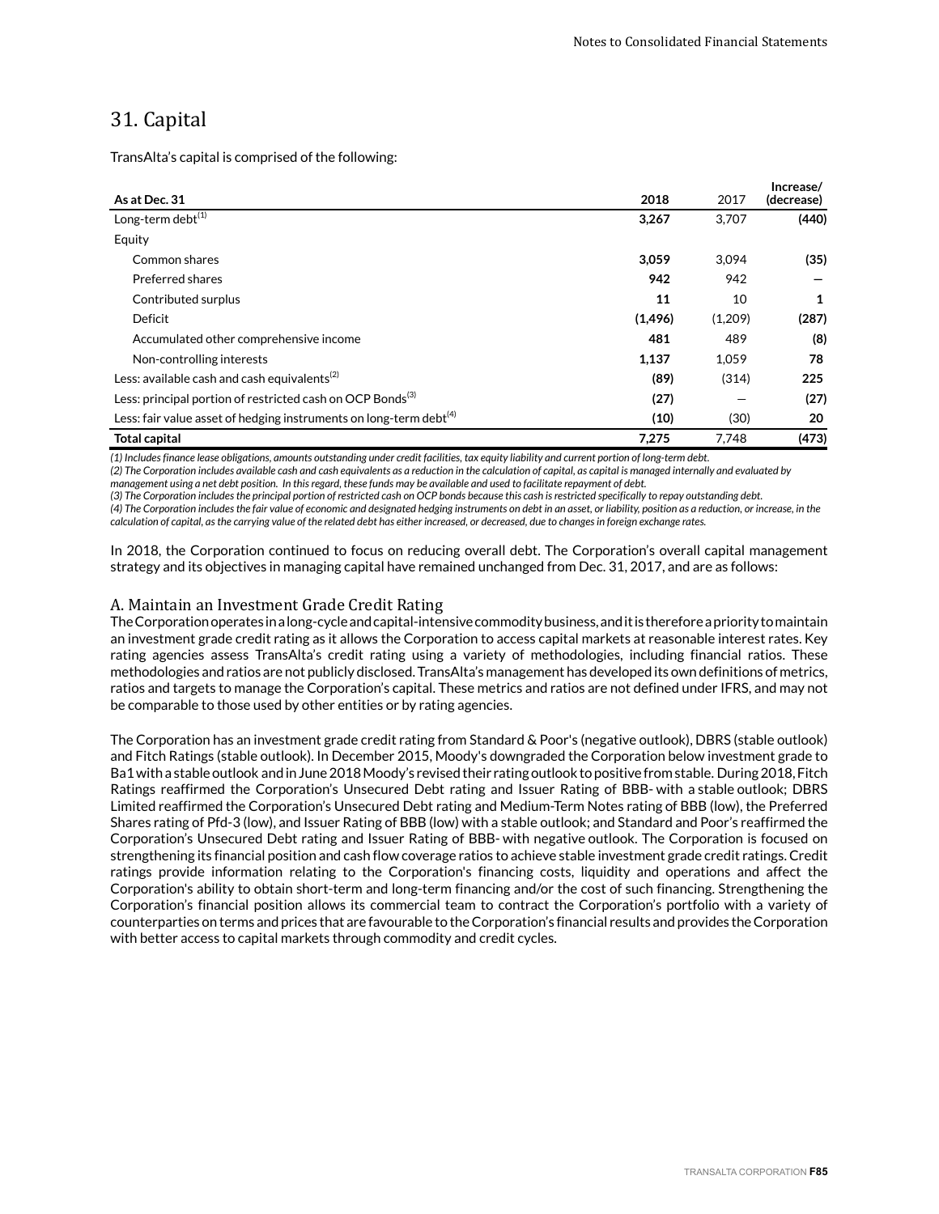## 31. Capital

TransAlta's capital is comprised of the following:

| As at Dec. 31 | 2018 | 2017 | Increase/ (decrease) |
|---|---|---|---|
| Long-term debt[1] | **3,267** | 3,707 | **(440)** |
| Equity | | | |
| Common shares | **3,059** | 3,094 | **(35)** |
| Preferred shares | **942** | 942 | **—** |
| Contributed surplus | **11** | 10 | **1** |
| Deficit | **(1,496)** | (1,209) | **(287)** |
| Accumulated other comprehensive income | **481** | 489 | **(8)** |
| Non-controlling interests | **1,137** | 1,059 | **78** |
| Less: available cash and cash equivalents[2] | **(89)** | (314) | **225** |
| Less: principal portion of restricted cash on OCP Bonds[3] | **(27)** | — | **(27)** |
| Less: fair value asset of hedging instruments on long-term debt[4] | **(10)** | (30) | **20** |
| **Total capital** | **7,275** | 7,748 | **(473)** |

*(1) Includes finance lease obligations, amounts outstanding under credit facilities, tax equity liability and current portion of long-term debt.*
*(2) The Corporation includes available cash and cash equivalents as a reduction in the calculation of capital, as capital is managed internally and evaluated by management using a net debt position. In this regard, these funds may be available and used to facilitate repayment of debt.*
*(3) The Corporation includes the principal portion of restricted cash on OCP bonds because this cash is restricted specifically to repay outstanding debt.*
*(4) The Corporation includes the fair value of economic and designated hedging instruments on debt in an asset, or liability, position as a reduction, or increase, in the calculation of capital, as the carrying value of the related debt has either increased, or decreased, due to changes in foreign exchange rates.*

In 2018, the Corporation continued to focus on reducing overall debt. The Corporation's overall capital management strategy and its objectives in managing capital have remained unchanged from Dec. 31, 2017, and are as follows:

### A. Maintain an Investment Grade Credit Rating

The Corporation operates in a long-cycle and capital-intensive commodity business, and it is therefore a priority to maintain an investment grade credit rating as it allows the Corporation to access capital markets at reasonable interest rates. Key rating agencies assess TransAlta's credit rating using a variety of methodologies, including financial ratios. These methodologies and ratios are not publicly disclosed. TransAlta's management has developed its own definitions of metrics, ratios and targets to manage the Corporation's capital. These metrics and ratios are not defined under IFRS, and may not be comparable to those used by other entities or by rating agencies.

The Corporation has an investment grade credit rating from Standard & Poor's (negative outlook), DBRS (stable outlook) and Fitch Ratings (stable outlook). In December 2015, Moody's downgraded the Corporation below investment grade to Ba1 with a stable outlook and in June 2018 Moody's revised their rating outlook to positive from stable. During 2018, Fitch Ratings reaffirmed the Corporation's Unsecured Debt rating and Issuer Rating of BBB- with a stable outlook; DBRS Limited reaffirmed the Corporation's Unsecured Debt rating and Medium-Term Notes rating of BBB (low), the Preferred Shares rating of Pfd-3 (low), and Issuer Rating of BBB (low) with a stable outlook; and Standard and Poor's reaffirmed the Corporation's Unsecured Debt rating and Issuer Rating of BBB- with negative outlook. The Corporation is focused on strengthening its financial position and cash flow coverage ratios to achieve stable investment grade credit ratings. Credit ratings provide information relating to the Corporation's financing costs, liquidity and operations and affect the Corporation's ability to obtain short-term and long-term financing and/or the cost of such financing. Strengthening the Corporation's financial position allows its commercial team to contract the Corporation's portfolio with a variety of counterparties on terms and prices that are favourable to the Corporation's financial results and provides the Corporation with better access to capital markets through commodity and credit cycles.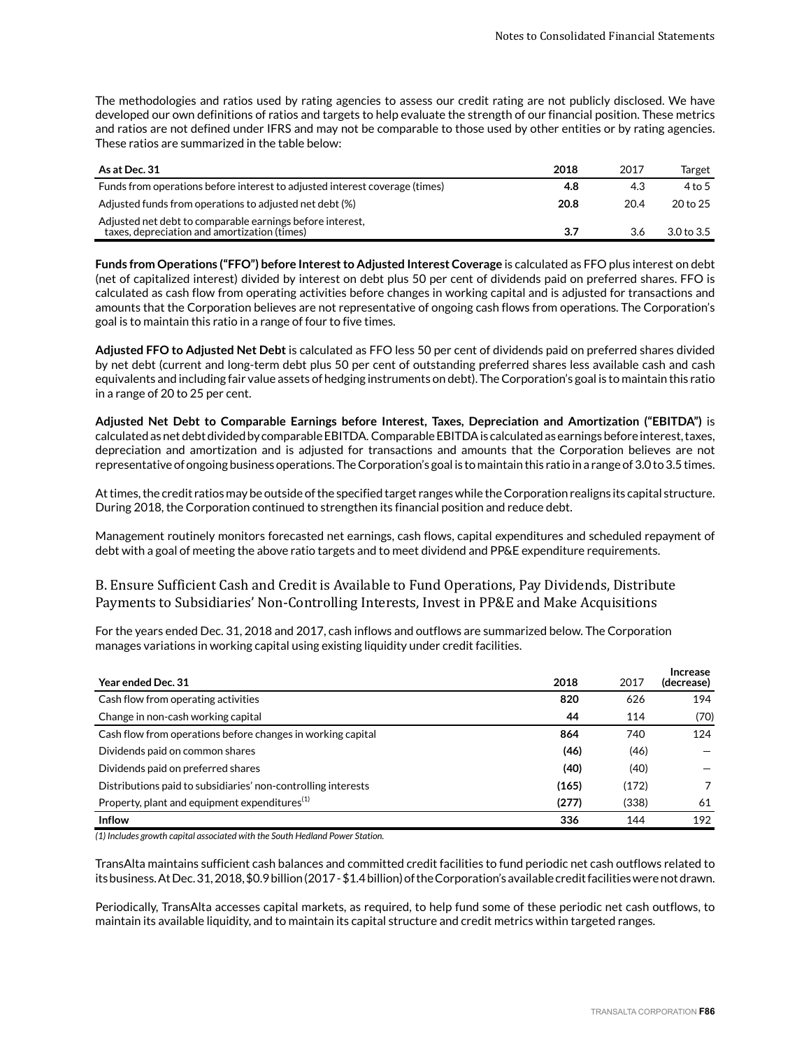The methodologies and ratios used by rating agencies to assess our credit rating are not publicly disclosed. We have developed our own definitions of ratios and targets to help evaluate the strength of our financial position. These metrics and ratios are not defined under IFRS and may not be comparable to those used by other entities or by rating agencies. These ratios are summarized in the table below:

| As at Dec. 31 | 2018 | 2017 | Target |
|---|---|---|---|
| Funds from operations before interest to adjusted interest coverage (times) | **4.8** | 4.3 | 4 to 5 |
| Adjusted funds from operations to adjusted net debt (%) | **20.8** | 20.4 | 20 to 25 |
| Adjusted net debt to comparable earnings before interest, taxes, depreciation and amortization (times) | **3.7** | 3.6 | 3.0 to 3.5 |

**Funds from Operations ("FFO") before Interest to Adjusted Interest Coverage** is calculated as FFO plus interest on debt (net of capitalized interest) divided by interest on debt plus 50 per cent of dividends paid on preferred shares. FFO is calculated as cash flow from operating activities before changes in working capital and is adjusted for transactions and amounts that the Corporation believes are not representative of ongoing cash flows from operations. The Corporation's goal is to maintain this ratio in a range of four to five times.

**Adjusted FFO to Adjusted Net Debt** is calculated as FFO less 50 per cent of dividends paid on preferred shares divided by net debt (current and long-term debt plus 50 per cent of outstanding preferred shares less available cash and cash equivalents and including fair value assets of hedging instruments on debt). The Corporation's goal is to maintain this ratio in a range of 20 to 25 per cent.

**Adjusted Net Debt to Comparable Earnings before Interest, Taxes, Depreciation and Amortization ("EBITDA")** is calculated as net debt divided by comparable EBITDA. Comparable EBITDA is calculated as earnings before interest, taxes, depreciation and amortization and is adjusted for transactions and amounts that the Corporation believes are not representative of ongoing business operations. The Corporation's goal is to maintain this ratio in a range of 3.0 to 3.5 times.

At times, the credit ratios may be outside of the specified target ranges while the Corporation realigns its capital structure. During 2018, the Corporation continued to strengthen its financial position and reduce debt.

Management routinely monitors forecasted net earnings, cash flows, capital expenditures and scheduled repayment of debt with a goal of meeting the above ratio targets and to meet dividend and PP&E expenditure requirements.

## B. Ensure Sufficient Cash and Credit is Available to Fund Operations, Pay Dividends, Distribute Payments to Subsidiaries' Non-Controlling Interests, Invest in PP&E and Make Acquisitions

For the years ended Dec. 31, 2018 and 2017, cash inflows and outflows are summarized below. The Corporation manages variations in working capital using existing liquidity under credit facilities.

| Year ended Dec. 31 | 2018 | 2017 | Increase (decrease) |
|---|---|---|---|
| Cash flow from operating activities | **820** | 626 | 194 |
| Change in non-cash working capital | **44** | 114 | (70) |
| Cash flow from operations before changes in working capital | **864** | 740 | 124 |
| Dividends paid on common shares | **(46)** | (46) | — |
| Dividends paid on preferred shares | **(40)** | (40) | — |
| Distributions paid to subsidiaries' non-controlling interests | **(165)** | (172) | 7 |
| Property, plant and equipment expenditures(1) | **(277)** | (338) | 61 |
| **Inflow** | **336** | 144 | 192 |

*(1) Includes growth capital associated with the South Hedland Power Station.*

TransAlta maintains sufficient cash balances and committed credit facilities to fund periodic net cash outflows related to its business. At Dec. 31, 2018, $0.9 billion (2017 - $1.4 billion) of the Corporation's available credit facilities were not drawn.

Periodically, TransAlta accesses capital markets, as required, to help fund some of these periodic net cash outflows, to maintain its available liquidity, and to maintain its capital structure and credit metrics within targeted ranges.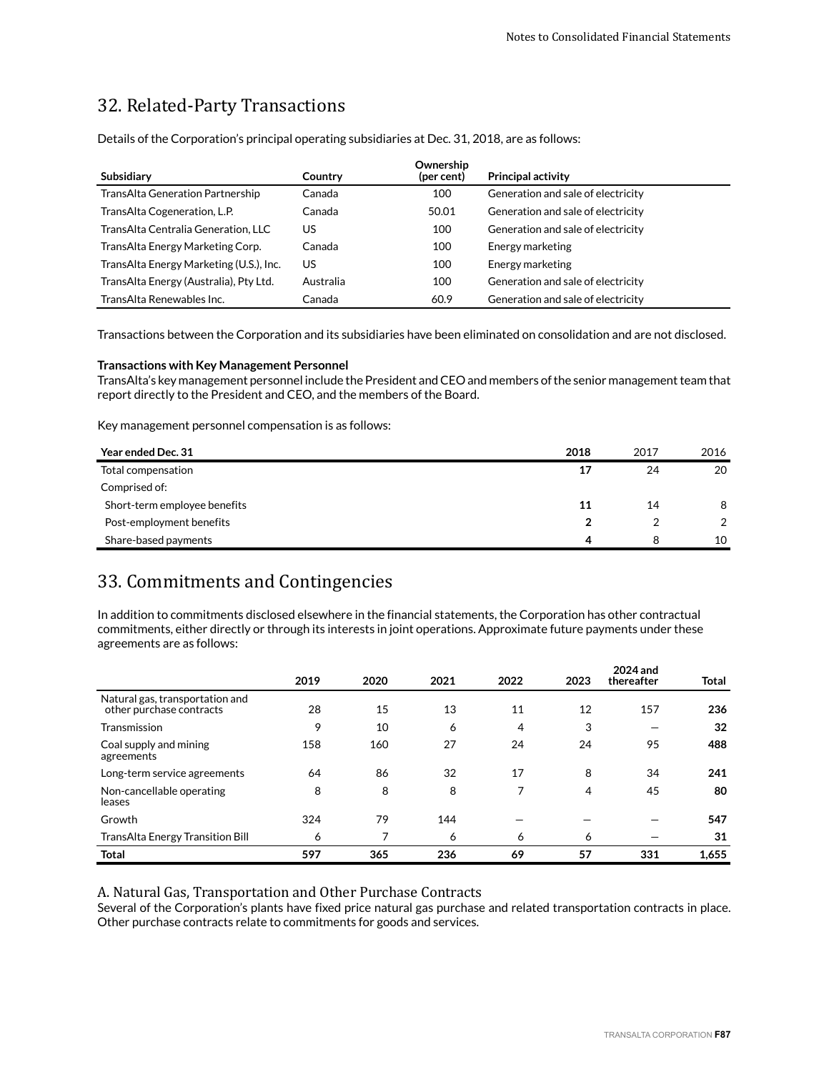## 32. Related-Party Transactions

Details of the Corporation's principal operating subsidiaries at Dec. 31, 2018, are as follows:

| Subsidiary | Country | Ownership (per cent) | Principal activity |
|---|---|---|---|
| TransAlta Generation Partnership | Canada | 100 | Generation and sale of electricity |
| TransAlta Cogeneration, L.P. | Canada | 50.01 | Generation and sale of electricity |
| TransAlta Centralia Generation, LLC | US | 100 | Generation and sale of electricity |
| TransAlta Energy Marketing Corp. | Canada | 100 | Energy marketing |
| TransAlta Energy Marketing (U.S.), Inc. | US | 100 | Energy marketing |
| TransAlta Energy (Australia), Pty Ltd. | Australia | 100 | Generation and sale of electricity |
| TransAlta Renewables Inc. | Canada | 60.9 | Generation and sale of electricity |

Transactions between the Corporation and its subsidiaries have been eliminated on consolidation and are not disclosed.

**Transactions with Key Management Personnel**
TransAlta's key management personnel include the President and CEO and members of the senior management team that report directly to the President and CEO, and the members of the Board.

Key management personnel compensation is as follows:

| Year ended Dec. 31 | 2018 | 2017 | 2016 |
|---|---|---|---|
| Total compensation | **17** | 24 | 20 |
| Comprised of: | | | |
| Short-term employee benefits | **11** | 14 | 8 |
| Post-employment benefits | **2** | 2 | 2 |
| Share-based payments | **4** | 8 | 10 |

## 33. Commitments and Contingencies

In addition to commitments disclosed elsewhere in the financial statements, the Corporation has other contractual commitments, either directly or through its interests in joint operations. Approximate future payments under these agreements are as follows:

| | 2019 | 2020 | 2021 | 2022 | 2023 | 2024 and thereafter | Total |
|---|---|---|---|---|---|---|---|
| Natural gas, transportation and other purchase contracts | 28 | 15 | 13 | 11 | 12 | 157 | **236** |
| Transmission | 9 | 10 | 6 | 4 | 3 | — | **32** |
| Coal supply and mining agreements | 158 | 160 | 27 | 24 | 24 | 95 | **488** |
| Long-term service agreements | 64 | 86 | 32 | 17 | 8 | 34 | **241** |
| Non-cancellable operating leases | 8 | 8 | 8 | 7 | 4 | 45 | **80** |
| Growth | 324 | 79 | 144 | — | — | — | **547** |
| TransAlta Energy Transition Bill | 6 | 7 | 6 | 6 | 6 | — | **31** |
| **Total** | **597** | **365** | **236** | **69** | **57** | **331** | **1,655** |

### A. Natural Gas, Transportation and Other Purchase Contracts

Several of the Corporation's plants have fixed price natural gas purchase and related transportation contracts in place. Other purchase contracts relate to commitments for goods and services.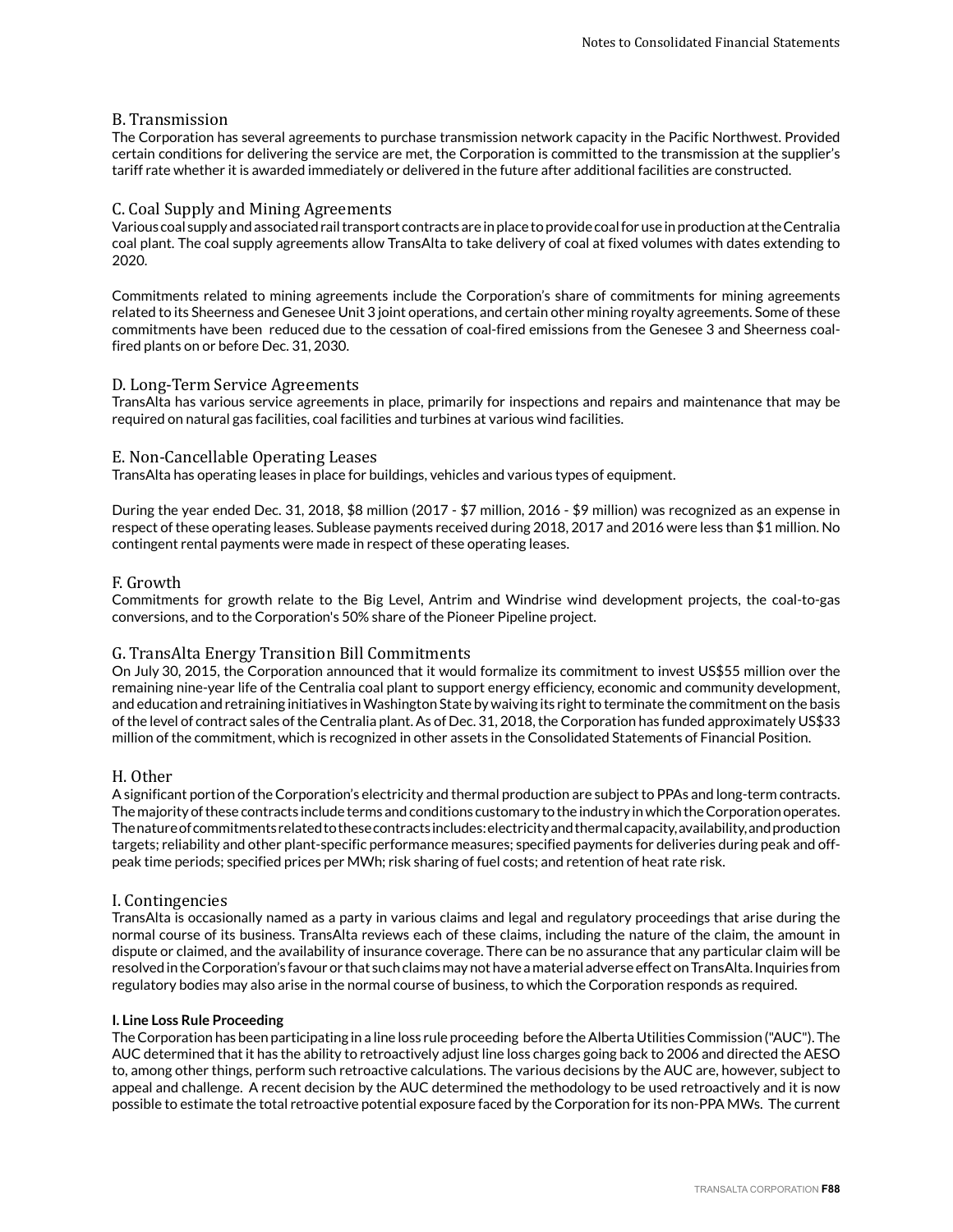### B. Transmission

The Corporation has several agreements to purchase transmission network capacity in the Pacific Northwest. Provided certain conditions for delivering the service are met, the Corporation is committed to the transmission at the supplier's tariff rate whether it is awarded immediately or delivered in the future after additional facilities are constructed.

### C. Coal Supply and Mining Agreements

Various coal supply and associated rail transport contracts are in place to provide coal for use in production at the Centralia coal plant. The coal supply agreements allow TransAlta to take delivery of coal at fixed volumes with dates extending to 2020.

Commitments related to mining agreements include the Corporation's share of commitments for mining agreements related to its Sheerness and Genesee Unit 3 joint operations, and certain other mining royalty agreements. Some of these commitments have been reduced due to the cessation of coal-fired emissions from the Genesee 3 and Sheerness coal-fired plants on or before Dec. 31, 2030.

### D. Long-Term Service Agreements

TransAlta has various service agreements in place, primarily for inspections and repairs and maintenance that may be required on natural gas facilities, coal facilities and turbines at various wind facilities.

### E. Non-Cancellable Operating Leases

TransAlta has operating leases in place for buildings, vehicles and various types of equipment.

During the year ended Dec. 31, 2018, $8 million (2017 - $7 million, 2016 - $9 million) was recognized as an expense in respect of these operating leases. Sublease payments received during 2018, 2017 and 2016 were less than $1 million. No contingent rental payments were made in respect of these operating leases.

### F. Growth

Commitments for growth relate to the Big Level, Antrim and Windrise wind development projects, the coal-to-gas conversions, and to the Corporation's 50% share of the Pioneer Pipeline project.

### G. TransAlta Energy Transition Bill Commitments

On July 30, 2015, the Corporation announced that it would formalize its commitment to invest US$55 million over the remaining nine-year life of the Centralia coal plant to support energy efficiency, economic and community development, and education and retraining initiatives in Washington State by waiving its right to terminate the commitment on the basis of the level of contract sales of the Centralia plant. As of Dec. 31, 2018, the Corporation has funded approximately US$33 million of the commitment, which is recognized in other assets in the Consolidated Statements of Financial Position.

### H. Other

A significant portion of the Corporation's electricity and thermal production are subject to PPAs and long-term contracts. The majority of these contracts include terms and conditions customary to the industry in which the Corporation operates. The nature of commitments related to these contracts includes: electricity and thermal capacity, availability, and production targets; reliability and other plant-specific performance measures; specified payments for deliveries during peak and off-peak time periods; specified prices per MWh; risk sharing of fuel costs; and retention of heat rate risk.

### I. Contingencies

TransAlta is occasionally named as a party in various claims and legal and regulatory proceedings that arise during the normal course of its business. TransAlta reviews each of these claims, including the nature of the claim, the amount in dispute or claimed, and the availability of insurance coverage. There can be no assurance that any particular claim will be resolved in the Corporation's favour or that such claims may not have a material adverse effect on TransAlta. Inquiries from regulatory bodies may also arise in the normal course of business, to which the Corporation responds as required.

**I. Line Loss Rule Proceeding**

The Corporation has been participating in a line loss rule proceeding before the Alberta Utilities Commission ("AUC"). The AUC determined that it has the ability to retroactively adjust line loss charges going back to 2006 and directed the AESO to, among other things, perform such retroactive calculations. The various decisions by the AUC are, however, subject to appeal and challenge. A recent decision by the AUC determined the methodology to be used retroactively and it is now possible to estimate the total retroactive potential exposure faced by the Corporation for its non-PPA MWs. The current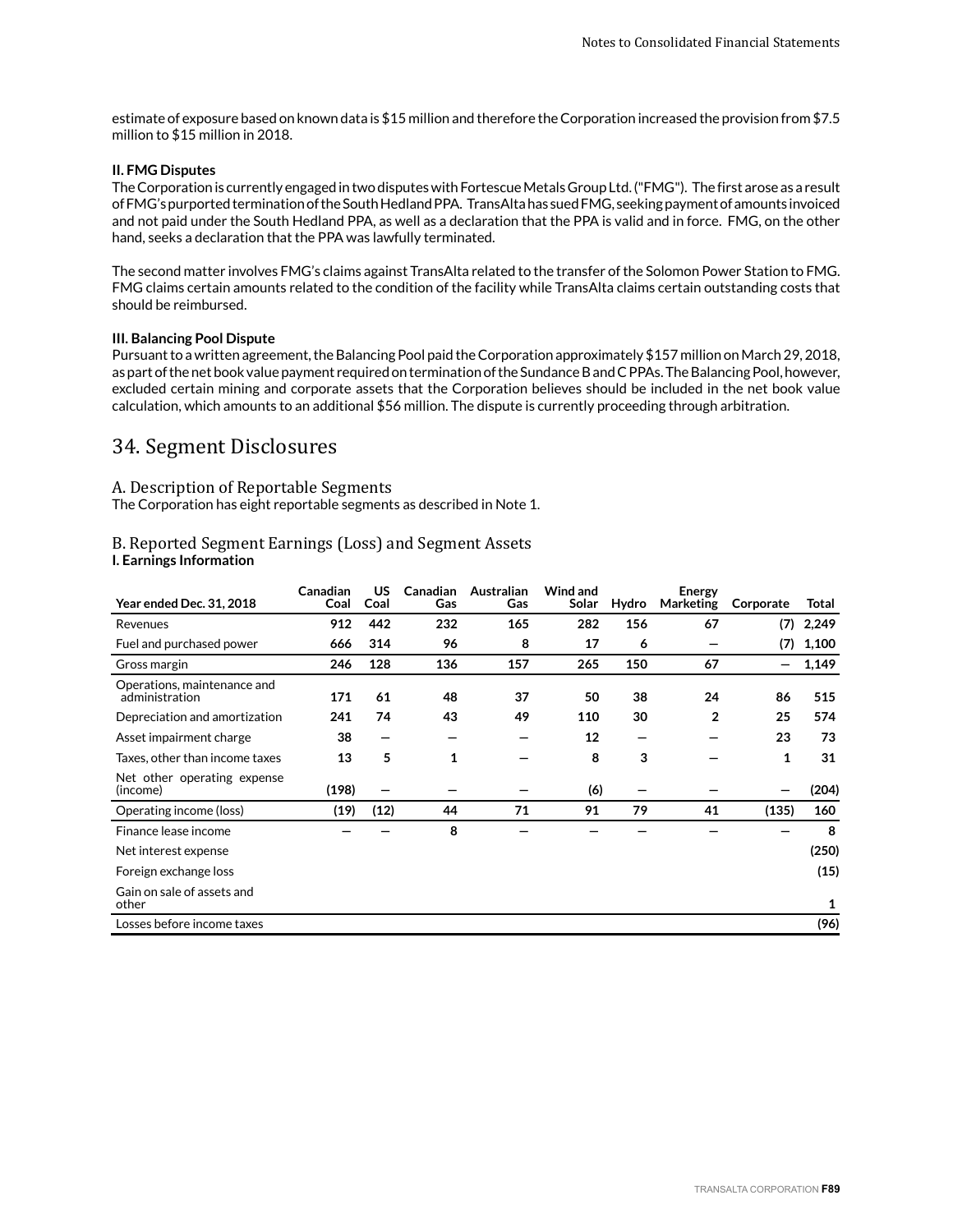estimate of exposure based on known data is $15 million and therefore the Corporation increased the provision from $7.5 million to $15 million in 2018.

**II. FMG Disputes**

The Corporation is currently engaged in two disputes with Fortescue Metals Group Ltd. ("FMG"). The first arose as a result of FMG's purported termination of the South Hedland PPA. TransAlta has sued FMG, seeking payment of amounts invoiced and not paid under the South Hedland PPA, as well as a declaration that the PPA is valid and in force. FMG, on the other hand, seeks a declaration that the PPA was lawfully terminated.

The second matter involves FMG's claims against TransAlta related to the transfer of the Solomon Power Station to FMG. FMG claims certain amounts related to the condition of the facility while TransAlta claims certain outstanding costs that should be reimbursed.

**III. Balancing Pool Dispute**

Pursuant to a written agreement, the Balancing Pool paid the Corporation approximately $157 million on March 29, 2018, as part of the net book value payment required on termination of the Sundance B and C PPAs. The Balancing Pool, however, excluded certain mining and corporate assets that the Corporation believes should be included in the net book value calculation, which amounts to an additional $56 million. The dispute is currently proceeding through arbitration.

# 34. Segment Disclosures

## A. Description of Reportable Segments

The Corporation has eight reportable segments as described in Note 1.

## B. Reported Segment Earnings (Loss) and Segment Assets

**I. Earnings Information**

| Year ended Dec. 31, 2018 | Canadian Coal | US Coal | Canadian Gas | Australian Gas | Wind and Solar | Hydro | Energy Marketing | Corporate | Total |
|---|---|---|---|---|---|---|---|---|---|
| Revenues | 912 | 442 | 232 | 165 | 282 | 156 | 67 | (7) | 2,249 |
| Fuel and purchased power | 666 | 314 | 96 | 8 | 17 | 6 | — | (7) | 1,100 |
| Gross margin | 246 | 128 | 136 | 157 | 265 | 150 | 67 | — | 1,149 |
| Operations, maintenance and administration | 171 | 61 | 48 | 37 | 50 | 38 | 24 | 86 | 515 |
| Depreciation and amortization | 241 | 74 | 43 | 49 | 110 | 30 | 2 | 25 | 574 |
| Asset impairment charge | 38 | — | — | — | 12 | — | — | 23 | 73 |
| Taxes, other than income taxes | 13 | 5 | 1 | — | 8 | 3 | — | 1 | 31 |
| Net other operating expense (income) | (198) | — | — | — | (6) | — | — | — | (204) |
| Operating income (loss) | (19) | (12) | 44 | 71 | 91 | 79 | 41 | (135) | 160 |
| Finance lease income | — | — | 8 | — | — | — | — | — | 8 |
| Net interest expense | | | | | | | | | (250) |
| Foreign exchange loss | | | | | | | | | (15) |
| Gain on sale of assets and other | | | | | | | | | 1 |
| Losses before income taxes | | | | | | | | | (96) |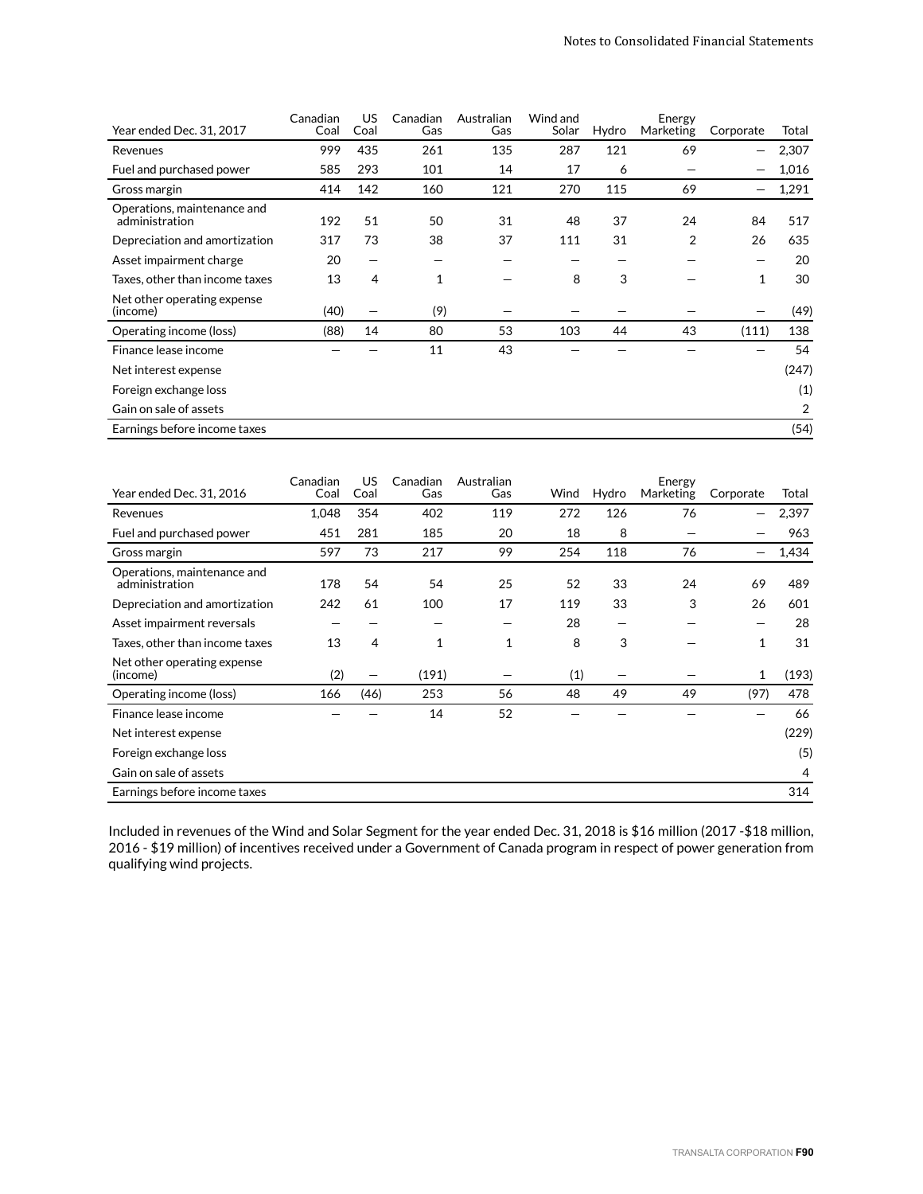| Year ended Dec. 31, 2017 | Canadian Coal | US Coal | Canadian Gas | Australian Gas | Wind and Solar | Hydro | Energy Marketing | Corporate | Total |
|---|---|---|---|---|---|---|---|---|---|
| Revenues | 999 | 435 | 261 | 135 | 287 | 121 | 69 | — | 2,307 |
| Fuel and purchased power | 585 | 293 | 101 | 14 | 17 | 6 | — | — | 1,016 |
| Gross margin | 414 | 142 | 160 | 121 | 270 | 115 | 69 | — | 1,291 |
| Operations, maintenance and administration | 192 | 51 | 50 | 31 | 48 | 37 | 24 | 84 | 517 |
| Depreciation and amortization | 317 | 73 | 38 | 37 | 111 | 31 | 2 | 26 | 635 |
| Asset impairment charge | 20 | — | — | — | — | — | — | — | 20 |
| Taxes, other than income taxes | 13 | 4 | 1 | — | 8 | 3 | — | 1 | 30 |
| Net other operating expense (income) | (40) | — | (9) | — | — | — | — | — | (49) |
| Operating income (loss) | (88) | 14 | 80 | 53 | 103 | 44 | 43 | (111) | 138 |
| Finance lease income | — | — | 11 | 43 | — | — | — | — | 54 |
| Net interest expense | | | | | | | | | (247) |
| Foreign exchange loss | | | | | | | | | (1) |
| Gain on sale of assets | | | | | | | | | 2 |
| Earnings before income taxes | | | | | | | | | (54) |

| Year ended Dec. 31, 2016 | Canadian Coal | US Coal | Canadian Gas | Australian Gas | Wind | Hydro | Energy Marketing | Corporate | Total |
|---|---|---|---|---|---|---|---|---|---|
| Revenues | 1,048 | 354 | 402 | 119 | 272 | 126 | 76 | — | 2,397 |
| Fuel and purchased power | 451 | 281 | 185 | 20 | 18 | 8 | — | — | 963 |
| Gross margin | 597 | 73 | 217 | 99 | 254 | 118 | 76 | — | 1,434 |
| Operations, maintenance and administration | 178 | 54 | 54 | 25 | 52 | 33 | 24 | 69 | 489 |
| Depreciation and amortization | 242 | 61 | 100 | 17 | 119 | 33 | 3 | 26 | 601 |
| Asset impairment reversals | — | — | — | — | 28 | — | — | — | 28 |
| Taxes, other than income taxes | 13 | 4 | 1 | 1 | 8 | 3 | — | 1 | 31 |
| Net other operating expense (income) | (2) | — | (191) | — | (1) | — | — | 1 | (193) |
| Operating income (loss) | 166 | (46) | 253 | 56 | 48 | 49 | 49 | (97) | 478 |
| Finance lease income | — | — | 14 | 52 | — | — | — | — | 66 |
| Net interest expense | | | | | | | | | (229) |
| Foreign exchange loss | | | | | | | | | (5) |
| Gain on sale of assets | | | | | | | | | 4 |
| Earnings before income taxes | | | | | | | | | 314 |

Included in revenues of the Wind and Solar Segment for the year ended Dec. 31, 2018 is $16 million (2017 -$18 million, 2016 - $19 million) of incentives received under a Government of Canada program in respect of power generation from qualifying wind projects.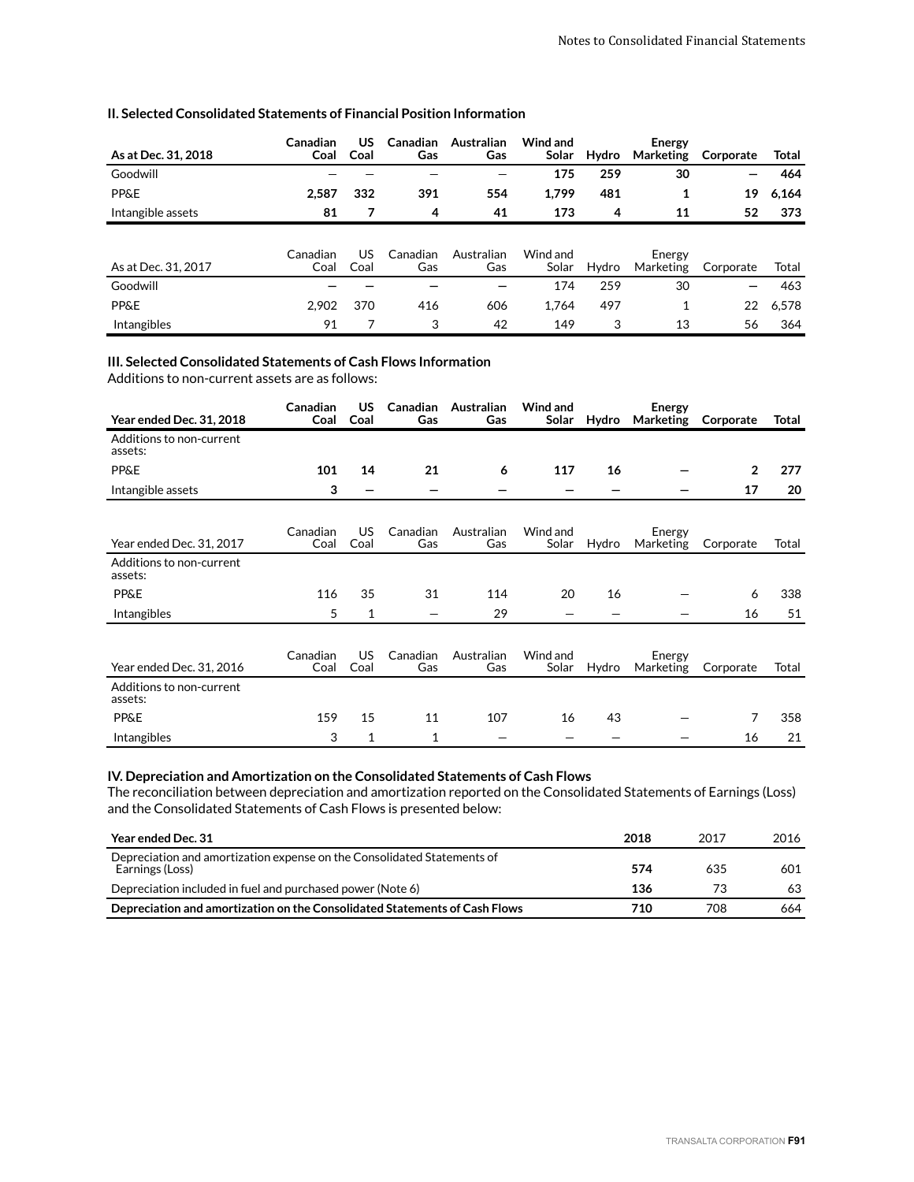### II. Selected Consolidated Statements of Financial Position Information

| As at Dec. 31, 2018 | Canadian Coal | US Coal | Canadian Gas | Australian Gas | Wind and Solar | Hydro | Energy Marketing | Corporate | Total |
|---|---|---|---|---|---|---|---|---|---|
| Goodwill | — | — | — | — | 175 | 259 | 30 | — | 464 |
| PP&E | 2,587 | 332 | 391 | 554 | 1,799 | 481 | 1 | 19 | 6,164 |
| Intangible assets | 81 | 7 | 4 | 41 | 173 | 4 | 11 | 52 | 373 |

| As at Dec. 31, 2017 | Canadian Coal | US Coal | Canadian Gas | Australian Gas | Wind and Solar | Hydro | Energy Marketing | Corporate | Total |
|---|---|---|---|---|---|---|---|---|---|
| Goodwill | — | — | — | — | 174 | 259 | 30 | — | 463 |
| PP&E | 2,902 | 370 | 416 | 606 | 1,764 | 497 | 1 | 22 | 6,578 |
| Intangibles | 91 | 7 | 3 | 42 | 149 | 3 | 13 | 56 | 364 |

### III. Selected Consolidated Statements of Cash Flows Information

Additions to non-current assets are as follows:

| Year ended Dec. 31, 2018 | Canadian Coal | US Coal | Canadian Gas | Australian Gas | Wind and Solar | Hydro | Energy Marketing | Corporate | Total |
|---|---|---|---|---|---|---|---|---|---|
| Additions to non-current assets: | | | | | | | | | |
| PP&E | 101 | 14 | 21 | 6 | 117 | 16 | — | 2 | 277 |
| Intangible assets | 3 | — | — | — | — | — | — | 17 | 20 |

| Year ended Dec. 31, 2017 | Canadian Coal | US Coal | Canadian Gas | Australian Gas | Wind and Solar | Hydro | Energy Marketing | Corporate | Total |
|---|---|---|---|---|---|---|---|---|---|
| Additions to non-current assets: | | | | | | | | | |
| PP&E | 116 | 35 | 31 | 114 | 20 | 16 | — | 6 | 338 |
| Intangibles | 5 | 1 | — | 29 | — | — | — | 16 | 51 |

| Year ended Dec. 31, 2016 | Canadian Coal | US Coal | Canadian Gas | Australian Gas | Wind and Solar | Hydro | Energy Marketing | Corporate | Total |
|---|---|---|---|---|---|---|---|---|---|
| Additions to non-current assets: | | | | | | | | | |
| PP&E | 159 | 15 | 11 | 107 | 16 | 43 | — | 7 | 358 |
| Intangibles | 3 | 1 | 1 | — | — | — | — | 16 | 21 |

### IV. Depreciation and Amortization on the Consolidated Statements of Cash Flows

The reconciliation between depreciation and amortization reported on the Consolidated Statements of Earnings (Loss) and the Consolidated Statements of Cash Flows is presented below:

| Year ended Dec. 31 | 2018 | 2017 | 2016 |
|---|---|---|---|
| Depreciation and amortization expense on the Consolidated Statements of Earnings (Loss) | 574 | 635 | 601 |
| Depreciation included in fuel and purchased power (Note 6) | 136 | 73 | 63 |
| **Depreciation and amortization on the Consolidated Statements of Cash Flows** | **710** | 708 | 664 |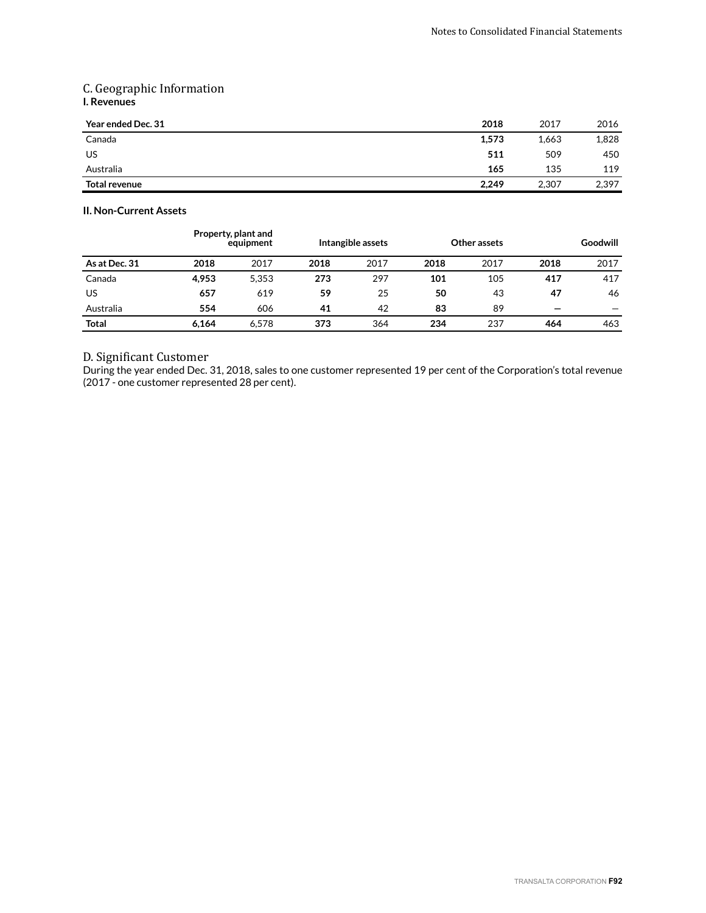## C. Geographic Information

### I. Revenues

| Year ended Dec. 31 | 2018 | 2017 | 2016 |
|---|---|---|---|
| Canada | **1,573** | 1,663 | 1,828 |
| US | **511** | 509 | 450 |
| Australia | **165** | 135 | 119 |
| **Total revenue** | **2,249** | 2,307 | 2,397 |

### II. Non-Current Assets

| | Property, plant and equipment | | Intangible assets | | Other assets | | Goodwill | |
|---|---|---|---|---|---|---|---|---|
| **As at Dec. 31** | **2018** | 2017 | **2018** | 2017 | **2018** | 2017 | **2018** | 2017 |
| Canada | **4,953** | 5,353 | **273** | 297 | **101** | 105 | **417** | 417 |
| US | **657** | 619 | **59** | 25 | **50** | 43 | **47** | 46 |
| Australia | **554** | 606 | **41** | 42 | **83** | 89 | **—** | — |
| **Total** | **6,164** | 6,578 | **373** | 364 | **234** | 237 | **464** | 463 |

## D. Significant Customer

During the year ended Dec. 31, 2018, sales to one customer represented 19 per cent of the Corporation's total revenue (2017 - one customer represented 28 per cent).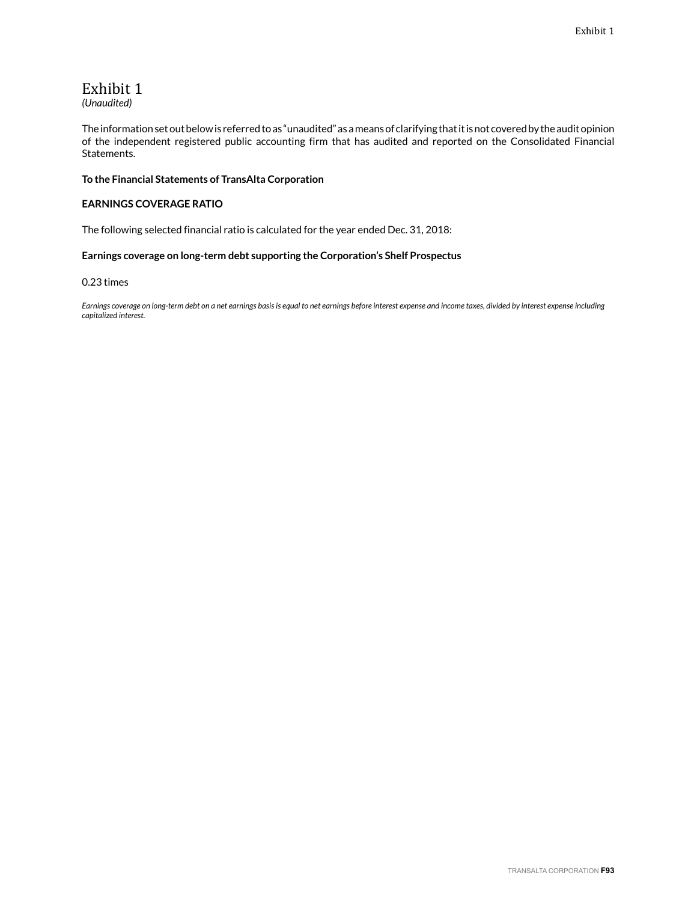# Exhibit 1

*(Unaudited)*

The information set out below is referred to as "unaudited" as a means of clarifying that it is not covered by the audit opinion of the independent registered public accounting firm that has audited and reported on the Consolidated Financial Statements.

**To the Financial Statements of TransAlta Corporation**

**EARNINGS COVERAGE RATIO**

The following selected financial ratio is calculated for the year ended Dec. 31, 2018:

**Earnings coverage on long-term debt supporting the Corporation's Shelf Prospectus**

0.23 times

*Earnings coverage on long-term debt on a net earnings basis is equal to net earnings before interest expense and income taxes, divided by interest expense including capitalized interest.*